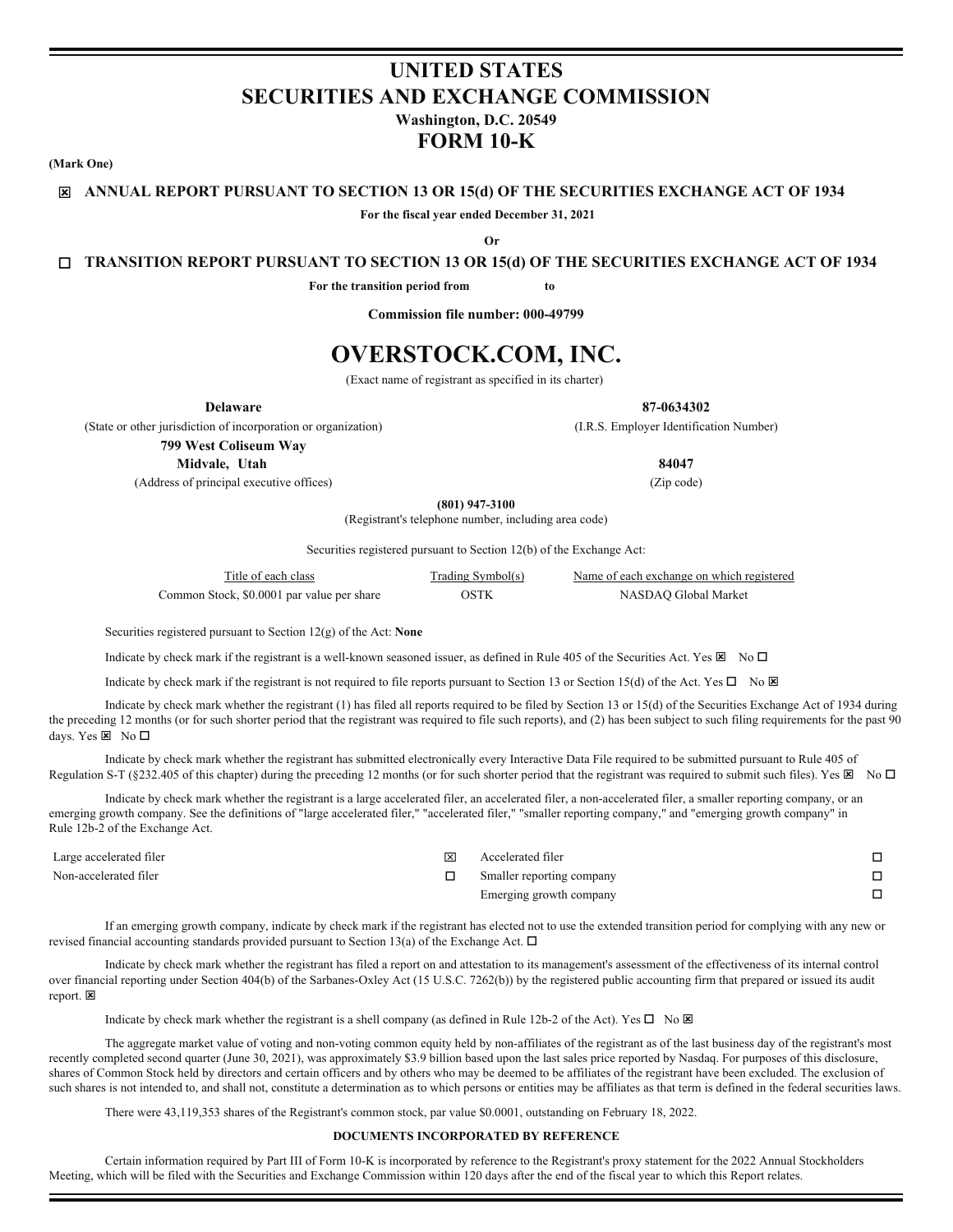# UNITED STATES
# SECURITIES AND EXCHANGE COMMISSION

**Washington, D.C. 20549**

# FORM 10-K

**(Mark One)**

☒ **ANNUAL REPORT PURSUANT TO SECTION 13 OR 15(d) OF THE SECURITIES EXCHANGE ACT OF 1934**

**For the fiscal year ended December 31, 2021**

**Or**

☐ **TRANSITION REPORT PURSUANT TO SECTION 13 OR 15(d) OF THE SECURITIES EXCHANGE ACT OF 1934**

**For the transition period from to**

**Commission file number: 000-49799**

# OVERSTOCK.COM, INC.

(Exact name of registrant as specified in its charter)

| | |
|---|---|
| **Delaware** | **87-0634302** |
| (State or other jurisdiction of incorporation or organization) | (I.R.S. Employer Identification Number) |
| **799 West Coliseum Way** | |
| **Midvale, Utah** | **84047** |
| (Address of principal executive offices) | (Zip code) |

**(801) 947-3100**

(Registrant's telephone number, including area code)

Securities registered pursuant to Section 12(b) of the Exchange Act:

| Title of each class | Trading Symbol(s) | Name of each exchange on which registered |
|---|---|---|
| Common Stock, $0.0001 par value per share | OSTK | NASDAQ Global Market |

Securities registered pursuant to Section 12(g) of the Act: **None**

Indicate by check mark if the registrant is a well-known seasoned issuer, as defined in Rule 405 of the Securities Act. Yes ☒ No ☐

Indicate by check mark if the registrant is not required to file reports pursuant to Section 13 or Section 15(d) of the Act. Yes ☐ No ☒

Indicate by check mark whether the registrant (1) has filed all reports required to be filed by Section 13 or 15(d) of the Securities Exchange Act of 1934 during the preceding 12 months (or for such shorter period that the registrant was required to file such reports), and (2) has been subject to such filing requirements for the past 90 days. Yes ☒ No ☐

Indicate by check mark whether the registrant has submitted electronically every Interactive Data File required to be submitted pursuant to Rule 405 of Regulation S-T (§232.405 of this chapter) during the preceding 12 months (or for such shorter period that the registrant was required to submit such files). Yes ☒ No ☐

Indicate by check mark whether the registrant is a large accelerated filer, an accelerated filer, a non-accelerated filer, a smaller reporting company, or an emerging growth company. See the definitions of "large accelerated filer," "accelerated filer," "smaller reporting company," and "emerging growth company" in Rule 12b-2 of the Exchange Act.

| | | | |
|---|---|---|---|
| Large accelerated filer | ☒ | Accelerated filer | ☐ |
| Non-accelerated filer | ☐ | Smaller reporting company | ☐ |
| | | Emerging growth company | ☐ |

If an emerging growth company, indicate by check mark if the registrant has elected not to use the extended transition period for complying with any new or revised financial accounting standards provided pursuant to Section 13(a) of the Exchange Act. ☐

Indicate by check mark whether the registrant has filed a report on and attestation to its management's assessment of the effectiveness of its internal control over financial reporting under Section 404(b) of the Sarbanes-Oxley Act (15 U.S.C. 7262(b)) by the registered public accounting firm that prepared or issued its audit report. ☒

Indicate by check mark whether the registrant is a shell company (as defined in Rule 12b-2 of the Act). Yes ☐ No ☒

The aggregate market value of voting and non-voting common equity held by non-affiliates of the registrant as of the last business day of the registrant's most recently completed second quarter (June 30, 2021), was approximately $3.9 billion based upon the last sales price reported by Nasdaq. For purposes of this disclosure, shares of Common Stock held by directors and certain officers and by others who may be deemed to be affiliates of the registrant have been excluded. The exclusion of such shares is not intended to, and shall not, constitute a determination as to which persons or entities may be affiliates as that term is defined in the federal securities laws.

There were 43,119,353 shares of the Registrant's common stock, par value $0.0001, outstanding on February 18, 2022.

**DOCUMENTS INCORPORATED BY REFERENCE**

Certain information required by Part III of Form 10-K is incorporated by reference to the Registrant's proxy statement for the 2022 Annual Stockholders Meeting, which will be filed with the Securities and Exchange Commission within 120 days after the end of the fiscal year to which this Report relates.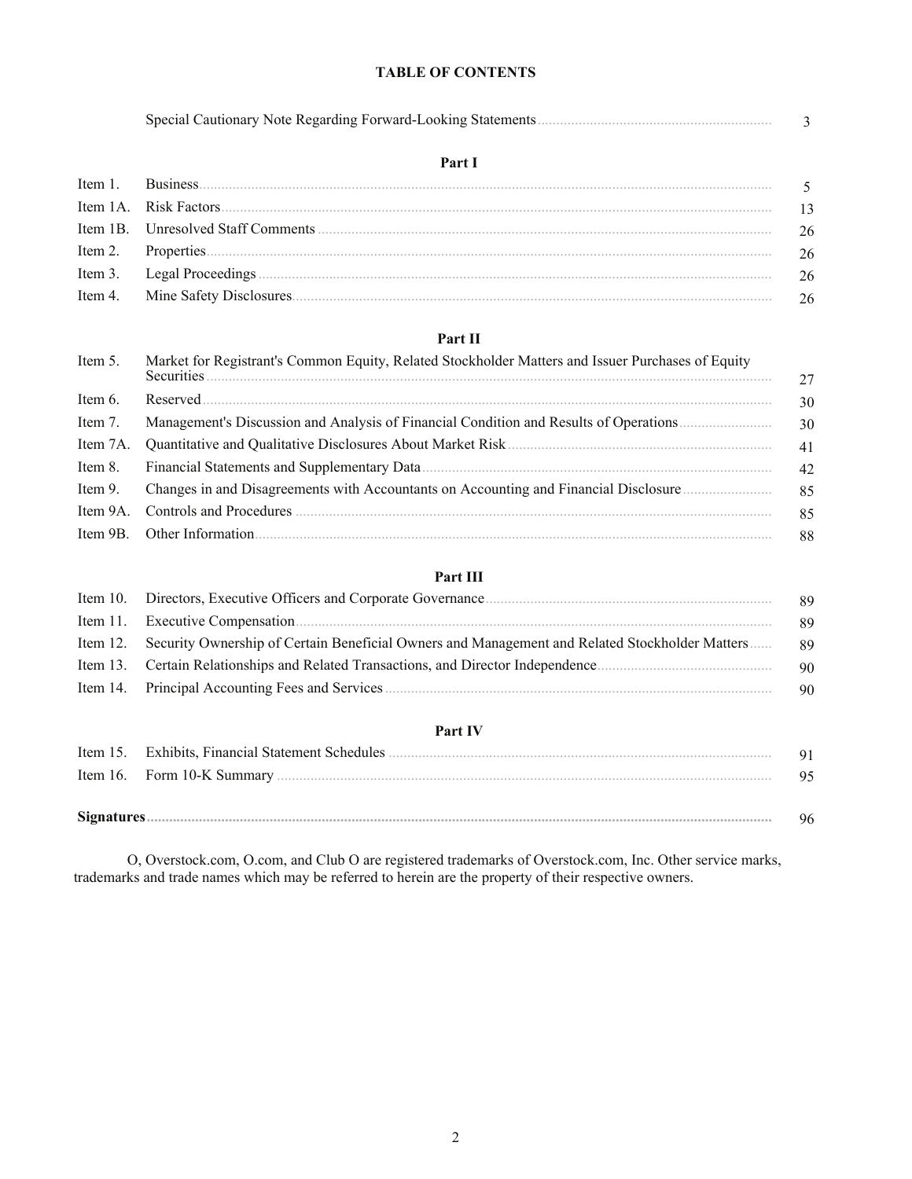# TABLE OF CONTENTS

| | | |
|---|---|---|
| | Special Cautionary Note Regarding Forward-Looking Statements | 3 |
| | **Part I** | |
| Item 1. | Business | 5 |
| Item 1A. | Risk Factors | 13 |
| Item 1B. | Unresolved Staff Comments | 26 |
| Item 2. | Properties | 26 |
| Item 3. | Legal Proceedings | 26 |
| Item 4. | Mine Safety Disclosures | 26 |
| | **Part II** | |
| Item 5. | Market for Registrant's Common Equity, Related Stockholder Matters and Issuer Purchases of Equity Securities | 27 |
| Item 6. | Reserved | 30 |
| Item 7. | Management's Discussion and Analysis of Financial Condition and Results of Operations | 30 |
| Item 7A. | Quantitative and Qualitative Disclosures About Market Risk | 41 |
| Item 8. | Financial Statements and Supplementary Data | 42 |
| Item 9. | Changes in and Disagreements with Accountants on Accounting and Financial Disclosure | 85 |
| Item 9A. | Controls and Procedures | 85 |
| Item 9B. | Other Information | 88 |
| | **Part III** | |
| Item 10. | Directors, Executive Officers and Corporate Governance | 89 |
| Item 11. | Executive Compensation | 89 |
| Item 12. | Security Ownership of Certain Beneficial Owners and Management and Related Stockholder Matters | 89 |
| Item 13. | Certain Relationships and Related Transactions, and Director Independence | 90 |
| Item 14. | Principal Accounting Fees and Services | 90 |
| | **Part IV** | |
| Item 15. | Exhibits, Financial Statement Schedules | 91 |
| Item 16. | Form 10-K Summary | 95 |
| **Signatures** | | 96 |

O, Overstock.com, O.com, and Club O are registered trademarks of Overstock.com, Inc. Other service marks, trademarks and trade names which may be referred to herein are the property of their respective owners.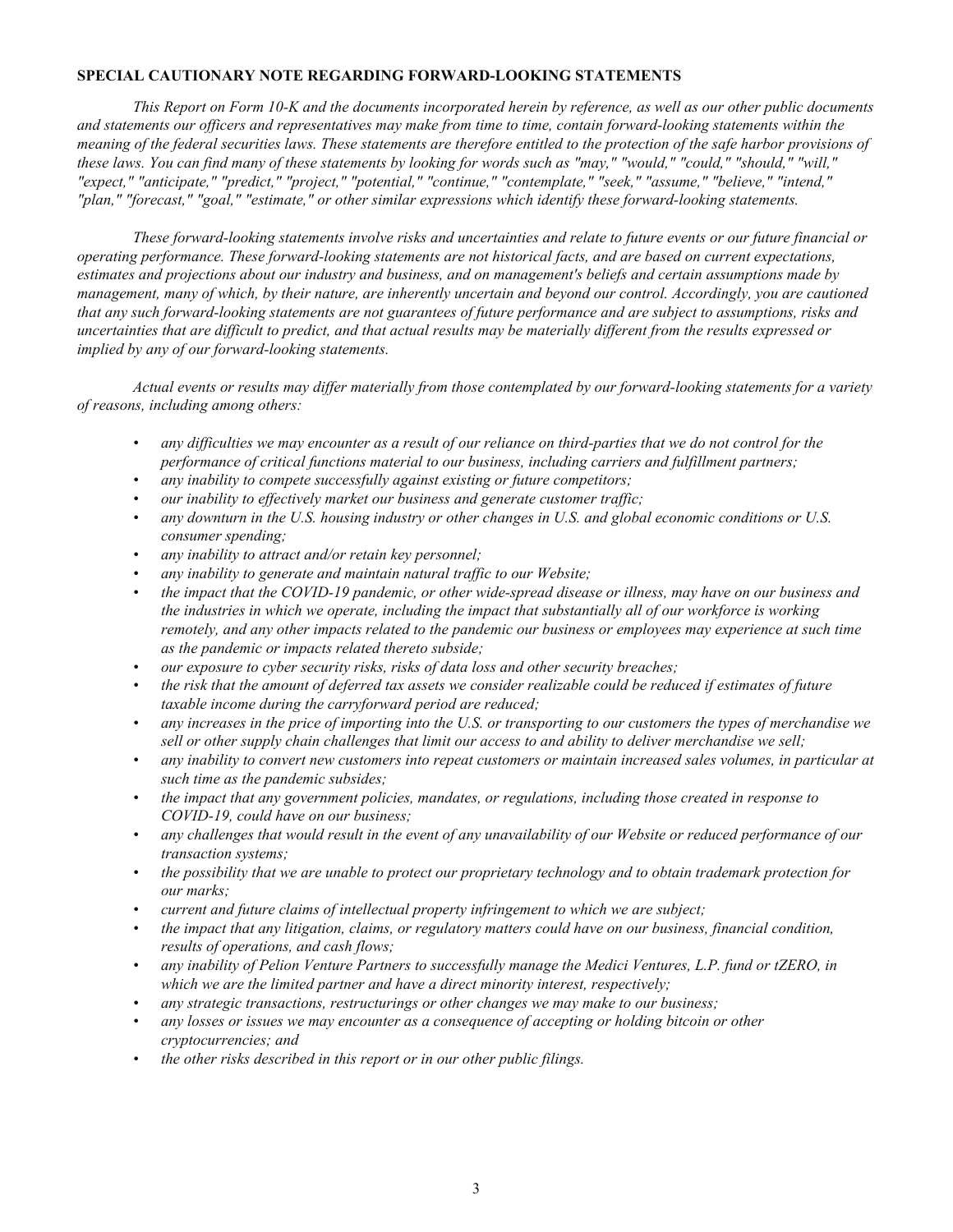## SPECIAL CAUTIONARY NOTE REGARDING FORWARD-LOOKING STATEMENTS

*This Report on Form 10-K and the documents incorporated herein by reference, as well as our other public documents and statements our officers and representatives may make from time to time, contain forward-looking statements within the meaning of the federal securities laws. These statements are therefore entitled to the protection of the safe harbor provisions of these laws. You can find many of these statements by looking for words such as "may," "would," "could," "should," "will," "expect," "anticipate," "predict," "project," "potential," "continue," "contemplate," "seek," "assume," "believe," "intend," "plan," "forecast," "goal," "estimate," or other similar expressions which identify these forward-looking statements.*

*These forward-looking statements involve risks and uncertainties and relate to future events or our future financial or operating performance. These forward-looking statements are not historical facts, and are based on current expectations, estimates and projections about our industry and business, and on management's beliefs and certain assumptions made by management, many of which, by their nature, are inherently uncertain and beyond our control. Accordingly, you are cautioned that any such forward-looking statements are not guarantees of future performance and are subject to assumptions, risks and uncertainties that are difficult to predict, and that actual results may be materially different from the results expressed or implied by any of our forward-looking statements.*

*Actual events or results may differ materially from those contemplated by our forward-looking statements for a variety of reasons, including among others:*

- *any difficulties we may encounter as a result of our reliance on third-parties that we do not control for the performance of critical functions material to our business, including carriers and fulfillment partners;*
- *any inability to compete successfully against existing or future competitors;*
- *our inability to effectively market our business and generate customer traffic;*
- *any downturn in the U.S. housing industry or other changes in U.S. and global economic conditions or U.S. consumer spending;*
- *any inability to attract and/or retain key personnel;*
- *any inability to generate and maintain natural traffic to our Website;*
- *the impact that the COVID-19 pandemic, or other wide-spread disease or illness, may have on our business and the industries in which we operate, including the impact that substantially all of our workforce is working remotely, and any other impacts related to the pandemic our business or employees may experience at such time as the pandemic or impacts related thereto subside;*
- *our exposure to cyber security risks, risks of data loss and other security breaches;*
- *the risk that the amount of deferred tax assets we consider realizable could be reduced if estimates of future taxable income during the carryforward period are reduced;*
- *any increases in the price of importing into the U.S. or transporting to our customers the types of merchandise we sell or other supply chain challenges that limit our access to and ability to deliver merchandise we sell;*
- *any inability to convert new customers into repeat customers or maintain increased sales volumes, in particular at such time as the pandemic subsides;*
- *the impact that any government policies, mandates, or regulations, including those created in response to COVID-19, could have on our business;*
- *any challenges that would result in the event of any unavailability of our Website or reduced performance of our transaction systems;*
- *the possibility that we are unable to protect our proprietary technology and to obtain trademark protection for our marks;*
- *current and future claims of intellectual property infringement to which we are subject;*
- *the impact that any litigation, claims, or regulatory matters could have on our business, financial condition, results of operations, and cash flows;*
- *any inability of Pelion Venture Partners to successfully manage the Medici Ventures, L.P. fund or tZERO, in which we are the limited partner and have a direct minority interest, respectively;*
- *any strategic transactions, restructurings or other changes we may make to our business;*
- *any losses or issues we may encounter as a consequence of accepting or holding bitcoin or other cryptocurrencies; and*
- *the other risks described in this report or in our other public filings.*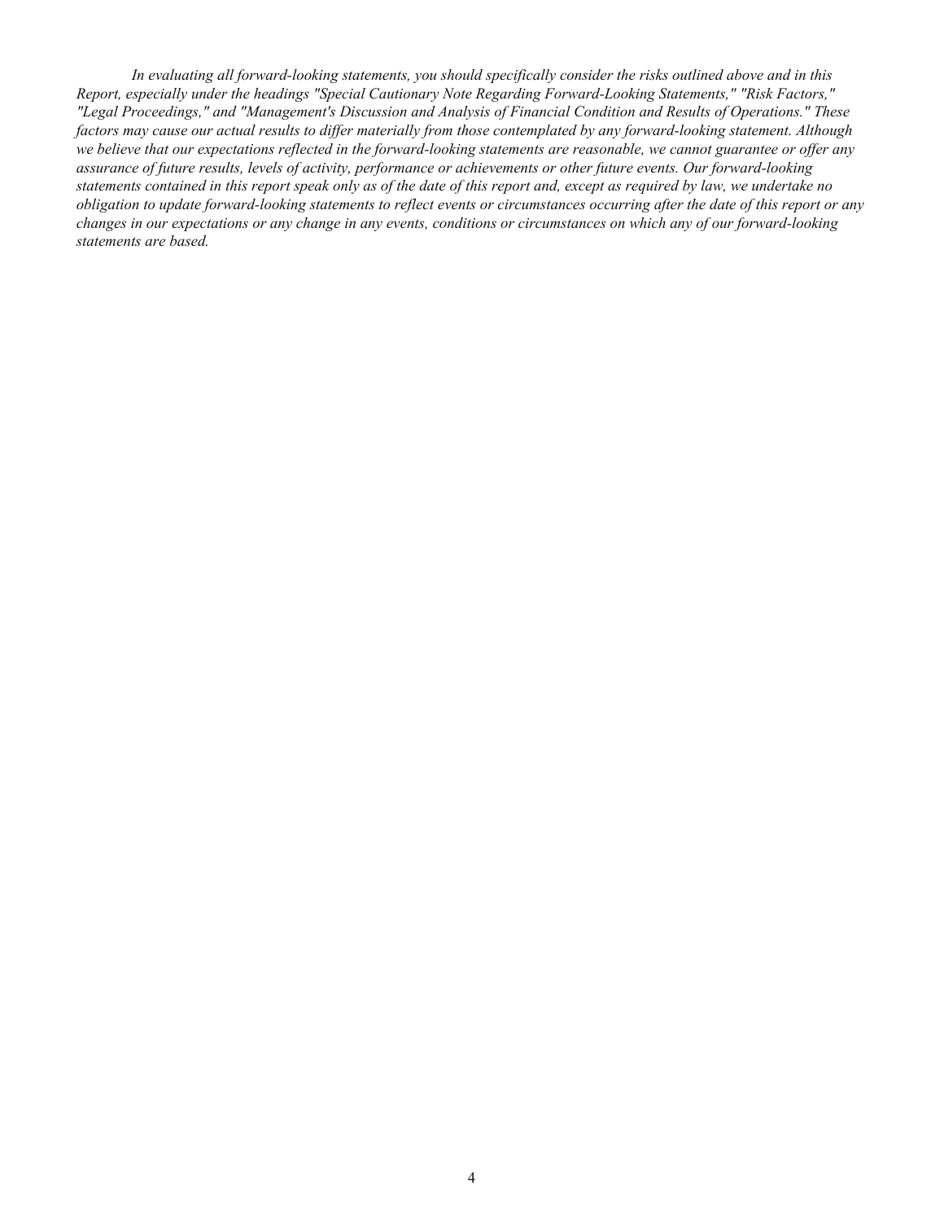*In evaluating all forward-looking statements, you should specifically consider the risks outlined above and in this Report, especially under the headings "Special Cautionary Note Regarding Forward-Looking Statements," "Risk Factors," "Legal Proceedings," and "Management's Discussion and Analysis of Financial Condition and Results of Operations." These factors may cause our actual results to differ materially from those contemplated by any forward-looking statement. Although we believe that our expectations reflected in the forward-looking statements are reasonable, we cannot guarantee or offer any assurance of future results, levels of activity, performance or achievements or other future events. Our forward-looking statements contained in this report speak only as of the date of this report and, except as required by law, we undertake no obligation to update forward-looking statements to reflect events or circumstances occurring after the date of this report or any changes in our expectations or any change in any events, conditions or circumstances on which any of our forward-looking statements are based.*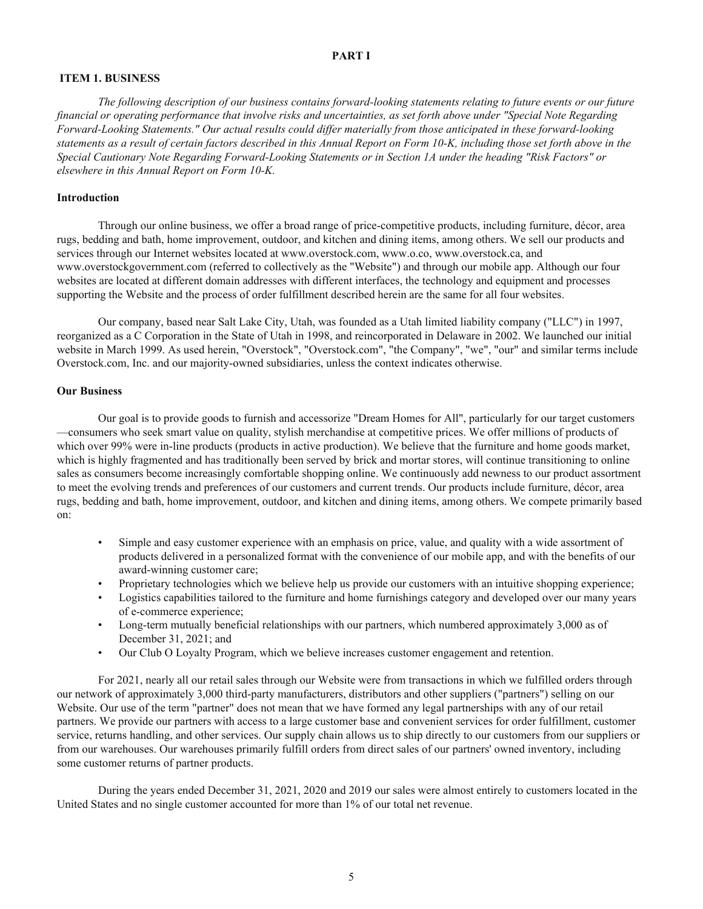# PART I

## ITEM 1. BUSINESS

*The following description of our business contains forward-looking statements relating to future events or our future financial or operating performance that involve risks and uncertainties, as set forth above under "Special Note Regarding Forward-Looking Statements." Our actual results could differ materially from those anticipated in these forward-looking statements as a result of certain factors described in this Annual Report on Form 10-K, including those set forth above in the Special Cautionary Note Regarding Forward-Looking Statements or in Section 1A under the heading "Risk Factors" or elsewhere in this Annual Report on Form 10-K.*

### Introduction

Through our online business, we offer a broad range of price-competitive products, including furniture, décor, area rugs, bedding and bath, home improvement, outdoor, and kitchen and dining items, among others. We sell our products and services through our Internet websites located at www.overstock.com, www.o.co, www.overstock.ca, and www.overstockgovernment.com (referred to collectively as the "Website") and through our mobile app. Although our four websites are located at different domain addresses with different interfaces, the technology and equipment and processes supporting the Website and the process of order fulfillment described herein are the same for all four websites.

Our company, based near Salt Lake City, Utah, was founded as a Utah limited liability company ("LLC") in 1997, reorganized as a C Corporation in the State of Utah in 1998, and reincorporated in Delaware in 2002. We launched our initial website in March 1999. As used herein, "Overstock", "Overstock.com", "the Company", "we", "our" and similar terms include Overstock.com, Inc. and our majority-owned subsidiaries, unless the context indicates otherwise.

### Our Business

Our goal is to provide goods to furnish and accessorize "Dream Homes for All", particularly for our target customers —consumers who seek smart value on quality, stylish merchandise at competitive prices. We offer millions of products of which over 99% were in-line products (products in active production). We believe that the furniture and home goods market, which is highly fragmented and has traditionally been served by brick and mortar stores, will continue transitioning to online sales as consumers become increasingly comfortable shopping online. We continuously add newness to our product assortment to meet the evolving trends and preferences of our customers and current trends. Our products include furniture, décor, area rugs, bedding and bath, home improvement, outdoor, and kitchen and dining items, among others. We compete primarily based on:

- Simple and easy customer experience with an emphasis on price, value, and quality with a wide assortment of products delivered in a personalized format with the convenience of our mobile app, and with the benefits of our award-winning customer care;
- Proprietary technologies which we believe help us provide our customers with an intuitive shopping experience;
- Logistics capabilities tailored to the furniture and home furnishings category and developed over our many years of e-commerce experience;
- Long-term mutually beneficial relationships with our partners, which numbered approximately 3,000 as of December 31, 2021; and
- Our Club O Loyalty Program, which we believe increases customer engagement and retention.

For 2021, nearly all our retail sales through our Website were from transactions in which we fulfilled orders through our network of approximately 3,000 third-party manufacturers, distributors and other suppliers ("partners") selling on our Website. Our use of the term "partner" does not mean that we have formed any legal partnerships with any of our retail partners. We provide our partners with access to a large customer base and convenient services for order fulfillment, customer service, returns handling, and other services. Our supply chain allows us to ship directly to our customers from our suppliers or from our warehouses. Our warehouses primarily fulfill orders from direct sales of our partners' owned inventory, including some customer returns of partner products.

During the years ended December 31, 2021, 2020 and 2019 our sales were almost entirely to customers located in the United States and no single customer accounted for more than 1% of our total net revenue.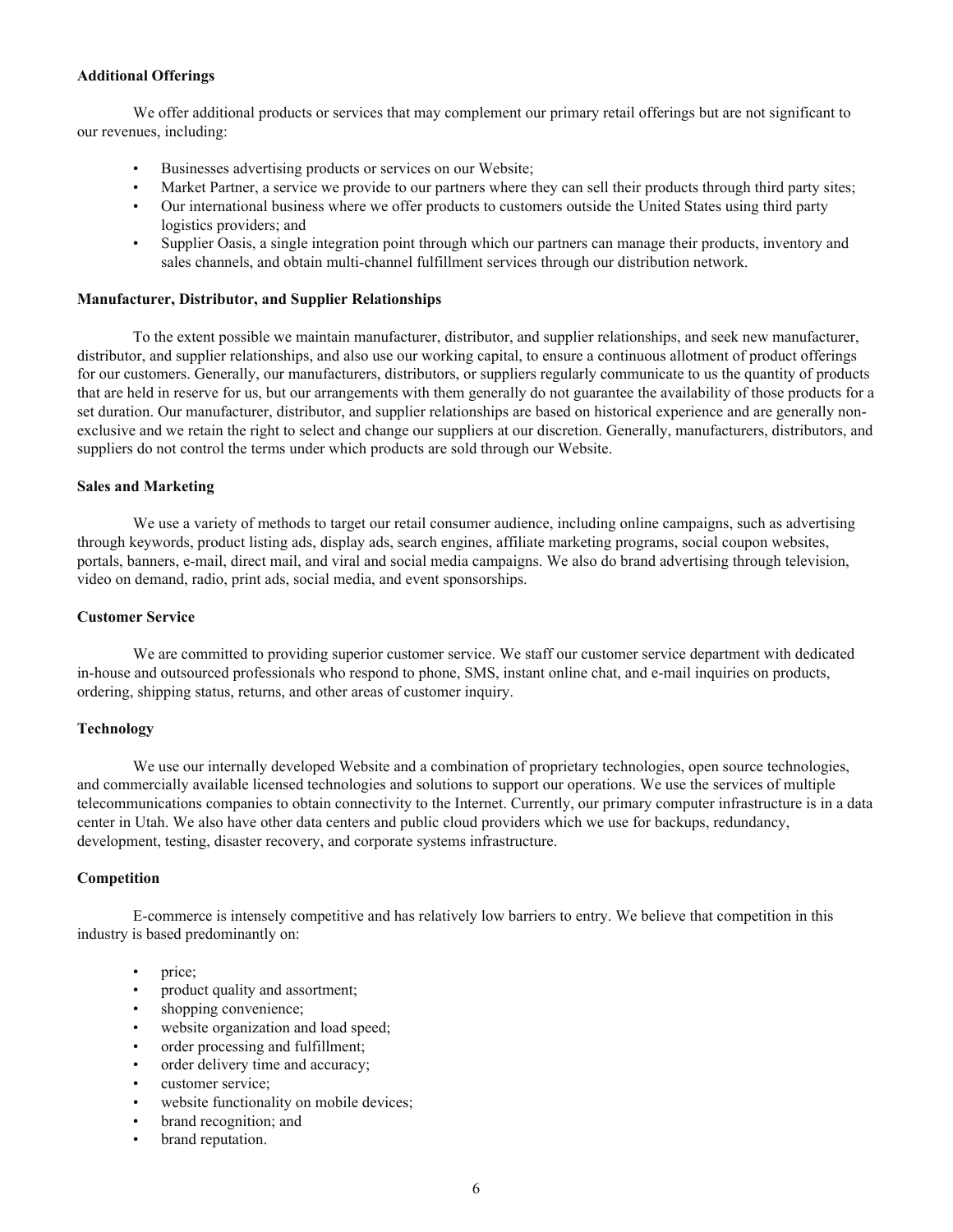**Additional Offerings**

We offer additional products or services that may complement our primary retail offerings but are not significant to our revenues, including:

- Businesses advertising products or services on our Website;
- Market Partner, a service we provide to our partners where they can sell their products through third party sites;
- Our international business where we offer products to customers outside the United States using third party logistics providers; and
- Supplier Oasis, a single integration point through which our partners can manage their products, inventory and sales channels, and obtain multi-channel fulfillment services through our distribution network.

**Manufacturer, Distributor, and Supplier Relationships**

To the extent possible we maintain manufacturer, distributor, and supplier relationships, and seek new manufacturer, distributor, and supplier relationships, and also use our working capital, to ensure a continuous allotment of product offerings for our customers. Generally, our manufacturers, distributors, or suppliers regularly communicate to us the quantity of products that are held in reserve for us, but our arrangements with them generally do not guarantee the availability of those products for a set duration. Our manufacturer, distributor, and supplier relationships are based on historical experience and are generally non-exclusive and we retain the right to select and change our suppliers at our discretion. Generally, manufacturers, distributors, and suppliers do not control the terms under which products are sold through our Website.

**Sales and Marketing**

We use a variety of methods to target our retail consumer audience, including online campaigns, such as advertising through keywords, product listing ads, display ads, search engines, affiliate marketing programs, social coupon websites, portals, banners, e-mail, direct mail, and viral and social media campaigns. We also do brand advertising through television, video on demand, radio, print ads, social media, and event sponsorships.

**Customer Service**

We are committed to providing superior customer service. We staff our customer service department with dedicated in-house and outsourced professionals who respond to phone, SMS, instant online chat, and e-mail inquiries on products, ordering, shipping status, returns, and other areas of customer inquiry.

**Technology**

We use our internally developed Website and a combination of proprietary technologies, open source technologies, and commercially available licensed technologies and solutions to support our operations. We use the services of multiple telecommunications companies to obtain connectivity to the Internet. Currently, our primary computer infrastructure is in a data center in Utah. We also have other data centers and public cloud providers which we use for backups, redundancy, development, testing, disaster recovery, and corporate systems infrastructure.

**Competition**

E-commerce is intensely competitive and has relatively low barriers to entry. We believe that competition in this industry is based predominantly on:

- price;
- product quality and assortment;
- shopping convenience;
- website organization and load speed;
- order processing and fulfillment;
- order delivery time and accuracy;
- customer service;
- website functionality on mobile devices;
- brand recognition; and
- brand reputation.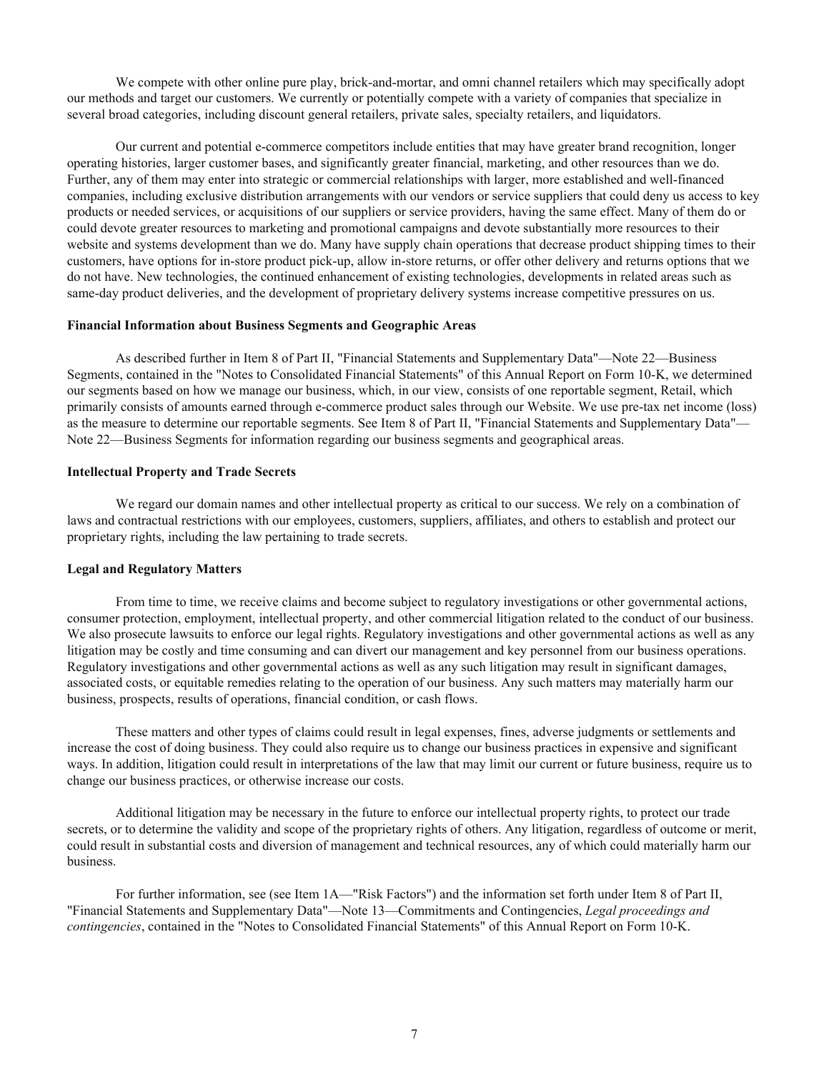We compete with other online pure play, brick-and-mortar, and omni channel retailers which may specifically adopt our methods and target our customers. We currently or potentially compete with a variety of companies that specialize in several broad categories, including discount general retailers, private sales, specialty retailers, and liquidators.

Our current and potential e-commerce competitors include entities that may have greater brand recognition, longer operating histories, larger customer bases, and significantly greater financial, marketing, and other resources than we do. Further, any of them may enter into strategic or commercial relationships with larger, more established and well-financed companies, including exclusive distribution arrangements with our vendors or service suppliers that could deny us access to key products or needed services, or acquisitions of our suppliers or service providers, having the same effect. Many of them do or could devote greater resources to marketing and promotional campaigns and devote substantially more resources to their website and systems development than we do. Many have supply chain operations that decrease product shipping times to their customers, have options for in-store product pick-up, allow in-store returns, or offer other delivery and returns options that we do not have. New technologies, the continued enhancement of existing technologies, developments in related areas such as same-day product deliveries, and the development of proprietary delivery systems increase competitive pressures on us.

**Financial Information about Business Segments and Geographic Areas**

As described further in Item 8 of Part II, "Financial Statements and Supplementary Data"—Note 22—Business Segments, contained in the "Notes to Consolidated Financial Statements" of this Annual Report on Form 10-K, we determined our segments based on how we manage our business, which, in our view, consists of one reportable segment, Retail, which primarily consists of amounts earned through e-commerce product sales through our Website. We use pre-tax net income (loss) as the measure to determine our reportable segments. See Item 8 of Part II, "Financial Statements and Supplementary Data"—Note 22—Business Segments for information regarding our business segments and geographical areas.

**Intellectual Property and Trade Secrets**

We regard our domain names and other intellectual property as critical to our success. We rely on a combination of laws and contractual restrictions with our employees, customers, suppliers, affiliates, and others to establish and protect our proprietary rights, including the law pertaining to trade secrets.

**Legal and Regulatory Matters**

From time to time, we receive claims and become subject to regulatory investigations or other governmental actions, consumer protection, employment, intellectual property, and other commercial litigation related to the conduct of our business. We also prosecute lawsuits to enforce our legal rights. Regulatory investigations and other governmental actions as well as any litigation may be costly and time consuming and can divert our management and key personnel from our business operations. Regulatory investigations and other governmental actions as well as any such litigation may result in significant damages, associated costs, or equitable remedies relating to the operation of our business. Any such matters may materially harm our business, prospects, results of operations, financial condition, or cash flows.

These matters and other types of claims could result in legal expenses, fines, adverse judgments or settlements and increase the cost of doing business. They could also require us to change our business practices in expensive and significant ways. In addition, litigation could result in interpretations of the law that may limit our current or future business, require us to change our business practices, or otherwise increase our costs.

Additional litigation may be necessary in the future to enforce our intellectual property rights, to protect our trade secrets, or to determine the validity and scope of the proprietary rights of others. Any litigation, regardless of outcome or merit, could result in substantial costs and diversion of management and technical resources, any of which could materially harm our business.

For further information, see (see Item 1A—"Risk Factors") and the information set forth under Item 8 of Part II, "Financial Statements and Supplementary Data"—Note 13—Commitments and Contingencies, *Legal proceedings and contingencies*, contained in the "Notes to Consolidated Financial Statements" of this Annual Report on Form 10-K.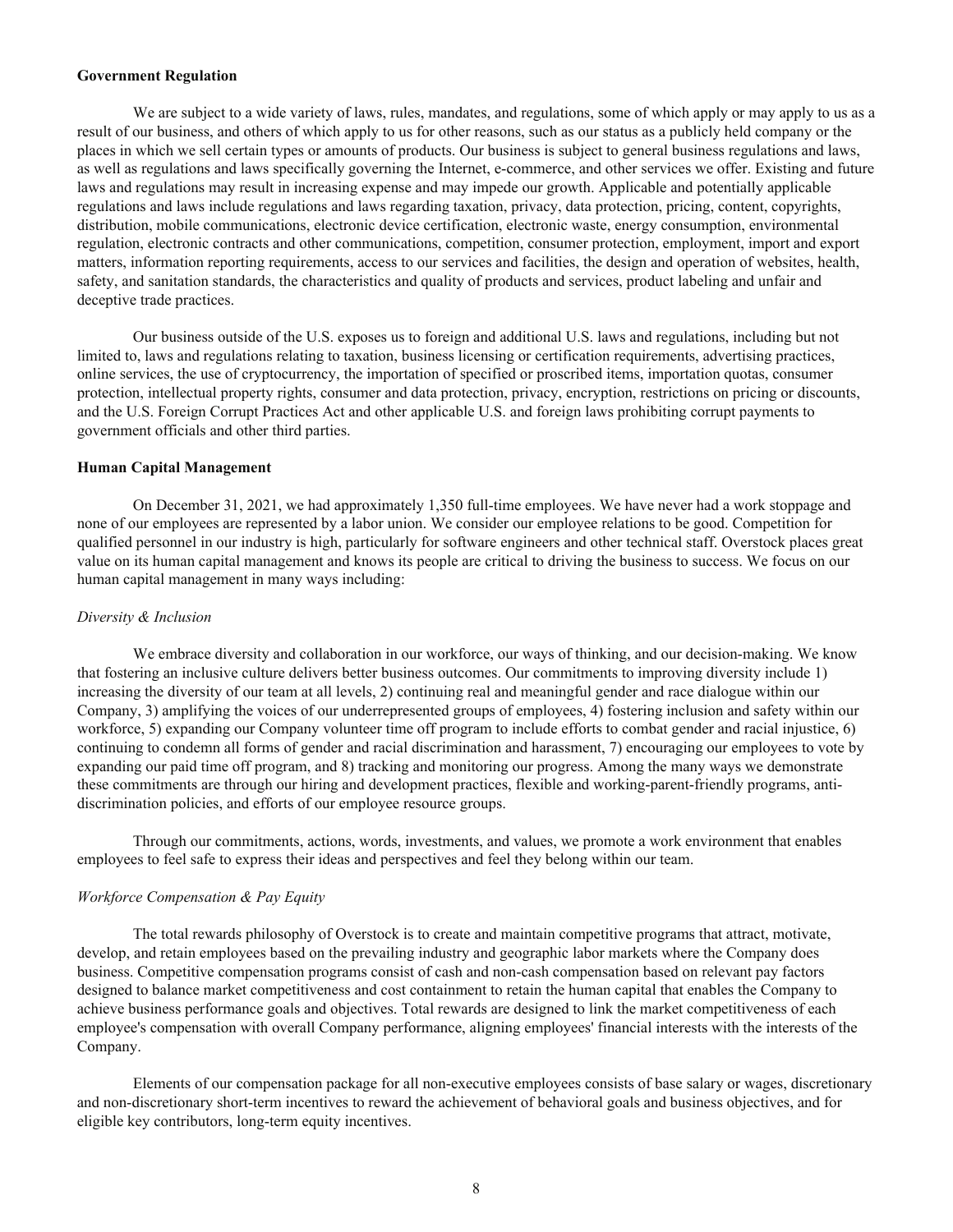### Government Regulation

We are subject to a wide variety of laws, rules, mandates, and regulations, some of which apply or may apply to us as a result of our business, and others of which apply to us for other reasons, such as our status as a publicly held company or the places in which we sell certain types or amounts of products. Our business is subject to general business regulations and laws, as well as regulations and laws specifically governing the Internet, e-commerce, and other services we offer. Existing and future laws and regulations may result in increasing expense and may impede our growth. Applicable and potentially applicable regulations and laws include regulations and laws regarding taxation, privacy, data protection, pricing, content, copyrights, distribution, mobile communications, electronic device certification, electronic waste, energy consumption, environmental regulation, electronic contracts and other communications, competition, consumer protection, employment, import and export matters, information reporting requirements, access to our services and facilities, the design and operation of websites, health, safety, and sanitation standards, the characteristics and quality of products and services, product labeling and unfair and deceptive trade practices.

Our business outside of the U.S. exposes us to foreign and additional U.S. laws and regulations, including but not limited to, laws and regulations relating to taxation, business licensing or certification requirements, advertising practices, online services, the use of cryptocurrency, the importation of specified or proscribed items, importation quotas, consumer protection, intellectual property rights, consumer and data protection, privacy, encryption, restrictions on pricing or discounts, and the U.S. Foreign Corrupt Practices Act and other applicable U.S. and foreign laws prohibiting corrupt payments to government officials and other third parties.

### Human Capital Management

On December 31, 2021, we had approximately 1,350 full-time employees. We have never had a work stoppage and none of our employees are represented by a labor union. We consider our employee relations to be good. Competition for qualified personnel in our industry is high, particularly for software engineers and other technical staff. Overstock places great value on its human capital management and knows its people are critical to driving the business to success. We focus on our human capital management in many ways including:

*Diversity & Inclusion*

We embrace diversity and collaboration in our workforce, our ways of thinking, and our decision-making. We know that fostering an inclusive culture delivers better business outcomes. Our commitments to improving diversity include 1) increasing the diversity of our team at all levels, 2) continuing real and meaningful gender and race dialogue within our Company, 3) amplifying the voices of our underrepresented groups of employees, 4) fostering inclusion and safety within our workforce, 5) expanding our Company volunteer time off program to include efforts to combat gender and racial injustice, 6) continuing to condemn all forms of gender and racial discrimination and harassment, 7) encouraging our employees to vote by expanding our paid time off program, and 8) tracking and monitoring our progress. Among the many ways we demonstrate these commitments are through our hiring and development practices, flexible and working-parent-friendly programs, anti-discrimination policies, and efforts of our employee resource groups.

Through our commitments, actions, words, investments, and values, we promote a work environment that enables employees to feel safe to express their ideas and perspectives and feel they belong within our team.

*Workforce Compensation & Pay Equity*

The total rewards philosophy of Overstock is to create and maintain competitive programs that attract, motivate, develop, and retain employees based on the prevailing industry and geographic labor markets where the Company does business. Competitive compensation programs consist of cash and non-cash compensation based on relevant pay factors designed to balance market competitiveness and cost containment to retain the human capital that enables the Company to achieve business performance goals and objectives. Total rewards are designed to link the market competitiveness of each employee's compensation with overall Company performance, aligning employees' financial interests with the interests of the Company.

Elements of our compensation package for all non-executive employees consists of base salary or wages, discretionary and non-discretionary short-term incentives to reward the achievement of behavioral goals and business objectives, and for eligible key contributors, long-term equity incentives.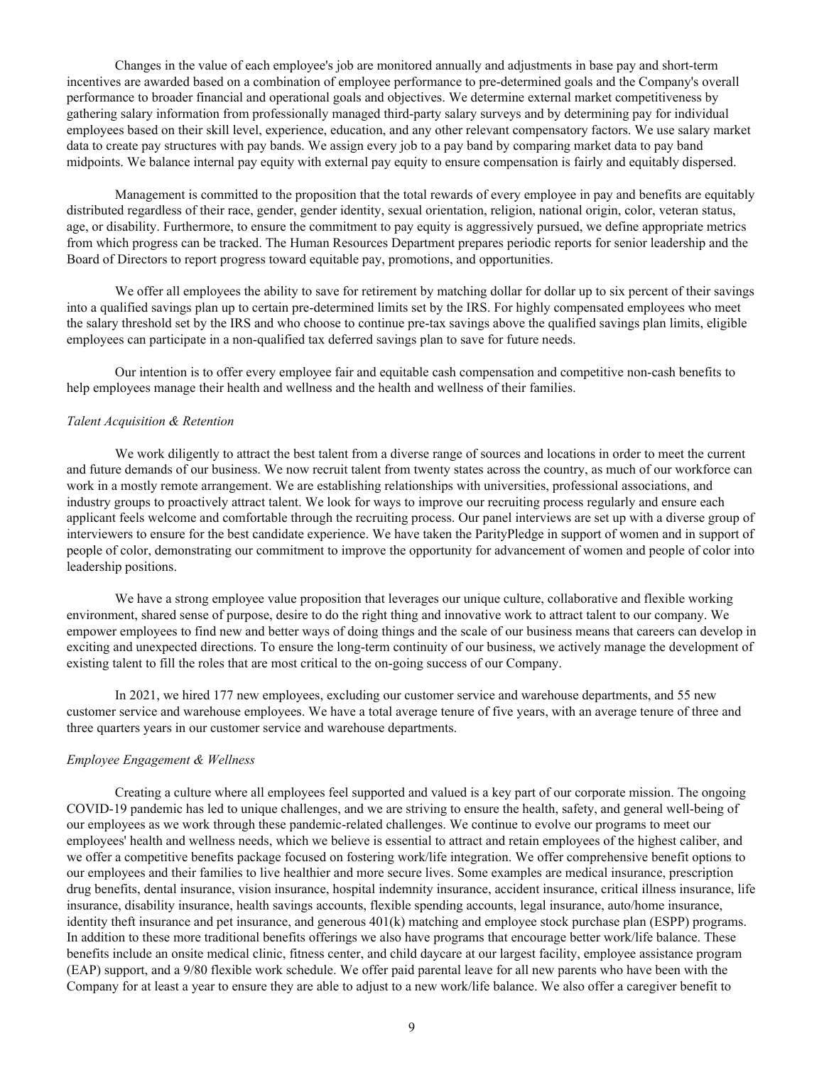Changes in the value of each employee's job are monitored annually and adjustments in base pay and short-term incentives are awarded based on a combination of employee performance to pre-determined goals and the Company's overall performance to broader financial and operational goals and objectives. We determine external market competitiveness by gathering salary information from professionally managed third-party salary surveys and by determining pay for individual employees based on their skill level, experience, education, and any other relevant compensatory factors. We use salary market data to create pay structures with pay bands. We assign every job to a pay band by comparing market data to pay band midpoints. We balance internal pay equity with external pay equity to ensure compensation is fairly and equitably dispersed.

Management is committed to the proposition that the total rewards of every employee in pay and benefits are equitably distributed regardless of their race, gender, gender identity, sexual orientation, religion, national origin, color, veteran status, age, or disability. Furthermore, to ensure the commitment to pay equity is aggressively pursued, we define appropriate metrics from which progress can be tracked. The Human Resources Department prepares periodic reports for senior leadership and the Board of Directors to report progress toward equitable pay, promotions, and opportunities.

We offer all employees the ability to save for retirement by matching dollar for dollar up to six percent of their savings into a qualified savings plan up to certain pre-determined limits set by the IRS. For highly compensated employees who meet the salary threshold set by the IRS and who choose to continue pre-tax savings above the qualified savings plan limits, eligible employees can participate in a non-qualified tax deferred savings plan to save for future needs.

Our intention is to offer every employee fair and equitable cash compensation and competitive non-cash benefits to help employees manage their health and wellness and the health and wellness of their families.

*Talent Acquisition & Retention*

We work diligently to attract the best talent from a diverse range of sources and locations in order to meet the current and future demands of our business. We now recruit talent from twenty states across the country, as much of our workforce can work in a mostly remote arrangement. We are establishing relationships with universities, professional associations, and industry groups to proactively attract talent. We look for ways to improve our recruiting process regularly and ensure each applicant feels welcome and comfortable through the recruiting process. Our panel interviews are set up with a diverse group of interviewers to ensure for the best candidate experience. We have taken the ParityPledge in support of women and in support of people of color, demonstrating our commitment to improve the opportunity for advancement of women and people of color into leadership positions.

We have a strong employee value proposition that leverages our unique culture, collaborative and flexible working environment, shared sense of purpose, desire to do the right thing and innovative work to attract talent to our company. We empower employees to find new and better ways of doing things and the scale of our business means that careers can develop in exciting and unexpected directions. To ensure the long-term continuity of our business, we actively manage the development of existing talent to fill the roles that are most critical to the on-going success of our Company.

In 2021, we hired 177 new employees, excluding our customer service and warehouse departments, and 55 new customer service and warehouse employees. We have a total average tenure of five years, with an average tenure of three and three quarters years in our customer service and warehouse departments.

*Employee Engagement & Wellness*

Creating a culture where all employees feel supported and valued is a key part of our corporate mission. The ongoing COVID-19 pandemic has led to unique challenges, and we are striving to ensure the health, safety, and general well-being of our employees as we work through these pandemic-related challenges. We continue to evolve our programs to meet our employees' health and wellness needs, which we believe is essential to attract and retain employees of the highest caliber, and we offer a competitive benefits package focused on fostering work/life integration. We offer comprehensive benefit options to our employees and their families to live healthier and more secure lives. Some examples are medical insurance, prescription drug benefits, dental insurance, vision insurance, hospital indemnity insurance, accident insurance, critical illness insurance, life insurance, disability insurance, health savings accounts, flexible spending accounts, legal insurance, auto/home insurance, identity theft insurance and pet insurance, and generous 401(k) matching and employee stock purchase plan (ESPP) programs. In addition to these more traditional benefits offerings we also have programs that encourage better work/life balance. These benefits include an onsite medical clinic, fitness center, and child daycare at our largest facility, employee assistance program (EAP) support, and a 9/80 flexible work schedule. We offer paid parental leave for all new parents who have been with the Company for at least a year to ensure they are able to adjust to a new work/life balance. We also offer a caregiver benefit to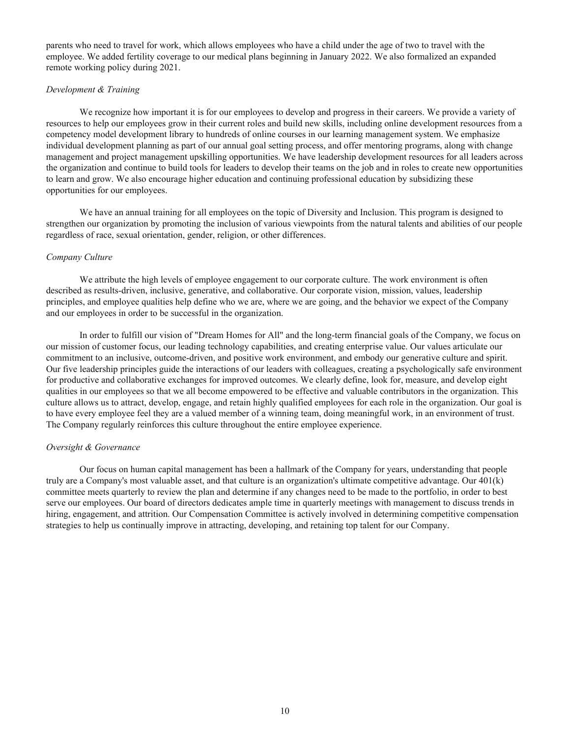parents who need to travel for work, which allows employees who have a child under the age of two to travel with the employee. We added fertility coverage to our medical plans beginning in January 2022. We also formalized an expanded remote working policy during 2021.

*Development & Training*

We recognize how important it is for our employees to develop and progress in their careers. We provide a variety of resources to help our employees grow in their current roles and build new skills, including online development resources from a competency model development library to hundreds of online courses in our learning management system. We emphasize individual development planning as part of our annual goal setting process, and offer mentoring programs, along with change management and project management upskilling opportunities. We have leadership development resources for all leaders across the organization and continue to build tools for leaders to develop their teams on the job and in roles to create new opportunities to learn and grow. We also encourage higher education and continuing professional education by subsidizing these opportunities for our employees.

We have an annual training for all employees on the topic of Diversity and Inclusion. This program is designed to strengthen our organization by promoting the inclusion of various viewpoints from the natural talents and abilities of our people regardless of race, sexual orientation, gender, religion, or other differences.

*Company Culture*

We attribute the high levels of employee engagement to our corporate culture. The work environment is often described as results-driven, inclusive, generative, and collaborative. Our corporate vision, mission, values, leadership principles, and employee qualities help define who we are, where we are going, and the behavior we expect of the Company and our employees in order to be successful in the organization.

In order to fulfill our vision of "Dream Homes for All" and the long-term financial goals of the Company, we focus on our mission of customer focus, our leading technology capabilities, and creating enterprise value. Our values articulate our commitment to an inclusive, outcome-driven, and positive work environment, and embody our generative culture and spirit. Our five leadership principles guide the interactions of our leaders with colleagues, creating a psychologically safe environment for productive and collaborative exchanges for improved outcomes. We clearly define, look for, measure, and develop eight qualities in our employees so that we all become empowered to be effective and valuable contributors in the organization. This culture allows us to attract, develop, engage, and retain highly qualified employees for each role in the organization. Our goal is to have every employee feel they are a valued member of a winning team, doing meaningful work, in an environment of trust. The Company regularly reinforces this culture throughout the entire employee experience.

*Oversight & Governance*

Our focus on human capital management has been a hallmark of the Company for years, understanding that people truly are a Company's most valuable asset, and that culture is an organization's ultimate competitive advantage. Our 401(k) committee meets quarterly to review the plan and determine if any changes need to be made to the portfolio, in order to best serve our employees. Our board of directors dedicates ample time in quarterly meetings with management to discuss trends in hiring, engagement, and attrition. Our Compensation Committee is actively involved in determining competitive compensation strategies to help us continually improve in attracting, developing, and retaining top talent for our Company.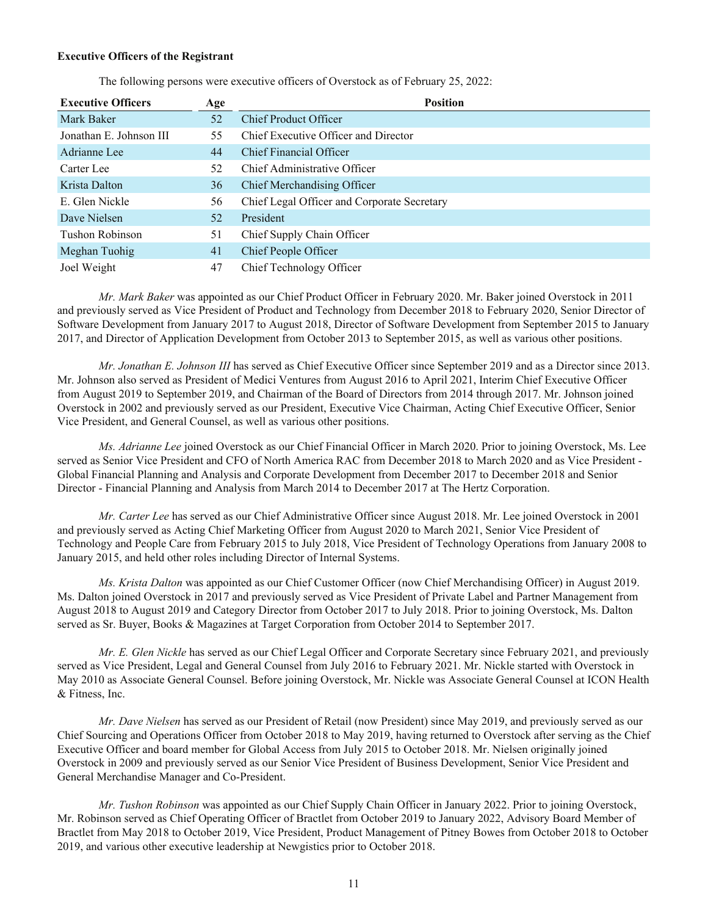**Executive Officers of the Registrant**

The following persons were executive officers of Overstock as of February 25, 2022:

| Executive Officers | Age | Position |
|---|---|---|
| Mark Baker | 52 | Chief Product Officer |
| Jonathan E. Johnson III | 55 | Chief Executive Officer and Director |
| Adrianne Lee | 44 | Chief Financial Officer |
| Carter Lee | 52 | Chief Administrative Officer |
| Krista Dalton | 36 | Chief Merchandising Officer |
| E. Glen Nickle | 56 | Chief Legal Officer and Corporate Secretary |
| Dave Nielsen | 52 | President |
| Tushon Robinson | 51 | Chief Supply Chain Officer |
| Meghan Tuohig | 41 | Chief People Officer |
| Joel Weight | 47 | Chief Technology Officer |

*Mr. Mark Baker* was appointed as our Chief Product Officer in February 2020. Mr. Baker joined Overstock in 2011 and previously served as Vice President of Product and Technology from December 2018 to February 2020, Senior Director of Software Development from January 2017 to August 2018, Director of Software Development from September 2015 to January 2017, and Director of Application Development from October 2013 to September 2015, as well as various other positions.

*Mr. Jonathan E. Johnson III* has served as Chief Executive Officer since September 2019 and as a Director since 2013. Mr. Johnson also served as President of Medici Ventures from August 2016 to April 2021, Interim Chief Executive Officer from August 2019 to September 2019, and Chairman of the Board of Directors from 2014 through 2017. Mr. Johnson joined Overstock in 2002 and previously served as our President, Executive Vice Chairman, Acting Chief Executive Officer, Senior Vice President, and General Counsel, as well as various other positions.

*Ms. Adrianne Lee* joined Overstock as our Chief Financial Officer in March 2020. Prior to joining Overstock, Ms. Lee served as Senior Vice President and CFO of North America RAC from December 2018 to March 2020 and as Vice President - Global Financial Planning and Analysis and Corporate Development from December 2017 to December 2018 and Senior Director - Financial Planning and Analysis from March 2014 to December 2017 at The Hertz Corporation.

*Mr. Carter Lee* has served as our Chief Administrative Officer since August 2018. Mr. Lee joined Overstock in 2001 and previously served as Acting Chief Marketing Officer from August 2020 to March 2021, Senior Vice President of Technology and People Care from February 2015 to July 2018, Vice President of Technology Operations from January 2008 to January 2015, and held other roles including Director of Internal Systems.

*Ms. Krista Dalton* was appointed as our Chief Customer Officer (now Chief Merchandising Officer) in August 2019. Ms. Dalton joined Overstock in 2017 and previously served as Vice President of Private Label and Partner Management from August 2018 to August 2019 and Category Director from October 2017 to July 2018. Prior to joining Overstock, Ms. Dalton served as Sr. Buyer, Books & Magazines at Target Corporation from October 2014 to September 2017.

*Mr. E. Glen Nickle* has served as our Chief Legal Officer and Corporate Secretary since February 2021, and previously served as Vice President, Legal and General Counsel from July 2016 to February 2021. Mr. Nickle started with Overstock in May 2010 as Associate General Counsel. Before joining Overstock, Mr. Nickle was Associate General Counsel at ICON Health & Fitness, Inc.

*Mr. Dave Nielsen* has served as our President of Retail (now President) since May 2019, and previously served as our Chief Sourcing and Operations Officer from October 2018 to May 2019, having returned to Overstock after serving as the Chief Executive Officer and board member for Global Access from July 2015 to October 2018. Mr. Nielsen originally joined Overstock in 2009 and previously served as our Senior Vice President of Business Development, Senior Vice President and General Merchandise Manager and Co-President.

*Mr. Tushon Robinson* was appointed as our Chief Supply Chain Officer in January 2022. Prior to joining Overstock, Mr. Robinson served as Chief Operating Officer of Bractlet from October 2019 to January 2022, Advisory Board Member of Bractlet from May 2018 to October 2019, Vice President, Product Management of Pitney Bowes from October 2018 to October 2019, and various other executive leadership at Newgistics prior to October 2018.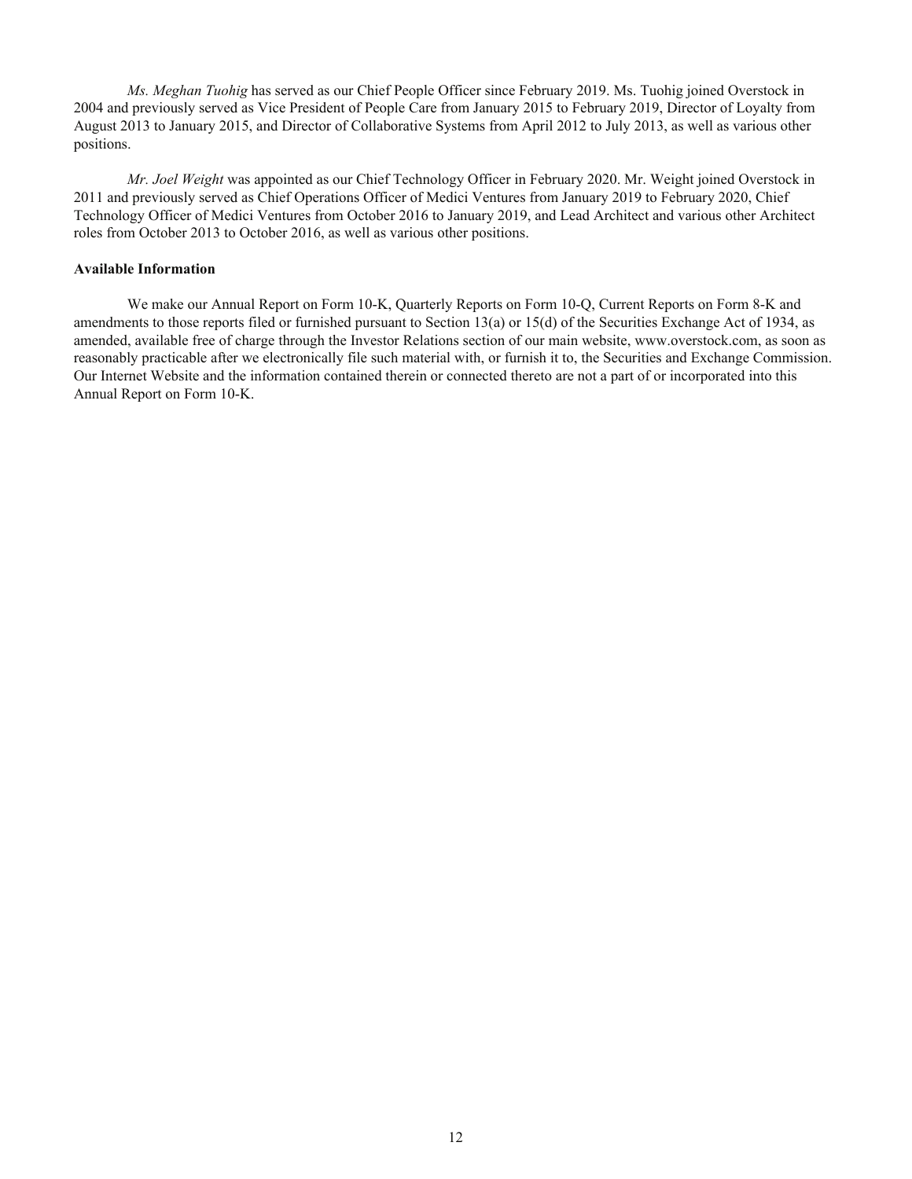*Ms. Meghan Tuohig* has served as our Chief People Officer since February 2019. Ms. Tuohig joined Overstock in 2004 and previously served as Vice President of People Care from January 2015 to February 2019, Director of Loyalty from August 2013 to January 2015, and Director of Collaborative Systems from April 2012 to July 2013, as well as various other positions.

*Mr. Joel Weight* was appointed as our Chief Technology Officer in February 2020. Mr. Weight joined Overstock in 2011 and previously served as Chief Operations Officer of Medici Ventures from January 2019 to February 2020, Chief Technology Officer of Medici Ventures from October 2016 to January 2019, and Lead Architect and various other Architect roles from October 2013 to October 2016, as well as various other positions.

**Available Information**

We make our Annual Report on Form 10-K, Quarterly Reports on Form 10-Q, Current Reports on Form 8-K and amendments to those reports filed or furnished pursuant to Section 13(a) or 15(d) of the Securities Exchange Act of 1934, as amended, available free of charge through the Investor Relations section of our main website, www.overstock.com, as soon as reasonably practicable after we electronically file such material with, or furnish it to, the Securities and Exchange Commission. Our Internet Website and the information contained therein or connected thereto are not a part of or incorporated into this Annual Report on Form 10-K.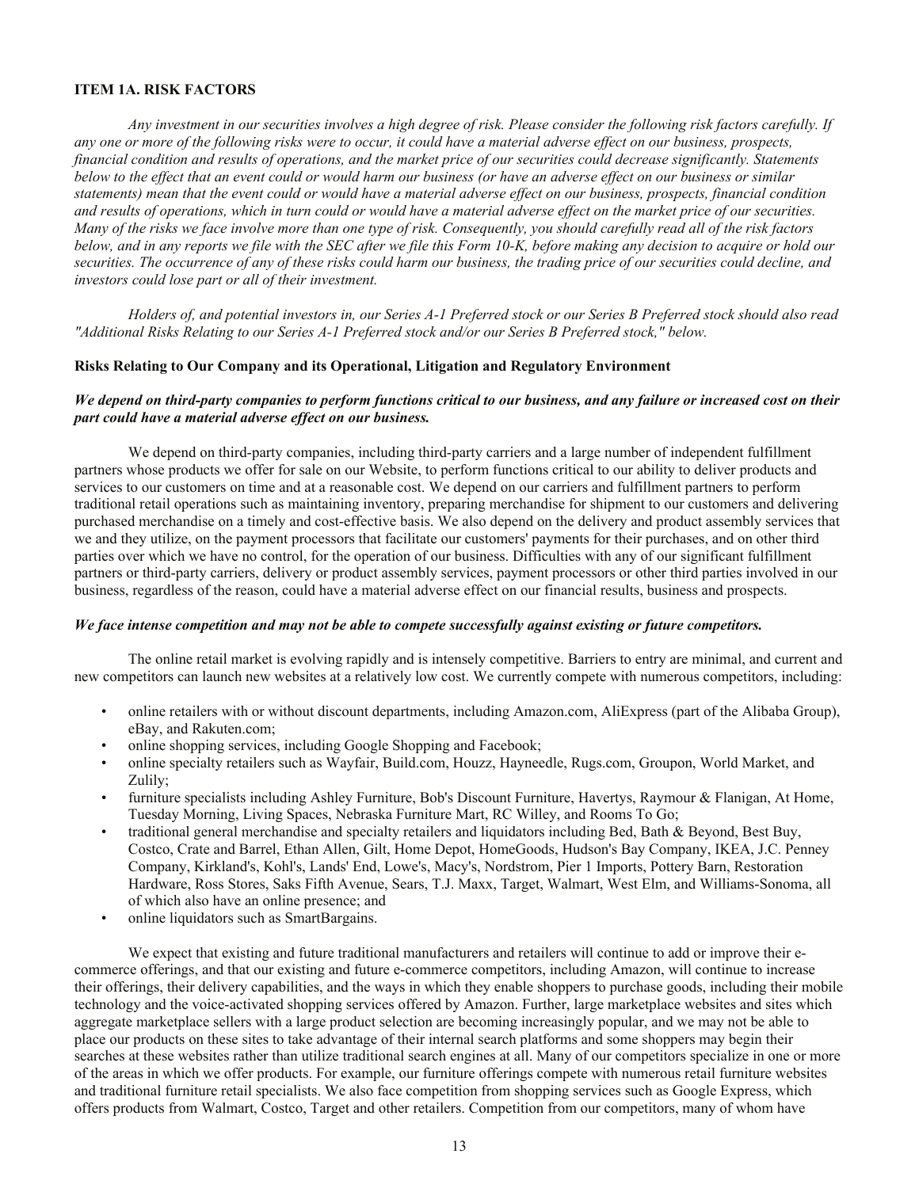### ITEM 1A. RISK FACTORS

*Any investment in our securities involves a high degree of risk. Please consider the following risk factors carefully. If any one or more of the following risks were to occur, it could have a material adverse effect on our business, prospects, financial condition and results of operations, and the market price of our securities could decrease significantly. Statements below to the effect that an event could or would harm our business (or have an adverse effect on our business or similar statements) mean that the event could or would have a material adverse effect on our business, prospects, financial condition and results of operations, which in turn could or would have a material adverse effect on the market price of our securities. Many of the risks we face involve more than one type of risk. Consequently, you should carefully read all of the risk factors below, and in any reports we file with the SEC after we file this Form 10-K, before making any decision to acquire or hold our securities. The occurrence of any of these risks could harm our business, the trading price of our securities could decline, and investors could lose part or all of their investment.*

*Holders of, and potential investors in, our Series A-1 Preferred stock or our Series B Preferred stock should also read "Additional Risks Relating to our Series A-1 Preferred stock and/or our Series B Preferred stock," below.*

#### Risks Relating to Our Company and its Operational, Litigation and Regulatory Environment

***We depend on third-party companies to perform functions critical to our business, and any failure or increased cost on their part could have a material adverse effect on our business.***

We depend on third-party companies, including third-party carriers and a large number of independent fulfillment partners whose products we offer for sale on our Website, to perform functions critical to our ability to deliver products and services to our customers on time and at a reasonable cost. We depend on our carriers and fulfillment partners to perform traditional retail operations such as maintaining inventory, preparing merchandise for shipment to our customers and delivering purchased merchandise on a timely and cost-effective basis. We also depend on the delivery and product assembly services that we and they utilize, on the payment processors that facilitate our customers' payments for their purchases, and on other third parties over which we have no control, for the operation of our business. Difficulties with any of our significant fulfillment partners or third-party carriers, delivery or product assembly services, payment processors or other third parties involved in our business, regardless of the reason, could have a material adverse effect on our financial results, business and prospects.

***We face intense competition and may not be able to compete successfully against existing or future competitors.***

The online retail market is evolving rapidly and is intensely competitive. Barriers to entry are minimal, and current and new competitors can launch new websites at a relatively low cost. We currently compete with numerous competitors, including:

- online retailers with or without discount departments, including Amazon.com, AliExpress (part of the Alibaba Group), eBay, and Rakuten.com;
- online shopping services, including Google Shopping and Facebook;
- online specialty retailers such as Wayfair, Build.com, Houzz, Hayneedle, Rugs.com, Groupon, World Market, and Zulily;
- furniture specialists including Ashley Furniture, Bob's Discount Furniture, Havertys, Raymour & Flanigan, At Home, Tuesday Morning, Living Spaces, Nebraska Furniture Mart, RC Willey, and Rooms To Go;
- traditional general merchandise and specialty retailers and liquidators including Bed, Bath & Beyond, Best Buy, Costco, Crate and Barrel, Ethan Allen, Gilt, Home Depot, HomeGoods, Hudson's Bay Company, IKEA, J.C. Penney Company, Kirkland's, Kohl's, Lands' End, Lowe's, Macy's, Nordstrom, Pier 1 Imports, Pottery Barn, Restoration Hardware, Ross Stores, Saks Fifth Avenue, Sears, T.J. Maxx, Target, Walmart, West Elm, and Williams-Sonoma, all of which also have an online presence; and
- online liquidators such as SmartBargains.

We expect that existing and future traditional manufacturers and retailers will continue to add or improve their e-commerce offerings, and that our existing and future e-commerce competitors, including Amazon, will continue to increase their offerings, their delivery capabilities, and the ways in which they enable shoppers to purchase goods, including their mobile technology and the voice-activated shopping services offered by Amazon. Further, large marketplace websites and sites which aggregate marketplace sellers with a large product selection are becoming increasingly popular, and we may not be able to place our products on these sites to take advantage of their internal search platforms and some shoppers may begin their searches at these websites rather than utilize traditional search engines at all. Many of our competitors specialize in one or more of the areas in which we offer products. For example, our furniture offerings compete with numerous retail furniture websites and traditional furniture retail specialists. We also face competition from shopping services such as Google Express, which offers products from Walmart, Costco, Target and other retailers. Competition from our competitors, many of whom have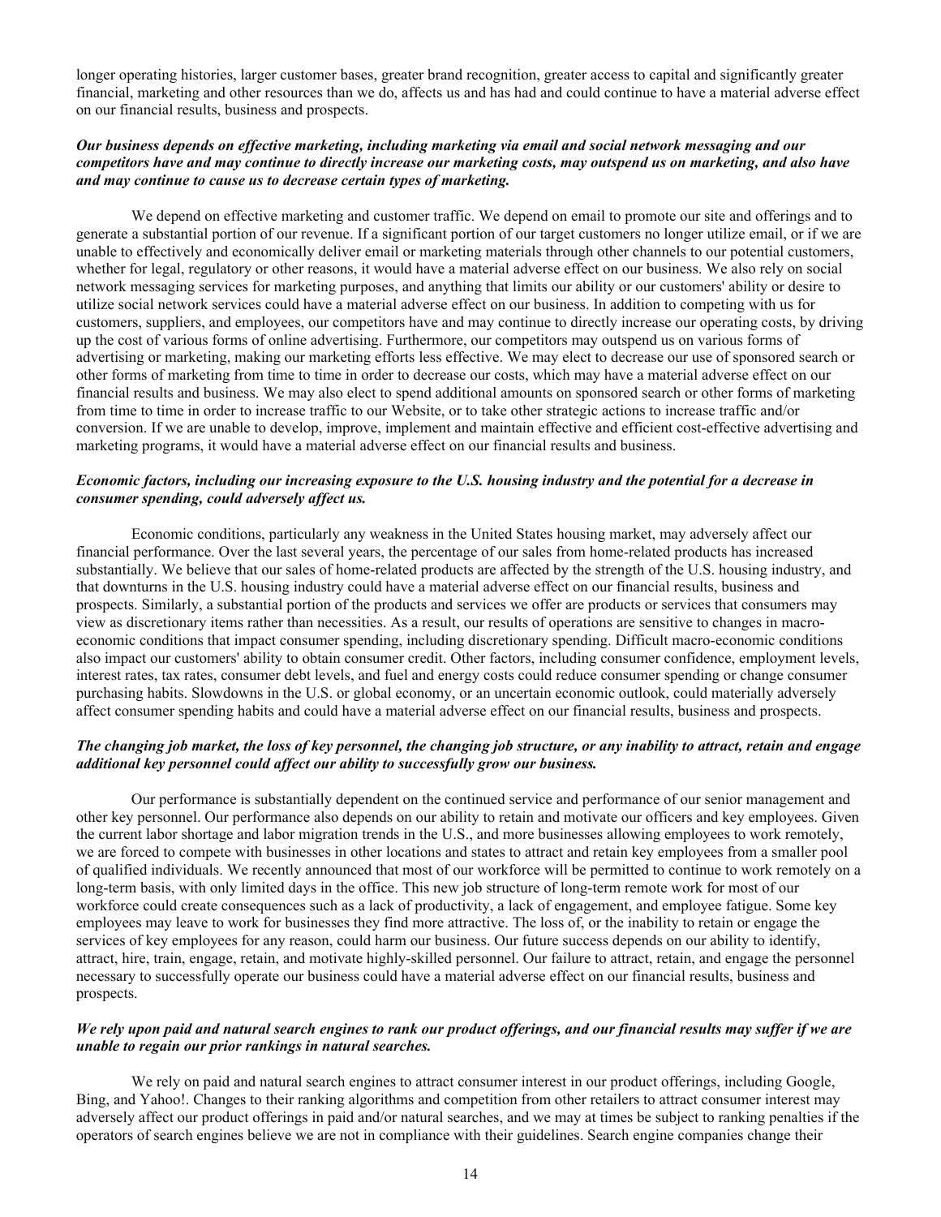longer operating histories, larger customer bases, greater brand recognition, greater access to capital and significantly greater financial, marketing and other resources than we do, affects us and has had and could continue to have a material adverse effect on our financial results, business and prospects.

***Our business depends on effective marketing, including marketing via email and social network messaging and our competitors have and may continue to directly increase our marketing costs, may outspend us on marketing, and also have and may continue to cause us to decrease certain types of marketing.***

We depend on effective marketing and customer traffic. We depend on email to promote our site and offerings and to generate a substantial portion of our revenue. If a significant portion of our target customers no longer utilize email, or if we are unable to effectively and economically deliver email or marketing materials through other channels to our potential customers, whether for legal, regulatory or other reasons, it would have a material adverse effect on our business. We also rely on social network messaging services for marketing purposes, and anything that limits our ability or our customers' ability or desire to utilize social network services could have a material adverse effect on our business. In addition to competing with us for customers, suppliers, and employees, our competitors have and may continue to directly increase our operating costs, by driving up the cost of various forms of online advertising. Furthermore, our competitors may outspend us on various forms of advertising or marketing, making our marketing efforts less effective. We may elect to decrease our use of sponsored search or other forms of marketing from time to time in order to decrease our costs, which may have a material adverse effect on our financial results and business. We may also elect to spend additional amounts on sponsored search or other forms of marketing from time to time in order to increase traffic to our Website, or to take other strategic actions to increase traffic and/or conversion. If we are unable to develop, improve, implement and maintain effective and efficient cost-effective advertising and marketing programs, it would have a material adverse effect on our financial results and business.

***Economic factors, including our increasing exposure to the U.S. housing industry and the potential for a decrease in consumer spending, could adversely affect us.***

Economic conditions, particularly any weakness in the United States housing market, may adversely affect our financial performance. Over the last several years, the percentage of our sales from home-related products has increased substantially. We believe that our sales of home-related products are affected by the strength of the U.S. housing industry, and that downturns in the U.S. housing industry could have a material adverse effect on our financial results, business and prospects. Similarly, a substantial portion of the products and services we offer are products or services that consumers may view as discretionary items rather than necessities. As a result, our results of operations are sensitive to changes in macro-economic conditions that impact consumer spending, including discretionary spending. Difficult macro-economic conditions also impact our customers' ability to obtain consumer credit. Other factors, including consumer confidence, employment levels, interest rates, tax rates, consumer debt levels, and fuel and energy costs could reduce consumer spending or change consumer purchasing habits. Slowdowns in the U.S. or global economy, or an uncertain economic outlook, could materially adversely affect consumer spending habits and could have a material adverse effect on our financial results, business and prospects.

***The changing job market, the loss of key personnel, the changing job structure, or any inability to attract, retain and engage additional key personnel could affect our ability to successfully grow our business.***

Our performance is substantially dependent on the continued service and performance of our senior management and other key personnel. Our performance also depends on our ability to retain and motivate our officers and key employees. Given the current labor shortage and labor migration trends in the U.S., and more businesses allowing employees to work remotely, we are forced to compete with businesses in other locations and states to attract and retain key employees from a smaller pool of qualified individuals. We recently announced that most of our workforce will be permitted to continue to work remotely on a long-term basis, with only limited days in the office. This new job structure of long-term remote work for most of our workforce could create consequences such as a lack of productivity, a lack of engagement, and employee fatigue. Some key employees may leave to work for businesses they find more attractive. The loss of, or the inability to retain or engage the services of key employees for any reason, could harm our business. Our future success depends on our ability to identify, attract, hire, train, engage, retain, and motivate highly-skilled personnel. Our failure to attract, retain, and engage the personnel necessary to successfully operate our business could have a material adverse effect on our financial results, business and prospects.

***We rely upon paid and natural search engines to rank our product offerings, and our financial results may suffer if we are unable to regain our prior rankings in natural searches.***

We rely on paid and natural search engines to attract consumer interest in our product offerings, including Google, Bing, and Yahoo!. Changes to their ranking algorithms and competition from other retailers to attract consumer interest may adversely affect our product offerings in paid and/or natural searches, and we may at times be subject to ranking penalties if the operators of search engines believe we are not in compliance with their guidelines. Search engine companies change their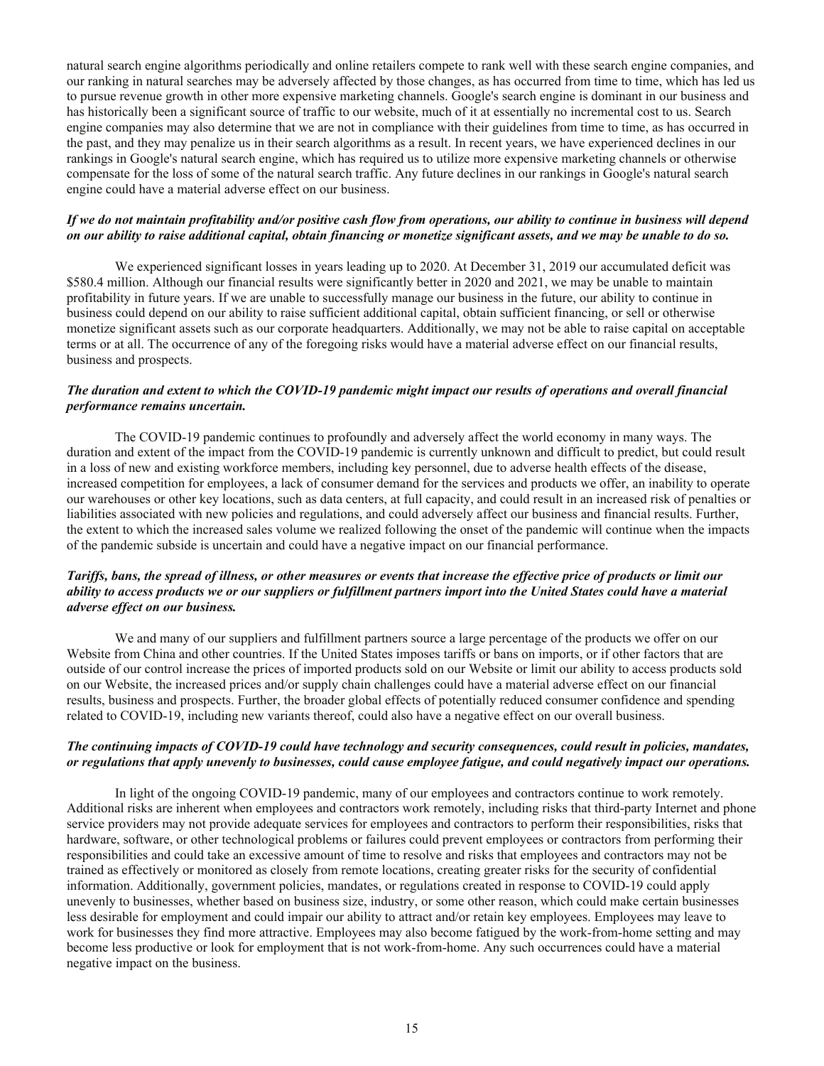natural search engine algorithms periodically and online retailers compete to rank well with these search engine companies, and our ranking in natural searches may be adversely affected by those changes, as has occurred from time to time, which has led us to pursue revenue growth in other more expensive marketing channels. Google's search engine is dominant in our business and has historically been a significant source of traffic to our website, much of it at essentially no incremental cost to us. Search engine companies may also determine that we are not in compliance with their guidelines from time to time, as has occurred in the past, and they may penalize us in their search algorithms as a result. In recent years, we have experienced declines in our rankings in Google's natural search engine, which has required us to utilize more expensive marketing channels or otherwise compensate for the loss of some of the natural search traffic. Any future declines in our rankings in Google's natural search engine could have a material adverse effect on our business.

***If we do not maintain profitability and/or positive cash flow from operations, our ability to continue in business will depend on our ability to raise additional capital, obtain financing or monetize significant assets, and we may be unable to do so.***

We experienced significant losses in years leading up to 2020. At December 31, 2019 our accumulated deficit was $580.4 million. Although our financial results were significantly better in 2020 and 2021, we may be unable to maintain profitability in future years. If we are unable to successfully manage our business in the future, our ability to continue in business could depend on our ability to raise sufficient additional capital, obtain sufficient financing, or sell or otherwise monetize significant assets such as our corporate headquarters. Additionally, we may not be able to raise capital on acceptable terms or at all. The occurrence of any of the foregoing risks would have a material adverse effect on our financial results, business and prospects.

***The duration and extent to which the COVID-19 pandemic might impact our results of operations and overall financial performance remains uncertain.***

The COVID-19 pandemic continues to profoundly and adversely affect the world economy in many ways. The duration and extent of the impact from the COVID-19 pandemic is currently unknown and difficult to predict, but could result in a loss of new and existing workforce members, including key personnel, due to adverse health effects of the disease, increased competition for employees, a lack of consumer demand for the services and products we offer, an inability to operate our warehouses or other key locations, such as data centers, at full capacity, and could result in an increased risk of penalties or liabilities associated with new policies and regulations, and could adversely affect our business and financial results. Further, the extent to which the increased sales volume we realized following the onset of the pandemic will continue when the impacts of the pandemic subside is uncertain and could have a negative impact on our financial performance.

***Tariffs, bans, the spread of illness, or other measures or events that increase the effective price of products or limit our ability to access products we or our suppliers or fulfillment partners import into the United States could have a material adverse effect on our business.***

We and many of our suppliers and fulfillment partners source a large percentage of the products we offer on our Website from China and other countries. If the United States imposes tariffs or bans on imports, or if other factors that are outside of our control increase the prices of imported products sold on our Website or limit our ability to access products sold on our Website, the increased prices and/or supply chain challenges could have a material adverse effect on our financial results, business and prospects. Further, the broader global effects of potentially reduced consumer confidence and spending related to COVID-19, including new variants thereof, could also have a negative effect on our overall business.

***The continuing impacts of COVID-19 could have technology and security consequences, could result in policies, mandates, or regulations that apply unevenly to businesses, could cause employee fatigue, and could negatively impact our operations.***

In light of the ongoing COVID-19 pandemic, many of our employees and contractors continue to work remotely. Additional risks are inherent when employees and contractors work remotely, including risks that third-party Internet and phone service providers may not provide adequate services for employees and contractors to perform their responsibilities, risks that hardware, software, or other technological problems or failures could prevent employees or contractors from performing their responsibilities and could take an excessive amount of time to resolve and risks that employees and contractors may not be trained as effectively or monitored as closely from remote locations, creating greater risks for the security of confidential information. Additionally, government policies, mandates, or regulations created in response to COVID-19 could apply unevenly to businesses, whether based on business size, industry, or some other reason, which could make certain businesses less desirable for employment and could impair our ability to attract and/or retain key employees. Employees may leave to work for businesses they find more attractive. Employees may also become fatigued by the work-from-home setting and may become less productive or look for employment that is not work-from-home. Any such occurrences could have a material negative impact on the business.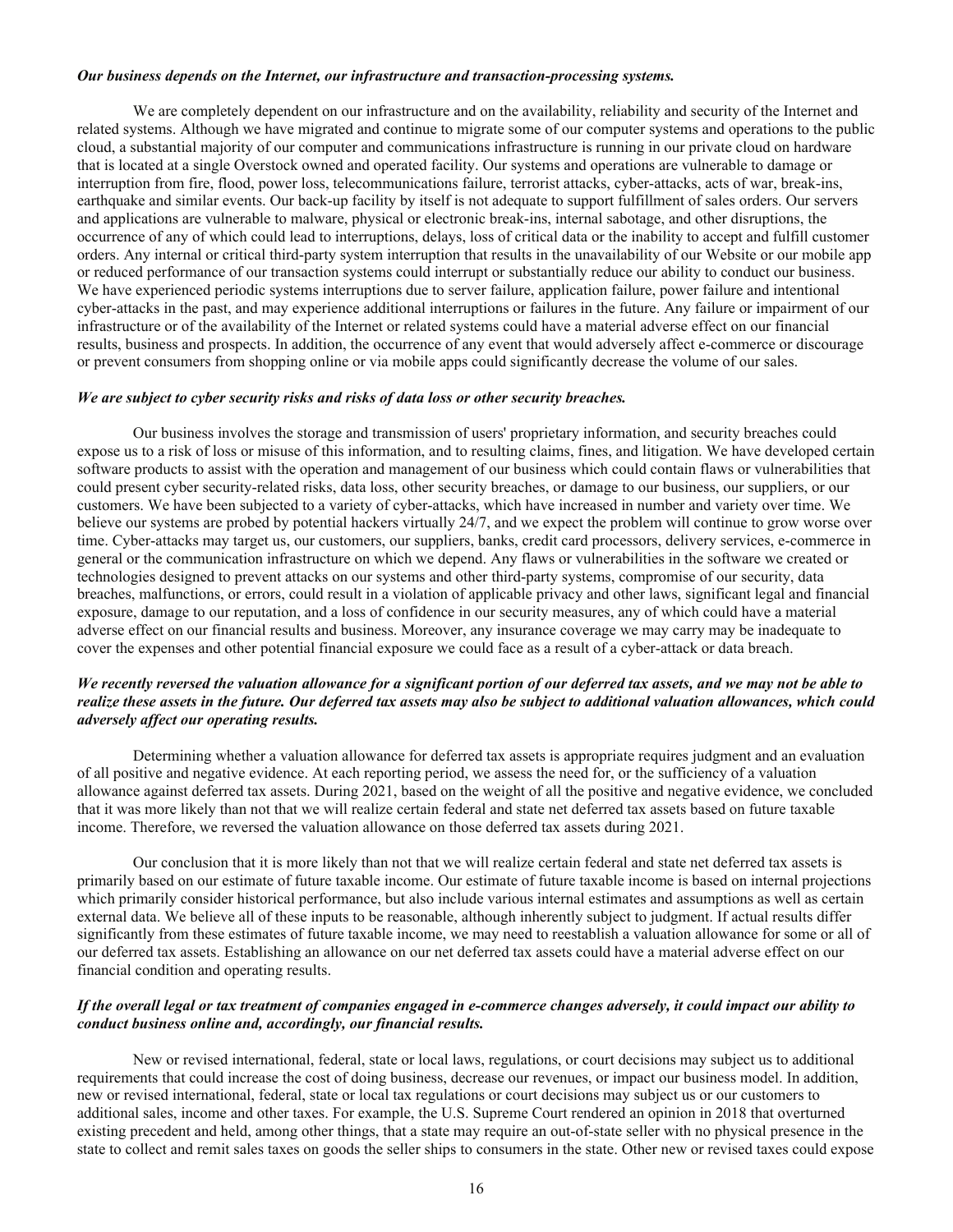***Our business depends on the Internet, our infrastructure and transaction-processing systems.***

We are completely dependent on our infrastructure and on the availability, reliability and security of the Internet and related systems. Although we have migrated and continue to migrate some of our computer systems and operations to the public cloud, a substantial majority of our computer and communications infrastructure is running in our private cloud on hardware that is located at a single Overstock owned and operated facility. Our systems and operations are vulnerable to damage or interruption from fire, flood, power loss, telecommunications failure, terrorist attacks, cyber-attacks, acts of war, break-ins, earthquake and similar events. Our back-up facility by itself is not adequate to support fulfillment of sales orders. Our servers and applications are vulnerable to malware, physical or electronic break-ins, internal sabotage, and other disruptions, the occurrence of any of which could lead to interruptions, delays, loss of critical data or the inability to accept and fulfill customer orders. Any internal or critical third-party system interruption that results in the unavailability of our Website or our mobile app or reduced performance of our transaction systems could interrupt or substantially reduce our ability to conduct our business. We have experienced periodic systems interruptions due to server failure, application failure, power failure and intentional cyber-attacks in the past, and may experience additional interruptions or failures in the future. Any failure or impairment of our infrastructure or of the availability of the Internet or related systems could have a material adverse effect on our financial results, business and prospects. In addition, the occurrence of any event that would adversely affect e-commerce or discourage or prevent consumers from shopping online or via mobile apps could significantly decrease the volume of our sales.

***We are subject to cyber security risks and risks of data loss or other security breaches.***

Our business involves the storage and transmission of users' proprietary information, and security breaches could expose us to a risk of loss or misuse of this information, and to resulting claims, fines, and litigation. We have developed certain software products to assist with the operation and management of our business which could contain flaws or vulnerabilities that could present cyber security-related risks, data loss, other security breaches, or damage to our business, our suppliers, or our customers. We have been subjected to a variety of cyber-attacks, which have increased in number and variety over time. We believe our systems are probed by potential hackers virtually 24/7, and we expect the problem will continue to grow worse over time. Cyber-attacks may target us, our customers, our suppliers, banks, credit card processors, delivery services, e-commerce in general or the communication infrastructure on which we depend. Any flaws or vulnerabilities in the software we created or technologies designed to prevent attacks on our systems and other third-party systems, compromise of our security, data breaches, malfunctions, or errors, could result in a violation of applicable privacy and other laws, significant legal and financial exposure, damage to our reputation, and a loss of confidence in our security measures, any of which could have a material adverse effect on our financial results and business. Moreover, any insurance coverage we may carry may be inadequate to cover the expenses and other potential financial exposure we could face as a result of a cyber-attack or data breach.

***We recently reversed the valuation allowance for a significant portion of our deferred tax assets, and we may not be able to realize these assets in the future. Our deferred tax assets may also be subject to additional valuation allowances, which could adversely affect our operating results.***

Determining whether a valuation allowance for deferred tax assets is appropriate requires judgment and an evaluation of all positive and negative evidence. At each reporting period, we assess the need for, or the sufficiency of a valuation allowance against deferred tax assets. During 2021, based on the weight of all the positive and negative evidence, we concluded that it was more likely than not that we will realize certain federal and state net deferred tax assets based on future taxable income. Therefore, we reversed the valuation allowance on those deferred tax assets during 2021.

Our conclusion that it is more likely than not that we will realize certain federal and state net deferred tax assets is primarily based on our estimate of future taxable income. Our estimate of future taxable income is based on internal projections which primarily consider historical performance, but also include various internal estimates and assumptions as well as certain external data. We believe all of these inputs to be reasonable, although inherently subject to judgment. If actual results differ significantly from these estimates of future taxable income, we may need to reestablish a valuation allowance for some or all of our deferred tax assets. Establishing an allowance on our net deferred tax assets could have a material adverse effect on our financial condition and operating results.

***If the overall legal or tax treatment of companies engaged in e-commerce changes adversely, it could impact our ability to conduct business online and, accordingly, our financial results.***

New or revised international, federal, state or local laws, regulations, or court decisions may subject us to additional requirements that could increase the cost of doing business, decrease our revenues, or impact our business model. In addition, new or revised international, federal, state or local tax regulations or court decisions may subject us or our customers to additional sales, income and other taxes. For example, the U.S. Supreme Court rendered an opinion in 2018 that overturned existing precedent and held, among other things, that a state may require an out-of-state seller with no physical presence in the state to collect and remit sales taxes on goods the seller ships to consumers in the state. Other new or revised taxes could expose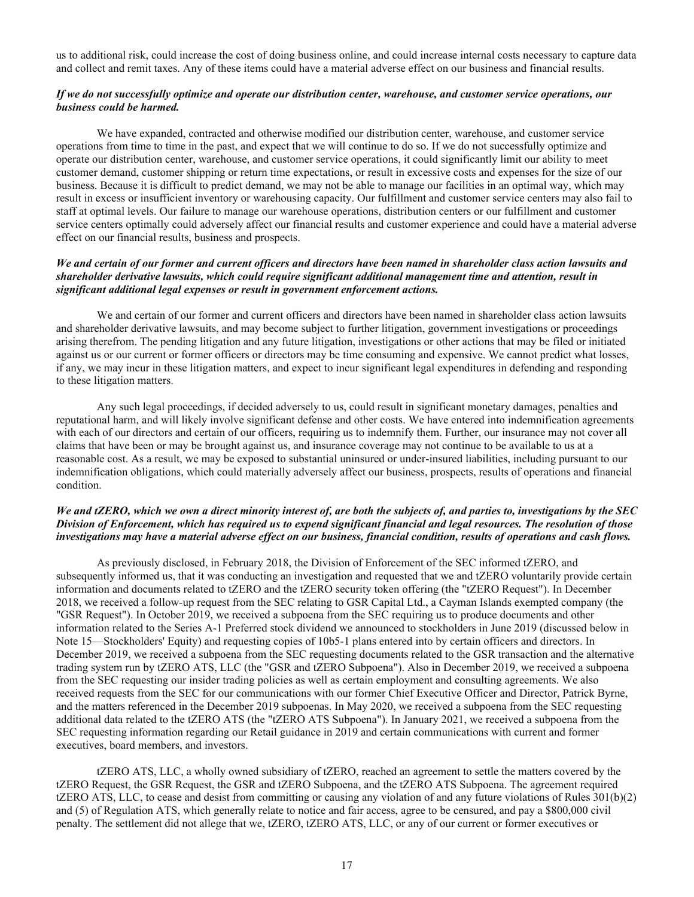us to additional risk, could increase the cost of doing business online, and could increase internal costs necessary to capture data and collect and remit taxes. Any of these items could have a material adverse effect on our business and financial results.

***If we do not successfully optimize and operate our distribution center, warehouse, and customer service operations, our business could be harmed.***

We have expanded, contracted and otherwise modified our distribution center, warehouse, and customer service operations from time to time in the past, and expect that we will continue to do so. If we do not successfully optimize and operate our distribution center, warehouse, and customer service operations, it could significantly limit our ability to meet customer demand, customer shipping or return time expectations, or result in excessive costs and expenses for the size of our business. Because it is difficult to predict demand, we may not be able to manage our facilities in an optimal way, which may result in excess or insufficient inventory or warehousing capacity. Our fulfillment and customer service centers may also fail to staff at optimal levels. Our failure to manage our warehouse operations, distribution centers or our fulfillment and customer service centers optimally could adversely affect our financial results and customer experience and could have a material adverse effect on our financial results, business and prospects.

***We and certain of our former and current officers and directors have been named in shareholder class action lawsuits and shareholder derivative lawsuits, which could require significant additional management time and attention, result in significant additional legal expenses or result in government enforcement actions.***

We and certain of our former and current officers and directors have been named in shareholder class action lawsuits and shareholder derivative lawsuits, and may become subject to further litigation, government investigations or proceedings arising therefrom. The pending litigation and any future litigation, investigations or other actions that may be filed or initiated against us or our current or former officers or directors may be time consuming and expensive. We cannot predict what losses, if any, we may incur in these litigation matters, and expect to incur significant legal expenditures in defending and responding to these litigation matters.

Any such legal proceedings, if decided adversely to us, could result in significant monetary damages, penalties and reputational harm, and will likely involve significant defense and other costs. We have entered into indemnification agreements with each of our directors and certain of our officers, requiring us to indemnify them. Further, our insurance may not cover all claims that have been or may be brought against us, and insurance coverage may not continue to be available to us at a reasonable cost. As a result, we may be exposed to substantial uninsured or under-insured liabilities, including pursuant to our indemnification obligations, which could materially adversely affect our business, prospects, results of operations and financial condition.

***We and tZERO, which we own a direct minority interest of, are both the subjects of, and parties to, investigations by the SEC Division of Enforcement, which has required us to expend significant financial and legal resources. The resolution of those investigations may have a material adverse effect on our business, financial condition, results of operations and cash flows.***

As previously disclosed, in February 2018, the Division of Enforcement of the SEC informed tZERO, and subsequently informed us, that it was conducting an investigation and requested that we and tZERO voluntarily provide certain information and documents related to tZERO and the tZERO security token offering (the "tZERO Request"). In December 2018, we received a follow-up request from the SEC relating to GSR Capital Ltd., a Cayman Islands exempted company (the "GSR Request"). In October 2019, we received a subpoena from the SEC requiring us to produce documents and other information related to the Series A-1 Preferred stock dividend we announced to stockholders in June 2019 (discussed below in Note 15—Stockholders' Equity) and requesting copies of 10b5-1 plans entered into by certain officers and directors. In December 2019, we received a subpoena from the SEC requesting documents related to the GSR transaction and the alternative trading system run by tZERO ATS, LLC (the "GSR and tZERO Subpoena"). Also in December 2019, we received a subpoena from the SEC requesting our insider trading policies as well as certain employment and consulting agreements. We also received requests from the SEC for our communications with our former Chief Executive Officer and Director, Patrick Byrne, and the matters referenced in the December 2019 subpoenas. In May 2020, we received a subpoena from the SEC requesting additional data related to the tZERO ATS (the "tZERO ATS Subpoena"). In January 2021, we received a subpoena from the SEC requesting information regarding our Retail guidance in 2019 and certain communications with current and former executives, board members, and investors.

tZERO ATS, LLC, a wholly owned subsidiary of tZERO, reached an agreement to settle the matters covered by the tZERO Request, the GSR Request, the GSR and tZERO Subpoena, and the tZERO ATS Subpoena. The agreement required tZERO ATS, LLC, to cease and desist from committing or causing any violation of and any future violations of Rules 301(b)(2) and (5) of Regulation ATS, which generally relate to notice and fair access, agree to be censured, and pay a $800,000 civil penalty. The settlement did not allege that we, tZERO, tZERO ATS, LLC, or any of our current or former executives or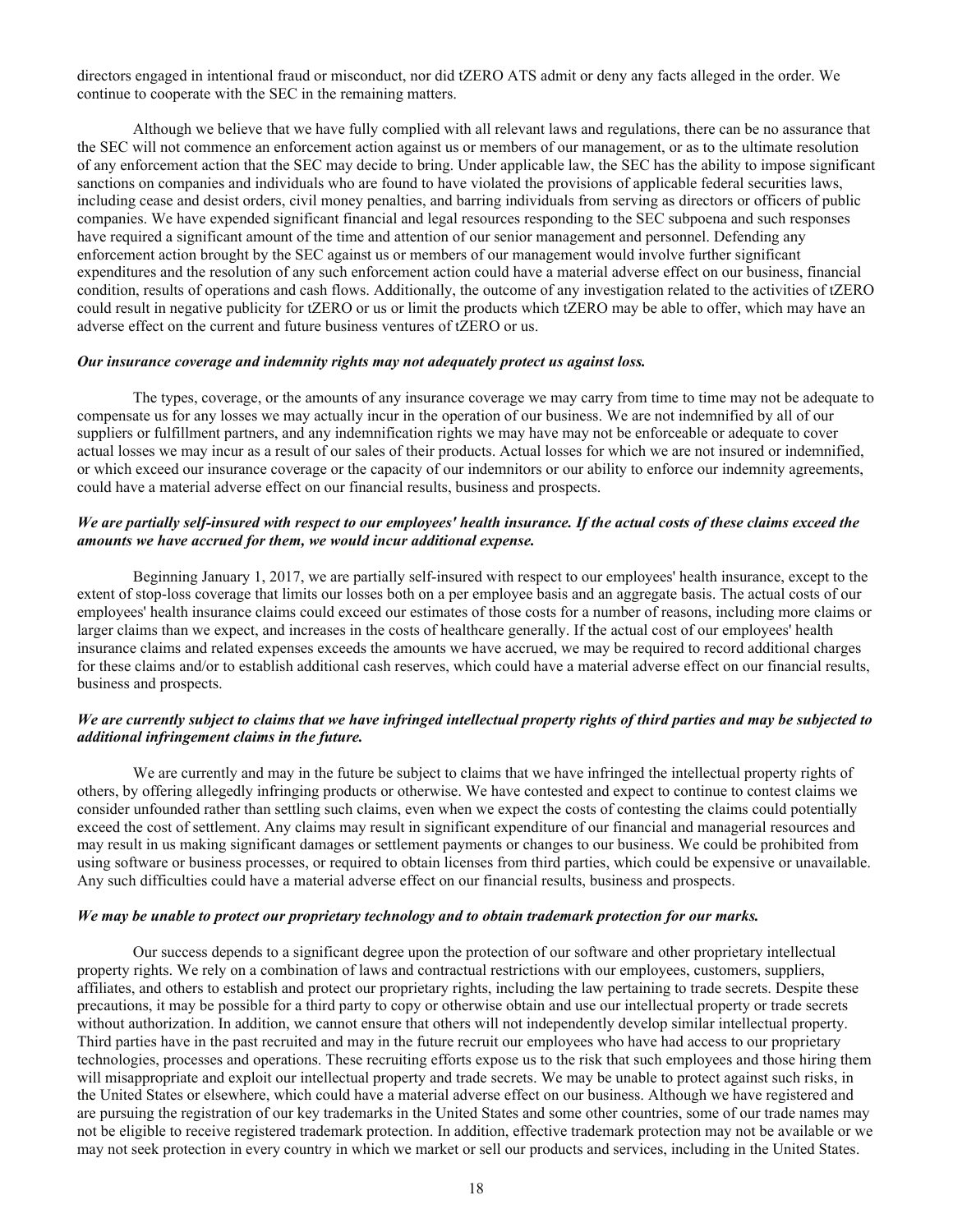directors engaged in intentional fraud or misconduct, nor did tZERO ATS admit or deny any facts alleged in the order. We continue to cooperate with the SEC in the remaining matters.

Although we believe that we have fully complied with all relevant laws and regulations, there can be no assurance that the SEC will not commence an enforcement action against us or members of our management, or as to the ultimate resolution of any enforcement action that the SEC may decide to bring. Under applicable law, the SEC has the ability to impose significant sanctions on companies and individuals who are found to have violated the provisions of applicable federal securities laws, including cease and desist orders, civil money penalties, and barring individuals from serving as directors or officers of public companies. We have expended significant financial and legal resources responding to the SEC subpoena and such responses have required a significant amount of the time and attention of our senior management and personnel. Defending any enforcement action brought by the SEC against us or members of our management would involve further significant expenditures and the resolution of any such enforcement action could have a material adverse effect on our business, financial condition, results of operations and cash flows. Additionally, the outcome of any investigation related to the activities of tZERO could result in negative publicity for tZERO or us or limit the products which tZERO may be able to offer, which may have an adverse effect on the current and future business ventures of tZERO or us.

***Our insurance coverage and indemnity rights may not adequately protect us against loss.***

The types, coverage, or the amounts of any insurance coverage we may carry from time to time may not be adequate to compensate us for any losses we may actually incur in the operation of our business. We are not indemnified by all of our suppliers or fulfillment partners, and any indemnification rights we may have may not be enforceable or adequate to cover actual losses we may incur as a result of our sales of their products. Actual losses for which we are not insured or indemnified, or which exceed our insurance coverage or the capacity of our indemnitors or our ability to enforce our indemnity agreements, could have a material adverse effect on our financial results, business and prospects.

***We are partially self-insured with respect to our employees' health insurance. If the actual costs of these claims exceed the amounts we have accrued for them, we would incur additional expense.***

Beginning January 1, 2017, we are partially self-insured with respect to our employees' health insurance, except to the extent of stop-loss coverage that limits our losses both on a per employee basis and an aggregate basis. The actual costs of our employees' health insurance claims could exceed our estimates of those costs for a number of reasons, including more claims or larger claims than we expect, and increases in the costs of healthcare generally. If the actual cost of our employees' health insurance claims and related expenses exceeds the amounts we have accrued, we may be required to record additional charges for these claims and/or to establish additional cash reserves, which could have a material adverse effect on our financial results, business and prospects.

***We are currently subject to claims that we have infringed intellectual property rights of third parties and may be subjected to additional infringement claims in the future.***

We are currently and may in the future be subject to claims that we have infringed the intellectual property rights of others, by offering allegedly infringing products or otherwise. We have contested and expect to continue to contest claims we consider unfounded rather than settling such claims, even when we expect the costs of contesting the claims could potentially exceed the cost of settlement. Any claims may result in significant expenditure of our financial and managerial resources and may result in us making significant damages or settlement payments or changes to our business. We could be prohibited from using software or business processes, or required to obtain licenses from third parties, which could be expensive or unavailable. Any such difficulties could have a material adverse effect on our financial results, business and prospects.

***We may be unable to protect our proprietary technology and to obtain trademark protection for our marks.***

Our success depends to a significant degree upon the protection of our software and other proprietary intellectual property rights. We rely on a combination of laws and contractual restrictions with our employees, customers, suppliers, affiliates, and others to establish and protect our proprietary rights, including the law pertaining to trade secrets. Despite these precautions, it may be possible for a third party to copy or otherwise obtain and use our intellectual property or trade secrets without authorization. In addition, we cannot ensure that others will not independently develop similar intellectual property. Third parties have in the past recruited and may in the future recruit our employees who have had access to our proprietary technologies, processes and operations. These recruiting efforts expose us to the risk that such employees and those hiring them will misappropriate and exploit our intellectual property and trade secrets. We may be unable to protect against such risks, in the United States or elsewhere, which could have a material adverse effect on our business. Although we have registered and are pursuing the registration of our key trademarks in the United States and some other countries, some of our trade names may not be eligible to receive registered trademark protection. In addition, effective trademark protection may not be available or we may not seek protection in every country in which we market or sell our products and services, including in the United States.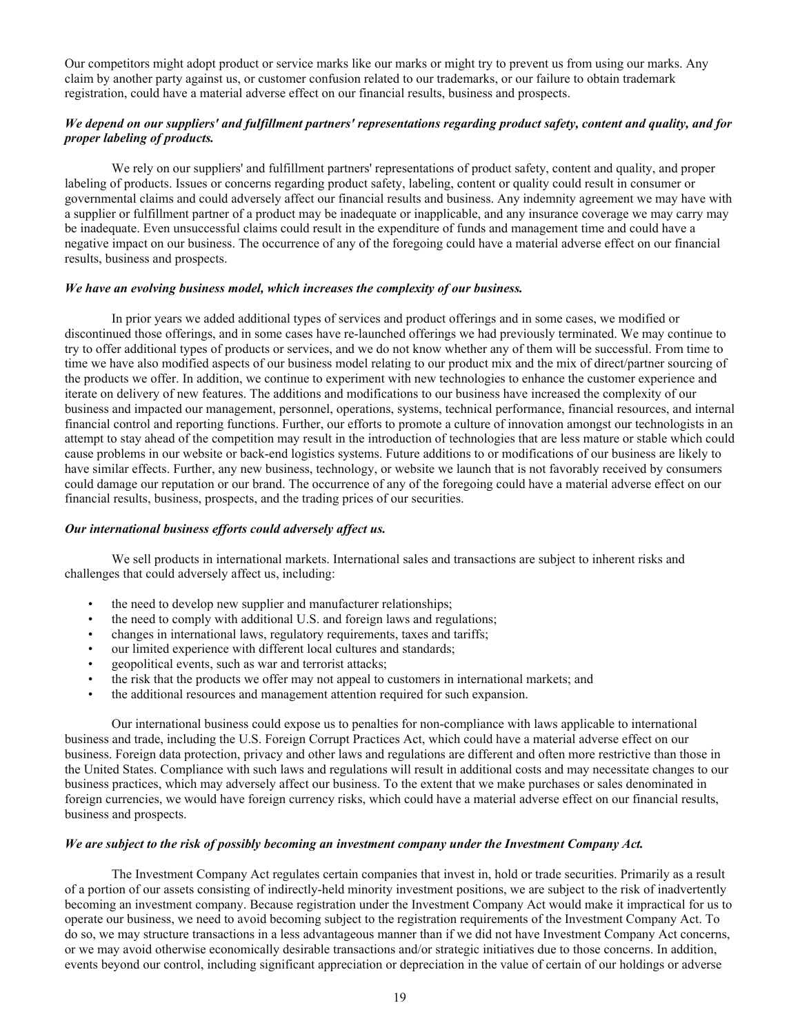Our competitors might adopt product or service marks like our marks or might try to prevent us from using our marks. Any claim by another party against us, or customer confusion related to our trademarks, or our failure to obtain trademark registration, could have a material adverse effect on our financial results, business and prospects.

***We depend on our suppliers' and fulfillment partners' representations regarding product safety, content and quality, and for proper labeling of products.***

We rely on our suppliers' and fulfillment partners' representations of product safety, content and quality, and proper labeling of products. Issues or concerns regarding product safety, labeling, content or quality could result in consumer or governmental claims and could adversely affect our financial results and business. Any indemnity agreement we may have with a supplier or fulfillment partner of a product may be inadequate or inapplicable, and any insurance coverage we may carry may be inadequate. Even unsuccessful claims could result in the expenditure of funds and management time and could have a negative impact on our business. The occurrence of any of the foregoing could have a material adverse effect on our financial results, business and prospects.

***We have an evolving business model, which increases the complexity of our business.***

In prior years we added additional types of services and product offerings and in some cases, we modified or discontinued those offerings, and in some cases have re-launched offerings we had previously terminated. We may continue to try to offer additional types of products or services, and we do not know whether any of them will be successful. From time to time we have also modified aspects of our business model relating to our product mix and the mix of direct/partner sourcing of the products we offer. In addition, we continue to experiment with new technologies to enhance the customer experience and iterate on delivery of new features. The additions and modifications to our business have increased the complexity of our business and impacted our management, personnel, operations, systems, technical performance, financial resources, and internal financial control and reporting functions. Further, our efforts to promote a culture of innovation amongst our technologists in an attempt to stay ahead of the competition may result in the introduction of technologies that are less mature or stable which could cause problems in our website or back-end logistics systems. Future additions to or modifications of our business are likely to have similar effects. Further, any new business, technology, or website we launch that is not favorably received by consumers could damage our reputation or our brand. The occurrence of any of the foregoing could have a material adverse effect on our financial results, business, prospects, and the trading prices of our securities.

***Our international business efforts could adversely affect us.***

We sell products in international markets. International sales and transactions are subject to inherent risks and challenges that could adversely affect us, including:

- the need to develop new supplier and manufacturer relationships;
- the need to comply with additional U.S. and foreign laws and regulations;
- changes in international laws, regulatory requirements, taxes and tariffs;
- our limited experience with different local cultures and standards;
- geopolitical events, such as war and terrorist attacks;
- the risk that the products we offer may not appeal to customers in international markets; and
- the additional resources and management attention required for such expansion.

Our international business could expose us to penalties for non-compliance with laws applicable to international business and trade, including the U.S. Foreign Corrupt Practices Act, which could have a material adverse effect on our business. Foreign data protection, privacy and other laws and regulations are different and often more restrictive than those in the United States. Compliance with such laws and regulations will result in additional costs and may necessitate changes to our business practices, which may adversely affect our business. To the extent that we make purchases or sales denominated in foreign currencies, we would have foreign currency risks, which could have a material adverse effect on our financial results, business and prospects.

***We are subject to the risk of possibly becoming an investment company under the Investment Company Act.***

The Investment Company Act regulates certain companies that invest in, hold or trade securities. Primarily as a result of a portion of our assets consisting of indirectly-held minority investment positions, we are subject to the risk of inadvertently becoming an investment company. Because registration under the Investment Company Act would make it impractical for us to operate our business, we need to avoid becoming subject to the registration requirements of the Investment Company Act. To do so, we may structure transactions in a less advantageous manner than if we did not have Investment Company Act concerns, or we may avoid otherwise economically desirable transactions and/or strategic initiatives due to those concerns. In addition, events beyond our control, including significant appreciation or depreciation in the value of certain of our holdings or adverse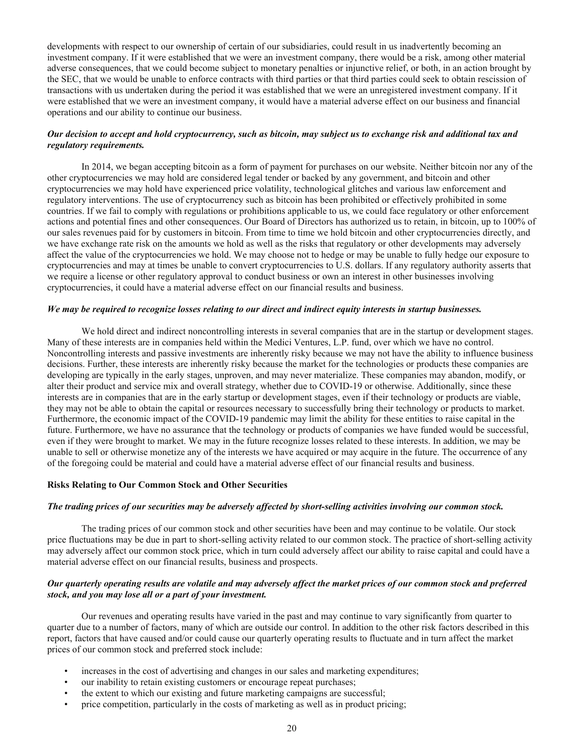developments with respect to our ownership of certain of our subsidiaries, could result in us inadvertently becoming an investment company. If it were established that we were an investment company, there would be a risk, among other material adverse consequences, that we could become subject to monetary penalties or injunctive relief, or both, in an action brought by the SEC, that we would be unable to enforce contracts with third parties or that third parties could seek to obtain rescission of transactions with us undertaken during the period it was established that we were an unregistered investment company. If it were established that we were an investment company, it would have a material adverse effect on our business and financial operations and our ability to continue our business.

***Our decision to accept and hold cryptocurrency, such as bitcoin, may subject us to exchange risk and additional tax and regulatory requirements.***

In 2014, we began accepting bitcoin as a form of payment for purchases on our website. Neither bitcoin nor any of the other cryptocurrencies we may hold are considered legal tender or backed by any government, and bitcoin and other cryptocurrencies we may hold have experienced price volatility, technological glitches and various law enforcement and regulatory interventions. The use of cryptocurrency such as bitcoin has been prohibited or effectively prohibited in some countries. If we fail to comply with regulations or prohibitions applicable to us, we could face regulatory or other enforcement actions and potential fines and other consequences. Our Board of Directors has authorized us to retain, in bitcoin, up to 100% of our sales revenues paid for by customers in bitcoin. From time to time we hold bitcoin and other cryptocurrencies directly, and we have exchange rate risk on the amounts we hold as well as the risks that regulatory or other developments may adversely affect the value of the cryptocurrencies we hold. We may choose not to hedge or may be unable to fully hedge our exposure to cryptocurrencies and may at times be unable to convert cryptocurrencies to U.S. dollars. If any regulatory authority asserts that we require a license or other regulatory approval to conduct business or own an interest in other businesses involving cryptocurrencies, it could have a material adverse effect on our financial results and business.

***We may be required to recognize losses relating to our direct and indirect equity interests in startup businesses.***

We hold direct and indirect noncontrolling interests in several companies that are in the startup or development stages. Many of these interests are in companies held within the Medici Ventures, L.P. fund, over which we have no control. Noncontrolling interests and passive investments are inherently risky because we may not have the ability to influence business decisions. Further, these interests are inherently risky because the market for the technologies or products these companies are developing are typically in the early stages, unproven, and may never materialize. These companies may abandon, modify, or alter their product and service mix and overall strategy, whether due to COVID-19 or otherwise. Additionally, since these interests are in companies that are in the early startup or development stages, even if their technology or products are viable, they may not be able to obtain the capital or resources necessary to successfully bring their technology or products to market. Furthermore, the economic impact of the COVID-19 pandemic may limit the ability for these entities to raise capital in the future. Furthermore, we have no assurance that the technology or products of companies we have funded would be successful, even if they were brought to market. We may in the future recognize losses related to these interests. In addition, we may be unable to sell or otherwise monetize any of the interests we have acquired or may acquire in the future. The occurrence of any of the foregoing could be material and could have a material adverse effect of our financial results and business.

### Risks Relating to Our Common Stock and Other Securities

***The trading prices of our securities may be adversely affected by short-selling activities involving our common stock.***

The trading prices of our common stock and other securities have been and may continue to be volatile. Our stock price fluctuations may be due in part to short-selling activity related to our common stock. The practice of short-selling activity may adversely affect our common stock price, which in turn could adversely affect our ability to raise capital and could have a material adverse effect on our financial results, business and prospects.

***Our quarterly operating results are volatile and may adversely affect the market prices of our common stock and preferred stock, and you may lose all or a part of your investment.***

Our revenues and operating results have varied in the past and may continue to vary significantly from quarter to quarter due to a number of factors, many of which are outside our control. In addition to the other risk factors described in this report, factors that have caused and/or could cause our quarterly operating results to fluctuate and in turn affect the market prices of our common stock and preferred stock include:

- increases in the cost of advertising and changes in our sales and marketing expenditures;
- our inability to retain existing customers or encourage repeat purchases;
- the extent to which our existing and future marketing campaigns are successful;
- price competition, particularly in the costs of marketing as well as in product pricing;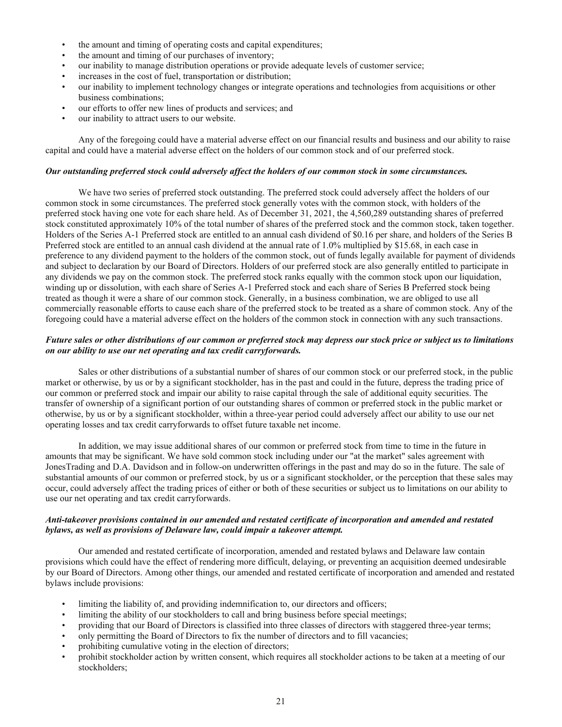- the amount and timing of operating costs and capital expenditures;
- the amount and timing of our purchases of inventory;
- our inability to manage distribution operations or provide adequate levels of customer service;
- increases in the cost of fuel, transportation or distribution;
- our inability to implement technology changes or integrate operations and technologies from acquisitions or other business combinations;
- our efforts to offer new lines of products and services; and
- our inability to attract users to our website.

Any of the foregoing could have a material adverse effect on our financial results and business and our ability to raise capital and could have a material adverse effect on the holders of our common stock and of our preferred stock.

***Our outstanding preferred stock could adversely affect the holders of our common stock in some circumstances.***

We have two series of preferred stock outstanding. The preferred stock could adversely affect the holders of our common stock in some circumstances. The preferred stock generally votes with the common stock, with holders of the preferred stock having one vote for each share held. As of December 31, 2021, the 4,560,289 outstanding shares of preferred stock constituted approximately 10% of the total number of shares of the preferred stock and the common stock, taken together. Holders of the Series A-1 Preferred stock are entitled to an annual cash dividend of $0.16 per share, and holders of the Series B Preferred stock are entitled to an annual cash dividend at the annual rate of 1.0% multiplied by $15.68, in each case in preference to any dividend payment to the holders of the common stock, out of funds legally available for payment of dividends and subject to declaration by our Board of Directors. Holders of our preferred stock are also generally entitled to participate in any dividends we pay on the common stock. The preferred stock ranks equally with the common stock upon our liquidation, winding up or dissolution, with each share of Series A-1 Preferred stock and each share of Series B Preferred stock being treated as though it were a share of our common stock. Generally, in a business combination, we are obliged to use all commercially reasonable efforts to cause each share of the preferred stock to be treated as a share of common stock. Any of the foregoing could have a material adverse effect on the holders of the common stock in connection with any such transactions.

***Future sales or other distributions of our common or preferred stock may depress our stock price or subject us to limitations on our ability to use our net operating and tax credit carryforwards.***

Sales or other distributions of a substantial number of shares of our common stock or our preferred stock, in the public market or otherwise, by us or by a significant stockholder, has in the past and could in the future, depress the trading price of our common or preferred stock and impair our ability to raise capital through the sale of additional equity securities. The transfer of ownership of a significant portion of our outstanding shares of common or preferred stock in the public market or otherwise, by us or by a significant stockholder, within a three-year period could adversely affect our ability to use our net operating losses and tax credit carryforwards to offset future taxable net income.

In addition, we may issue additional shares of our common or preferred stock from time to time in the future in amounts that may be significant. We have sold common stock including under our "at the market" sales agreement with JonesTrading and D.A. Davidson and in follow-on underwritten offerings in the past and may do so in the future. The sale of substantial amounts of our common or preferred stock, by us or a significant stockholder, or the perception that these sales may occur, could adversely affect the trading prices of either or both of these securities or subject us to limitations on our ability to use our net operating and tax credit carryforwards.

***Anti-takeover provisions contained in our amended and restated certificate of incorporation and amended and restated bylaws, as well as provisions of Delaware law, could impair a takeover attempt.***

Our amended and restated certificate of incorporation, amended and restated bylaws and Delaware law contain provisions which could have the effect of rendering more difficult, delaying, or preventing an acquisition deemed undesirable by our Board of Directors. Among other things, our amended and restated certificate of incorporation and amended and restated bylaws include provisions:

- limiting the liability of, and providing indemnification to, our directors and officers;
- limiting the ability of our stockholders to call and bring business before special meetings;
- providing that our Board of Directors is classified into three classes of directors with staggered three-year terms;
- only permitting the Board of Directors to fix the number of directors and to fill vacancies;
- prohibiting cumulative voting in the election of directors;
- prohibit stockholder action by written consent, which requires all stockholder actions to be taken at a meeting of our stockholders;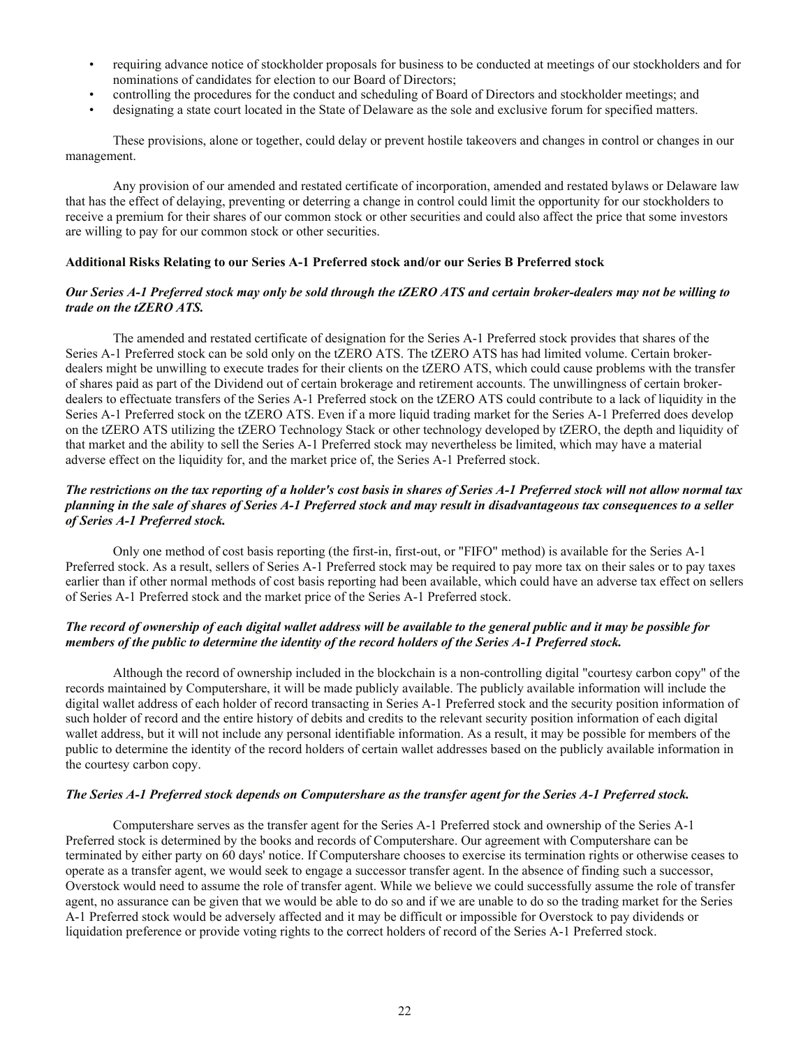- requiring advance notice of stockholder proposals for business to be conducted at meetings of our stockholders and for nominations of candidates for election to our Board of Directors;
- controlling the procedures for the conduct and scheduling of Board of Directors and stockholder meetings; and
- designating a state court located in the State of Delaware as the sole and exclusive forum for specified matters.

These provisions, alone or together, could delay or prevent hostile takeovers and changes in control or changes in our management.

Any provision of our amended and restated certificate of incorporation, amended and restated bylaws or Delaware law that has the effect of delaying, preventing or deterring a change in control could limit the opportunity for our stockholders to receive a premium for their shares of our common stock or other securities and could also affect the price that some investors are willing to pay for our common stock or other securities.

**Additional Risks Relating to our Series A-1 Preferred stock and/or our Series B Preferred stock**

***Our Series A-1 Preferred stock may only be sold through the tZERO ATS and certain broker-dealers may not be willing to trade on the tZERO ATS.***

The amended and restated certificate of designation for the Series A-1 Preferred stock provides that shares of the Series A-1 Preferred stock can be sold only on the tZERO ATS. The tZERO ATS has had limited volume. Certain broker-dealers might be unwilling to execute trades for their clients on the tZERO ATS, which could cause problems with the transfer of shares paid as part of the Dividend out of certain brokerage and retirement accounts. The unwillingness of certain broker-dealers to effectuate transfers of the Series A-1 Preferred stock on the tZERO ATS could contribute to a lack of liquidity in the Series A-1 Preferred stock on the tZERO ATS. Even if a more liquid trading market for the Series A-1 Preferred does develop on the tZERO ATS utilizing the tZERO Technology Stack or other technology developed by tZERO, the depth and liquidity of that market and the ability to sell the Series A-1 Preferred stock may nevertheless be limited, which may have a material adverse effect on the liquidity for, and the market price of, the Series A-1 Preferred stock.

***The restrictions on the tax reporting of a holder's cost basis in shares of Series A-1 Preferred stock will not allow normal tax planning in the sale of shares of Series A-1 Preferred stock and may result in disadvantageous tax consequences to a seller of Series A-1 Preferred stock.***

Only one method of cost basis reporting (the first-in, first-out, or "FIFO" method) is available for the Series A-1 Preferred stock. As a result, sellers of Series A-1 Preferred stock may be required to pay more tax on their sales or to pay taxes earlier than if other normal methods of cost basis reporting had been available, which could have an adverse tax effect on sellers of Series A-1 Preferred stock and the market price of the Series A-1 Preferred stock.

***The record of ownership of each digital wallet address will be available to the general public and it may be possible for members of the public to determine the identity of the record holders of the Series A-1 Preferred stock.***

Although the record of ownership included in the blockchain is a non-controlling digital "courtesy carbon copy" of the records maintained by Computershare, it will be made publicly available. The publicly available information will include the digital wallet address of each holder of record transacting in Series A-1 Preferred stock and the security position information of such holder of record and the entire history of debits and credits to the relevant security position information of each digital wallet address, but it will not include any personal identifiable information. As a result, it may be possible for members of the public to determine the identity of the record holders of certain wallet addresses based on the publicly available information in the courtesy carbon copy.

***The Series A-1 Preferred stock depends on Computershare as the transfer agent for the Series A-1 Preferred stock.***

Computershare serves as the transfer agent for the Series A-1 Preferred stock and ownership of the Series A-1 Preferred stock is determined by the books and records of Computershare. Our agreement with Computershare can be terminated by either party on 60 days' notice. If Computershare chooses to exercise its termination rights or otherwise ceases to operate as a transfer agent, we would seek to engage a successor transfer agent. In the absence of finding such a successor, Overstock would need to assume the role of transfer agent. While we believe we could successfully assume the role of transfer agent, no assurance can be given that we would be able to do so and if we are unable to do so the trading market for the Series A-1 Preferred stock would be adversely affected and it may be difficult or impossible for Overstock to pay dividends or liquidation preference or provide voting rights to the correct holders of record of the Series A-1 Preferred stock.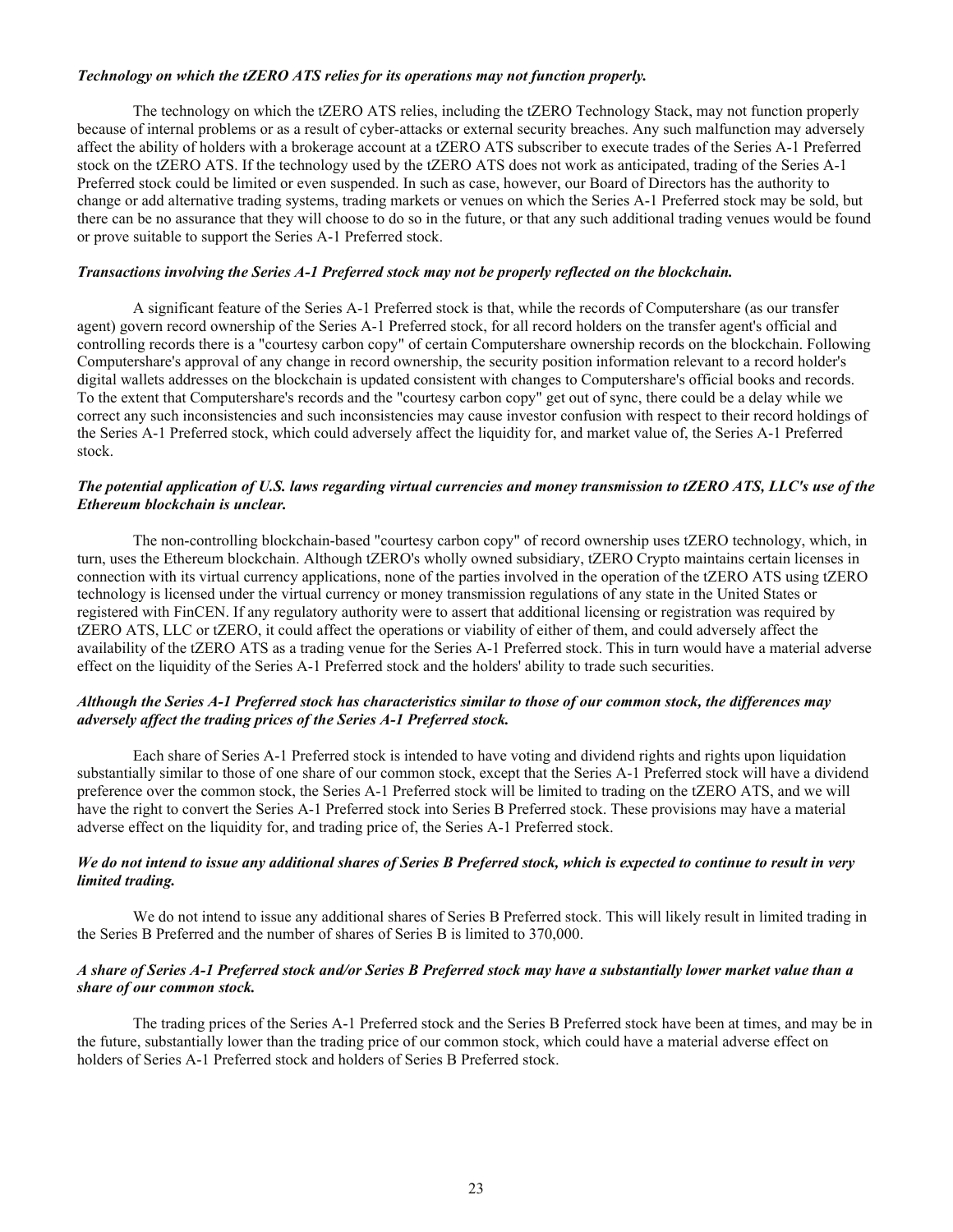***Technology on which the tZERO ATS relies for its operations may not function properly.***

The technology on which the tZERO ATS relies, including the tZERO Technology Stack, may not function properly because of internal problems or as a result of cyber-attacks or external security breaches. Any such malfunction may adversely affect the ability of holders with a brokerage account at a tZERO ATS subscriber to execute trades of the Series A-1 Preferred stock on the tZERO ATS. If the technology used by the tZERO ATS does not work as anticipated, trading of the Series A-1 Preferred stock could be limited or even suspended. In such as case, however, our Board of Directors has the authority to change or add alternative trading systems, trading markets or venues on which the Series A-1 Preferred stock may be sold, but there can be no assurance that they will choose to do so in the future, or that any such additional trading venues would be found or prove suitable to support the Series A-1 Preferred stock.

***Transactions involving the Series A-1 Preferred stock may not be properly reflected on the blockchain.***

A significant feature of the Series A-1 Preferred stock is that, while the records of Computershare (as our transfer agent) govern record ownership of the Series A-1 Preferred stock, for all record holders on the transfer agent's official and controlling records there is a "courtesy carbon copy" of certain Computershare ownership records on the blockchain. Following Computershare's approval of any change in record ownership, the security position information relevant to a record holder's digital wallets addresses on the blockchain is updated consistent with changes to Computershare's official books and records. To the extent that Computershare's records and the "courtesy carbon copy" get out of sync, there could be a delay while we correct any such inconsistencies and such inconsistencies may cause investor confusion with respect to their record holdings of the Series A-1 Preferred stock, which could adversely affect the liquidity for, and market value of, the Series A-1 Preferred stock.

***The potential application of U.S. laws regarding virtual currencies and money transmission to tZERO ATS, LLC's use of the Ethereum blockchain is unclear.***

The non-controlling blockchain-based "courtesy carbon copy" of record ownership uses tZERO technology, which, in turn, uses the Ethereum blockchain. Although tZERO's wholly owned subsidiary, tZERO Crypto maintains certain licenses in connection with its virtual currency applications, none of the parties involved in the operation of the tZERO ATS using tZERO technology is licensed under the virtual currency or money transmission regulations of any state in the United States or registered with FinCEN. If any regulatory authority were to assert that additional licensing or registration was required by tZERO ATS, LLC or tZERO, it could affect the operations or viability of either of them, and could adversely affect the availability of the tZERO ATS as a trading venue for the Series A-1 Preferred stock. This in turn would have a material adverse effect on the liquidity of the Series A-1 Preferred stock and the holders' ability to trade such securities.

***Although the Series A-1 Preferred stock has characteristics similar to those of our common stock, the differences may adversely affect the trading prices of the Series A-1 Preferred stock.***

Each share of Series A-1 Preferred stock is intended to have voting and dividend rights and rights upon liquidation substantially similar to those of one share of our common stock, except that the Series A-1 Preferred stock will have a dividend preference over the common stock, the Series A-1 Preferred stock will be limited to trading on the tZERO ATS, and we will have the right to convert the Series A-1 Preferred stock into Series B Preferred stock. These provisions may have a material adverse effect on the liquidity for, and trading price of, the Series A-1 Preferred stock.

***We do not intend to issue any additional shares of Series B Preferred stock, which is expected to continue to result in very limited trading.***

We do not intend to issue any additional shares of Series B Preferred stock. This will likely result in limited trading in the Series B Preferred and the number of shares of Series B is limited to 370,000.

***A share of Series A-1 Preferred stock and/or Series B Preferred stock may have a substantially lower market value than a share of our common stock.***

The trading prices of the Series A-1 Preferred stock and the Series B Preferred stock have been at times, and may be in the future, substantially lower than the trading price of our common stock, which could have a material adverse effect on holders of Series A-1 Preferred stock and holders of Series B Preferred stock.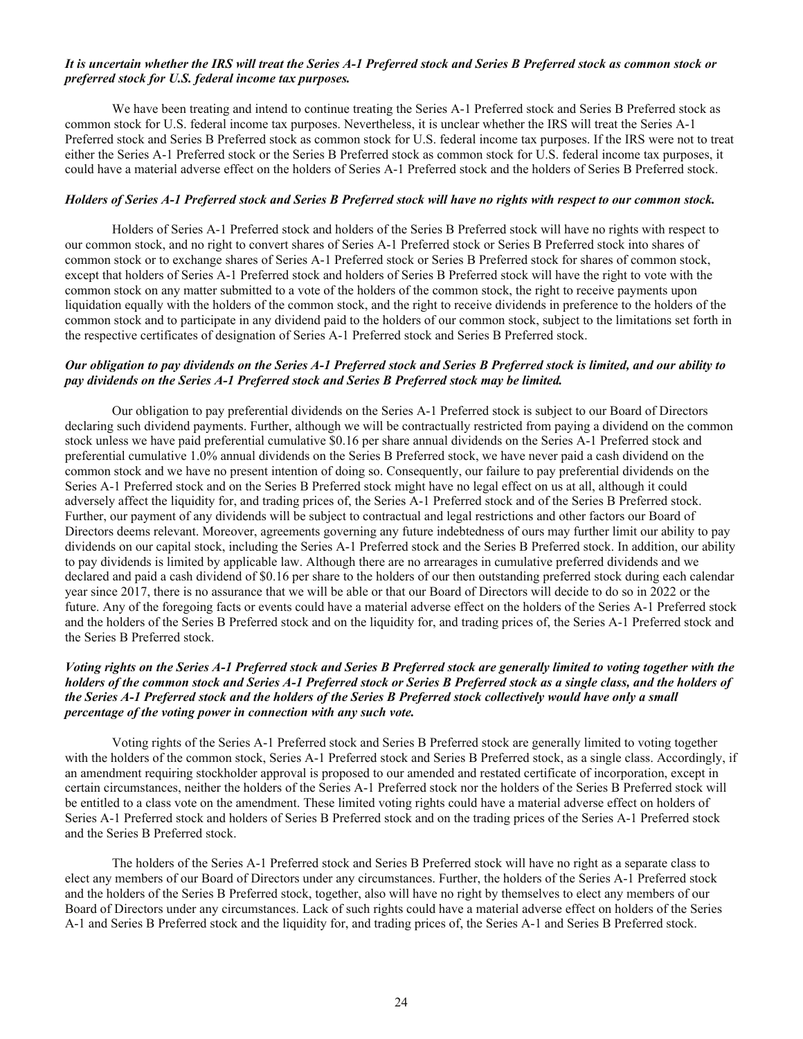***It is uncertain whether the IRS will treat the Series A-1 Preferred stock and Series B Preferred stock as common stock or preferred stock for U.S. federal income tax purposes.***

We have been treating and intend to continue treating the Series A-1 Preferred stock and Series B Preferred stock as common stock for U.S. federal income tax purposes. Nevertheless, it is unclear whether the IRS will treat the Series A-1 Preferred stock and Series B Preferred stock as common stock for U.S. federal income tax purposes. If the IRS were not to treat either the Series A-1 Preferred stock or the Series B Preferred stock as common stock for U.S. federal income tax purposes, it could have a material adverse effect on the holders of Series A-1 Preferred stock and the holders of Series B Preferred stock.

***Holders of Series A-1 Preferred stock and Series B Preferred stock will have no rights with respect to our common stock.***

Holders of Series A-1 Preferred stock and holders of the Series B Preferred stock will have no rights with respect to our common stock, and no right to convert shares of Series A-1 Preferred stock or Series B Preferred stock into shares of common stock or to exchange shares of Series A-1 Preferred stock or Series B Preferred stock for shares of common stock, except that holders of Series A-1 Preferred stock and holders of Series B Preferred stock will have the right to vote with the common stock on any matter submitted to a vote of the holders of the common stock, the right to receive payments upon liquidation equally with the holders of the common stock, and the right to receive dividends in preference to the holders of the common stock and to participate in any dividend paid to the holders of our common stock, subject to the limitations set forth in the respective certificates of designation of Series A-1 Preferred stock and Series B Preferred stock.

***Our obligation to pay dividends on the Series A-1 Preferred stock and Series B Preferred stock is limited, and our ability to pay dividends on the Series A-1 Preferred stock and Series B Preferred stock may be limited.***

Our obligation to pay preferential dividends on the Series A-1 Preferred stock is subject to our Board of Directors declaring such dividend payments. Further, although we will be contractually restricted from paying a dividend on the common stock unless we have paid preferential cumulative $0.16 per share annual dividends on the Series A-1 Preferred stock and preferential cumulative 1.0% annual dividends on the Series B Preferred stock, we have never paid a cash dividend on the common stock and we have no present intention of doing so. Consequently, our failure to pay preferential dividends on the Series A-1 Preferred stock and on the Series B Preferred stock might have no legal effect on us at all, although it could adversely affect the liquidity for, and trading prices of, the Series A-1 Preferred stock and of the Series B Preferred stock. Further, our payment of any dividends will be subject to contractual and legal restrictions and other factors our Board of Directors deems relevant. Moreover, agreements governing any future indebtedness of ours may further limit our ability to pay dividends on our capital stock, including the Series A-1 Preferred stock and the Series B Preferred stock. In addition, our ability to pay dividends is limited by applicable law. Although there are no arrearages in cumulative preferred dividends and we declared and paid a cash dividend of $0.16 per share to the holders of our then outstanding preferred stock during each calendar year since 2017, there is no assurance that we will be able or that our Board of Directors will decide to do so in 2022 or the future. Any of the foregoing facts or events could have a material adverse effect on the holders of the Series A-1 Preferred stock and the holders of the Series B Preferred stock and on the liquidity for, and trading prices of, the Series A-1 Preferred stock and the Series B Preferred stock.

***Voting rights on the Series A-1 Preferred stock and Series B Preferred stock are generally limited to voting together with the holders of the common stock and Series A-1 Preferred stock or Series B Preferred stock as a single class, and the holders of the Series A-1 Preferred stock and the holders of the Series B Preferred stock collectively would have only a small percentage of the voting power in connection with any such vote.***

Voting rights of the Series A-1 Preferred stock and Series B Preferred stock are generally limited to voting together with the holders of the common stock, Series A-1 Preferred stock and Series B Preferred stock, as a single class. Accordingly, if an amendment requiring stockholder approval is proposed to our amended and restated certificate of incorporation, except in certain circumstances, neither the holders of the Series A-1 Preferred stock nor the holders of the Series B Preferred stock will be entitled to a class vote on the amendment. These limited voting rights could have a material adverse effect on holders of Series A-1 Preferred stock and holders of Series B Preferred stock and on the trading prices of the Series A-1 Preferred stock and the Series B Preferred stock.

The holders of the Series A-1 Preferred stock and Series B Preferred stock will have no right as a separate class to elect any members of our Board of Directors under any circumstances. Further, the holders of the Series A-1 Preferred stock and the holders of the Series B Preferred stock, together, also will have no right by themselves to elect any members of our Board of Directors under any circumstances. Lack of such rights could have a material adverse effect on holders of the Series A-1 and Series B Preferred stock and the liquidity for, and trading prices of, the Series A-1 and Series B Preferred stock.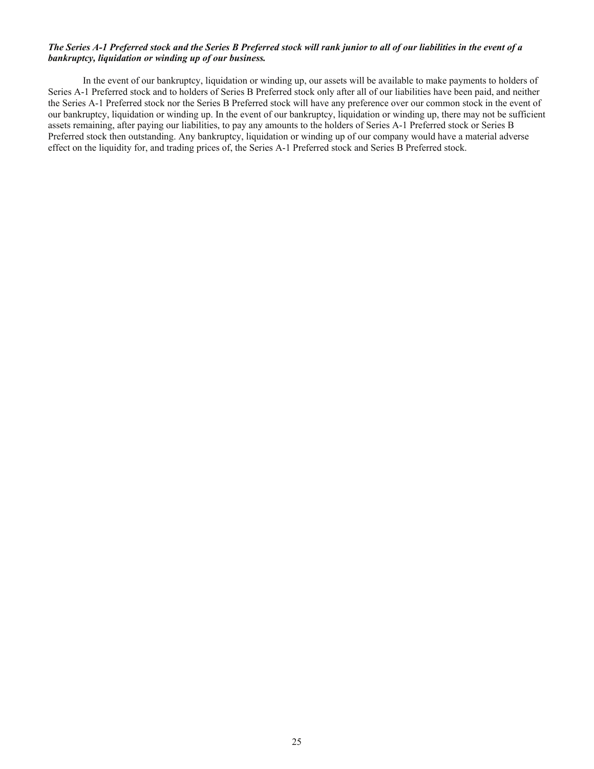***The Series A-1 Preferred stock and the Series B Preferred stock will rank junior to all of our liabilities in the event of a bankruptcy, liquidation or winding up of our business.***

In the event of our bankruptcy, liquidation or winding up, our assets will be available to make payments to holders of Series A-1 Preferred stock and to holders of Series B Preferred stock only after all of our liabilities have been paid, and neither the Series A-1 Preferred stock nor the Series B Preferred stock will have any preference over our common stock in the event of our bankruptcy, liquidation or winding up. In the event of our bankruptcy, liquidation or winding up, there may not be sufficient assets remaining, after paying our liabilities, to pay any amounts to the holders of Series A-1 Preferred stock or Series B Preferred stock then outstanding. Any bankruptcy, liquidation or winding up of our company would have a material adverse effect on the liquidity for, and trading prices of, the Series A-1 Preferred stock and Series B Preferred stock.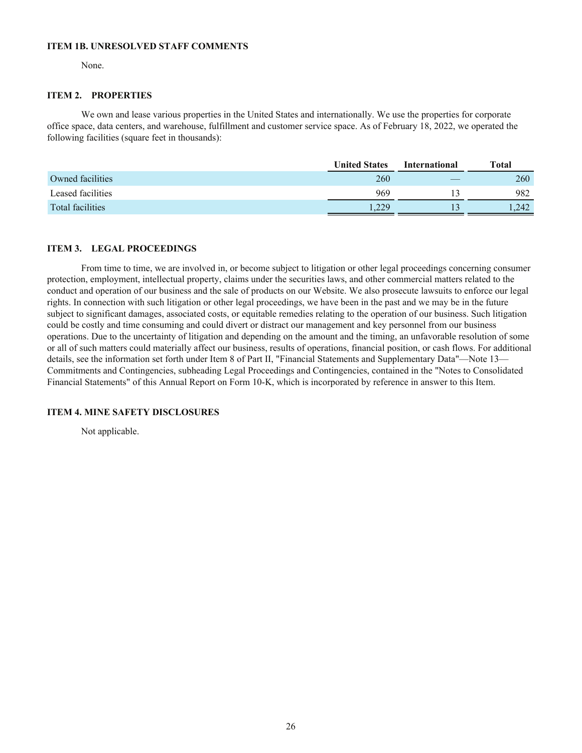## ITEM 1B. UNRESOLVED STAFF COMMENTS

None.

## ITEM 2. PROPERTIES

We own and lease various properties in the United States and internationally. We use the properties for corporate office space, data centers, and warehouse, fulfillment and customer service space. As of February 18, 2022, we operated the following facilities (square feet in thousands):

| | United States | International | Total |
|---|---|---|---|
| Owned facilities | 260 | — | 260 |
| Leased facilities | 969 | 13 | 982 |
| Total facilities | 1,229 | 13 | 1,242 |

## ITEM 3. LEGAL PROCEEDINGS

From time to time, we are involved in, or become subject to litigation or other legal proceedings concerning consumer protection, employment, intellectual property, claims under the securities laws, and other commercial matters related to the conduct and operation of our business and the sale of products on our Website. We also prosecute lawsuits to enforce our legal rights. In connection with such litigation or other legal proceedings, we have been in the past and we may be in the future subject to significant damages, associated costs, or equitable remedies relating to the operation of our business. Such litigation could be costly and time consuming and could divert or distract our management and key personnel from our business operations. Due to the uncertainty of litigation and depending on the amount and the timing, an unfavorable resolution of some or all of such matters could materially affect our business, results of operations, financial position, or cash flows. For additional details, see the information set forth under Item 8 of Part II, "Financial Statements and Supplementary Data"—Note 13—Commitments and Contingencies, subheading Legal Proceedings and Contingencies, contained in the "Notes to Consolidated Financial Statements" of this Annual Report on Form 10-K, which is incorporated by reference in answer to this Item.

## ITEM 4. MINE SAFETY DISCLOSURES

Not applicable.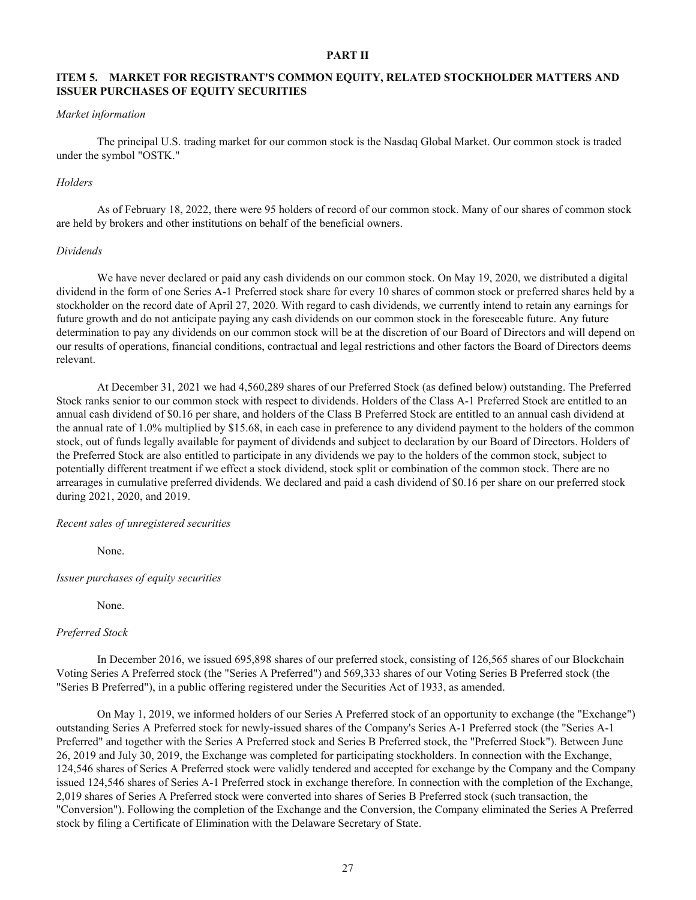# PART II

## ITEM 5. MARKET FOR REGISTRANT'S COMMON EQUITY, RELATED STOCKHOLDER MATTERS AND ISSUER PURCHASES OF EQUITY SECURITIES

*Market information*

The principal U.S. trading market for our common stock is the Nasdaq Global Market. Our common stock is traded under the symbol "OSTK."

*Holders*

As of February 18, 2022, there were 95 holders of record of our common stock. Many of our shares of common stock are held by brokers and other institutions on behalf of the beneficial owners.

*Dividends*

We have never declared or paid any cash dividends on our common stock. On May 19, 2020, we distributed a digital dividend in the form of one Series A-1 Preferred stock share for every 10 shares of common stock or preferred shares held by a stockholder on the record date of April 27, 2020. With regard to cash dividends, we currently intend to retain any earnings for future growth and do not anticipate paying any cash dividends on our common stock in the foreseeable future. Any future determination to pay any dividends on our common stock will be at the discretion of our Board of Directors and will depend on our results of operations, financial conditions, contractual and legal restrictions and other factors the Board of Directors deems relevant.

At December 31, 2021 we had 4,560,289 shares of our Preferred Stock (as defined below) outstanding. The Preferred Stock ranks senior to our common stock with respect to dividends. Holders of the Class A-1 Preferred Stock are entitled to an annual cash dividend of $0.16 per share, and holders of the Class B Preferred Stock are entitled to an annual cash dividend at the annual rate of 1.0% multiplied by $15.68, in each case in preference to any dividend payment to the holders of the common stock, out of funds legally available for payment of dividends and subject to declaration by our Board of Directors. Holders of the Preferred Stock are also entitled to participate in any dividends we pay to the holders of the common stock, subject to potentially different treatment if we effect a stock dividend, stock split or combination of the common stock. There are no arrearages in cumulative preferred dividends. We declared and paid a cash dividend of $0.16 per share on our preferred stock during 2021, 2020, and 2019.

*Recent sales of unregistered securities*

None.

*Issuer purchases of equity securities*

None.

*Preferred Stock*

In December 2016, we issued 695,898 shares of our preferred stock, consisting of 126,565 shares of our Blockchain Voting Series A Preferred stock (the "Series A Preferred") and 569,333 shares of our Voting Series B Preferred stock (the "Series B Preferred"), in a public offering registered under the Securities Act of 1933, as amended.

On May 1, 2019, we informed holders of our Series A Preferred stock of an opportunity to exchange (the "Exchange") outstanding Series A Preferred stock for newly-issued shares of the Company's Series A-1 Preferred stock (the "Series A-1 Preferred" and together with the Series A Preferred stock and Series B Preferred stock, the "Preferred Stock"). Between June 26, 2019 and July 30, 2019, the Exchange was completed for participating stockholders. In connection with the Exchange, 124,546 shares of Series A Preferred stock were validly tendered and accepted for exchange by the Company and the Company issued 124,546 shares of Series A-1 Preferred stock in exchange therefore. In connection with the completion of the Exchange, 2,019 shares of Series A Preferred stock were converted into shares of Series B Preferred stock (such transaction, the "Conversion"). Following the completion of the Exchange and the Conversion, the Company eliminated the Series A Preferred stock by filing a Certificate of Elimination with the Delaware Secretary of State.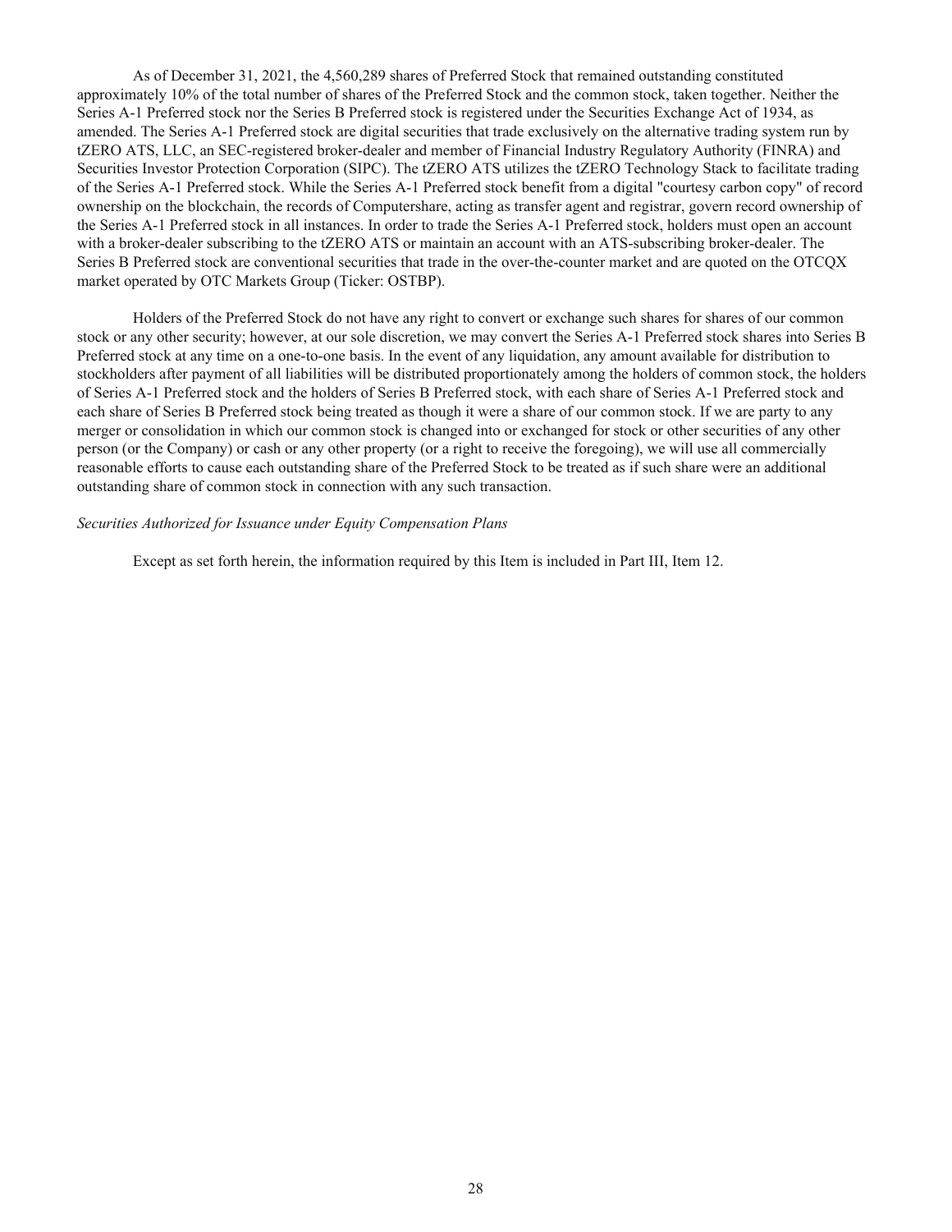As of December 31, 2021, the 4,560,289 shares of Preferred Stock that remained outstanding constituted approximately 10% of the total number of shares of the Preferred Stock and the common stock, taken together. Neither the Series A-1 Preferred stock nor the Series B Preferred stock is registered under the Securities Exchange Act of 1934, as amended. The Series A-1 Preferred stock are digital securities that trade exclusively on the alternative trading system run by tZERO ATS, LLC, an SEC-registered broker-dealer and member of Financial Industry Regulatory Authority (FINRA) and Securities Investor Protection Corporation (SIPC). The tZERO ATS utilizes the tZERO Technology Stack to facilitate trading of the Series A-1 Preferred stock. While the Series A-1 Preferred stock benefit from a digital "courtesy carbon copy" of record ownership on the blockchain, the records of Computershare, acting as transfer agent and registrar, govern record ownership of the Series A-1 Preferred stock in all instances. In order to trade the Series A-1 Preferred stock, holders must open an account with a broker-dealer subscribing to the tZERO ATS or maintain an account with an ATS-subscribing broker-dealer. The Series B Preferred stock are conventional securities that trade in the over-the-counter market and are quoted on the OTCQX market operated by OTC Markets Group (Ticker: OSTBP).

Holders of the Preferred Stock do not have any right to convert or exchange such shares for shares of our common stock or any other security; however, at our sole discretion, we may convert the Series A-1 Preferred stock shares into Series B Preferred stock at any time on a one-to-one basis. In the event of any liquidation, any amount available for distribution to stockholders after payment of all liabilities will be distributed proportionately among the holders of common stock, the holders of Series A-1 Preferred stock and the holders of Series B Preferred stock, with each share of Series A-1 Preferred stock and each share of Series B Preferred stock being treated as though it were a share of our common stock. If we are party to any merger or consolidation in which our common stock is changed into or exchanged for stock or other securities of any other person (or the Company) or cash or any other property (or a right to receive the foregoing), we will use all commercially reasonable efforts to cause each outstanding share of the Preferred Stock to be treated as if such share were an additional outstanding share of common stock in connection with any such transaction.

*Securities Authorized for Issuance under Equity Compensation Plans*

Except as set forth herein, the information required by this Item is included in Part III, Item 12.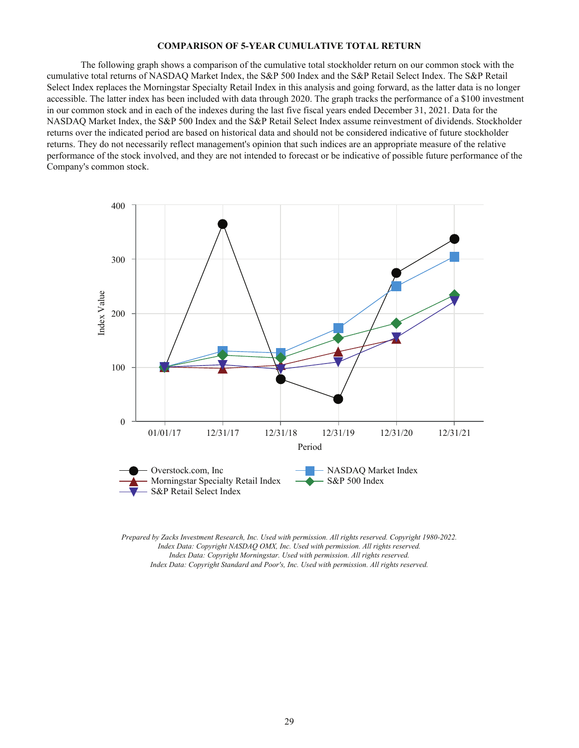**COMPARISON OF 5-YEAR CUMULATIVE TOTAL RETURN**

The following graph shows a comparison of the cumulative total stockholder return on our common stock with the cumulative total returns of NASDAQ Market Index, the S&P 500 Index and the S&P Retail Select Index. The S&P Retail Select Index replaces the Morningstar Specialty Retail Index in this analysis and going forward, as the latter data is no longer accessible. The latter index has been included with data through 2020. The graph tracks the performance of a $100 investment in our common stock and in each of the indexes during the last five fiscal years ended December 31, 2021. Data for the NASDAQ Market Index, the S&P 500 Index and the S&P Retail Select Index assume reinvestment of dividends. Stockholder returns over the indicated period are based on historical data and should not be considered indicative of future stockholder returns. They do not necessarily reflect management's opinion that such indices are an appropriate measure of the relative performance of the stock involved, and they are not intended to forecast or be indicative of possible future performance of the Company's common stock.

400

300

200

100

0

Index Value

01/01/17 12/31/17 12/31/18 12/31/19 12/31/20 12/31/21

Period

Overstock.com, Inc
Morningstar Specialty Retail Index
S&P Retail Select Index
NASDAQ Market Index
S&P 500 Index

*Prepared by Zacks Investment Research, Inc. Used with permission. All rights reserved. Copyright 1980-2022.*
*Index Data: Copyright NASDAQ OMX, Inc. Used with permission. All rights reserved.*
*Index Data: Copyright Morningstar. Used with permission. All rights reserved.*
*Index Data: Copyright Standard and Poor's, Inc. Used with permission. All rights reserved.*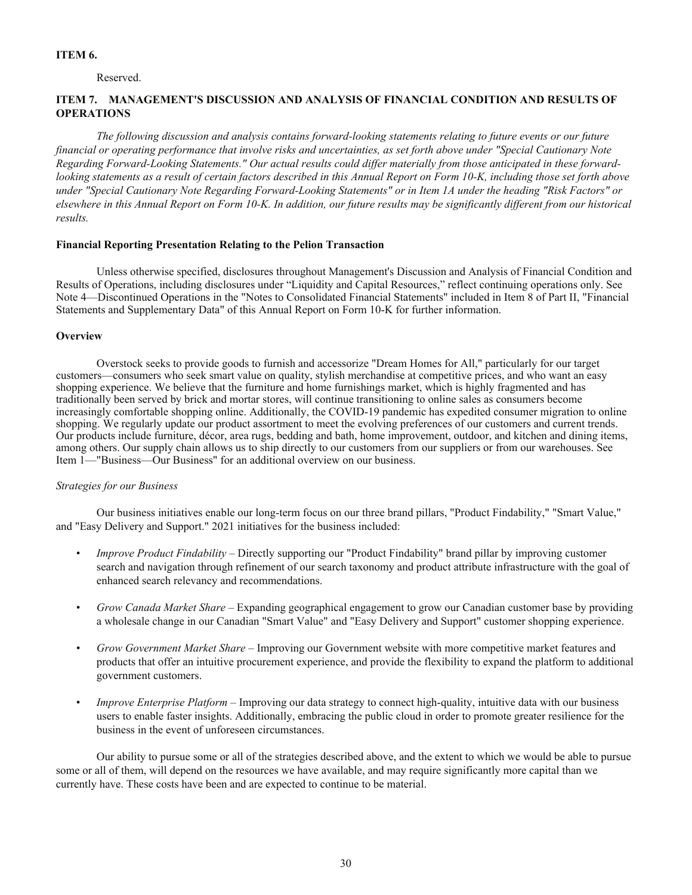**ITEM 6.**

Reserved.

## ITEM 7. MANAGEMENT'S DISCUSSION AND ANALYSIS OF FINANCIAL CONDITION AND RESULTS OF OPERATIONS

*The following discussion and analysis contains forward-looking statements relating to future events or our future financial or operating performance that involve risks and uncertainties, as set forth above under "Special Cautionary Note Regarding Forward-Looking Statements." Our actual results could differ materially from those anticipated in these forward-looking statements as a result of certain factors described in this Annual Report on Form 10-K, including those set forth above under "Special Cautionary Note Regarding Forward-Looking Statements" or in Item 1A under the heading "Risk Factors" or elsewhere in this Annual Report on Form 10-K. In addition, our future results may be significantly different from our historical results.*

### Financial Reporting Presentation Relating to the Pelion Transaction

Unless otherwise specified, disclosures throughout Management's Discussion and Analysis of Financial Condition and Results of Operations, including disclosures under "Liquidity and Capital Resources," reflect continuing operations only. See Note 4—Discontinued Operations in the "Notes to Consolidated Financial Statements" included in Item 8 of Part II, "Financial Statements and Supplementary Data" of this Annual Report on Form 10-K for further information.

### Overview

Overstock seeks to provide goods to furnish and accessorize "Dream Homes for All," particularly for our target customers—consumers who seek smart value on quality, stylish merchandise at competitive prices, and who want an easy shopping experience. We believe that the furniture and home furnishings market, which is highly fragmented and has traditionally been served by brick and mortar stores, will continue transitioning to online sales as consumers become increasingly comfortable shopping online. Additionally, the COVID-19 pandemic has expedited consumer migration to online shopping. We regularly update our product assortment to meet the evolving preferences of our customers and current trends. Our products include furniture, décor, area rugs, bedding and bath, home improvement, outdoor, and kitchen and dining items, among others. Our supply chain allows us to ship directly to our customers from our suppliers or from our warehouses. See Item 1—"Business—Our Business" for an additional overview on our business.

*Strategies for our Business*

Our business initiatives enable our long-term focus on our three brand pillars, "Product Findability," "Smart Value," and "Easy Delivery and Support." 2021 initiatives for the business included:

- *Improve Product Findability* – Directly supporting our "Product Findability" brand pillar by improving customer search and navigation through refinement of our search taxonomy and product attribute infrastructure with the goal of enhanced search relevancy and recommendations.
- *Grow Canada Market Share* – Expanding geographical engagement to grow our Canadian customer base by providing a wholesale change in our Canadian "Smart Value" and "Easy Delivery and Support" customer shopping experience.
- *Grow Government Market Share* – Improving our Government website with more competitive market features and products that offer an intuitive procurement experience, and provide the flexibility to expand the platform to additional government customers.
- *Improve Enterprise Platform* – Improving our data strategy to connect high-quality, intuitive data with our business users to enable faster insights. Additionally, embracing the public cloud in order to promote greater resilience for the business in the event of unforeseen circumstances.

Our ability to pursue some or all of the strategies described above, and the extent to which we would be able to pursue some or all of them, will depend on the resources we have available, and may require significantly more capital than we currently have. These costs have been and are expected to continue to be material.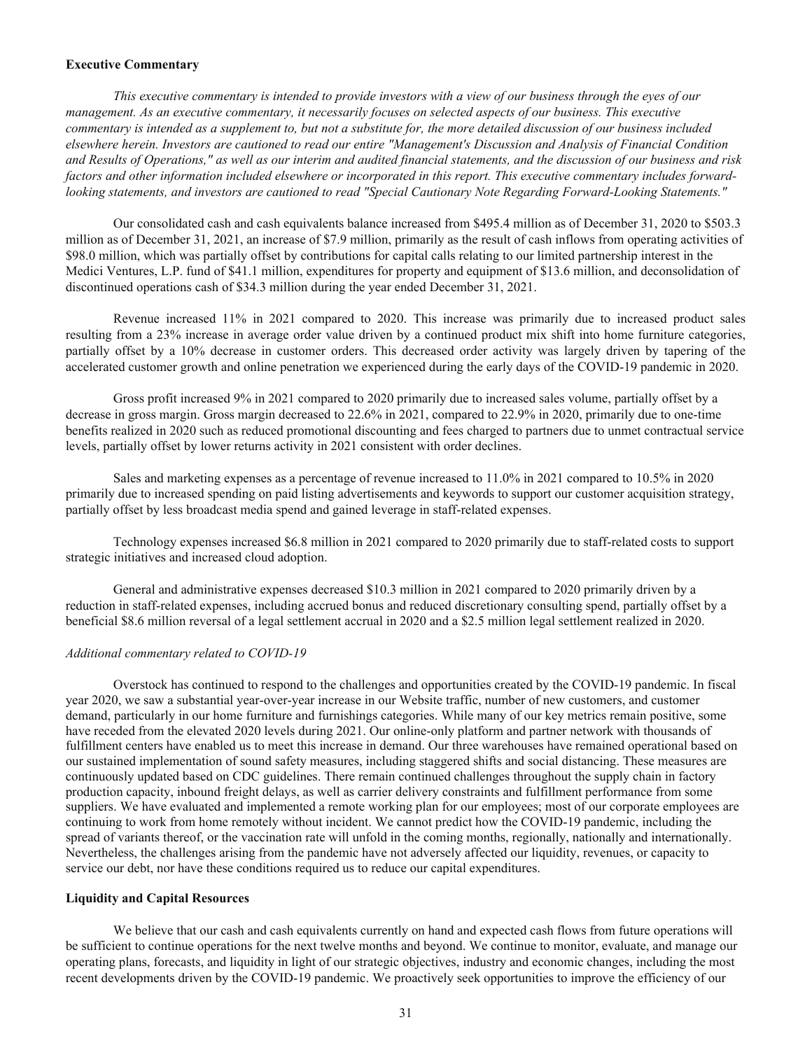### Executive Commentary

*This executive commentary is intended to provide investors with a view of our business through the eyes of our management. As an executive commentary, it necessarily focuses on selected aspects of our business. This executive commentary is intended as a supplement to, but not a substitute for, the more detailed discussion of our business included elsewhere herein. Investors are cautioned to read our entire "Management's Discussion and Analysis of Financial Condition and Results of Operations," as well as our interim and audited financial statements, and the discussion of our business and risk factors and other information included elsewhere or incorporated in this report. This executive commentary includes forward-looking statements, and investors are cautioned to read "Special Cautionary Note Regarding Forward-Looking Statements."*

Our consolidated cash and cash equivalents balance increased from $495.4 million as of December 31, 2020 to $503.3 million as of December 31, 2021, an increase of $7.9 million, primarily as the result of cash inflows from operating activities of $98.0 million, which was partially offset by contributions for capital calls relating to our limited partnership interest in the Medici Ventures, L.P. fund of $41.1 million, expenditures for property and equipment of $13.6 million, and deconsolidation of discontinued operations cash of $34.3 million during the year ended December 31, 2021.

Revenue increased 11% in 2021 compared to 2020. This increase was primarily due to increased product sales resulting from a 23% increase in average order value driven by a continued product mix shift into home furniture categories, partially offset by a 10% decrease in customer orders. This decreased order activity was largely driven by tapering of the accelerated customer growth and online penetration we experienced during the early days of the COVID-19 pandemic in 2020.

Gross profit increased 9% in 2021 compared to 2020 primarily due to increased sales volume, partially offset by a decrease in gross margin. Gross margin decreased to 22.6% in 2021, compared to 22.9% in 2020, primarily due to one-time benefits realized in 2020 such as reduced promotional discounting and fees charged to partners due to unmet contractual service levels, partially offset by lower returns activity in 2021 consistent with order declines.

Sales and marketing expenses as a percentage of revenue increased to 11.0% in 2021 compared to 10.5% in 2020 primarily due to increased spending on paid listing advertisements and keywords to support our customer acquisition strategy, partially offset by less broadcast media spend and gained leverage in staff-related expenses.

Technology expenses increased $6.8 million in 2021 compared to 2020 primarily due to staff-related costs to support strategic initiatives and increased cloud adoption.

General and administrative expenses decreased $10.3 million in 2021 compared to 2020 primarily driven by a reduction in staff-related expenses, including accrued bonus and reduced discretionary consulting spend, partially offset by a beneficial $8.6 million reversal of a legal settlement accrual in 2020 and a $2.5 million legal settlement realized in 2020.

*Additional commentary related to COVID-19*

Overstock has continued to respond to the challenges and opportunities created by the COVID-19 pandemic. In fiscal year 2020, we saw a substantial year-over-year increase in our Website traffic, number of new customers, and customer demand, particularly in our home furniture and furnishings categories. While many of our key metrics remain positive, some have receded from the elevated 2020 levels during 2021. Our online-only platform and partner network with thousands of fulfillment centers have enabled us to meet this increase in demand. Our three warehouses have remained operational based on our sustained implementation of sound safety measures, including staggered shifts and social distancing. These measures are continuously updated based on CDC guidelines. There remain continued challenges throughout the supply chain in factory production capacity, inbound freight delays, as well as carrier delivery constraints and fulfillment performance from some suppliers. We have evaluated and implemented a remote working plan for our employees; most of our corporate employees are continuing to work from home remotely without incident. We cannot predict how the COVID-19 pandemic, including the spread of variants thereof, or the vaccination rate will unfold in the coming months, regionally, nationally and internationally. Nevertheless, the challenges arising from the pandemic have not adversely affected our liquidity, revenues, or capacity to service our debt, nor have these conditions required us to reduce our capital expenditures.

### Liquidity and Capital Resources

We believe that our cash and cash equivalents currently on hand and expected cash flows from future operations will be sufficient to continue operations for the next twelve months and beyond. We continue to monitor, evaluate, and manage our operating plans, forecasts, and liquidity in light of our strategic objectives, industry and economic changes, including the most recent developments driven by the COVID-19 pandemic. We proactively seek opportunities to improve the efficiency of our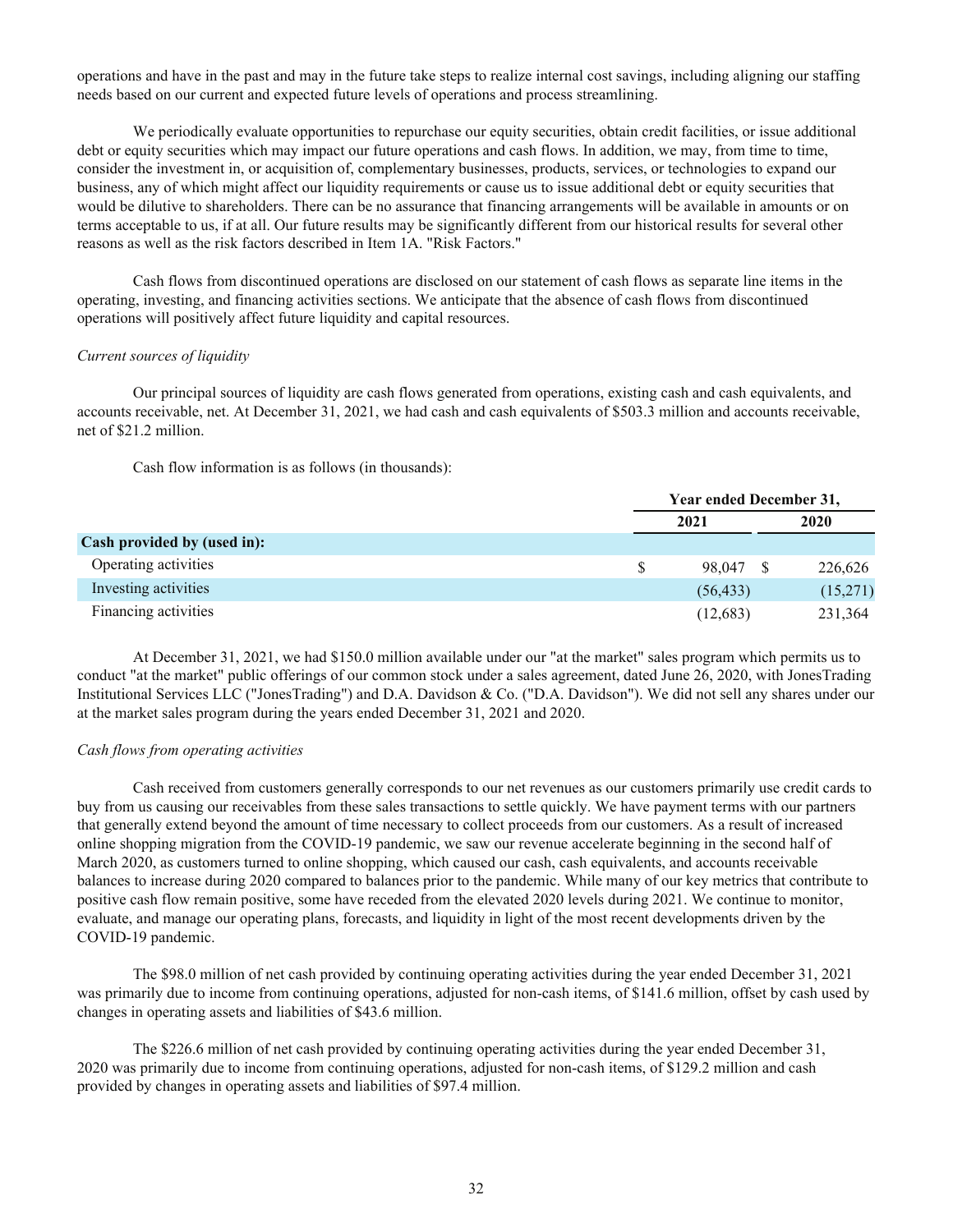operations and have in the past and may in the future take steps to realize internal cost savings, including aligning our staffing needs based on our current and expected future levels of operations and process streamlining.

We periodically evaluate opportunities to repurchase our equity securities, obtain credit facilities, or issue additional debt or equity securities which may impact our future operations and cash flows. In addition, we may, from time to time, consider the investment in, or acquisition of, complementary businesses, products, services, or technologies to expand our business, any of which might affect our liquidity requirements or cause us to issue additional debt or equity securities that would be dilutive to shareholders. There can be no assurance that financing arrangements will be available in amounts or on terms acceptable to us, if at all. Our future results may be significantly different from our historical results for several other reasons as well as the risk factors described in Item 1A. "Risk Factors."

Cash flows from discontinued operations are disclosed on our statement of cash flows as separate line items in the operating, investing, and financing activities sections. We anticipate that the absence of cash flows from discontinued operations will positively affect future liquidity and capital resources.

*Current sources of liquidity*

Our principal sources of liquidity are cash flows generated from operations, existing cash and cash equivalents, and accounts receivable, net. At December 31, 2021, we had cash and cash equivalents of $503.3 million and accounts receivable, net of $21.2 million.

Cash flow information is as follows (in thousands):

| | Year ended December 31, | |
|---|---|---|
| | 2021 | 2020 |
| **Cash provided by (used in):** | | |
| Operating activities | $ 98,047 | $ 226,626 |
| Investing activities | (56,433) | (15,271) |
| Financing activities | (12,683) | 231,364 |

At December 31, 2021, we had $150.0 million available under our "at the market" sales program which permits us to conduct "at the market" public offerings of our common stock under a sales agreement, dated June 26, 2020, with JonesTrading Institutional Services LLC ("JonesTrading") and D.A. Davidson & Co. ("D.A. Davidson"). We did not sell any shares under our at the market sales program during the years ended December 31, 2021 and 2020.

*Cash flows from operating activities*

Cash received from customers generally corresponds to our net revenues as our customers primarily use credit cards to buy from us causing our receivables from these sales transactions to settle quickly. We have payment terms with our partners that generally extend beyond the amount of time necessary to collect proceeds from our customers. As a result of increased online shopping migration from the COVID-19 pandemic, we saw our revenue accelerate beginning in the second half of March 2020, as customers turned to online shopping, which caused our cash, cash equivalents, and accounts receivable balances to increase during 2020 compared to balances prior to the pandemic. While many of our key metrics that contribute to positive cash flow remain positive, some have receded from the elevated 2020 levels during 2021. We continue to monitor, evaluate, and manage our operating plans, forecasts, and liquidity in light of the most recent developments driven by the COVID-19 pandemic.

The $98.0 million of net cash provided by continuing operating activities during the year ended December 31, 2021 was primarily due to income from continuing operations, adjusted for non-cash items, of $141.6 million, offset by cash used by changes in operating assets and liabilities of $43.6 million.

The $226.6 million of net cash provided by continuing operating activities during the year ended December 31, 2020 was primarily due to income from continuing operations, adjusted for non-cash items, of $129.2 million and cash provided by changes in operating assets and liabilities of $97.4 million.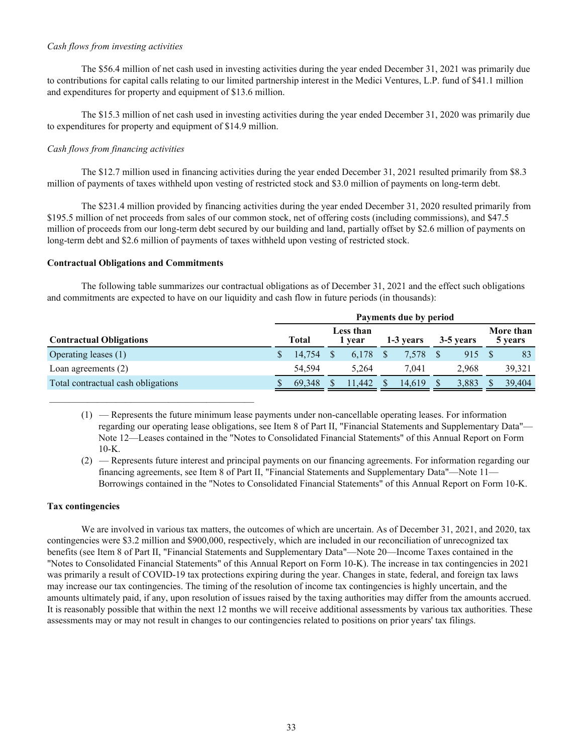*Cash flows from investing activities*

The $56.4 million of net cash used in investing activities during the year ended December 31, 2021 was primarily due to contributions for capital calls relating to our limited partnership interest in the Medici Ventures, L.P. fund of $41.1 million and expenditures for property and equipment of $13.6 million.

The $15.3 million of net cash used in investing activities during the year ended December 31, 2020 was primarily due to expenditures for property and equipment of $14.9 million.

*Cash flows from financing activities*

The $12.7 million used in financing activities during the year ended December 31, 2021 resulted primarily from $8.3 million of payments of taxes withheld upon vesting of restricted stock and $3.0 million of payments on long-term debt.

The $231.4 million provided by financing activities during the year ended December 31, 2020 resulted primarily from $195.5 million of net proceeds from sales of our common stock, net of offering costs (including commissions), and $47.5 million of proceeds from our long-term debt secured by our building and land, partially offset by $2.6 million of payments on long-term debt and $2.6 million of payments of taxes withheld upon vesting of restricted stock.

**Contractual Obligations and Commitments**

The following table summarizes our contractual obligations as of December 31, 2021 and the effect such obligations and commitments are expected to have on our liquidity and cash flow in future periods (in thousands):

| | Payments due by period | | | | |
|---|---|---|---|---|---|
| **Contractual Obligations** | **Total** | **Less than 1 year** | **1-3 years** | **3-5 years** | **More than 5 years** |
| Operating leases (1) | $ 14,754 | $ 6,178 | $ 7,578 | $ 915 | $ 83 |
| Loan agreements (2) | 54,594 | 5,264 | 7,041 | 2,968 | 39,321 |
| Total contractual cash obligations | $ 69,348 | $ 11,442 | $ 14,619 | $ 3,883 | $ 39,404 |

(1) — Represents the future minimum lease payments under non-cancellable operating leases. For information regarding our operating lease obligations, see Item 8 of Part II, "Financial Statements and Supplementary Data"—Note 12—Leases contained in the "Notes to Consolidated Financial Statements" of this Annual Report on Form 10-K.

(2) — Represents future interest and principal payments on our financing agreements. For information regarding our financing agreements, see Item 8 of Part II, "Financial Statements and Supplementary Data"—Note 11—Borrowings contained in the "Notes to Consolidated Financial Statements" of this Annual Report on Form 10-K.

**Tax contingencies**

We are involved in various tax matters, the outcomes of which are uncertain. As of December 31, 2021, and 2020, tax contingencies were $3.2 million and $900,000, respectively, which are included in our reconciliation of unrecognized tax benefits (see Item 8 of Part II, "Financial Statements and Supplementary Data"—Note 20—Income Taxes contained in the "Notes to Consolidated Financial Statements" of this Annual Report on Form 10-K). The increase in tax contingencies in 2021 was primarily a result of COVID-19 tax protections expiring during the year. Changes in state, federal, and foreign tax laws may increase our tax contingencies. The timing of the resolution of income tax contingencies is highly uncertain, and the amounts ultimately paid, if any, upon resolution of issues raised by the taxing authorities may differ from the amounts accrued. It is reasonably possible that within the next 12 months we will receive additional assessments by various tax authorities. These assessments may or may not result in changes to our contingencies related to positions on prior years' tax filings.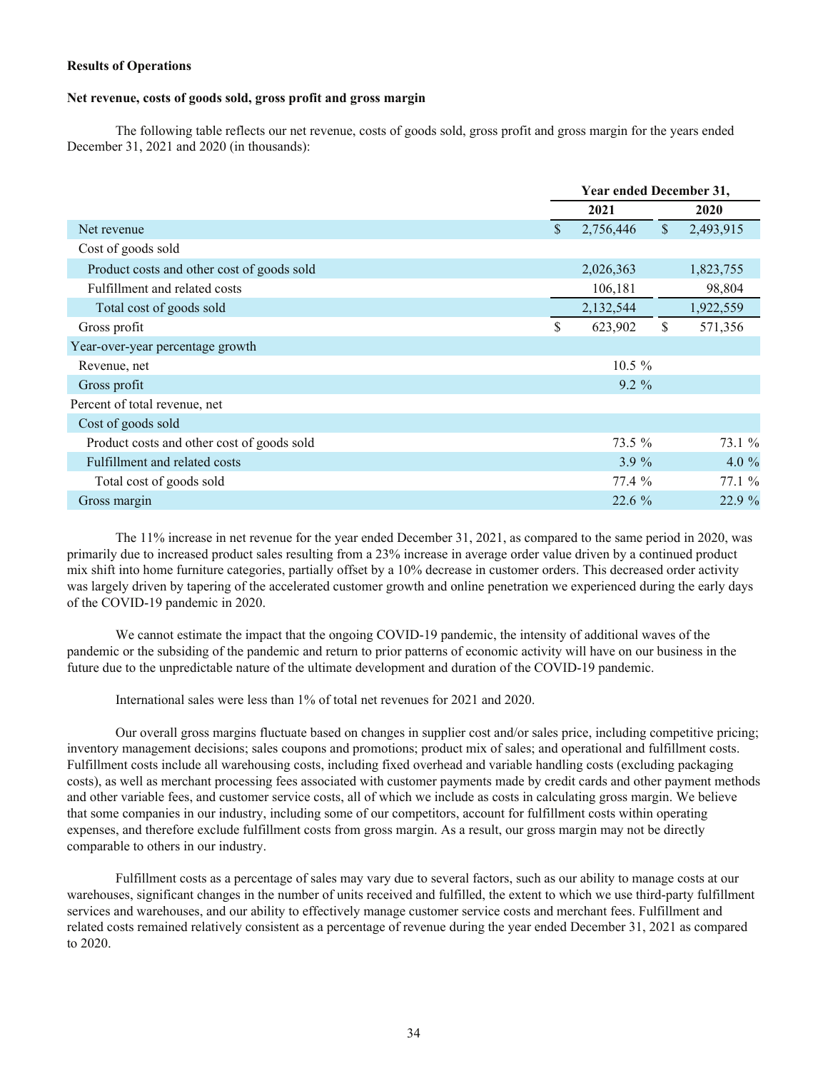**Results of Operations**

**Net revenue, costs of goods sold, gross profit and gross margin**

The following table reflects our net revenue, costs of goods sold, gross profit and gross margin for the years ended December 31, 2021 and 2020 (in thousands):

| | Year ended December 31, | |
|---|---|---|
| | 2021 | 2020 |
| Net revenue | $ 2,756,446 | $ 2,493,915 |
| Cost of goods sold | | |
| Product costs and other cost of goods sold | 2,026,363 | 1,823,755 |
| Fulfillment and related costs | 106,181 | 98,804 |
| Total cost of goods sold | 2,132,544 | 1,922,559 |
| Gross profit | $ 623,902 | $ 571,356 |
| Year-over-year percentage growth | | |
| Revenue, net | 10.5 % | |
| Gross profit | 9.2 % | |
| Percent of total revenue, net | | |
| Cost of goods sold | | |
| Product costs and other cost of goods sold | 73.5 % | 73.1 % |
| Fulfillment and related costs | 3.9 % | 4.0 % |
| Total cost of goods sold | 77.4 % | 77.1 % |
| Gross margin | 22.6 % | 22.9 % |

The 11% increase in net revenue for the year ended December 31, 2021, as compared to the same period in 2020, was primarily due to increased product sales resulting from a 23% increase in average order value driven by a continued product mix shift into home furniture categories, partially offset by a 10% decrease in customer orders. This decreased order activity was largely driven by tapering of the accelerated customer growth and online penetration we experienced during the early days of the COVID-19 pandemic in 2020.

We cannot estimate the impact that the ongoing COVID-19 pandemic, the intensity of additional waves of the pandemic or the subsiding of the pandemic and return to prior patterns of economic activity will have on our business in the future due to the unpredictable nature of the ultimate development and duration of the COVID-19 pandemic.

International sales were less than 1% of total net revenues for 2021 and 2020.

Our overall gross margins fluctuate based on changes in supplier cost and/or sales price, including competitive pricing; inventory management decisions; sales coupons and promotions; product mix of sales; and operational and fulfillment costs. Fulfillment costs include all warehousing costs, including fixed overhead and variable handling costs (excluding packaging costs), as well as merchant processing fees associated with customer payments made by credit cards and other payment methods and other variable fees, and customer service costs, all of which we include as costs in calculating gross margin. We believe that some companies in our industry, including some of our competitors, account for fulfillment costs within operating expenses, and therefore exclude fulfillment costs from gross margin. As a result, our gross margin may not be directly comparable to others in our industry.

Fulfillment costs as a percentage of sales may vary due to several factors, such as our ability to manage costs at our warehouses, significant changes in the number of units received and fulfilled, the extent to which we use third-party fulfillment services and warehouses, and our ability to effectively manage customer service costs and merchant fees. Fulfillment and related costs remained relatively consistent as a percentage of revenue during the year ended December 31, 2021 as compared to 2020.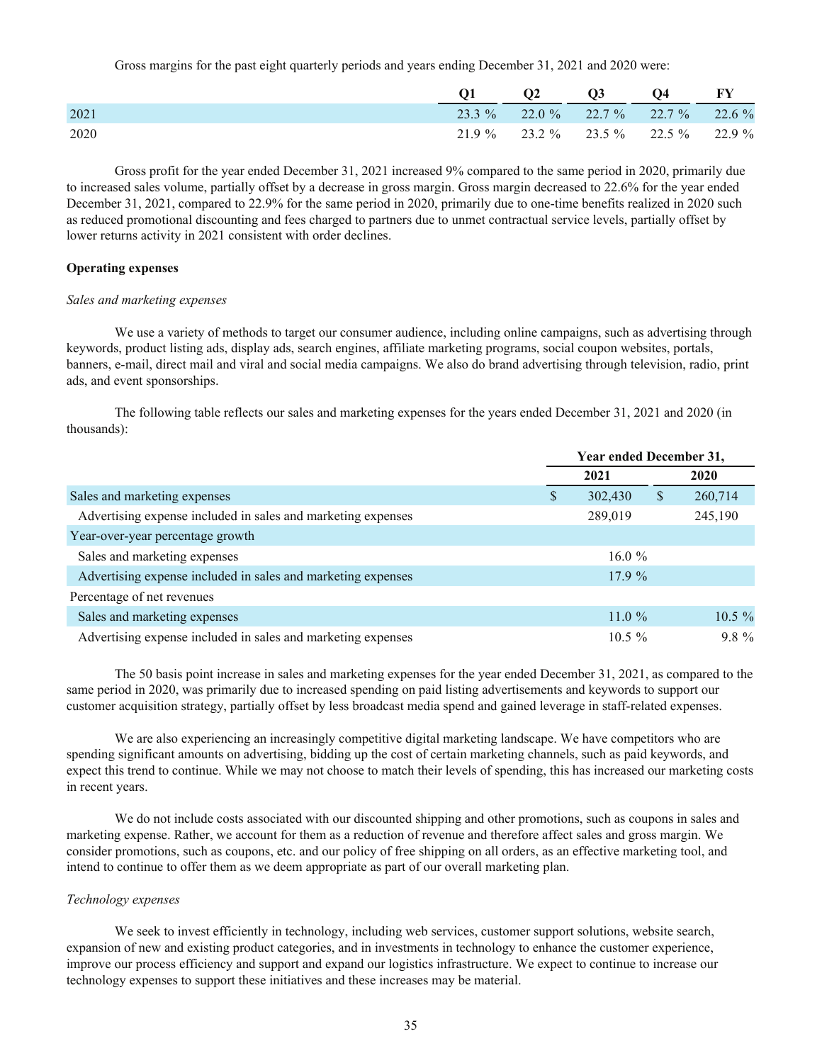Gross margins for the past eight quarterly periods and years ending December 31, 2021 and 2020 were:

| | Q1 | Q2 | Q3 | Q4 | FY |
|---|---|---|---|---|---|
| 2021 | 23.3 % | 22.0 % | 22.7 % | 22.7 % | 22.6 % |
| 2020 | 21.9 % | 23.2 % | 23.5 % | 22.5 % | 22.9 % |

Gross profit for the year ended December 31, 2021 increased 9% compared to the same period in 2020, primarily due to increased sales volume, partially offset by a decrease in gross margin. Gross margin decreased to 22.6% for the year ended December 31, 2021, compared to 22.9% for the same period in 2020, primarily due to one-time benefits realized in 2020 such as reduced promotional discounting and fees charged to partners due to unmet contractual service levels, partially offset by lower returns activity in 2021 consistent with order declines.

**Operating expenses**

*Sales and marketing expenses*

We use a variety of methods to target our consumer audience, including online campaigns, such as advertising through keywords, product listing ads, display ads, search engines, affiliate marketing programs, social coupon websites, portals, banners, e-mail, direct mail and viral and social media campaigns. We also do brand advertising through television, radio, print ads, and event sponsorships.

The following table reflects our sales and marketing expenses for the years ended December 31, 2021 and 2020 (in thousands):

| | Year ended December 31, | |
|---|---|---|
| | 2021 | 2020 |
| Sales and marketing expenses | $ 302,430 | $ 260,714 |
| Advertising expense included in sales and marketing expenses | 289,019 | 245,190 |
| Year-over-year percentage growth | | |
| Sales and marketing expenses | 16.0 % | |
| Advertising expense included in sales and marketing expenses | 17.9 % | |
| Percentage of net revenues | | |
| Sales and marketing expenses | 11.0 % | 10.5 % |
| Advertising expense included in sales and marketing expenses | 10.5 % | 9.8 % |

The 50 basis point increase in sales and marketing expenses for the year ended December 31, 2021, as compared to the same period in 2020, was primarily due to increased spending on paid listing advertisements and keywords to support our customer acquisition strategy, partially offset by less broadcast media spend and gained leverage in staff-related expenses.

We are also experiencing an increasingly competitive digital marketing landscape. We have competitors who are spending significant amounts on advertising, bidding up the cost of certain marketing channels, such as paid keywords, and expect this trend to continue. While we may not choose to match their levels of spending, this has increased our marketing costs in recent years.

We do not include costs associated with our discounted shipping and other promotions, such as coupons in sales and marketing expense. Rather, we account for them as a reduction of revenue and therefore affect sales and gross margin. We consider promotions, such as coupons, etc. and our policy of free shipping on all orders, as an effective marketing tool, and intend to continue to offer them as we deem appropriate as part of our overall marketing plan.

*Technology expenses*

We seek to invest efficiently in technology, including web services, customer support solutions, website search, expansion of new and existing product categories, and in investments in technology to enhance the customer experience, improve our process efficiency and support and expand our logistics infrastructure. We expect to continue to increase our technology expenses to support these initiatives and these increases may be material.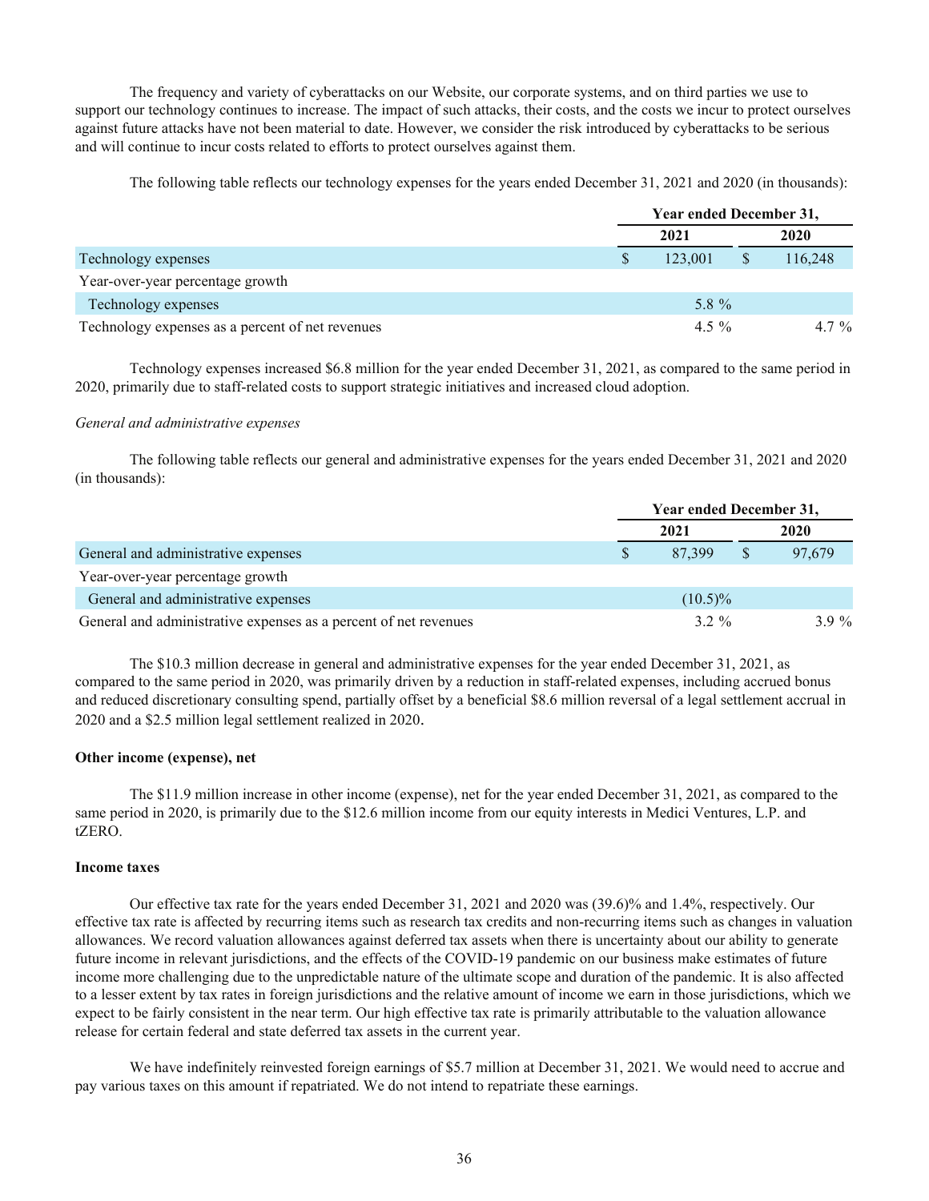The frequency and variety of cyberattacks on our Website, our corporate systems, and on third parties we use to support our technology continues to increase. The impact of such attacks, their costs, and the costs we incur to protect ourselves against future attacks have not been material to date. However, we consider the risk introduced by cyberattacks to be serious and will continue to incur costs related to efforts to protect ourselves against them.

The following table reflects our technology expenses for the years ended December 31, 2021 and 2020 (in thousands):

| | Year ended December 31, | |
|---|---|---|
| | 2021 | 2020 |
| Technology expenses | $ 123,001 | $ 116,248 |
| Year-over-year percentage growth | | |
| Technology expenses | 5.8 % | |
| Technology expenses as a percent of net revenues | 4.5 % | 4.7 % |

Technology expenses increased $6.8 million for the year ended December 31, 2021, as compared to the same period in 2020, primarily due to staff-related costs to support strategic initiatives and increased cloud adoption.

*General and administrative expenses*

The following table reflects our general and administrative expenses for the years ended December 31, 2021 and 2020 (in thousands):

| | Year ended December 31, | |
|---|---|---|
| | 2021 | 2020 |
| General and administrative expenses | $ 87,399 | $ 97,679 |
| Year-over-year percentage growth | | |
| General and administrative expenses | (10.5)% | |
| General and administrative expenses as a percent of net revenues | 3.2 % | 3.9 % |

The $10.3 million decrease in general and administrative expenses for the year ended December 31, 2021, as compared to the same period in 2020, was primarily driven by a reduction in staff-related expenses, including accrued bonus and reduced discretionary consulting spend, partially offset by a beneficial $8.6 million reversal of a legal settlement accrual in 2020 and a $2.5 million legal settlement realized in 2020.

**Other income (expense), net**

The $11.9 million increase in other income (expense), net for the year ended December 31, 2021, as compared to the same period in 2020, is primarily due to the $12.6 million income from our equity interests in Medici Ventures, L.P. and tZERO.

**Income taxes**

Our effective tax rate for the years ended December 31, 2021 and 2020 was (39.6)% and 1.4%, respectively. Our effective tax rate is affected by recurring items such as research tax credits and non-recurring items such as changes in valuation allowances. We record valuation allowances against deferred tax assets when there is uncertainty about our ability to generate future income in relevant jurisdictions, and the effects of the COVID-19 pandemic on our business make estimates of future income more challenging due to the unpredictable nature of the ultimate scope and duration of the pandemic. It is also affected to a lesser extent by tax rates in foreign jurisdictions and the relative amount of income we earn in those jurisdictions, which we expect to be fairly consistent in the near term. Our high effective tax rate is primarily attributable to the valuation allowance release for certain federal and state deferred tax assets in the current year.

We have indefinitely reinvested foreign earnings of $5.7 million at December 31, 2021. We would need to accrue and pay various taxes on this amount if repatriated. We do not intend to repatriate these earnings.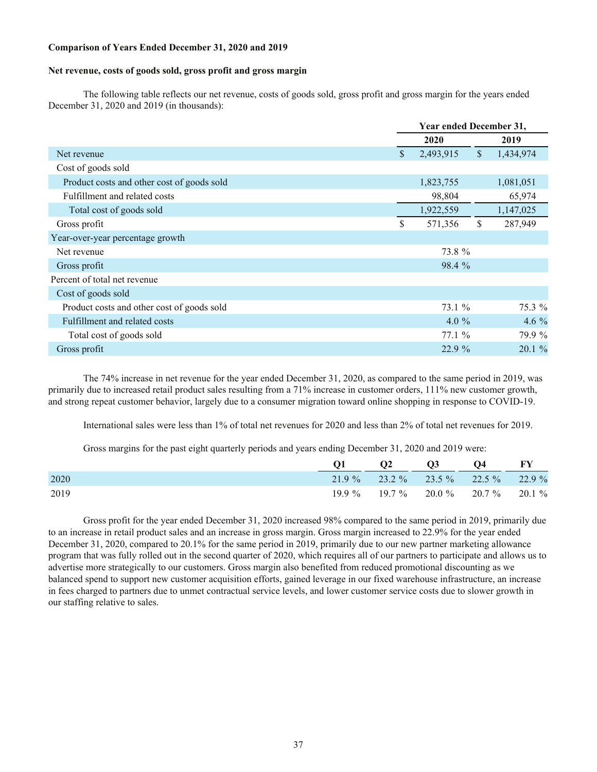**Comparison of Years Ended December 31, 2020 and 2019**

**Net revenue, costs of goods sold, gross profit and gross margin**

The following table reflects our net revenue, costs of goods sold, gross profit and gross margin for the years ended December 31, 2020 and 2019 (in thousands):

| | Year ended December 31, | |
|---|---|---|
| | 2020 | 2019 |
| Net revenue | $ 2,493,915 | $ 1,434,974 |
| Cost of goods sold | | |
| Product costs and other cost of goods sold | 1,823,755 | 1,081,051 |
| Fulfillment and related costs | 98,804 | 65,974 |
| Total cost of goods sold | 1,922,559 | 1,147,025 |
| Gross profit | $ 571,356 | $ 287,949 |
| Year-over-year percentage growth | | |
| Net revenue | 73.8 % | |
| Gross profit | 98.4 % | |
| Percent of total net revenue | | |
| Cost of goods sold | | |
| Product costs and other cost of goods sold | 73.1 % | 75.3 % |
| Fulfillment and related costs | 4.0 % | 4.6 % |
| Total cost of goods sold | 77.1 % | 79.9 % |
| Gross profit | 22.9 % | 20.1 % |

The 74% increase in net revenue for the year ended December 31, 2020, as compared to the same period in 2019, was primarily due to increased retail product sales resulting from a 71% increase in customer orders, 111% new customer growth, and strong repeat customer behavior, largely due to a consumer migration toward online shopping in response to COVID-19.

International sales were less than 1% of total net revenues for 2020 and less than 2% of total net revenues for 2019.

Gross margins for the past eight quarterly periods and years ending December 31, 2020 and 2019 were:

| | Q1 | Q2 | Q3 | Q4 | FY |
|---|---|---|---|---|---|
| 2020 | 21.9 % | 23.2 % | 23.5 % | 22.5 % | 22.9 % |
| 2019 | 19.9 % | 19.7 % | 20.0 % | 20.7 % | 20.1 % |

Gross profit for the year ended December 31, 2020 increased 98% compared to the same period in 2019, primarily due to an increase in retail product sales and an increase in gross margin. Gross margin increased to 22.9% for the year ended December 31, 2020, compared to 20.1% for the same period in 2019, primarily due to our new partner marketing allowance program that was fully rolled out in the second quarter of 2020, which requires all of our partners to participate and allows us to advertise more strategically to our customers. Gross margin also benefited from reduced promotional discounting as we balanced spend to support new customer acquisition efforts, gained leverage in our fixed warehouse infrastructure, an increase in fees charged to partners due to unmet contractual service levels, and lower customer service costs due to slower growth in our staffing relative to sales.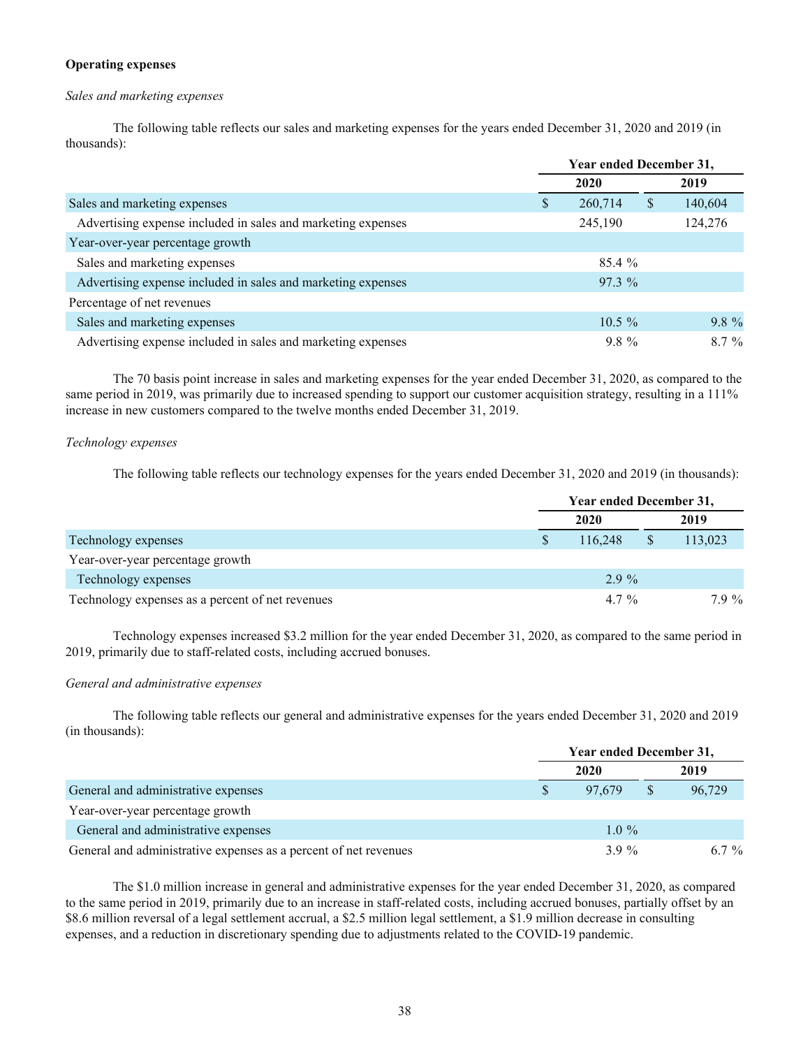**Operating expenses**

*Sales and marketing expenses*

The following table reflects our sales and marketing expenses for the years ended December 31, 2020 and 2019 (in thousands):

| | Year ended December 31, | |
|---|---|---|
| | 2020 | 2019 |
| Sales and marketing expenses | $ 260,714 | $ 140,604 |
| Advertising expense included in sales and marketing expenses | 245,190 | 124,276 |
| Year-over-year percentage growth | | |
| Sales and marketing expenses | 85.4 % | |
| Advertising expense included in sales and marketing expenses | 97.3 % | |
| Percentage of net revenues | | |
| Sales and marketing expenses | 10.5 % | 9.8 % |
| Advertising expense included in sales and marketing expenses | 9.8 % | 8.7 % |

The 70 basis point increase in sales and marketing expenses for the year ended December 31, 2020, as compared to the same period in 2019, was primarily due to increased spending to support our customer acquisition strategy, resulting in a 111% increase in new customers compared to the twelve months ended December 31, 2019.

*Technology expenses*

The following table reflects our technology expenses for the years ended December 31, 2020 and 2019 (in thousands):

| | Year ended December 31, | |
|---|---|---|
| | 2020 | 2019 |
| Technology expenses | $ 116,248 | $ 113,023 |
| Year-over-year percentage growth | | |
| Technology expenses | 2.9 % | |
| Technology expenses as a percent of net revenues | 4.7 % | 7.9 % |

Technology expenses increased $3.2 million for the year ended December 31, 2020, as compared to the same period in 2019, primarily due to staff-related costs, including accrued bonuses.

*General and administrative expenses*

The following table reflects our general and administrative expenses for the years ended December 31, 2020 and 2019 (in thousands):

| | Year ended December 31, | |
|---|---|---|
| | 2020 | 2019 |
| General and administrative expenses | $ 97,679 | $ 96,729 |
| Year-over-year percentage growth | | |
| General and administrative expenses | 1.0 % | |
| General and administrative expenses as a percent of net revenues | 3.9 % | 6.7 % |

The $1.0 million increase in general and administrative expenses for the year ended December 31, 2020, as compared to the same period in 2019, primarily due to an increase in staff-related costs, including accrued bonuses, partially offset by an $8.6 million reversal of a legal settlement accrual, a $2.5 million legal settlement, a $1.9 million decrease in consulting expenses, and a reduction in discretionary spending due to adjustments related to the COVID-19 pandemic.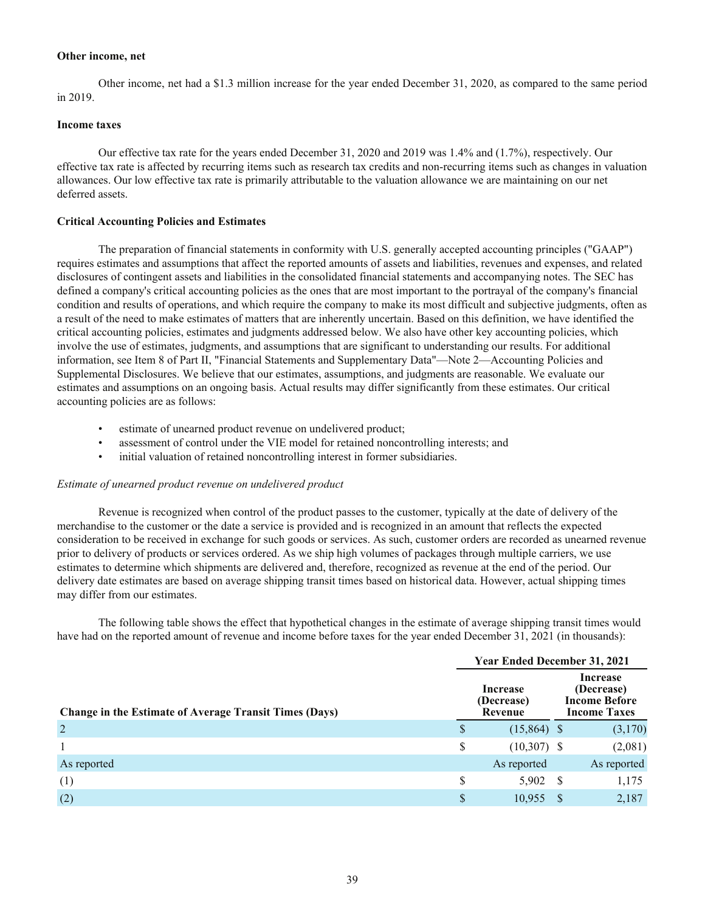**Other income, net**

Other income, net had a $1.3 million increase for the year ended December 31, 2020, as compared to the same period in 2019.

**Income taxes**

Our effective tax rate for the years ended December 31, 2020 and 2019 was 1.4% and (1.7%), respectively. Our effective tax rate is affected by recurring items such as research tax credits and non-recurring items such as changes in valuation allowances. Our low effective tax rate is primarily attributable to the valuation allowance we are maintaining on our net deferred assets.

**Critical Accounting Policies and Estimates**

The preparation of financial statements in conformity with U.S. generally accepted accounting principles ("GAAP") requires estimates and assumptions that affect the reported amounts of assets and liabilities, revenues and expenses, and related disclosures of contingent assets and liabilities in the consolidated financial statements and accompanying notes. The SEC has defined a company's critical accounting policies as the ones that are most important to the portrayal of the company's financial condition and results of operations, and which require the company to make its most difficult and subjective judgments, often as a result of the need to make estimates of matters that are inherently uncertain. Based on this definition, we have identified the critical accounting policies, estimates and judgments addressed below. We also have other key accounting policies, which involve the use of estimates, judgments, and assumptions that are significant to understanding our results. For additional information, see Item 8 of Part II, "Financial Statements and Supplementary Data"—Note 2—Accounting Policies and Supplemental Disclosures. We believe that our estimates, assumptions, and judgments are reasonable. We evaluate our estimates and assumptions on an ongoing basis. Actual results may differ significantly from these estimates. Our critical accounting policies are as follows:

- estimate of unearned product revenue on undelivered product;
- assessment of control under the VIE model for retained noncontrolling interests; and
- initial valuation of retained noncontrolling interest in former subsidiaries.

*Estimate of unearned product revenue on undelivered product*

Revenue is recognized when control of the product passes to the customer, typically at the date of delivery of the merchandise to the customer or the date a service is provided and is recognized in an amount that reflects the expected consideration to be received in exchange for such goods or services. As such, customer orders are recorded as unearned revenue prior to delivery of products or services ordered. As we ship high volumes of packages through multiple carriers, we use estimates to determine which shipments are delivered and, therefore, recognized as revenue at the end of the period. Our delivery date estimates are based on average shipping transit times based on historical data. However, actual shipping times may differ from our estimates.

The following table shows the effect that hypothetical changes in the estimate of average shipping transit times would have had on the reported amount of revenue and income before taxes for the year ended December 31, 2021 (in thousands):

| | Year Ended December 31, 2021 | |
|---|---|---|
| **Change in the Estimate of Average Transit Times (Days)** | **Increase (Decrease) Revenue** | **Increase (Decrease) Income Before Income Taxes** |
| 2 | $ (15,864) | $ (3,170) |
| 1 | $ (10,307) | $ (2,081) |
| As reported | As reported | As reported |
| (1) | $ 5,902 | $ 1,175 |
| (2) | $ 10,955 | $ 2,187 |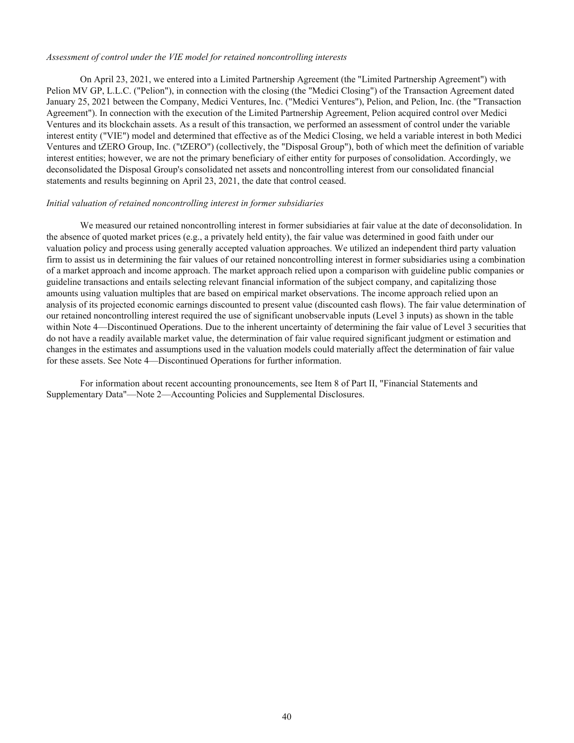*Assessment of control under the VIE model for retained noncontrolling interests*

On April 23, 2021, we entered into a Limited Partnership Agreement (the "Limited Partnership Agreement") with Pelion MV GP, L.L.C. ("Pelion"), in connection with the closing (the "Medici Closing") of the Transaction Agreement dated January 25, 2021 between the Company, Medici Ventures, Inc. ("Medici Ventures"), Pelion, and Pelion, Inc. (the "Transaction Agreement"). In connection with the execution of the Limited Partnership Agreement, Pelion acquired control over Medici Ventures and its blockchain assets. As a result of this transaction, we performed an assessment of control under the variable interest entity ("VIE") model and determined that effective as of the Medici Closing, we held a variable interest in both Medici Ventures and tZERO Group, Inc. ("tZERO") (collectively, the "Disposal Group"), both of which meet the definition of variable interest entities; however, we are not the primary beneficiary of either entity for purposes of consolidation. Accordingly, we deconsolidated the Disposal Group's consolidated net assets and noncontrolling interest from our consolidated financial statements and results beginning on April 23, 2021, the date that control ceased.

*Initial valuation of retained noncontrolling interest in former subsidiaries*

We measured our retained noncontrolling interest in former subsidiaries at fair value at the date of deconsolidation. In the absence of quoted market prices (e.g., a privately held entity), the fair value was determined in good faith under our valuation policy and process using generally accepted valuation approaches. We utilized an independent third party valuation firm to assist us in determining the fair values of our retained noncontrolling interest in former subsidiaries using a combination of a market approach and income approach. The market approach relied upon a comparison with guideline public companies or guideline transactions and entails selecting relevant financial information of the subject company, and capitalizing those amounts using valuation multiples that are based on empirical market observations. The income approach relied upon an analysis of its projected economic earnings discounted to present value (discounted cash flows). The fair value determination of our retained noncontrolling interest required the use of significant unobservable inputs (Level 3 inputs) as shown in the table within Note 4—Discontinued Operations. Due to the inherent uncertainty of determining the fair value of Level 3 securities that do not have a readily available market value, the determination of fair value required significant judgment or estimation and changes in the estimates and assumptions used in the valuation models could materially affect the determination of fair value for these assets. See Note 4—Discontinued Operations for further information.

For information about recent accounting pronouncements, see Item 8 of Part II, "Financial Statements and Supplementary Data"—Note 2—Accounting Policies and Supplemental Disclosures.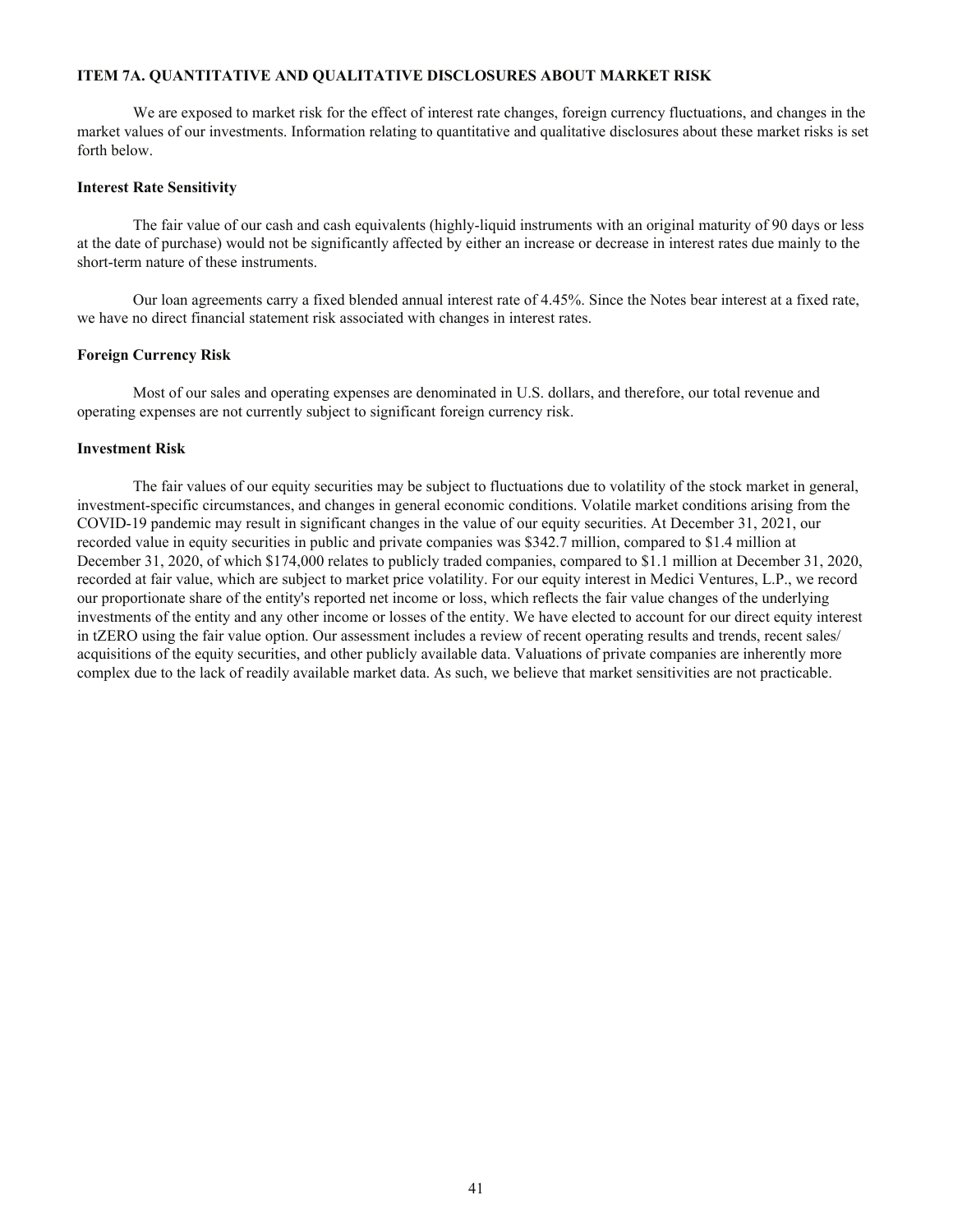## ITEM 7A. QUANTITATIVE AND QUALITATIVE DISCLOSURES ABOUT MARKET RISK

We are exposed to market risk for the effect of interest rate changes, foreign currency fluctuations, and changes in the market values of our investments. Information relating to quantitative and qualitative disclosures about these market risks is set forth below.

### Interest Rate Sensitivity

The fair value of our cash and cash equivalents (highly-liquid instruments with an original maturity of 90 days or less at the date of purchase) would not be significantly affected by either an increase or decrease in interest rates due mainly to the short-term nature of these instruments.

Our loan agreements carry a fixed blended annual interest rate of 4.45%. Since the Notes bear interest at a fixed rate, we have no direct financial statement risk associated with changes in interest rates.

### Foreign Currency Risk

Most of our sales and operating expenses are denominated in U.S. dollars, and therefore, our total revenue and operating expenses are not currently subject to significant foreign currency risk.

### Investment Risk

The fair values of our equity securities may be subject to fluctuations due to volatility of the stock market in general, investment-specific circumstances, and changes in general economic conditions. Volatile market conditions arising from the COVID-19 pandemic may result in significant changes in the value of our equity securities. At December 31, 2021, our recorded value in equity securities in public and private companies was $342.7 million, compared to $1.4 million at December 31, 2020, of which $174,000 relates to publicly traded companies, compared to $1.1 million at December 31, 2020, recorded at fair value, which are subject to market price volatility. For our equity interest in Medici Ventures, L.P., we record our proportionate share of the entity's reported net income or loss, which reflects the fair value changes of the underlying investments of the entity and any other income or losses of the entity. We have elected to account for our direct equity interest in tZERO using the fair value option. Our assessment includes a review of recent operating results and trends, recent sales/acquisitions of the equity securities, and other publicly available data. Valuations of private companies are inherently more complex due to the lack of readily available market data. As such, we believe that market sensitivities are not practicable.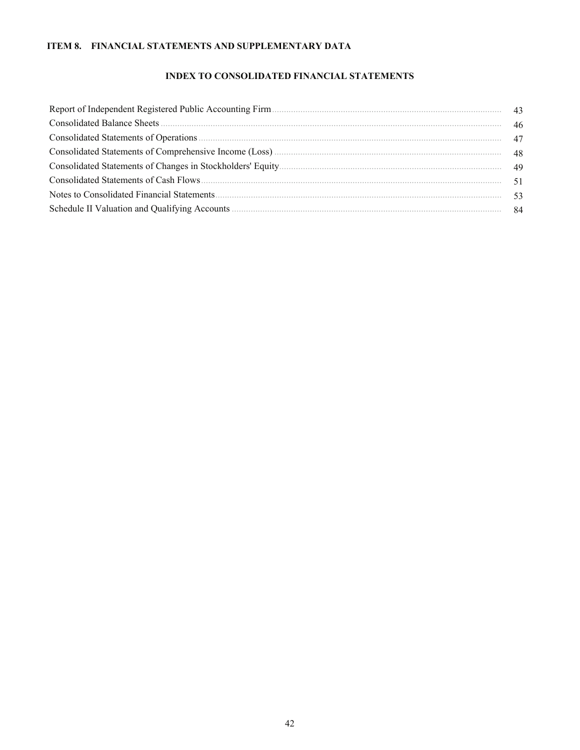## ITEM 8. FINANCIAL STATEMENTS AND SUPPLEMENTARY DATA

### INDEX TO CONSOLIDATED FINANCIAL STATEMENTS

| | |
|---|---|
| Report of Independent Registered Public Accounting Firm | 43 |
| Consolidated Balance Sheets | 46 |
| Consolidated Statements of Operations | 47 |
| Consolidated Statements of Comprehensive Income (Loss) | 48 |
| Consolidated Statements of Changes in Stockholders' Equity | 49 |
| Consolidated Statements of Cash Flows | 51 |
| Notes to Consolidated Financial Statements | 53 |
| Schedule II Valuation and Qualifying Accounts | 84 |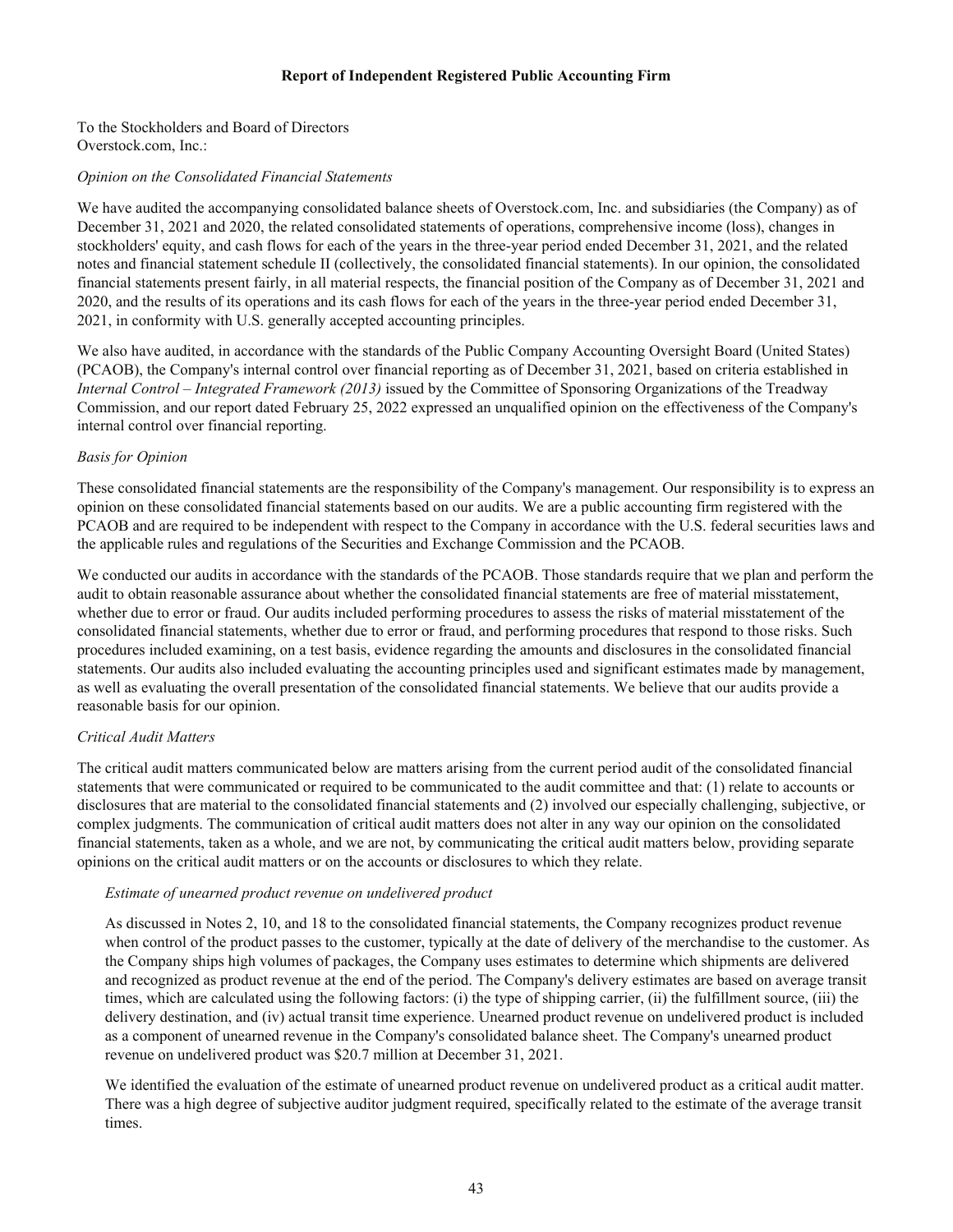## Report of Independent Registered Public Accounting Firm

To the Stockholders and Board of Directors
Overstock.com, Inc.:

*Opinion on the Consolidated Financial Statements*

We have audited the accompanying consolidated balance sheets of Overstock.com, Inc. and subsidiaries (the Company) as of December 31, 2021 and 2020, the related consolidated statements of operations, comprehensive income (loss), changes in stockholders' equity, and cash flows for each of the years in the three-year period ended December 31, 2021, and the related notes and financial statement schedule II (collectively, the consolidated financial statements). In our opinion, the consolidated financial statements present fairly, in all material respects, the financial position of the Company as of December 31, 2021 and 2020, and the results of its operations and its cash flows for each of the years in the three-year period ended December 31, 2021, in conformity with U.S. generally accepted accounting principles.

We also have audited, in accordance with the standards of the Public Company Accounting Oversight Board (United States) (PCAOB), the Company's internal control over financial reporting as of December 31, 2021, based on criteria established in *Internal Control – Integrated Framework (2013)* issued by the Committee of Sponsoring Organizations of the Treadway Commission, and our report dated February 25, 2022 expressed an unqualified opinion on the effectiveness of the Company's internal control over financial reporting.

*Basis for Opinion*

These consolidated financial statements are the responsibility of the Company's management. Our responsibility is to express an opinion on these consolidated financial statements based on our audits. We are a public accounting firm registered with the PCAOB and are required to be independent with respect to the Company in accordance with the U.S. federal securities laws and the applicable rules and regulations of the Securities and Exchange Commission and the PCAOB.

We conducted our audits in accordance with the standards of the PCAOB. Those standards require that we plan and perform the audit to obtain reasonable assurance about whether the consolidated financial statements are free of material misstatement, whether due to error or fraud. Our audits included performing procedures to assess the risks of material misstatement of the consolidated financial statements, whether due to error or fraud, and performing procedures that respond to those risks. Such procedures included examining, on a test basis, evidence regarding the amounts and disclosures in the consolidated financial statements. Our audits also included evaluating the accounting principles used and significant estimates made by management, as well as evaluating the overall presentation of the consolidated financial statements. We believe that our audits provide a reasonable basis for our opinion.

*Critical Audit Matters*

The critical audit matters communicated below are matters arising from the current period audit of the consolidated financial statements that were communicated or required to be communicated to the audit committee and that: (1) relate to accounts or disclosures that are material to the consolidated financial statements and (2) involved our especially challenging, subjective, or complex judgments. The communication of critical audit matters does not alter in any way our opinion on the consolidated financial statements, taken as a whole, and we are not, by communicating the critical audit matters below, providing separate opinions on the critical audit matters or on the accounts or disclosures to which they relate.

*Estimate of unearned product revenue on undelivered product*

As discussed in Notes 2, 10, and 18 to the consolidated financial statements, the Company recognizes product revenue when control of the product passes to the customer, typically at the date of delivery of the merchandise to the customer. As the Company ships high volumes of packages, the Company uses estimates to determine which shipments are delivered and recognized as product revenue at the end of the period. The Company's delivery estimates are based on average transit times, which are calculated using the following factors: (i) the type of shipping carrier, (ii) the fulfillment source, (iii) the delivery destination, and (iv) actual transit time experience. Unearned product revenue on undelivered product is included as a component of unearned revenue in the Company's consolidated balance sheet. The Company's unearned product revenue on undelivered product was $20.7 million at December 31, 2021.

We identified the evaluation of the estimate of unearned product revenue on undelivered product as a critical audit matter. There was a high degree of subjective auditor judgment required, specifically related to the estimate of the average transit times.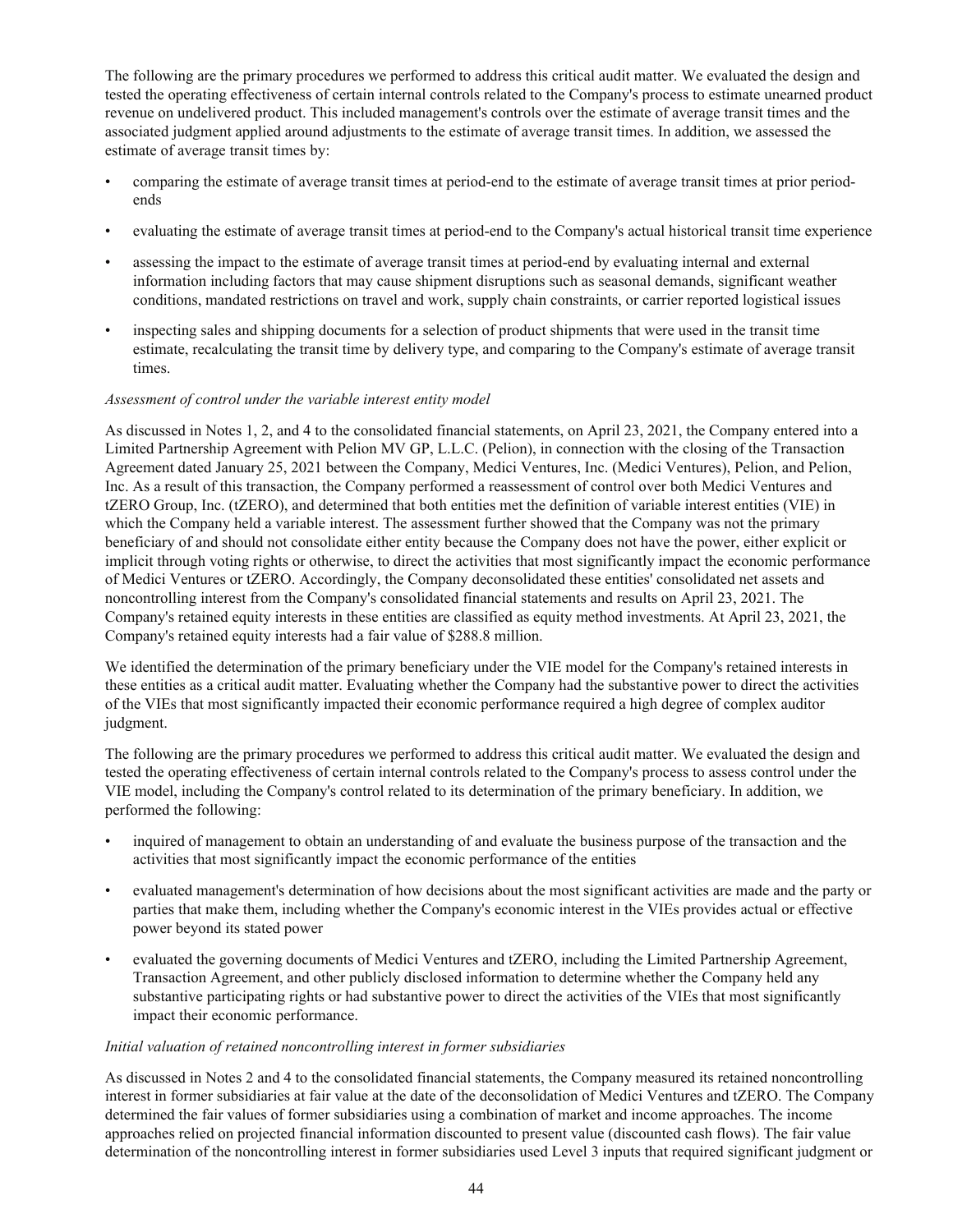The following are the primary procedures we performed to address this critical audit matter. We evaluated the design and tested the operating effectiveness of certain internal controls related to the Company's process to estimate unearned product revenue on undelivered product. This included management's controls over the estimate of average transit times and the associated judgment applied around adjustments to the estimate of average transit times. In addition, we assessed the estimate of average transit times by:

- comparing the estimate of average transit times at period-end to the estimate of average transit times at prior period-ends
- evaluating the estimate of average transit times at period-end to the Company's actual historical transit time experience
- assessing the impact to the estimate of average transit times at period-end by evaluating internal and external information including factors that may cause shipment disruptions such as seasonal demands, significant weather conditions, mandated restrictions on travel and work, supply chain constraints, or carrier reported logistical issues
- inspecting sales and shipping documents for a selection of product shipments that were used in the transit time estimate, recalculating the transit time by delivery type, and comparing to the Company's estimate of average transit times.

*Assessment of control under the variable interest entity model*

As discussed in Notes 1, 2, and 4 to the consolidated financial statements, on April 23, 2021, the Company entered into a Limited Partnership Agreement with Pelion MV GP, L.L.C. (Pelion), in connection with the closing of the Transaction Agreement dated January 25, 2021 between the Company, Medici Ventures, Inc. (Medici Ventures), Pelion, and Pelion, Inc. As a result of this transaction, the Company performed a reassessment of control over both Medici Ventures and tZERO Group, Inc. (tZERO), and determined that both entities met the definition of variable interest entities (VIE) in which the Company held a variable interest. The assessment further showed that the Company was not the primary beneficiary of and should not consolidate either entity because the Company does not have the power, either explicit or implicit through voting rights or otherwise, to direct the activities that most significantly impact the economic performance of Medici Ventures or tZERO. Accordingly, the Company deconsolidated these entities' consolidated net assets and noncontrolling interest from the Company's consolidated financial statements and results on April 23, 2021. The Company's retained equity interests in these entities are classified as equity method investments. At April 23, 2021, the Company's retained equity interests had a fair value of $288.8 million.

We identified the determination of the primary beneficiary under the VIE model for the Company's retained interests in these entities as a critical audit matter. Evaluating whether the Company had the substantive power to direct the activities of the VIEs that most significantly impacted their economic performance required a high degree of complex auditor judgment.

The following are the primary procedures we performed to address this critical audit matter. We evaluated the design and tested the operating effectiveness of certain internal controls related to the Company's process to assess control under the VIE model, including the Company's control related to its determination of the primary beneficiary. In addition, we performed the following:

- inquired of management to obtain an understanding of and evaluate the business purpose of the transaction and the activities that most significantly impact the economic performance of the entities
- evaluated management's determination of how decisions about the most significant activities are made and the party or parties that make them, including whether the Company's economic interest in the VIEs provides actual or effective power beyond its stated power
- evaluated the governing documents of Medici Ventures and tZERO, including the Limited Partnership Agreement, Transaction Agreement, and other publicly disclosed information to determine whether the Company held any substantive participating rights or had substantive power to direct the activities of the VIEs that most significantly impact their economic performance.

*Initial valuation of retained noncontrolling interest in former subsidiaries*

As discussed in Notes 2 and 4 to the consolidated financial statements, the Company measured its retained noncontrolling interest in former subsidiaries at fair value at the date of the deconsolidation of Medici Ventures and tZERO. The Company determined the fair values of former subsidiaries using a combination of market and income approaches. The income approaches relied on projected financial information discounted to present value (discounted cash flows). The fair value determination of the noncontrolling interest in former subsidiaries used Level 3 inputs that required significant judgment or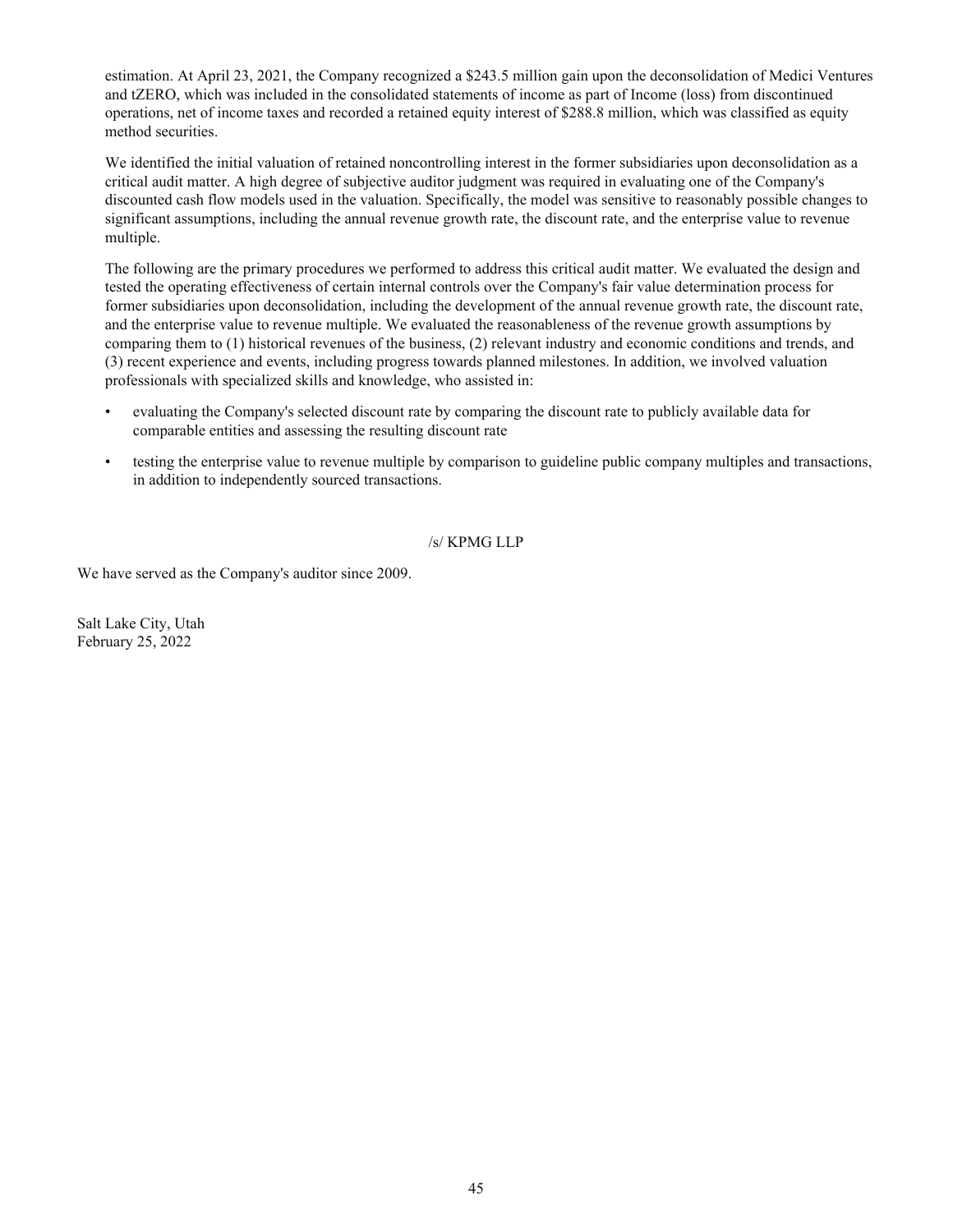estimation. At April 23, 2021, the Company recognized a $243.5 million gain upon the deconsolidation of Medici Ventures and tZERO, which was included in the consolidated statements of income as part of Income (loss) from discontinued operations, net of income taxes and recorded a retained equity interest of $288.8 million, which was classified as equity method securities.

We identified the initial valuation of retained noncontrolling interest in the former subsidiaries upon deconsolidation as a critical audit matter. A high degree of subjective auditor judgment was required in evaluating one of the Company's discounted cash flow models used in the valuation. Specifically, the model was sensitive to reasonably possible changes to significant assumptions, including the annual revenue growth rate, the discount rate, and the enterprise value to revenue multiple.

The following are the primary procedures we performed to address this critical audit matter. We evaluated the design and tested the operating effectiveness of certain internal controls over the Company's fair value determination process for former subsidiaries upon deconsolidation, including the development of the annual revenue growth rate, the discount rate, and the enterprise value to revenue multiple. We evaluated the reasonableness of the revenue growth assumptions by comparing them to (1) historical revenues of the business, (2) relevant industry and economic conditions and trends, and (3) recent experience and events, including progress towards planned milestones. In addition, we involved valuation professionals with specialized skills and knowledge, who assisted in:

- evaluating the Company's selected discount rate by comparing the discount rate to publicly available data for comparable entities and assessing the resulting discount rate
- testing the enterprise value to revenue multiple by comparison to guideline public company multiples and transactions, in addition to independently sourced transactions.

/s/ KPMG LLP

We have served as the Company's auditor since 2009.

Salt Lake City, Utah
February 25, 2022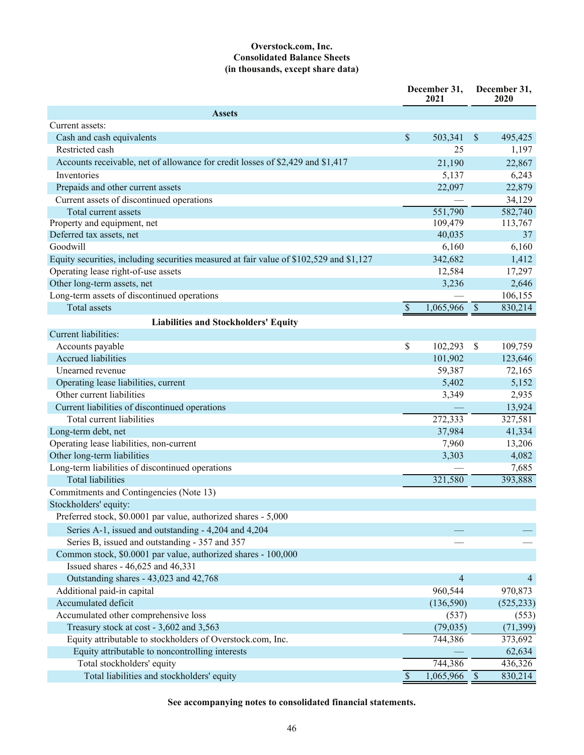**Overstock.com, Inc.**
**Consolidated Balance Sheets**
**(in thousands, except share data)**

| | December 31, 2021 | December 31, 2020 |
|---|---|---|
| **Assets** | | |
| Current assets: | | |
| Cash and cash equivalents | $ 503,341 | $ 495,425 |
| Restricted cash | 25 | 1,197 |
| Accounts receivable, net of allowance for credit losses of $2,429 and $1,417 | 21,190 | 22,867 |
| Inventories | 5,137 | 6,243 |
| Prepaids and other current assets | 22,097 | 22,879 |
| Current assets of discontinued operations | — | 34,129 |
| Total current assets | 551,790 | 582,740 |
| Property and equipment, net | 109,479 | 113,767 |
| Deferred tax assets, net | 40,035 | 37 |
| Goodwill | 6,160 | 6,160 |
| Equity securities, including securities measured at fair value of $102,529 and $1,127 | 342,682 | 1,412 |
| Operating lease right-of-use assets | 12,584 | 17,297 |
| Other long-term assets, net | 3,236 | 2,646 |
| Long-term assets of discontinued operations | — | 106,155 |
| Total assets | $ 1,065,966 | $ 830,214 |
| **Liabilities and Stockholders' Equity** | | |
| Current liabilities: | | |
| Accounts payable | $ 102,293 | $ 109,759 |
| Accrued liabilities | 101,902 | 123,646 |
| Unearned revenue | 59,387 | 72,165 |
| Operating lease liabilities, current | 5,402 | 5,152 |
| Other current liabilities | 3,349 | 2,935 |
| Current liabilities of discontinued operations | — | 13,924 |
| Total current liabilities | 272,333 | 327,581 |
| Long-term debt, net | 37,984 | 41,334 |
| Operating lease liabilities, non-current | 7,960 | 13,206 |
| Other long-term liabilities | 3,303 | 4,082 |
| Long-term liabilities of discontinued operations | — | 7,685 |
| Total liabilities | 321,580 | 393,888 |
| Commitments and Contingencies (Note 13) | | |
| Stockholders' equity: | | |
| Preferred stock, $0.0001 par value, authorized shares - 5,000 | | |
| Series A-1, issued and outstanding - 4,204 and 4,204 | — | — |
| Series B, issued and outstanding - 357 and 357 | — | — |
| Common stock, $0.0001 par value, authorized shares - 100,000 | | |
| Issued shares - 46,625 and 46,331 | | |
| Outstanding shares - 43,023 and 42,768 | 4 | 4 |
| Additional paid-in capital | 960,544 | 970,873 |
| Accumulated deficit | (136,590) | (525,233) |
| Accumulated other comprehensive loss | (537) | (553) |
| Treasury stock at cost - 3,602 and 3,563 | (79,035) | (71,399) |
| Equity attributable to stockholders of Overstock.com, Inc. | 744,386 | 373,692 |
| Equity attributable to noncontrolling interests | — | 62,634 |
| Total stockholders' equity | 744,386 | 436,326 |
| Total liabilities and stockholders' equity | $ 1,065,966 | $ 830,214 |

**See accompanying notes to consolidated financial statements.**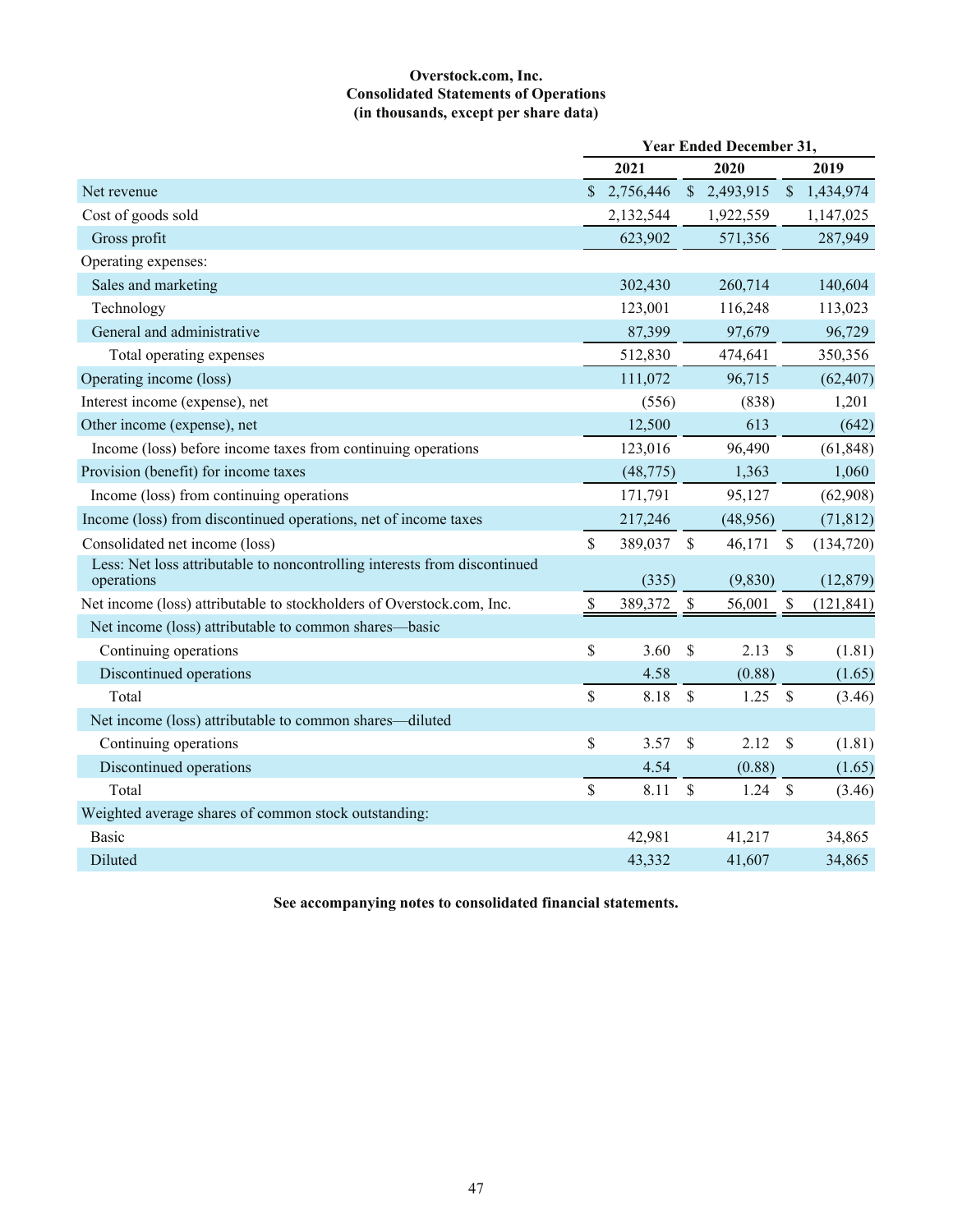**Overstock.com, Inc.**
**Consolidated Statements of Operations**
**(in thousands, except per share data)**

| | Year Ended December 31, | | |
|---|---|---|---|
| | 2021 | 2020 | 2019 |
| Net revenue | $ 2,756,446 | $ 2,493,915 | $ 1,434,974 |
| Cost of goods sold | 2,132,544 | 1,922,559 | 1,147,025 |
| Gross profit | 623,902 | 571,356 | 287,949 |
| Operating expenses: | | | |
| Sales and marketing | 302,430 | 260,714 | 140,604 |
| Technology | 123,001 | 116,248 | 113,023 |
| General and administrative | 87,399 | 97,679 | 96,729 |
| Total operating expenses | 512,830 | 474,641 | 350,356 |
| Operating income (loss) | 111,072 | 96,715 | (62,407) |
| Interest income (expense), net | (556) | (838) | 1,201 |
| Other income (expense), net | 12,500 | 613 | (642) |
| Income (loss) before income taxes from continuing operations | 123,016 | 96,490 | (61,848) |
| Provision (benefit) for income taxes | (48,775) | 1,363 | 1,060 |
| Income (loss) from continuing operations | 171,791 | 95,127 | (62,908) |
| Income (loss) from discontinued operations, net of income taxes | 217,246 | (48,956) | (71,812) |
| Consolidated net income (loss) | $ 389,037 | $ 46,171 | $ (134,720) |
| Less: Net loss attributable to noncontrolling interests from discontinued operations | (335) | (9,830) | (12,879) |
| Net income (loss) attributable to stockholders of Overstock.com, Inc. | $ 389,372 | $ 56,001 | $ (121,841) |
| Net income (loss) attributable to common shares—basic | | | |
| Continuing operations | $ 3.60 | $ 2.13 | $ (1.81) |
| Discontinued operations | 4.58 | (0.88) | (1.65) |
| Total | $ 8.18 | $ 1.25 | $ (3.46) |
| Net income (loss) attributable to common shares—diluted | | | |
| Continuing operations | $ 3.57 | $ 2.12 | $ (1.81) |
| Discontinued operations | 4.54 | (0.88) | (1.65) |
| Total | $ 8.11 | $ 1.24 | $ (3.46) |
| Weighted average shares of common stock outstanding: | | | |
| Basic | 42,981 | 41,217 | 34,865 |
| Diluted | 43,332 | 41,607 | 34,865 |

**See accompanying notes to consolidated financial statements.**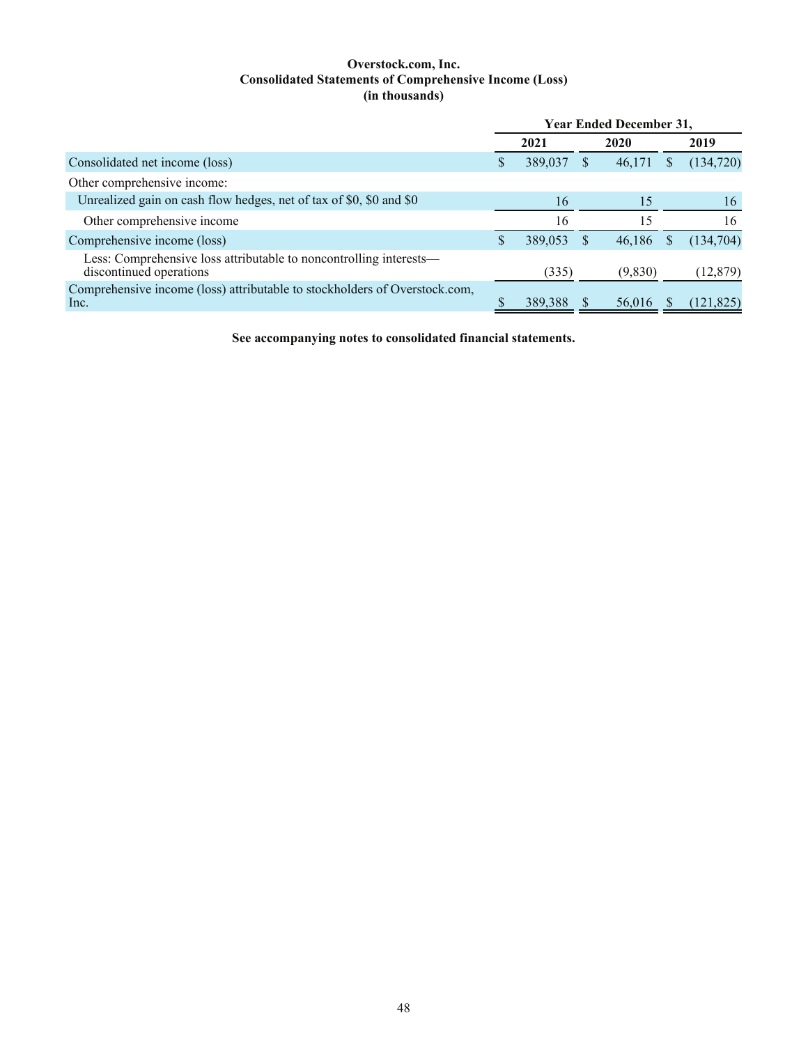**Overstock.com, Inc.**
**Consolidated Statements of Comprehensive Income (Loss)**
**(in thousands)**

| | Year Ended December 31, | | |
|---|---|---|---|
| | 2021 | 2020 | 2019 |
| Consolidated net income (loss) | $ 389,037 | $ 46,171 | $ (134,720) |
| Other comprehensive income: | | | |
| Unrealized gain on cash flow hedges, net of tax of $0, $0 and $0 | 16 | 15 | 16 |
| Other comprehensive income | 16 | 15 | 16 |
| Comprehensive income (loss) | $ 389,053 | $ 46,186 | $ (134,704) |
| Less: Comprehensive loss attributable to noncontrolling interests—discontinued operations | (335) | (9,830) | (12,879) |
| Comprehensive income (loss) attributable to stockholders of Overstock.com, Inc. | $ 389,388 | $ 56,016 | $ (121,825) |

**See accompanying notes to consolidated financial statements.**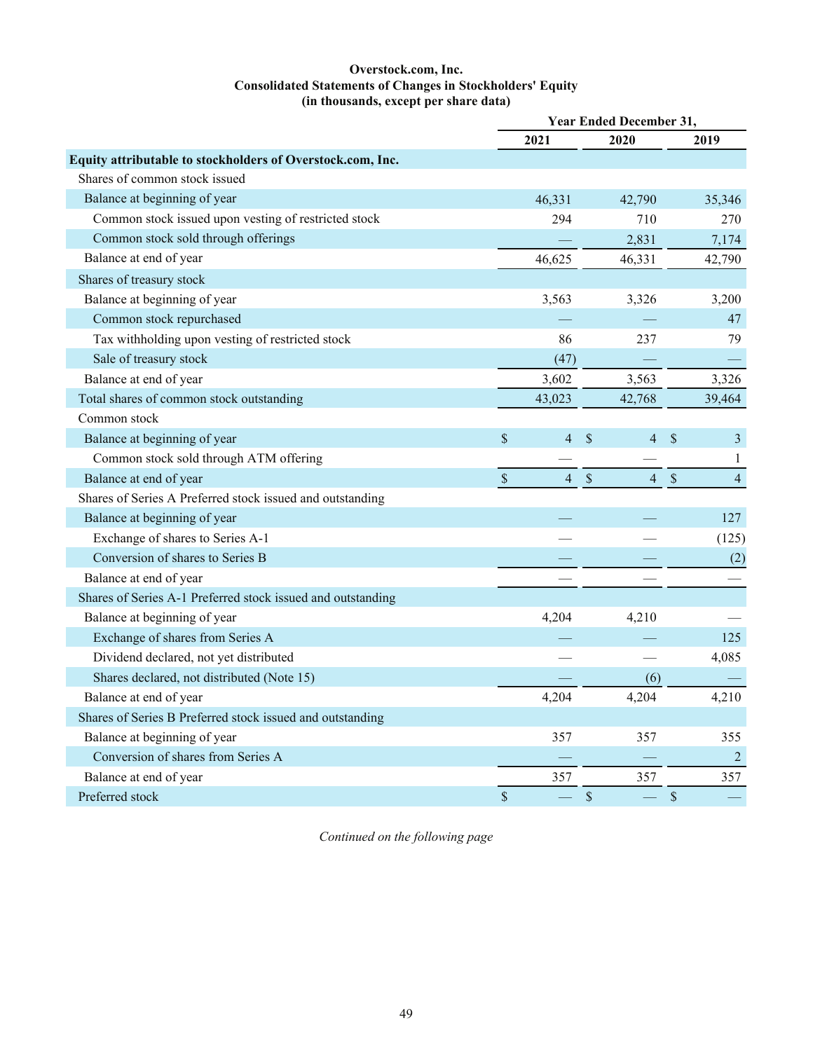**Overstock.com, Inc.**
**Consolidated Statements of Changes in Stockholders' Equity**
**(in thousands, except per share data)**

| | Year Ended December 31, | | |
|---|---|---|---|
| | 2021 | 2020 | 2019 |
| **Equity attributable to stockholders of Overstock.com, Inc.** | | | |
| Shares of common stock issued | | | |
| Balance at beginning of year | 46,331 | 42,790 | 35,346 |
| Common stock issued upon vesting of restricted stock | 294 | 710 | 270 |
| Common stock sold through offerings | — | 2,831 | 7,174 |
| Balance at end of year | 46,625 | 46,331 | 42,790 |
| Shares of treasury stock | | | |
| Balance at beginning of year | 3,563 | 3,326 | 3,200 |
| Common stock repurchased | — | — | 47 |
| Tax withholding upon vesting of restricted stock | 86 | 237 | 79 |
| Sale of treasury stock | (47) | — | — |
| Balance at end of year | 3,602 | 3,563 | 3,326 |
| Total shares of common stock outstanding | 43,023 | 42,768 | 39,464 |
| Common stock | | | |
| Balance at beginning of year | $ 4 | $ 4 | $ 3 |
| Common stock sold through ATM offering | — | — | 1 |
| Balance at end of year | $ 4 | $ 4 | $ 4 |
| Shares of Series A Preferred stock issued and outstanding | | | |
| Balance at beginning of year | — | — | 127 |
| Exchange of shares to Series A-1 | — | — | (125) |
| Conversion of shares to Series B | — | — | (2) |
| Balance at end of year | — | — | — |
| Shares of Series A-1 Preferred stock issued and outstanding | | | |
| Balance at beginning of year | 4,204 | 4,210 | — |
| Exchange of shares from Series A | — | — | 125 |
| Dividend declared, not yet distributed | — | — | 4,085 |
| Shares declared, not distributed (Note 15) | — | (6) | — |
| Balance at end of year | 4,204 | 4,204 | 4,210 |
| Shares of Series B Preferred stock issued and outstanding | | | |
| Balance at beginning of year | 357 | 357 | 355 |
| Conversion of shares from Series A | — | — | 2 |
| Balance at end of year | 357 | 357 | 357 |
| Preferred stock | $ — | $ — | $ — |

*Continued on the following page*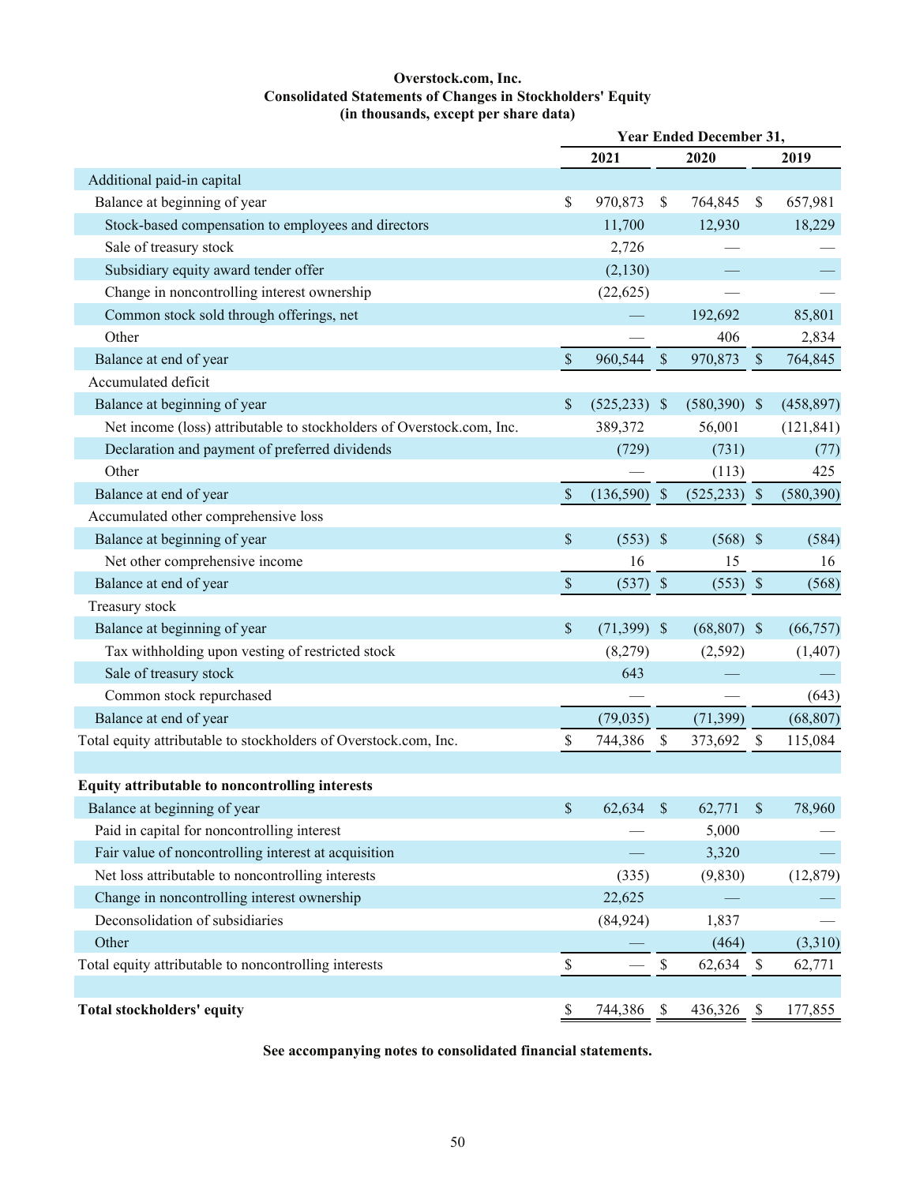**Overstock.com, Inc.**
**Consolidated Statements of Changes in Stockholders' Equity**
**(in thousands, except per share data)**

| | Year Ended December 31, | | |
|---|---|---|---|
| | 2021 | 2020 | 2019 |
| Additional paid-in capital | | | |
| Balance at beginning of year | $ 970,873 | $ 764,845 | $ 657,981 |
| Stock-based compensation to employees and directors | 11,700 | 12,930 | 18,229 |
| Sale of treasury stock | 2,726 | — | — |
| Subsidiary equity award tender offer | (2,130) | — | — |
| Change in noncontrolling interest ownership | (22,625) | — | — |
| Common stock sold through offerings, net | — | 192,692 | 85,801 |
| Other | — | 406 | 2,834 |
| Balance at end of year | $ 960,544 | $ 970,873 | $ 764,845 |
| Accumulated deficit | | | |
| Balance at beginning of year | $ (525,233) | $ (580,390) | $ (458,897) |
| Net income (loss) attributable to stockholders of Overstock.com, Inc. | 389,372 | 56,001 | (121,841) |
| Declaration and payment of preferred dividends | (729) | (731) | (77) |
| Other | — | (113) | 425 |
| Balance at end of year | $ (136,590) | $ (525,233) | $ (580,390) |
| Accumulated other comprehensive loss | | | |
| Balance at beginning of year | $ (553) | $ (568) | $ (584) |
| Net other comprehensive income | 16 | 15 | 16 |
| Balance at end of year | $ (537) | $ (553) | $ (568) |
| Treasury stock | | | |
| Balance at beginning of year | $ (71,399) | $ (68,807) | $ (66,757) |
| Tax withholding upon vesting of restricted stock | (8,279) | (2,592) | (1,407) |
| Sale of treasury stock | 643 | — | — |
| Common stock repurchased | — | — | (643) |
| Balance at end of year | (79,035) | (71,399) | (68,807) |
| Total equity attributable to stockholders of Overstock.com, Inc. | $ 744,386 | $ 373,692 | $ 115,084 |
| | | | |
| **Equity attributable to noncontrolling interests** | | | |
| Balance at beginning of year | $ 62,634 | $ 62,771 | $ 78,960 |
| Paid in capital for noncontrolling interest | — | 5,000 | — |
| Fair value of noncontrolling interest at acquisition | — | 3,320 | — |
| Net loss attributable to noncontrolling interests | (335) | (9,830) | (12,879) |
| Change in noncontrolling interest ownership | 22,625 | — | — |
| Deconsolidation of subsidiaries | (84,924) | 1,837 | — |
| Other | — | (464) | (3,310) |
| Total equity attributable to noncontrolling interests | $ — | $ 62,634 | $ 62,771 |
| | | | |
| **Total stockholders' equity** | $ 744,386 | $ 436,326 | $ 177,855 |

**See accompanying notes to consolidated financial statements.**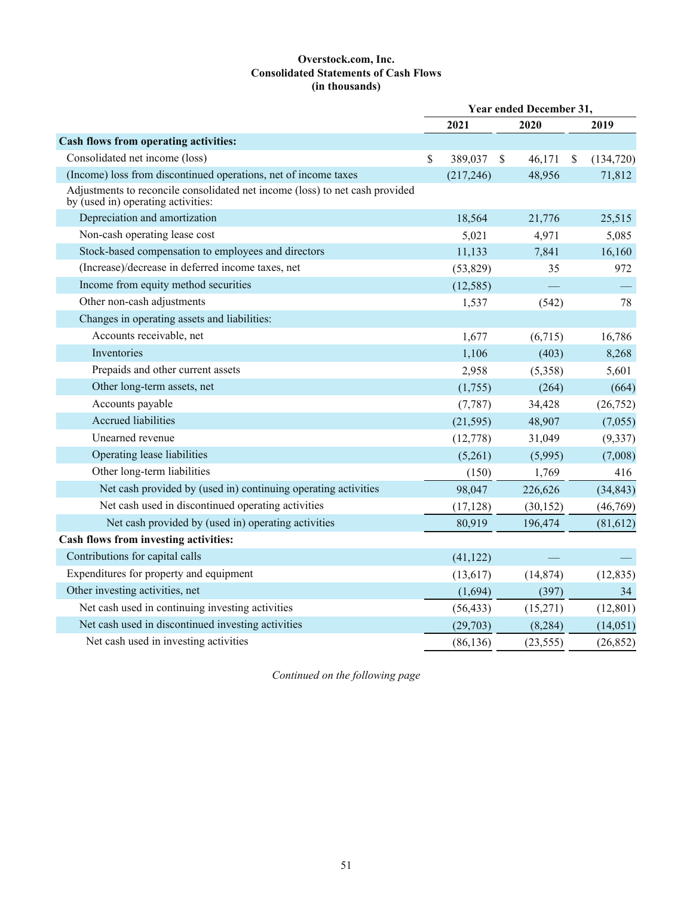**Overstock.com, Inc.**
**Consolidated Statements of Cash Flows**
**(in thousands)**

| | Year ended December 31, | | |
|---|---|---|---|
| | 2021 | 2020 | 2019 |
| **Cash flows from operating activities:** | | | |
| Consolidated net income (loss) | $ 389,037 | $ 46,171 | $ (134,720) |
| (Income) loss from discontinued operations, net of income taxes | (217,246) | 48,956 | 71,812 |
| Adjustments to reconcile consolidated net income (loss) to net cash provided by (used in) operating activities: | | | |
| Depreciation and amortization | 18,564 | 21,776 | 25,515 |
| Non-cash operating lease cost | 5,021 | 4,971 | 5,085 |
| Stock-based compensation to employees and directors | 11,133 | 7,841 | 16,160 |
| (Increase)/decrease in deferred income taxes, net | (53,829) | 35 | 972 |
| Income from equity method securities | (12,585) | — | — |
| Other non-cash adjustments | 1,537 | (542) | 78 |
| Changes in operating assets and liabilities: | | | |
| Accounts receivable, net | 1,677 | (6,715) | 16,786 |
| Inventories | 1,106 | (403) | 8,268 |
| Prepaids and other current assets | 2,958 | (5,358) | 5,601 |
| Other long-term assets, net | (1,755) | (264) | (664) |
| Accounts payable | (7,787) | 34,428 | (26,752) |
| Accrued liabilities | (21,595) | 48,907 | (7,055) |
| Unearned revenue | (12,778) | 31,049 | (9,337) |
| Operating lease liabilities | (5,261) | (5,995) | (7,008) |
| Other long-term liabilities | (150) | 1,769 | 416 |
| Net cash provided by (used in) continuing operating activities | 98,047 | 226,626 | (34,843) |
| Net cash used in discontinued operating activities | (17,128) | (30,152) | (46,769) |
| Net cash provided by (used in) operating activities | 80,919 | 196,474 | (81,612) |
| **Cash flows from investing activities:** | | | |
| Contributions for capital calls | (41,122) | — | — |
| Expenditures for property and equipment | (13,617) | (14,874) | (12,835) |
| Other investing activities, net | (1,694) | (397) | 34 |
| Net cash used in continuing investing activities | (56,433) | (15,271) | (12,801) |
| Net cash used in discontinued investing activities | (29,703) | (8,284) | (14,051) |
| Net cash used in investing activities | (86,136) | (23,555) | (26,852) |

*Continued on the following page*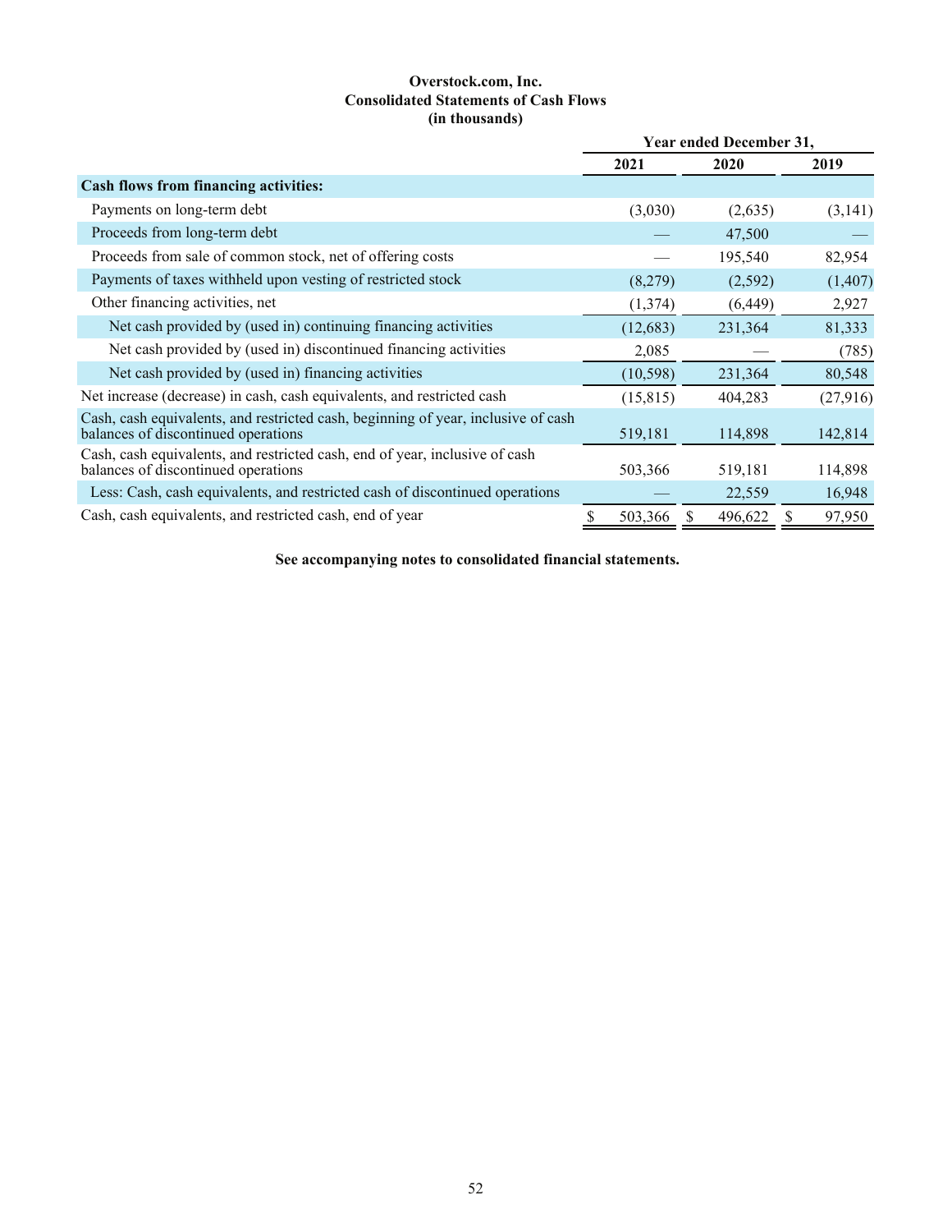**Overstock.com, Inc.**
**Consolidated Statements of Cash Flows**
**(in thousands)**

| | Year ended December 31, | | |
|---|---|---|---|
| | 2021 | 2020 | 2019 |
| **Cash flows from financing activities:** | | | |
| Payments on long-term debt | (3,030) | (2,635) | (3,141) |
| Proceeds from long-term debt | — | 47,500 | — |
| Proceeds from sale of common stock, net of offering costs | — | 195,540 | 82,954 |
| Payments of taxes withheld upon vesting of restricted stock | (8,279) | (2,592) | (1,407) |
| Other financing activities, net | (1,374) | (6,449) | 2,927 |
| Net cash provided by (used in) continuing financing activities | (12,683) | 231,364 | 81,333 |
| Net cash provided by (used in) discontinued financing activities | 2,085 | — | (785) |
| Net cash provided by (used in) financing activities | (10,598) | 231,364 | 80,548 |
| Net increase (decrease) in cash, cash equivalents, and restricted cash | (15,815) | 404,283 | (27,916) |
| Cash, cash equivalents, and restricted cash, beginning of year, inclusive of cash balances of discontinued operations | 519,181 | 114,898 | 142,814 |
| Cash, cash equivalents, and restricted cash, end of year, inclusive of cash balances of discontinued operations | 503,366 | 519,181 | 114,898 |
| Less: Cash, cash equivalents, and restricted cash of discontinued operations | — | 22,559 | 16,948 |
| Cash, cash equivalents, and restricted cash, end of year | $ 503,366 | $ 496,622 | $ 97,950 |

**See accompanying notes to consolidated financial statements.**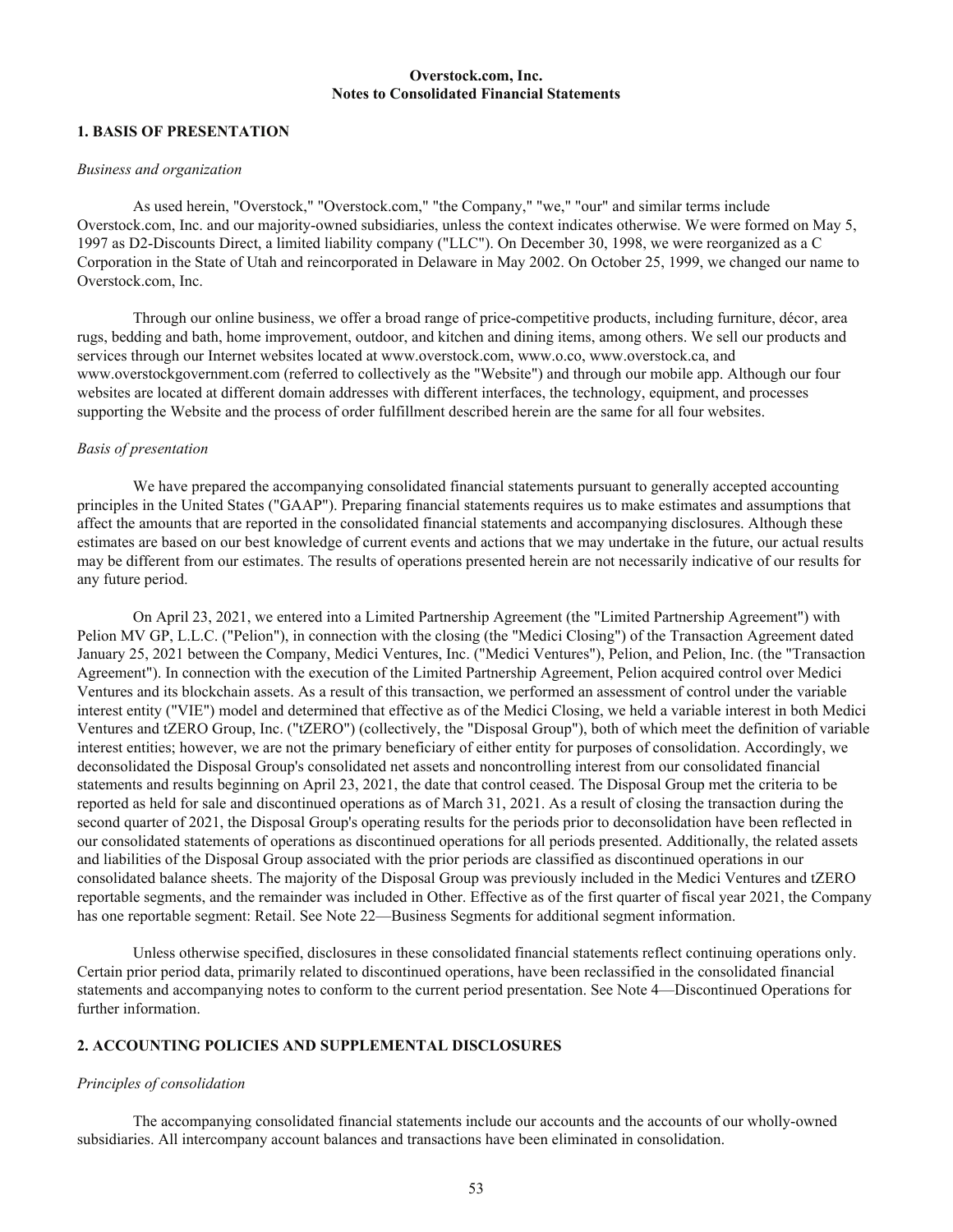**Overstock.com, Inc.**
**Notes to Consolidated Financial Statements**

## 1. BASIS OF PRESENTATION

*Business and organization*

As used herein, "Overstock," "Overstock.com," "the Company," "we," "our" and similar terms include Overstock.com, Inc. and our majority-owned subsidiaries, unless the context indicates otherwise. We were formed on May 5, 1997 as D2-Discounts Direct, a limited liability company ("LLC"). On December 30, 1998, we were reorganized as a C Corporation in the State of Utah and reincorporated in Delaware in May 2002. On October 25, 1999, we changed our name to Overstock.com, Inc.

Through our online business, we offer a broad range of price-competitive products, including furniture, décor, area rugs, bedding and bath, home improvement, outdoor, and kitchen and dining items, among others. We sell our products and services through our Internet websites located at www.overstock.com, www.o.co, www.overstock.ca, and www.overstockgovernment.com (referred to collectively as the "Website") and through our mobile app. Although our four websites are located at different domain addresses with different interfaces, the technology, equipment, and processes supporting the Website and the process of order fulfillment described herein are the same for all four websites.

*Basis of presentation*

We have prepared the accompanying consolidated financial statements pursuant to generally accepted accounting principles in the United States ("GAAP"). Preparing financial statements requires us to make estimates and assumptions that affect the amounts that are reported in the consolidated financial statements and accompanying disclosures. Although these estimates are based on our best knowledge of current events and actions that we may undertake in the future, our actual results may be different from our estimates. The results of operations presented herein are not necessarily indicative of our results for any future period.

On April 23, 2021, we entered into a Limited Partnership Agreement (the "Limited Partnership Agreement") with Pelion MV GP, L.L.C. ("Pelion"), in connection with the closing (the "Medici Closing") of the Transaction Agreement dated January 25, 2021 between the Company, Medici Ventures, Inc. ("Medici Ventures"), Pelion, and Pelion, Inc. (the "Transaction Agreement"). In connection with the execution of the Limited Partnership Agreement, Pelion acquired control over Medici Ventures and its blockchain assets. As a result of this transaction, we performed an assessment of control under the variable interest entity ("VIE") model and determined that effective as of the Medici Closing, we held a variable interest in both Medici Ventures and tZERO Group, Inc. ("tZERO") (collectively, the "Disposal Group"), both of which meet the definition of variable interest entities; however, we are not the primary beneficiary of either entity for purposes of consolidation. Accordingly, we deconsolidated the Disposal Group's consolidated net assets and noncontrolling interest from our consolidated financial statements and results beginning on April 23, 2021, the date that control ceased. The Disposal Group met the criteria to be reported as held for sale and discontinued operations as of March 31, 2021. As a result of closing the transaction during the second quarter of 2021, the Disposal Group's operating results for the periods prior to deconsolidation have been reflected in our consolidated statements of operations as discontinued operations for all periods presented. Additionally, the related assets and liabilities of the Disposal Group associated with the prior periods are classified as discontinued operations in our consolidated balance sheets. The majority of the Disposal Group was previously included in the Medici Ventures and tZERO reportable segments, and the remainder was included in Other. Effective as of the first quarter of fiscal year 2021, the Company has one reportable segment: Retail. See Note 22—Business Segments for additional segment information.

Unless otherwise specified, disclosures in these consolidated financial statements reflect continuing operations only. Certain prior period data, primarily related to discontinued operations, have been reclassified in the consolidated financial statements and accompanying notes to conform to the current period presentation. See Note 4—Discontinued Operations for further information.

## 2. ACCOUNTING POLICIES AND SUPPLEMENTAL DISCLOSURES

*Principles of consolidation*

The accompanying consolidated financial statements include our accounts and the accounts of our wholly-owned subsidiaries. All intercompany account balances and transactions have been eliminated in consolidation.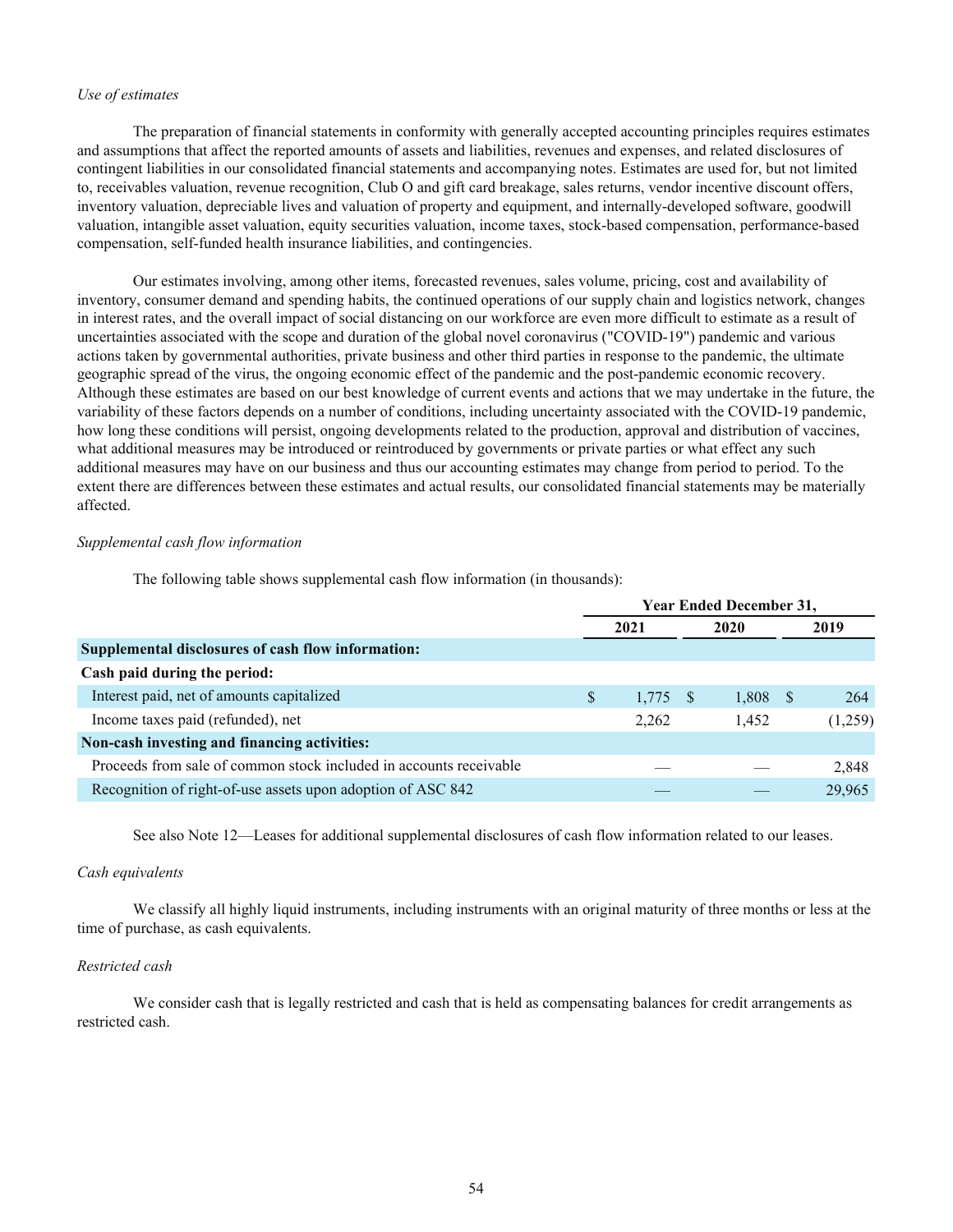*Use of estimates*

The preparation of financial statements in conformity with generally accepted accounting principles requires estimates and assumptions that affect the reported amounts of assets and liabilities, revenues and expenses, and related disclosures of contingent liabilities in our consolidated financial statements and accompanying notes. Estimates are used for, but not limited to, receivables valuation, revenue recognition, Club O and gift card breakage, sales returns, vendor incentive discount offers, inventory valuation, depreciable lives and valuation of property and equipment, and internally-developed software, goodwill valuation, intangible asset valuation, equity securities valuation, income taxes, stock-based compensation, performance-based compensation, self-funded health insurance liabilities, and contingencies.

Our estimates involving, among other items, forecasted revenues, sales volume, pricing, cost and availability of inventory, consumer demand and spending habits, the continued operations of our supply chain and logistics network, changes in interest rates, and the overall impact of social distancing on our workforce are even more difficult to estimate as a result of uncertainties associated with the scope and duration of the global novel coronavirus ("COVID-19") pandemic and various actions taken by governmental authorities, private business and other third parties in response to the pandemic, the ultimate geographic spread of the virus, the ongoing economic effect of the pandemic and the post-pandemic economic recovery. Although these estimates are based on our best knowledge of current events and actions that we may undertake in the future, the variability of these factors depends on a number of conditions, including uncertainty associated with the COVID-19 pandemic, how long these conditions will persist, ongoing developments related to the production, approval and distribution of vaccines, what additional measures may be introduced or reintroduced by governments or private parties or what effect any such additional measures may have on our business and thus our accounting estimates may change from period to period. To the extent there are differences between these estimates and actual results, our consolidated financial statements may be materially affected.

*Supplemental cash flow information*

The following table shows supplemental cash flow information (in thousands):

| | Year Ended December 31, | | |
|---|---|---|---|
| | 2021 | 2020 | 2019 |
| **Supplemental disclosures of cash flow information:** | | | |
| **Cash paid during the period:** | | | |
| Interest paid, net of amounts capitalized | $ 1,775 | $ 1,808 | $ 264 |
| Income taxes paid (refunded), net | 2,262 | 1,452 | (1,259) |
| **Non-cash investing and financing activities:** | | | |
| Proceeds from sale of common stock included in accounts receivable | — | — | 2,848 |
| Recognition of right-of-use assets upon adoption of ASC 842 | — | — | 29,965 |

See also Note 12—Leases for additional supplemental disclosures of cash flow information related to our leases.

*Cash equivalents*

We classify all highly liquid instruments, including instruments with an original maturity of three months or less at the time of purchase, as cash equivalents.

*Restricted cash*

We consider cash that is legally restricted and cash that is held as compensating balances for credit arrangements as restricted cash.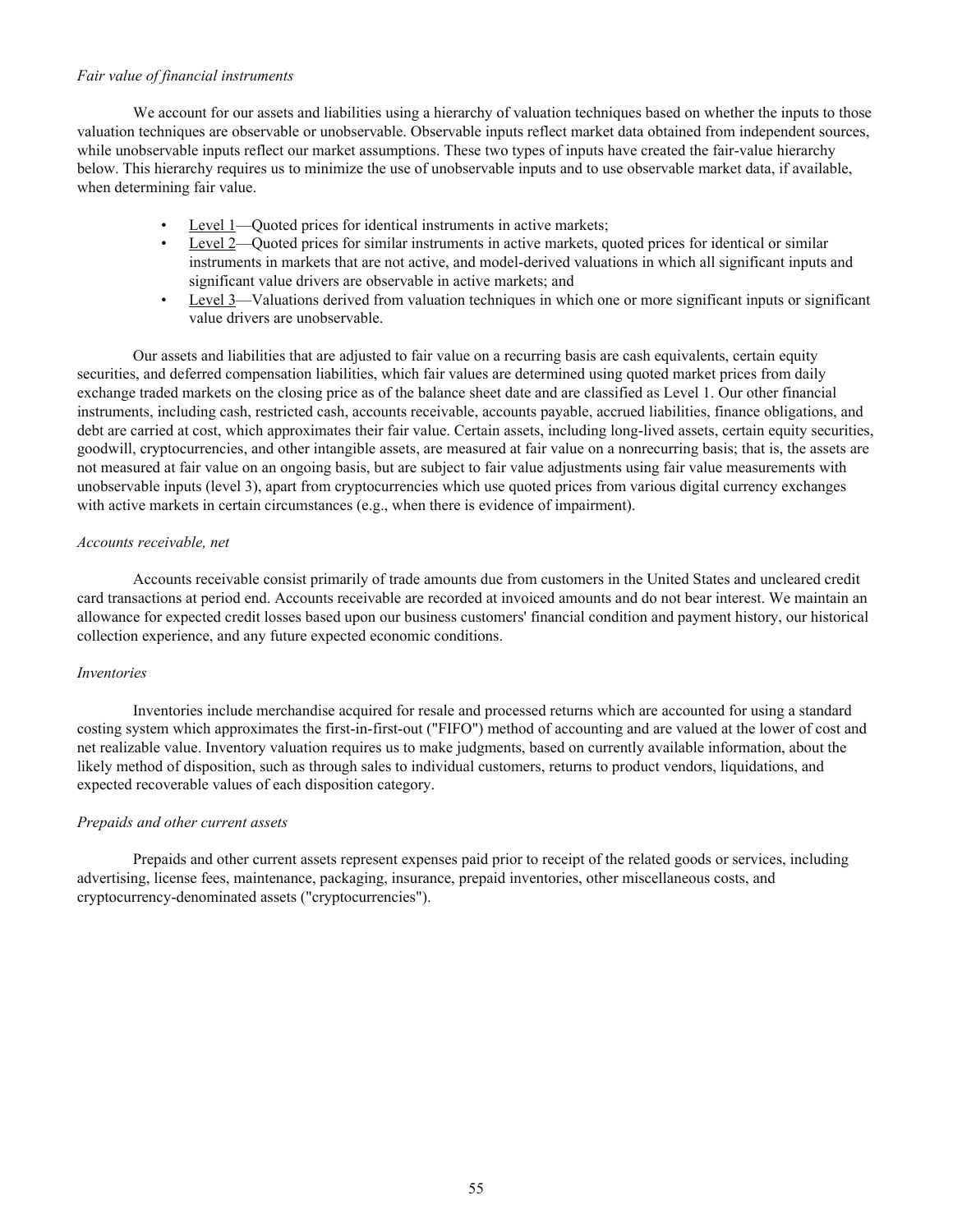*Fair value of financial instruments*

We account for our assets and liabilities using a hierarchy of valuation techniques based on whether the inputs to those valuation techniques are observable or unobservable. Observable inputs reflect market data obtained from independent sources, while unobservable inputs reflect our market assumptions. These two types of inputs have created the fair-value hierarchy below. This hierarchy requires us to minimize the use of unobservable inputs and to use observable market data, if available, when determining fair value.

- Level 1—Quoted prices for identical instruments in active markets;
- Level 2—Quoted prices for similar instruments in active markets, quoted prices for identical or similar instruments in markets that are not active, and model-derived valuations in which all significant inputs and significant value drivers are observable in active markets; and
- Level 3—Valuations derived from valuation techniques in which one or more significant inputs or significant value drivers are unobservable.

Our assets and liabilities that are adjusted to fair value on a recurring basis are cash equivalents, certain equity securities, and deferred compensation liabilities, which fair values are determined using quoted market prices from daily exchange traded markets on the closing price as of the balance sheet date and are classified as Level 1. Our other financial instruments, including cash, restricted cash, accounts receivable, accounts payable, accrued liabilities, finance obligations, and debt are carried at cost, which approximates their fair value. Certain assets, including long-lived assets, certain equity securities, goodwill, cryptocurrencies, and other intangible assets, are measured at fair value on a nonrecurring basis; that is, the assets are not measured at fair value on an ongoing basis, but are subject to fair value adjustments using fair value measurements with unobservable inputs (level 3), apart from cryptocurrencies which use quoted prices from various digital currency exchanges with active markets in certain circumstances (e.g., when there is evidence of impairment).

*Accounts receivable, net*

Accounts receivable consist primarily of trade amounts due from customers in the United States and uncleared credit card transactions at period end. Accounts receivable are recorded at invoiced amounts and do not bear interest. We maintain an allowance for expected credit losses based upon our business customers' financial condition and payment history, our historical collection experience, and any future expected economic conditions.

*Inventories*

Inventories include merchandise acquired for resale and processed returns which are accounted for using a standard costing system which approximates the first-in-first-out ("FIFO") method of accounting and are valued at the lower of cost and net realizable value. Inventory valuation requires us to make judgments, based on currently available information, about the likely method of disposition, such as through sales to individual customers, returns to product vendors, liquidations, and expected recoverable values of each disposition category.

*Prepaids and other current assets*

Prepaids and other current assets represent expenses paid prior to receipt of the related goods or services, including advertising, license fees, maintenance, packaging, insurance, prepaid inventories, other miscellaneous costs, and cryptocurrency-denominated assets ("cryptocurrencies").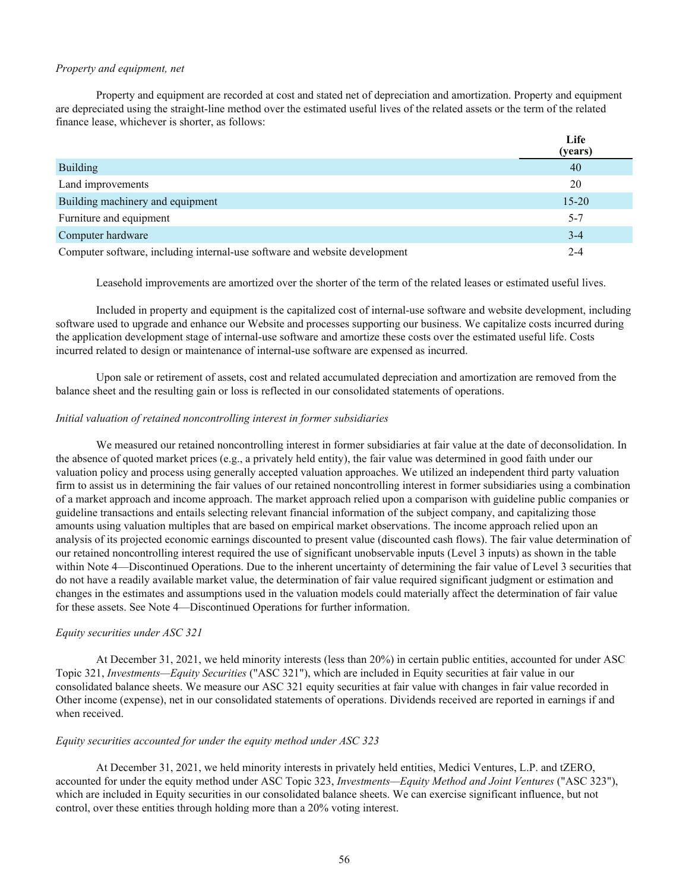*Property and equipment, net*

Property and equipment are recorded at cost and stated net of depreciation and amortization. Property and equipment are depreciated using the straight-line method over the estimated useful lives of the related assets or the term of the related finance lease, whichever is shorter, as follows:

| | Life (years) |
|---|---|
| Building | 40 |
| Land improvements | 20 |
| Building machinery and equipment | 15-20 |
| Furniture and equipment | 5-7 |
| Computer hardware | 3-4 |
| Computer software, including internal-use software and website development | 2-4 |

Leasehold improvements are amortized over the shorter of the term of the related leases or estimated useful lives.

Included in property and equipment is the capitalized cost of internal-use software and website development, including software used to upgrade and enhance our Website and processes supporting our business. We capitalize costs incurred during the application development stage of internal-use software and amortize these costs over the estimated useful life. Costs incurred related to design or maintenance of internal-use software are expensed as incurred.

Upon sale or retirement of assets, cost and related accumulated depreciation and amortization are removed from the balance sheet and the resulting gain or loss is reflected in our consolidated statements of operations.

*Initial valuation of retained noncontrolling interest in former subsidiaries*

We measured our retained noncontrolling interest in former subsidiaries at fair value at the date of deconsolidation. In the absence of quoted market prices (e.g., a privately held entity), the fair value was determined in good faith under our valuation policy and process using generally accepted valuation approaches. We utilized an independent third party valuation firm to assist us in determining the fair values of our retained noncontrolling interest in former subsidiaries using a combination of a market approach and income approach. The market approach relied upon a comparison with guideline public companies or guideline transactions and entails selecting relevant financial information of the subject company, and capitalizing those amounts using valuation multiples that are based on empirical market observations. The income approach relied upon an analysis of its projected economic earnings discounted to present value (discounted cash flows). The fair value determination of our retained noncontrolling interest required the use of significant unobservable inputs (Level 3 inputs) as shown in the table within Note 4—Discontinued Operations. Due to the inherent uncertainty of determining the fair value of Level 3 securities that do not have a readily available market value, the determination of fair value required significant judgment or estimation and changes in the estimates and assumptions used in the valuation models could materially affect the determination of fair value for these assets. See Note 4—Discontinued Operations for further information.

*Equity securities under ASC 321*

At December 31, 2021, we held minority interests (less than 20%) in certain public entities, accounted for under ASC Topic 321, *Investments—Equity Securities* ("ASC 321"), which are included in Equity securities at fair value in our consolidated balance sheets. We measure our ASC 321 equity securities at fair value with changes in fair value recorded in Other income (expense), net in our consolidated statements of operations. Dividends received are reported in earnings if and when received.

*Equity securities accounted for under the equity method under ASC 323*

At December 31, 2021, we held minority interests in privately held entities, Medici Ventures, L.P. and tZERO, accounted for under the equity method under ASC Topic 323, *Investments—Equity Method and Joint Ventures* ("ASC 323"), which are included in Equity securities in our consolidated balance sheets. We can exercise significant influence, but not control, over these entities through holding more than a 20% voting interest.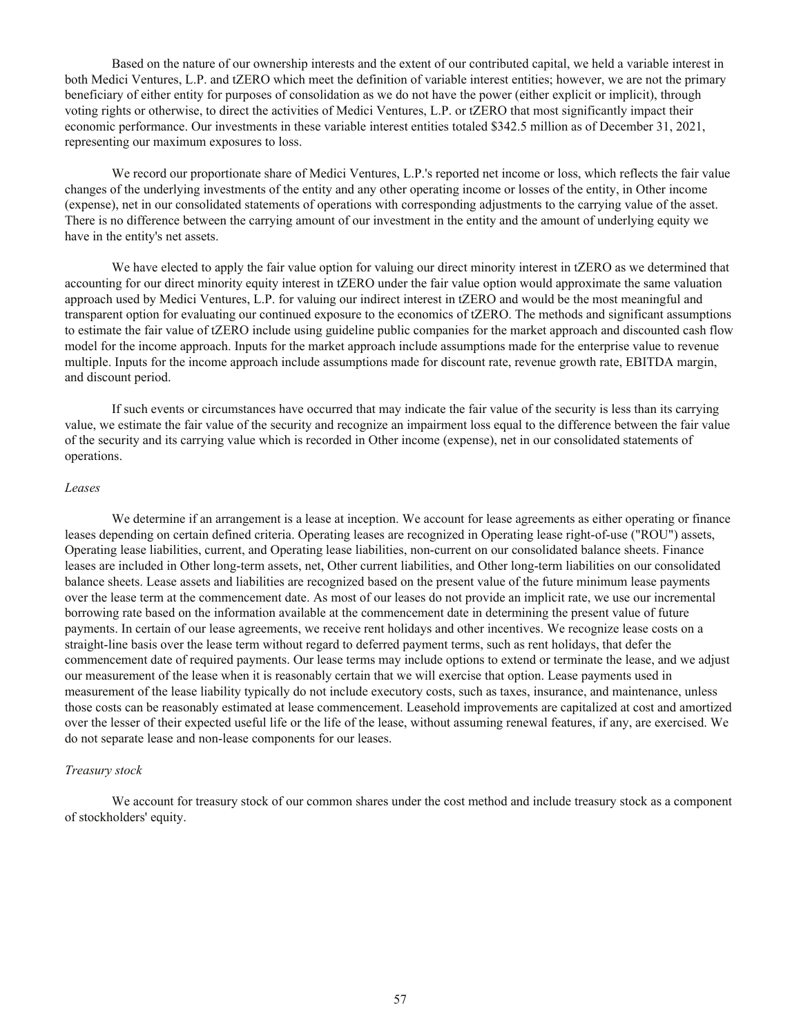Based on the nature of our ownership interests and the extent of our contributed capital, we held a variable interest in both Medici Ventures, L.P. and tZERO which meet the definition of variable interest entities; however, we are not the primary beneficiary of either entity for purposes of consolidation as we do not have the power (either explicit or implicit), through voting rights or otherwise, to direct the activities of Medici Ventures, L.P. or tZERO that most significantly impact their economic performance. Our investments in these variable interest entities totaled $342.5 million as of December 31, 2021, representing our maximum exposures to loss.

We record our proportionate share of Medici Ventures, L.P.'s reported net income or loss, which reflects the fair value changes of the underlying investments of the entity and any other operating income or losses of the entity, in Other income (expense), net in our consolidated statements of operations with corresponding adjustments to the carrying value of the asset. There is no difference between the carrying amount of our investment in the entity and the amount of underlying equity we have in the entity's net assets.

We have elected to apply the fair value option for valuing our direct minority interest in tZERO as we determined that accounting for our direct minority equity interest in tZERO under the fair value option would approximate the same valuation approach used by Medici Ventures, L.P. for valuing our indirect interest in tZERO and would be the most meaningful and transparent option for evaluating our continued exposure to the economics of tZERO. The methods and significant assumptions to estimate the fair value of tZERO include using guideline public companies for the market approach and discounted cash flow model for the income approach. Inputs for the market approach include assumptions made for the enterprise value to revenue multiple. Inputs for the income approach include assumptions made for discount rate, revenue growth rate, EBITDA margin, and discount period.

If such events or circumstances have occurred that may indicate the fair value of the security is less than its carrying value, we estimate the fair value of the security and recognize an impairment loss equal to the difference between the fair value of the security and its carrying value which is recorded in Other income (expense), net in our consolidated statements of operations.

*Leases*

We determine if an arrangement is a lease at inception. We account for lease agreements as either operating or finance leases depending on certain defined criteria. Operating leases are recognized in Operating lease right-of-use ("ROU") assets, Operating lease liabilities, current, and Operating lease liabilities, non-current on our consolidated balance sheets. Finance leases are included in Other long-term assets, net, Other current liabilities, and Other long-term liabilities on our consolidated balance sheets. Lease assets and liabilities are recognized based on the present value of the future minimum lease payments over the lease term at the commencement date. As most of our leases do not provide an implicit rate, we use our incremental borrowing rate based on the information available at the commencement date in determining the present value of future payments. In certain of our lease agreements, we receive rent holidays and other incentives. We recognize lease costs on a straight-line basis over the lease term without regard to deferred payment terms, such as rent holidays, that defer the commencement date of required payments. Our lease terms may include options to extend or terminate the lease, and we adjust our measurement of the lease when it is reasonably certain that we will exercise that option. Lease payments used in measurement of the lease liability typically do not include executory costs, such as taxes, insurance, and maintenance, unless those costs can be reasonably estimated at lease commencement. Leasehold improvements are capitalized at cost and amortized over the lesser of their expected useful life or the life of the lease, without assuming renewal features, if any, are exercised. We do not separate lease and non-lease components for our leases.

*Treasury stock*

We account for treasury stock of our common shares under the cost method and include treasury stock as a component of stockholders' equity.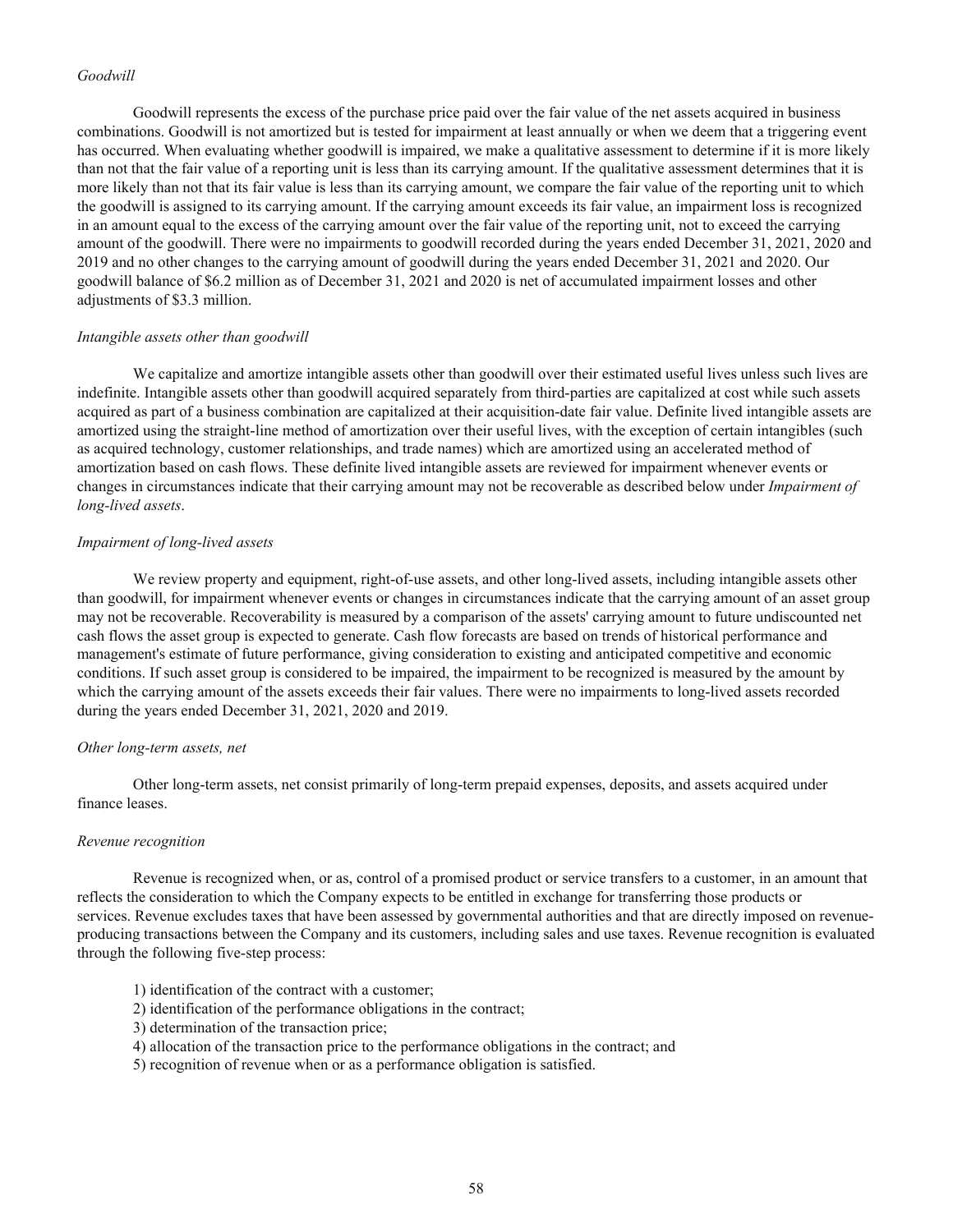*Goodwill*

Goodwill represents the excess of the purchase price paid over the fair value of the net assets acquired in business combinations. Goodwill is not amortized but is tested for impairment at least annually or when we deem that a triggering event has occurred. When evaluating whether goodwill is impaired, we make a qualitative assessment to determine if it is more likely than not that the fair value of a reporting unit is less than its carrying amount. If the qualitative assessment determines that it is more likely than not that its fair value is less than its carrying amount, we compare the fair value of the reporting unit to which the goodwill is assigned to its carrying amount. If the carrying amount exceeds its fair value, an impairment loss is recognized in an amount equal to the excess of the carrying amount over the fair value of the reporting unit, not to exceed the carrying amount of the goodwill. There were no impairments to goodwill recorded during the years ended December 31, 2021, 2020 and 2019 and no other changes to the carrying amount of goodwill during the years ended December 31, 2021 and 2020. Our goodwill balance of $6.2 million as of December 31, 2021 and 2020 is net of accumulated impairment losses and other adjustments of $3.3 million.

*Intangible assets other than goodwill*

We capitalize and amortize intangible assets other than goodwill over their estimated useful lives unless such lives are indefinite. Intangible assets other than goodwill acquired separately from third-parties are capitalized at cost while such assets acquired as part of a business combination are capitalized at their acquisition-date fair value. Definite lived intangible assets are amortized using the straight-line method of amortization over their useful lives, with the exception of certain intangibles (such as acquired technology, customer relationships, and trade names) which are amortized using an accelerated method of amortization based on cash flows. These definite lived intangible assets are reviewed for impairment whenever events or changes in circumstances indicate that their carrying amount may not be recoverable as described below under *Impairment of long-lived assets*.

*Impairment of long-lived assets*

We review property and equipment, right-of-use assets, and other long-lived assets, including intangible assets other than goodwill, for impairment whenever events or changes in circumstances indicate that the carrying amount of an asset group may not be recoverable. Recoverability is measured by a comparison of the assets' carrying amount to future undiscounted net cash flows the asset group is expected to generate. Cash flow forecasts are based on trends of historical performance and management's estimate of future performance, giving consideration to existing and anticipated competitive and economic conditions. If such asset group is considered to be impaired, the impairment to be recognized is measured by the amount by which the carrying amount of the assets exceeds their fair values. There were no impairments to long-lived assets recorded during the years ended December 31, 2021, 2020 and 2019.

*Other long-term assets, net*

Other long-term assets, net consist primarily of long-term prepaid expenses, deposits, and assets acquired under finance leases.

*Revenue recognition*

Revenue is recognized when, or as, control of a promised product or service transfers to a customer, in an amount that reflects the consideration to which the Company expects to be entitled in exchange for transferring those products or services. Revenue excludes taxes that have been assessed by governmental authorities and that are directly imposed on revenue-producing transactions between the Company and its customers, including sales and use taxes. Revenue recognition is evaluated through the following five-step process:

1) identification of the contract with a customer;
2) identification of the performance obligations in the contract;
3) determination of the transaction price;
4) allocation of the transaction price to the performance obligations in the contract; and
5) recognition of revenue when or as a performance obligation is satisfied.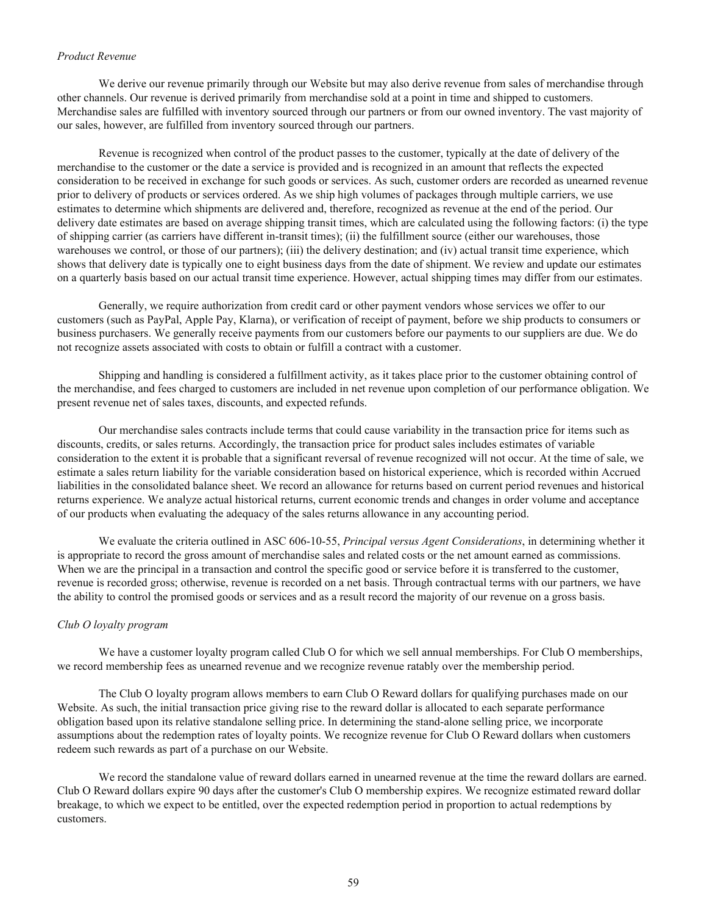*Product Revenue*

We derive our revenue primarily through our Website but may also derive revenue from sales of merchandise through other channels. Our revenue is derived primarily from merchandise sold at a point in time and shipped to customers. Merchandise sales are fulfilled with inventory sourced through our partners or from our owned inventory. The vast majority of our sales, however, are fulfilled from inventory sourced through our partners.

Revenue is recognized when control of the product passes to the customer, typically at the date of delivery of the merchandise to the customer or the date a service is provided and is recognized in an amount that reflects the expected consideration to be received in exchange for such goods or services. As such, customer orders are recorded as unearned revenue prior to delivery of products or services ordered. As we ship high volumes of packages through multiple carriers, we use estimates to determine which shipments are delivered and, therefore, recognized as revenue at the end of the period. Our delivery date estimates are based on average shipping transit times, which are calculated using the following factors: (i) the type of shipping carrier (as carriers have different in-transit times); (ii) the fulfillment source (either our warehouses, those warehouses we control, or those of our partners); (iii) the delivery destination; and (iv) actual transit time experience, which shows that delivery date is typically one to eight business days from the date of shipment. We review and update our estimates on a quarterly basis based on our actual transit time experience. However, actual shipping times may differ from our estimates.

Generally, we require authorization from credit card or other payment vendors whose services we offer to our customers (such as PayPal, Apple Pay, Klarna), or verification of receipt of payment, before we ship products to consumers or business purchasers. We generally receive payments from our customers before our payments to our suppliers are due. We do not recognize assets associated with costs to obtain or fulfill a contract with a customer.

Shipping and handling is considered a fulfillment activity, as it takes place prior to the customer obtaining control of the merchandise, and fees charged to customers are included in net revenue upon completion of our performance obligation. We present revenue net of sales taxes, discounts, and expected refunds.

Our merchandise sales contracts include terms that could cause variability in the transaction price for items such as discounts, credits, or sales returns. Accordingly, the transaction price for product sales includes estimates of variable consideration to the extent it is probable that a significant reversal of revenue recognized will not occur. At the time of sale, we estimate a sales return liability for the variable consideration based on historical experience, which is recorded within Accrued liabilities in the consolidated balance sheet. We record an allowance for returns based on current period revenues and historical returns experience. We analyze actual historical returns, current economic trends and changes in order volume and acceptance of our products when evaluating the adequacy of the sales returns allowance in any accounting period.

We evaluate the criteria outlined in ASC 606-10-55, *Principal versus Agent Considerations*, in determining whether it is appropriate to record the gross amount of merchandise sales and related costs or the net amount earned as commissions. When we are the principal in a transaction and control the specific good or service before it is transferred to the customer, revenue is recorded gross; otherwise, revenue is recorded on a net basis. Through contractual terms with our partners, we have the ability to control the promised goods or services and as a result record the majority of our revenue on a gross basis.

*Club O loyalty program*

We have a customer loyalty program called Club O for which we sell annual memberships. For Club O memberships, we record membership fees as unearned revenue and we recognize revenue ratably over the membership period.

The Club O loyalty program allows members to earn Club O Reward dollars for qualifying purchases made on our Website. As such, the initial transaction price giving rise to the reward dollar is allocated to each separate performance obligation based upon its relative standalone selling price. In determining the stand-alone selling price, we incorporate assumptions about the redemption rates of loyalty points. We recognize revenue for Club O Reward dollars when customers redeem such rewards as part of a purchase on our Website.

We record the standalone value of reward dollars earned in unearned revenue at the time the reward dollars are earned. Club O Reward dollars expire 90 days after the customer's Club O membership expires. We recognize estimated reward dollar breakage, to which we expect to be entitled, over the expected redemption period in proportion to actual redemptions by customers.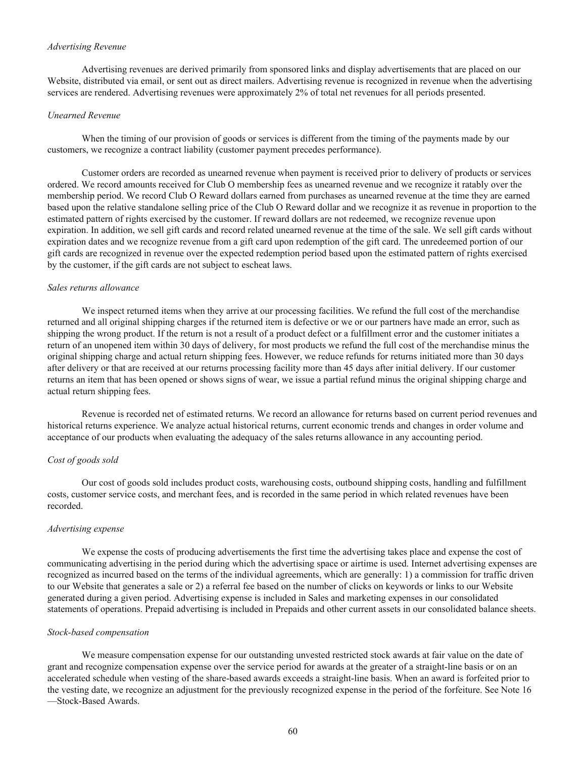*Advertising Revenue*

Advertising revenues are derived primarily from sponsored links and display advertisements that are placed on our Website, distributed via email, or sent out as direct mailers. Advertising revenue is recognized in revenue when the advertising services are rendered. Advertising revenues were approximately 2% of total net revenues for all periods presented.

*Unearned Revenue*

When the timing of our provision of goods or services is different from the timing of the payments made by our customers, we recognize a contract liability (customer payment precedes performance).

Customer orders are recorded as unearned revenue when payment is received prior to delivery of products or services ordered. We record amounts received for Club O membership fees as unearned revenue and we recognize it ratably over the membership period. We record Club O Reward dollars earned from purchases as unearned revenue at the time they are earned based upon the relative standalone selling price of the Club O Reward dollar and we recognize it as revenue in proportion to the estimated pattern of rights exercised by the customer. If reward dollars are not redeemed, we recognize revenue upon expiration. In addition, we sell gift cards and record related unearned revenue at the time of the sale. We sell gift cards without expiration dates and we recognize revenue from a gift card upon redemption of the gift card. The unredeemed portion of our gift cards are recognized in revenue over the expected redemption period based upon the estimated pattern of rights exercised by the customer, if the gift cards are not subject to escheat laws.

*Sales returns allowance*

We inspect returned items when they arrive at our processing facilities. We refund the full cost of the merchandise returned and all original shipping charges if the returned item is defective or we or our partners have made an error, such as shipping the wrong product. If the return is not a result of a product defect or a fulfillment error and the customer initiates a return of an unopened item within 30 days of delivery, for most products we refund the full cost of the merchandise minus the original shipping charge and actual return shipping fees. However, we reduce refunds for returns initiated more than 30 days after delivery or that are received at our returns processing facility more than 45 days after initial delivery. If our customer returns an item that has been opened or shows signs of wear, we issue a partial refund minus the original shipping charge and actual return shipping fees.

Revenue is recorded net of estimated returns. We record an allowance for returns based on current period revenues and historical returns experience. We analyze actual historical returns, current economic trends and changes in order volume and acceptance of our products when evaluating the adequacy of the sales returns allowance in any accounting period.

*Cost of goods sold*

Our cost of goods sold includes product costs, warehousing costs, outbound shipping costs, handling and fulfillment costs, customer service costs, and merchant fees, and is recorded in the same period in which related revenues have been recorded.

*Advertising expense*

We expense the costs of producing advertisements the first time the advertising takes place and expense the cost of communicating advertising in the period during which the advertising space or airtime is used. Internet advertising expenses are recognized as incurred based on the terms of the individual agreements, which are generally: 1) a commission for traffic driven to our Website that generates a sale or 2) a referral fee based on the number of clicks on keywords or links to our Website generated during a given period. Advertising expense is included in Sales and marketing expenses in our consolidated statements of operations. Prepaid advertising is included in Prepaids and other current assets in our consolidated balance sheets.

*Stock-based compensation*

We measure compensation expense for our outstanding unvested restricted stock awards at fair value on the date of grant and recognize compensation expense over the service period for awards at the greater of a straight-line basis or on an accelerated schedule when vesting of the share-based awards exceeds a straight-line basis. When an award is forfeited prior to the vesting date, we recognize an adjustment for the previously recognized expense in the period of the forfeiture. See Note 16—Stock-Based Awards.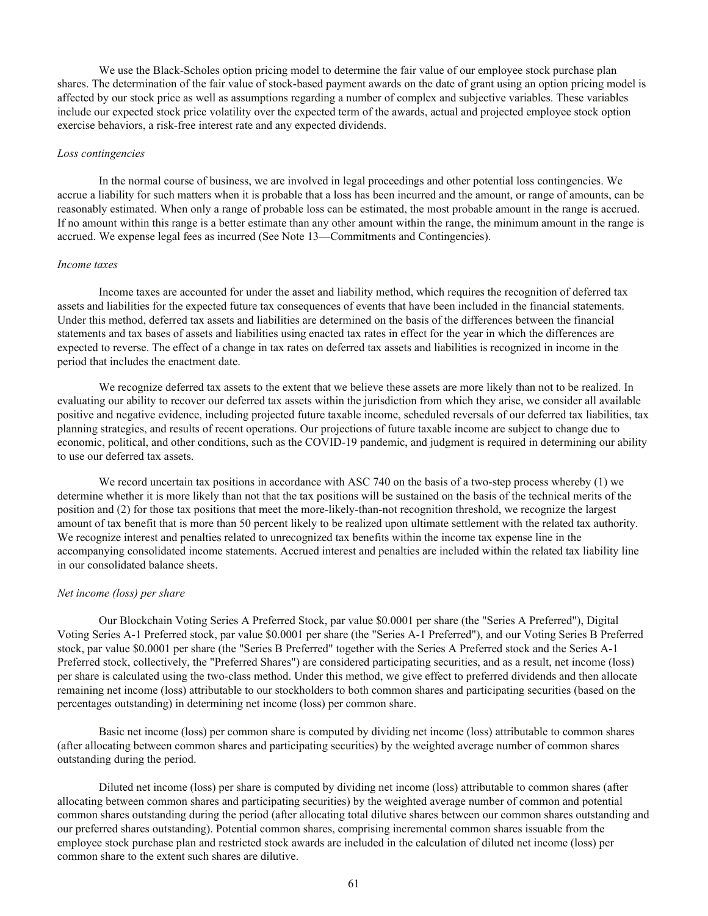We use the Black-Scholes option pricing model to determine the fair value of our employee stock purchase plan shares. The determination of the fair value of stock-based payment awards on the date of grant using an option pricing model is affected by our stock price as well as assumptions regarding a number of complex and subjective variables. These variables include our expected stock price volatility over the expected term of the awards, actual and projected employee stock option exercise behaviors, a risk-free interest rate and any expected dividends.

*Loss contingencies*

In the normal course of business, we are involved in legal proceedings and other potential loss contingencies. We accrue a liability for such matters when it is probable that a loss has been incurred and the amount, or range of amounts, can be reasonably estimated. When only a range of probable loss can be estimated, the most probable amount in the range is accrued. If no amount within this range is a better estimate than any other amount within the range, the minimum amount in the range is accrued. We expense legal fees as incurred (See Note 13—Commitments and Contingencies).

*Income taxes*

Income taxes are accounted for under the asset and liability method, which requires the recognition of deferred tax assets and liabilities for the expected future tax consequences of events that have been included in the financial statements. Under this method, deferred tax assets and liabilities are determined on the basis of the differences between the financial statements and tax bases of assets and liabilities using enacted tax rates in effect for the year in which the differences are expected to reverse. The effect of a change in tax rates on deferred tax assets and liabilities is recognized in income in the period that includes the enactment date.

We recognize deferred tax assets to the extent that we believe these assets are more likely than not to be realized. In evaluating our ability to recover our deferred tax assets within the jurisdiction from which they arise, we consider all available positive and negative evidence, including projected future taxable income, scheduled reversals of our deferred tax liabilities, tax planning strategies, and results of recent operations. Our projections of future taxable income are subject to change due to economic, political, and other conditions, such as the COVID-19 pandemic, and judgment is required in determining our ability to use our deferred tax assets.

We record uncertain tax positions in accordance with ASC 740 on the basis of a two-step process whereby (1) we determine whether it is more likely than not that the tax positions will be sustained on the basis of the technical merits of the position and (2) for those tax positions that meet the more-likely-than-not recognition threshold, we recognize the largest amount of tax benefit that is more than 50 percent likely to be realized upon ultimate settlement with the related tax authority. We recognize interest and penalties related to unrecognized tax benefits within the income tax expense line in the accompanying consolidated income statements. Accrued interest and penalties are included within the related tax liability line in our consolidated balance sheets.

*Net income (loss) per share*

Our Blockchain Voting Series A Preferred Stock, par value $0.0001 per share (the "Series A Preferred"), Digital Voting Series A-1 Preferred stock, par value $0.0001 per share (the "Series A-1 Preferred"), and our Voting Series B Preferred stock, par value $0.0001 per share (the "Series B Preferred" together with the Series A Preferred stock and the Series A-1 Preferred stock, collectively, the "Preferred Shares") are considered participating securities, and as a result, net income (loss) per share is calculated using the two-class method. Under this method, we give effect to preferred dividends and then allocate remaining net income (loss) attributable to our stockholders to both common shares and participating securities (based on the percentages outstanding) in determining net income (loss) per common share.

Basic net income (loss) per common share is computed by dividing net income (loss) attributable to common shares (after allocating between common shares and participating securities) by the weighted average number of common shares outstanding during the period.

Diluted net income (loss) per share is computed by dividing net income (loss) attributable to common shares (after allocating between common shares and participating securities) by the weighted average number of common and potential common shares outstanding during the period (after allocating total dilutive shares between our common shares outstanding and our preferred shares outstanding). Potential common shares, comprising incremental common shares issuable from the employee stock purchase plan and restricted stock awards are included in the calculation of diluted net income (loss) per common share to the extent such shares are dilutive.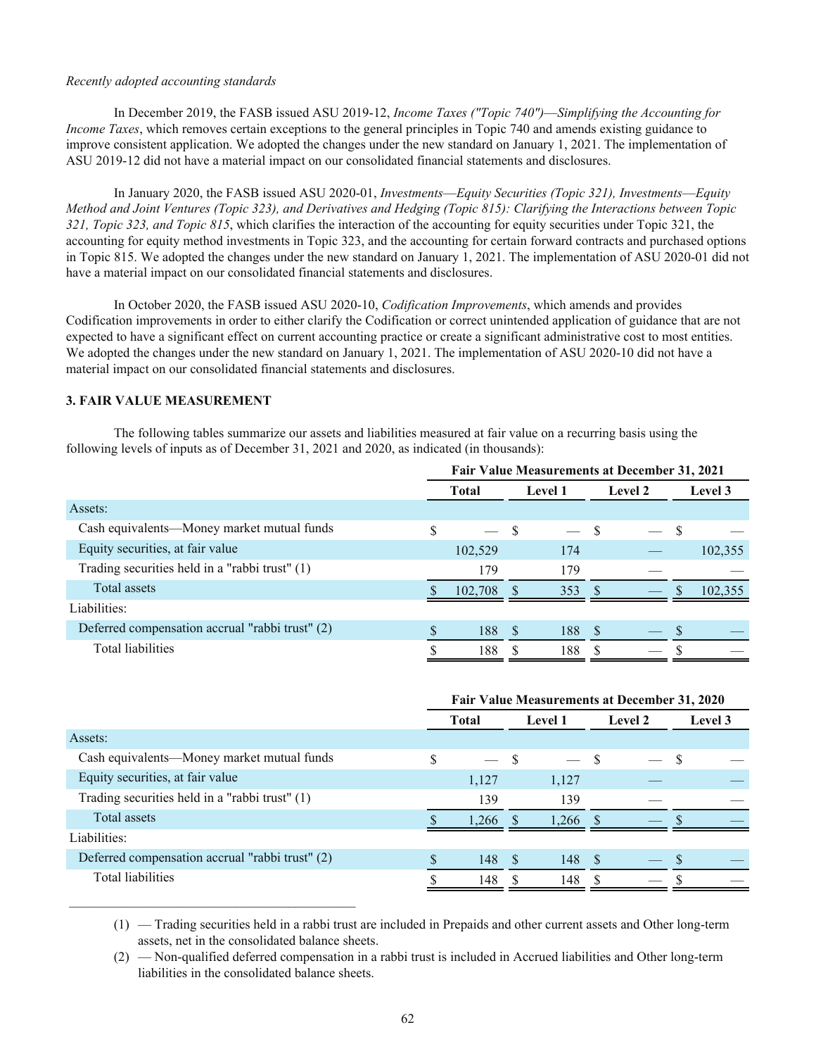*Recently adopted accounting standards*

In December 2019, the FASB issued ASU 2019-12, *Income Taxes ("Topic 740")—Simplifying the Accounting for Income Taxes*, which removes certain exceptions to the general principles in Topic 740 and amends existing guidance to improve consistent application. We adopted the changes under the new standard on January 1, 2021. The implementation of ASU 2019-12 did not have a material impact on our consolidated financial statements and disclosures.

In January 2020, the FASB issued ASU 2020-01, *Investments—Equity Securities (Topic 321), Investments—Equity Method and Joint Ventures (Topic 323), and Derivatives and Hedging (Topic 815): Clarifying the Interactions between Topic 321, Topic 323, and Topic 815*, which clarifies the interaction of the accounting for equity securities under Topic 321, the accounting for equity method investments in Topic 323, and the accounting for certain forward contracts and purchased options in Topic 815. We adopted the changes under the new standard on January 1, 2021. The implementation of ASU 2020-01 did not have a material impact on our consolidated financial statements and disclosures.

In October 2020, the FASB issued ASU 2020-10, *Codification Improvements*, which amends and provides Codification improvements in order to either clarify the Codification or correct unintended application of guidance that are not expected to have a significant effect on current accounting practice or create a significant administrative cost to most entities. We adopted the changes under the new standard on January 1, 2021. The implementation of ASU 2020-10 did not have a material impact on our consolidated financial statements and disclosures.

**3. FAIR VALUE MEASUREMENT**

The following tables summarize our assets and liabilities measured at fair value on a recurring basis using the following levels of inputs as of December 31, 2021 and 2020, as indicated (in thousands):

| | Fair Value Measurements at December 31, 2021 | | | |
|---|---|---|---|---|
| | Total | Level 1 | Level 2 | Level 3 |
| Assets: | | | | |
| Cash equivalents—Money market mutual funds | $ — | $ — | $ — | $ — |
| Equity securities, at fair value | 102,529 | 174 | — | 102,355 |
| Trading securities held in a "rabbi trust" (1) | 179 | 179 | — | — |
| Total assets | $ 102,708 | $ 353 | $ — | $ 102,355 |
| Liabilities: | | | | |
| Deferred compensation accrual "rabbi trust" (2) | $ 188 | $ 188 | $ — | $ — |
| Total liabilities | $ 188 | $ 188 | $ — | $ — |

| | Fair Value Measurements at December 31, 2020 | | | |
|---|---|---|---|---|
| | Total | Level 1 | Level 2 | Level 3 |
| Assets: | | | | |
| Cash equivalents—Money market mutual funds | $ — | $ — | $ — | $ — |
| Equity securities, at fair value | 1,127 | 1,127 | — | — |
| Trading securities held in a "rabbi trust" (1) | 139 | 139 | — | — |
| Total assets | $ 1,266 | $ 1,266 | $ — | $ — |
| Liabilities: | | | | |
| Deferred compensation accrual "rabbi trust" (2) | $ 148 | $ 148 | $ — | $ — |
| Total liabilities | $ 148 | $ 148 | $ — | $ — |

(1) — Trading securities held in a rabbi trust are included in Prepaids and other current assets and Other long-term assets, net in the consolidated balance sheets.

(2) — Non-qualified deferred compensation in a rabbi trust is included in Accrued liabilities and Other long-term liabilities in the consolidated balance sheets.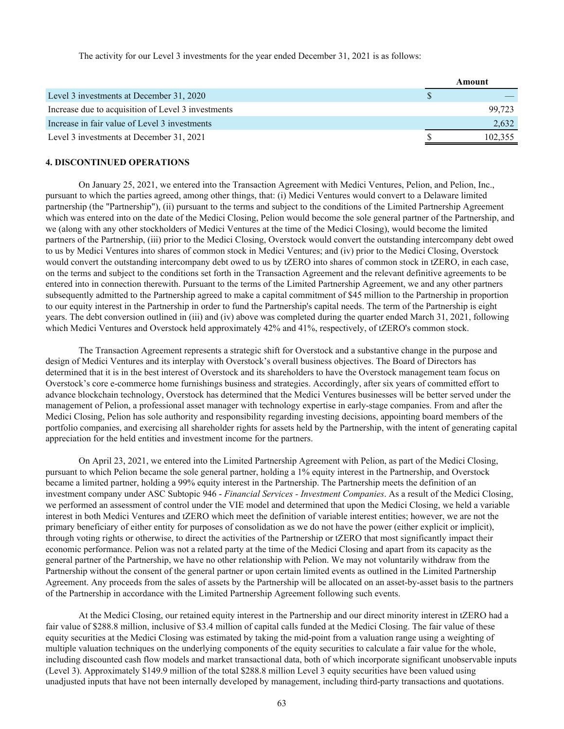The activity for our Level 3 investments for the year ended December 31, 2021 is as follows:

| | Amount |
|---|---|
| Level 3 investments at December 31, 2020 | $ — |
| Increase due to acquisition of Level 3 investments | 99,723 |
| Increase in fair value of Level 3 investments | 2,632 |
| Level 3 investments at December 31, 2021 | $ 102,355 |

### 4. DISCONTINUED OPERATIONS

On January 25, 2021, we entered into the Transaction Agreement with Medici Ventures, Pelion, and Pelion, Inc., pursuant to which the parties agreed, among other things, that: (i) Medici Ventures would convert to a Delaware limited partnership (the "Partnership"), (ii) pursuant to the terms and subject to the conditions of the Limited Partnership Agreement which was entered into on the date of the Medici Closing, Pelion would become the sole general partner of the Partnership, and we (along with any other stockholders of Medici Ventures at the time of the Medici Closing), would become the limited partners of the Partnership, (iii) prior to the Medici Closing, Overstock would convert the outstanding intercompany debt owed to us by Medici Ventures into shares of common stock in Medici Ventures; and (iv) prior to the Medici Closing, Overstock would convert the outstanding intercompany debt owed to us by tZERO into shares of common stock in tZERO, in each case, on the terms and subject to the conditions set forth in the Transaction Agreement and the relevant definitive agreements to be entered into in connection therewith. Pursuant to the terms of the Limited Partnership Agreement, we and any other partners subsequently admitted to the Partnership agreed to make a capital commitment of $45 million to the Partnership in proportion to our equity interest in the Partnership in order to fund the Partnership's capital needs. The term of the Partnership is eight years. The debt conversion outlined in (iii) and (iv) above was completed during the quarter ended March 31, 2021, following which Medici Ventures and Overstock held approximately 42% and 41%, respectively, of tZERO's common stock.

The Transaction Agreement represents a strategic shift for Overstock and a substantive change in the purpose and design of Medici Ventures and its interplay with Overstock's overall business objectives. The Board of Directors has determined that it is in the best interest of Overstock and its shareholders to have the Overstock management team focus on Overstock's core e-commerce home furnishings business and strategies. Accordingly, after six years of committed effort to advance blockchain technology, Overstock has determined that the Medici Ventures businesses will be better served under the management of Pelion, a professional asset manager with technology expertise in early-stage companies. From and after the Medici Closing, Pelion has sole authority and responsibility regarding investing decisions, appointing board members of the portfolio companies, and exercising all shareholder rights for assets held by the Partnership, with the intent of generating capital appreciation for the held entities and investment income for the partners.

On April 23, 2021, we entered into the Limited Partnership Agreement with Pelion, as part of the Medici Closing, pursuant to which Pelion became the sole general partner, holding a 1% equity interest in the Partnership, and Overstock became a limited partner, holding a 99% equity interest in the Partnership. The Partnership meets the definition of an investment company under ASC Subtopic 946 - *Financial Services - Investment Companies*. As a result of the Medici Closing, we performed an assessment of control under the VIE model and determined that upon the Medici Closing, we held a variable interest in both Medici Ventures and tZERO which meet the definition of variable interest entities; however, we are not the primary beneficiary of either entity for purposes of consolidation as we do not have the power (either explicit or implicit), through voting rights or otherwise, to direct the activities of the Partnership or tZERO that most significantly impact their economic performance. Pelion was not a related party at the time of the Medici Closing and apart from its capacity as the general partner of the Partnership, we have no other relationship with Pelion. We may not voluntarily withdraw from the Partnership without the consent of the general partner or upon certain limited events as outlined in the Limited Partnership Agreement. Any proceeds from the sales of assets by the Partnership will be allocated on an asset-by-asset basis to the partners of the Partnership in accordance with the Limited Partnership Agreement following such events.

At the Medici Closing, our retained equity interest in the Partnership and our direct minority interest in tZERO had a fair value of $288.8 million, inclusive of $3.4 million of capital calls funded at the Medici Closing. The fair value of these equity securities at the Medici Closing was estimated by taking the mid-point from a valuation range using a weighting of multiple valuation techniques on the underlying components of the equity securities to calculate a fair value for the whole, including discounted cash flow models and market transactional data, both of which incorporate significant unobservable inputs (Level 3). Approximately $149.9 million of the total $288.8 million Level 3 equity securities have been valued using unadjusted inputs that have not been internally developed by management, including third-party transactions and quotations.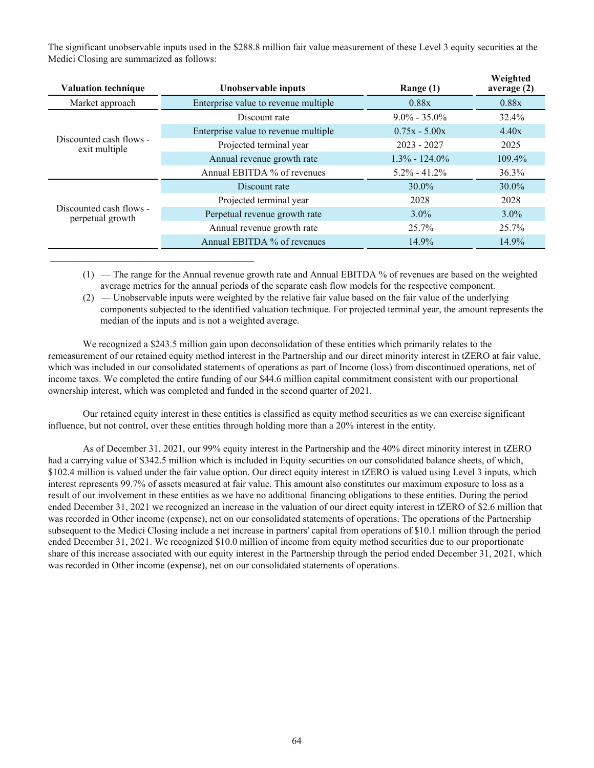The significant unobservable inputs used in the $288.8 million fair value measurement of these Level 3 equity securities at the Medici Closing are summarized as follows:

| Valuation technique | Unobservable inputs | Range (1) | Weighted average (2) |
|---|---|---|---|
| Market approach | Enterprise value to revenue multiple | 0.88x | 0.88x |
| Discounted cash flows - exit multiple | Discount rate | 9.0% - 35.0% | 32.4% |
| | Enterprise value to revenue multiple | 0.75x - 5.00x | 4.40x |
| | Projected terminal year | 2023 - 2027 | 2025 |
| | Annual revenue growth rate | 1.3% - 124.0% | 109.4% |
| | Annual EBITDA % of revenues | 5.2% - 41.2% | 36.3% |
| Discounted cash flows - perpetual growth | Discount rate | 30.0% | 30.0% |
| | Projected terminal year | 2028 | 2028 |
| | Perpetual revenue growth rate | 3.0% | 3.0% |
| | Annual revenue growth rate | 25.7% | 25.7% |
| | Annual EBITDA % of revenues | 14.9% | 14.9% |

(1) — The range for the Annual revenue growth rate and Annual EBITDA % of revenues are based on the weighted average metrics for the annual periods of the separate cash flow models for the respective component.

(2) — Unobservable inputs were weighted by the relative fair value based on the fair value of the underlying components subjected to the identified valuation technique. For projected terminal year, the amount represents the median of the inputs and is not a weighted average.

We recognized a $243.5 million gain upon deconsolidation of these entities which primarily relates to the remeasurement of our retained equity method interest in the Partnership and our direct minority interest in tZERO at fair value, which was included in our consolidated statements of operations as part of Income (loss) from discontinued operations, net of income taxes. We completed the entire funding of our $44.6 million capital commitment consistent with our proportional ownership interest, which was completed and funded in the second quarter of 2021.

Our retained equity interest in these entities is classified as equity method securities as we can exercise significant influence, but not control, over these entities through holding more than a 20% interest in the entity.

As of December 31, 2021, our 99% equity interest in the Partnership and the 40% direct minority interest in tZERO had a carrying value of $342.5 million which is included in Equity securities on our consolidated balance sheets, of which, $102.4 million is valued under the fair value option. Our direct equity interest in tZERO is valued using Level 3 inputs, which interest represents 99.7% of assets measured at fair value. This amount also constitutes our maximum exposure to loss as a result of our involvement in these entities as we have no additional financing obligations to these entities. During the period ended December 31, 2021 we recognized an increase in the valuation of our direct equity interest in tZERO of $2.6 million that was recorded in Other income (expense), net on our consolidated statements of operations. The operations of the Partnership subsequent to the Medici Closing include a net increase in partners' capital from operations of $10.1 million through the period ended December 31, 2021. We recognized $10.0 million of income from equity method securities due to our proportionate share of this increase associated with our equity interest in the Partnership through the period ended December 31, 2021, which was recorded in Other income (expense), net on our consolidated statements of operations.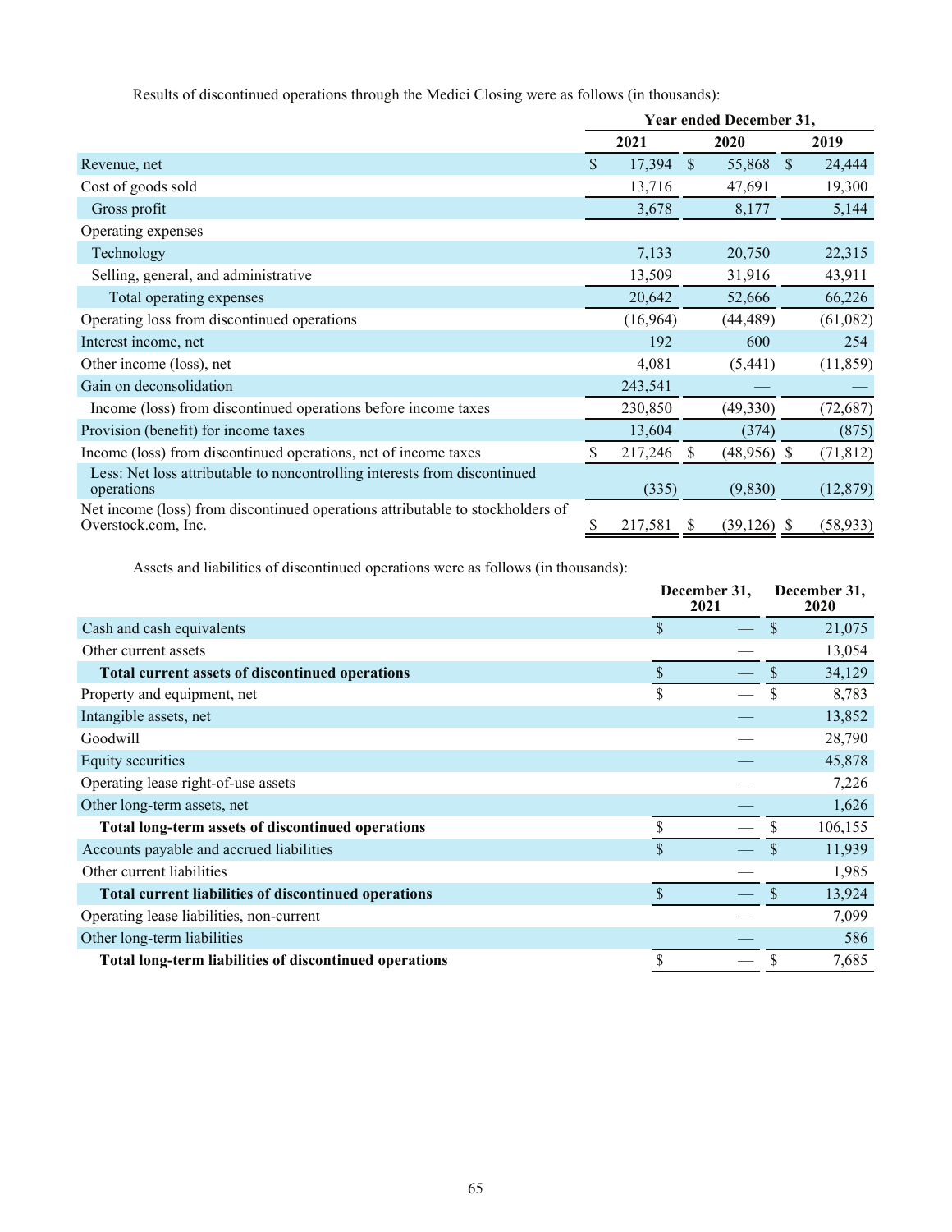Results of discontinued operations through the Medici Closing were as follows (in thousands):

| | Year ended December 31, | | |
|---|---|---|---|
| | 2021 | 2020 | 2019 |
| Revenue, net | $ 17,394 | $ 55,868 | $ 24,444 |
| Cost of goods sold | 13,716 | 47,691 | 19,300 |
| Gross profit | 3,678 | 8,177 | 5,144 |
| Operating expenses | | | |
| Technology | 7,133 | 20,750 | 22,315 |
| Selling, general, and administrative | 13,509 | 31,916 | 43,911 |
| Total operating expenses | 20,642 | 52,666 | 66,226 |
| Operating loss from discontinued operations | (16,964) | (44,489) | (61,082) |
| Interest income, net | 192 | 600 | 254 |
| Other income (loss), net | 4,081 | (5,441) | (11,859) |
| Gain on deconsolidation | 243,541 | — | — |
| Income (loss) from discontinued operations before income taxes | 230,850 | (49,330) | (72,687) |
| Provision (benefit) for income taxes | 13,604 | (374) | (875) |
| Income (loss) from discontinued operations, net of income taxes | $ 217,246 | $ (48,956) | $ (71,812) |
| Less: Net loss attributable to noncontrolling interests from discontinued operations | (335) | (9,830) | (12,879) |
| Net income (loss) from discontinued operations attributable to stockholders of Overstock.com, Inc. | $ 217,581 | $ (39,126) | $ (58,933) |

Assets and liabilities of discontinued operations were as follows (in thousands):

| | December 31, 2021 | December 31, 2020 |
|---|---|---|
| Cash and cash equivalents | $ — | $ 21,075 |
| Other current assets | — | 13,054 |
| **Total current assets of discontinued operations** | $ — | $ 34,129 |
| Property and equipment, net | $ — | $ 8,783 |
| Intangible assets, net | — | 13,852 |
| Goodwill | — | 28,790 |
| Equity securities | — | 45,878 |
| Operating lease right-of-use assets | — | 7,226 |
| Other long-term assets, net | — | 1,626 |
| **Total long-term assets of discontinued operations** | $ — | $ 106,155 |
| Accounts payable and accrued liabilities | $ — | $ 11,939 |
| Other current liabilities | — | 1,985 |
| **Total current liabilities of discontinued operations** | $ — | $ 13,924 |
| Operating lease liabilities, non-current | — | 7,099 |
| Other long-term liabilities | — | 586 |
| **Total long-term liabilities of discontinued operations** | $ — | $ 7,685 |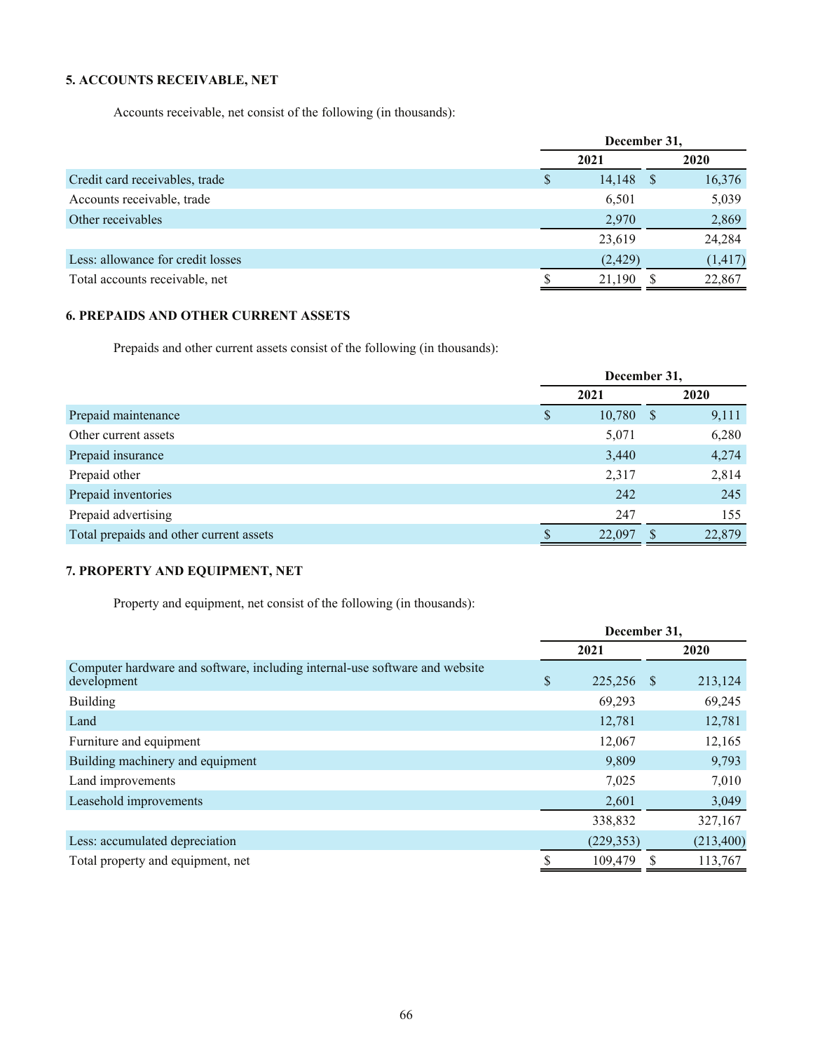### 5. ACCOUNTS RECEIVABLE, NET

Accounts receivable, net consist of the following (in thousands):

| | December 31, 2021 | December 31, 2020 |
|---|---|---|
| Credit card receivables, trade | $ 14,148 | $ 16,376 |
| Accounts receivable, trade | 6,501 | 5,039 |
| Other receivables | 2,970 | 2,869 |
| | 23,619 | 24,284 |
| Less: allowance for credit losses | (2,429) | (1,417) |
| Total accounts receivable, net | $ 21,190 | $ 22,867 |

### 6. PREPAIDS AND OTHER CURRENT ASSETS

Prepaids and other current assets consist of the following (in thousands):

| | December 31, 2021 | December 31, 2020 |
|---|---|---|
| Prepaid maintenance | $ 10,780 | $ 9,111 |
| Other current assets | 5,071 | 6,280 |
| Prepaid insurance | 3,440 | 4,274 |
| Prepaid other | 2,317 | 2,814 |
| Prepaid inventories | 242 | 245 |
| Prepaid advertising | 247 | 155 |
| Total prepaids and other current assets | $ 22,097 | $ 22,879 |

### 7. PROPERTY AND EQUIPMENT, NET

Property and equipment, net consist of the following (in thousands):

| | December 31, 2021 | December 31, 2020 |
|---|---|---|
| Computer hardware and software, including internal-use software and website development | $ 225,256 | $ 213,124 |
| Building | 69,293 | 69,245 |
| Land | 12,781 | 12,781 |
| Furniture and equipment | 12,067 | 12,165 |
| Building machinery and equipment | 9,809 | 9,793 |
| Land improvements | 7,025 | 7,010 |
| Leasehold improvements | 2,601 | 3,049 |
| | 338,832 | 327,167 |
| Less: accumulated depreciation | (229,353) | (213,400) |
| Total property and equipment, net | $ 109,479 | $ 113,767 |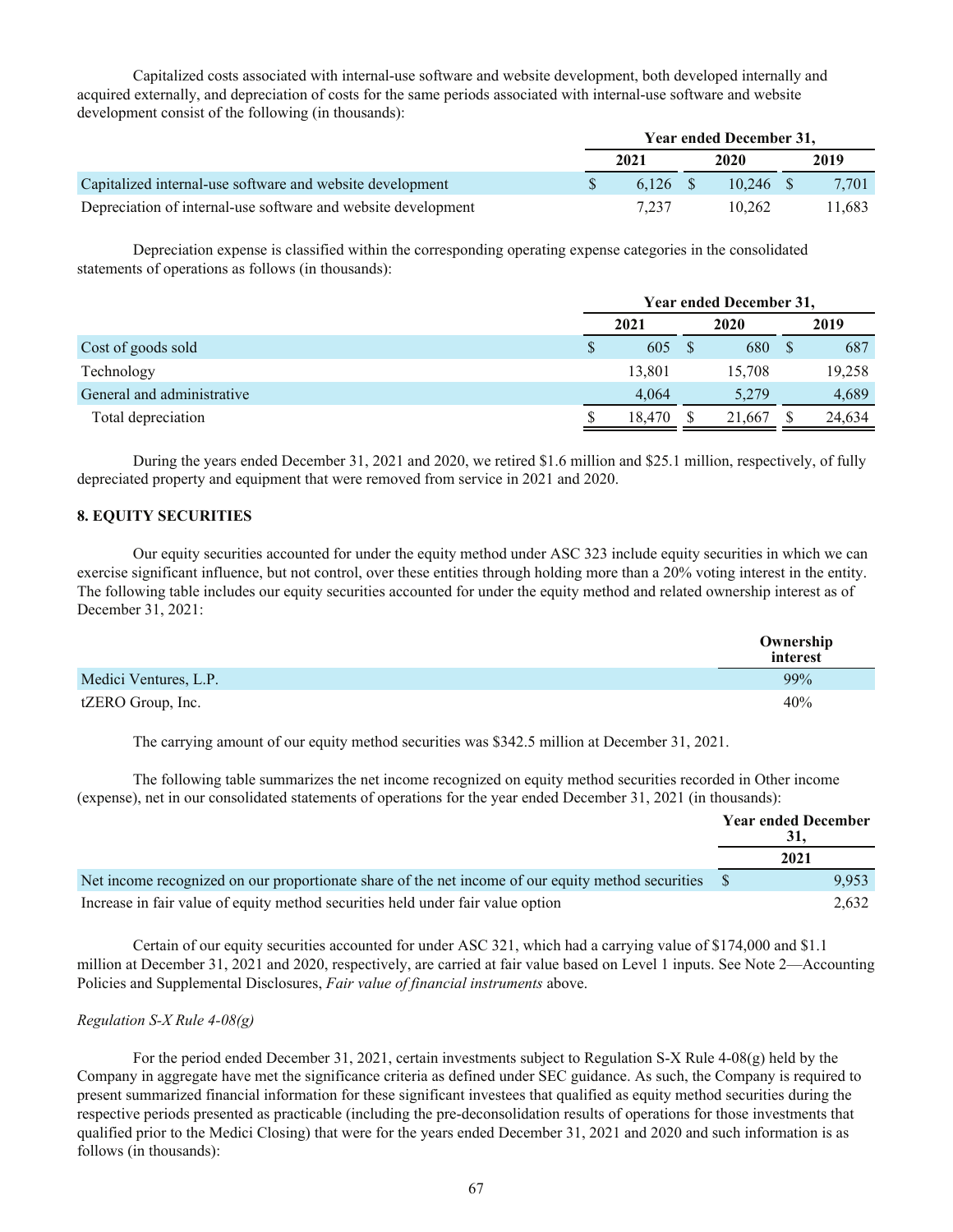Capitalized costs associated with internal-use software and website development, both developed internally and acquired externally, and depreciation of costs for the same periods associated with internal-use software and website development consist of the following (in thousands):

| | Year ended December 31, | | |
|---|---|---|---|
| | 2021 | 2020 | 2019 |
| Capitalized internal-use software and website development | $ 6,126 | $ 10,246 | $ 7,701 |
| Depreciation of internal-use software and website development | 7,237 | 10,262 | 11,683 |

Depreciation expense is classified within the corresponding operating expense categories in the consolidated statements of operations as follows (in thousands):

| | Year ended December 31, | | |
|---|---|---|---|
| | 2021 | 2020 | 2019 |
| Cost of goods sold | $ 605 | $ 680 | $ 687 |
| Technology | 13,801 | 15,708 | 19,258 |
| General and administrative | 4,064 | 5,279 | 4,689 |
| Total depreciation | $ 18,470 | $ 21,667 | $ 24,634 |

During the years ended December 31, 2021 and 2020, we retired $1.6 million and $25.1 million, respectively, of fully depreciated property and equipment that were removed from service in 2021 and 2020.

### 8. EQUITY SECURITIES

Our equity securities accounted for under the equity method under ASC 323 include equity securities in which we can exercise significant influence, but not control, over these entities through holding more than a 20% voting interest in the entity. The following table includes our equity securities accounted for under the equity method and related ownership interest as of December 31, 2021:

| | Ownership interest |
|---|---|
| Medici Ventures, L.P. | 99% |
| tZERO Group, Inc. | 40% |

The carrying amount of our equity method securities was $342.5 million at December 31, 2021.

The following table summarizes the net income recognized on equity method securities recorded in Other income (expense), net in our consolidated statements of operations for the year ended December 31, 2021 (in thousands):

| | Year ended December 31, |
|---|---|
| | 2021 |
| Net income recognized on our proportionate share of the net income of our equity method securities | $ 9,953 |
| Increase in fair value of equity method securities held under fair value option | 2,632 |

Certain of our equity securities accounted for under ASC 321, which had a carrying value of $174,000 and $1.1 million at December 31, 2021 and 2020, respectively, are carried at fair value based on Level 1 inputs. See Note 2—Accounting Policies and Supplemental Disclosures, *Fair value of financial instruments* above.

*Regulation S-X Rule 4-08(g)*

For the period ended December 31, 2021, certain investments subject to Regulation S-X Rule 4-08(g) held by the Company in aggregate have met the significance criteria as defined under SEC guidance. As such, the Company is required to present summarized financial information for these significant investees that qualified as equity method securities during the respective periods presented as practicable (including the pre-deconsolidation results of operations for those investments that qualified prior to the Medici Closing) that were for the years ended December 31, 2021 and 2020 and such information is as follows (in thousands):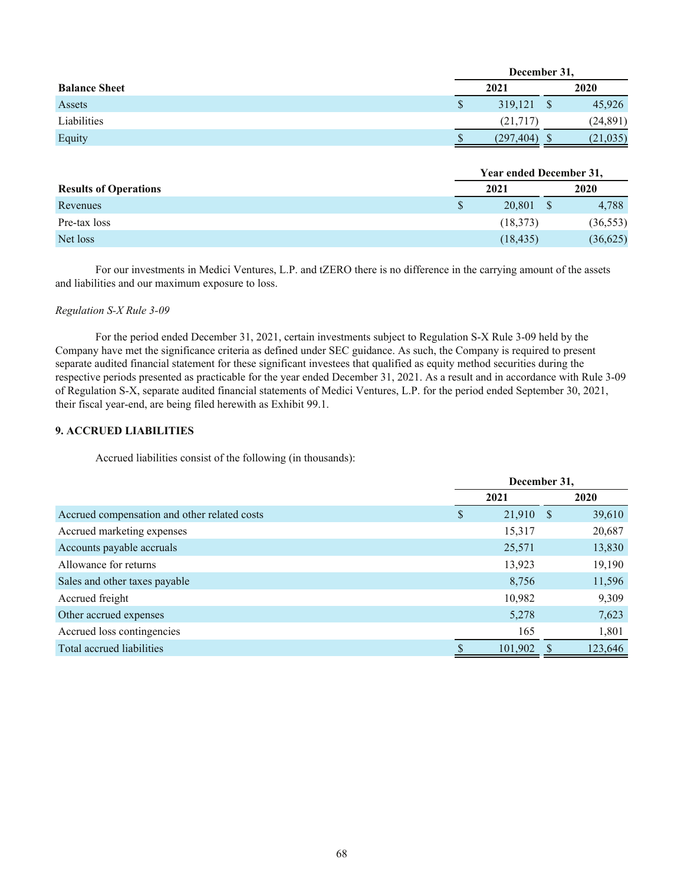| Balance Sheet | December 31, 2021 | December 31, 2020 |
|---|---|---|
| Assets | $ 319,121 | $ 45,926 |
| Liabilities | (21,717) | (24,891) |
| Equity | $ (297,404) | $ (21,035) |

| Results of Operations | Year ended December 31, 2021 | Year ended December 31, 2020 |
|---|---|---|
| Revenues | $ 20,801 | $ 4,788 |
| Pre-tax loss | (18,373) | (36,553) |
| Net loss | (18,435) | (36,625) |

For our investments in Medici Ventures, L.P. and tZERO there is no difference in the carrying amount of the assets and liabilities and our maximum exposure to loss.

*Regulation S-X Rule 3-09*

For the period ended December 31, 2021, certain investments subject to Regulation S-X Rule 3-09 held by the Company have met the significance criteria as defined under SEC guidance. As such, the Company is required to present separate audited financial statement for these significant investees that qualified as equity method securities during the respective periods presented as practicable for the year ended December 31, 2021. As a result and in accordance with Rule 3-09 of Regulation S-X, separate audited financial statements of Medici Ventures, L.P. for the period ended September 30, 2021, their fiscal year-end, are being filed herewith as Exhibit 99.1.

### 9. ACCRUED LIABILITIES

Accrued liabilities consist of the following (in thousands):

| | December 31, 2021 | December 31, 2020 |
|---|---|---|
| Accrued compensation and other related costs | $ 21,910 | $ 39,610 |
| Accrued marketing expenses | 15,317 | 20,687 |
| Accounts payable accruals | 25,571 | 13,830 |
| Allowance for returns | 13,923 | 19,190 |
| Sales and other taxes payable | 8,756 | 11,596 |
| Accrued freight | 10,982 | 9,309 |
| Other accrued expenses | 5,278 | 7,623 |
| Accrued loss contingencies | 165 | 1,801 |
| Total accrued liabilities | $ 101,902 | $ 123,646 |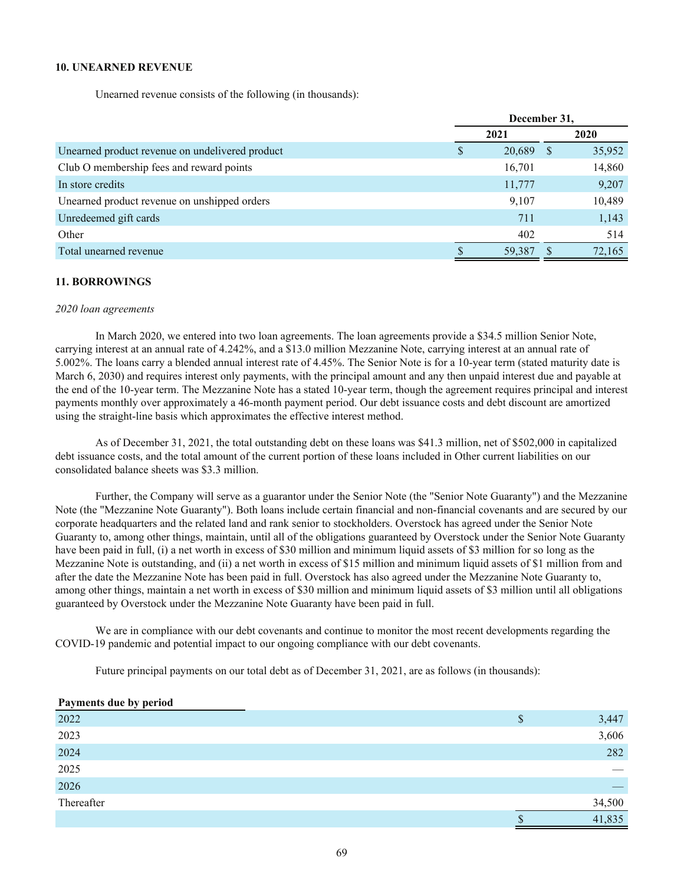**10. UNEARNED REVENUE**

Unearned revenue consists of the following (in thousands):

| | December 31, | |
|---|---|---|
| | 2021 | 2020 |
| Unearned product revenue on undelivered product | $ 20,689 | $ 35,952 |
| Club O membership fees and reward points | 16,701 | 14,860 |
| In store credits | 11,777 | 9,207 |
| Unearned product revenue on unshipped orders | 9,107 | 10,489 |
| Unredeemed gift cards | 711 | 1,143 |
| Other | 402 | 514 |
| Total unearned revenue | $ 59,387 | $ 72,165 |

**11. BORROWINGS**

*2020 loan agreements*

In March 2020, we entered into two loan agreements. The loan agreements provide a $34.5 million Senior Note, carrying interest at an annual rate of 4.242%, and a $13.0 million Mezzanine Note, carrying interest at an annual rate of 5.002%. The loans carry a blended annual interest rate of 4.45%. The Senior Note is for a 10-year term (stated maturity date is March 6, 2030) and requires interest only payments, with the principal amount and any then unpaid interest due and payable at the end of the 10-year term. The Mezzanine Note has a stated 10-year term, though the agreement requires principal and interest payments monthly over approximately a 46-month payment period. Our debt issuance costs and debt discount are amortized using the straight-line basis which approximates the effective interest method.

As of December 31, 2021, the total outstanding debt on these loans was $41.3 million, net of $502,000 in capitalized debt issuance costs, and the total amount of the current portion of these loans included in Other current liabilities on our consolidated balance sheets was $3.3 million.

Further, the Company will serve as a guarantor under the Senior Note (the "Senior Note Guaranty") and the Mezzanine Note (the "Mezzanine Note Guaranty"). Both loans include certain financial and non-financial covenants and are secured by our corporate headquarters and the related land and rank senior to stockholders. Overstock has agreed under the Senior Note Guaranty to, among other things, maintain, until all of the obligations guaranteed by Overstock under the Senior Note Guaranty have been paid in full, (i) a net worth in excess of $30 million and minimum liquid assets of $3 million for so long as the Mezzanine Note is outstanding, and (ii) a net worth in excess of $15 million and minimum liquid assets of $1 million from and after the date the Mezzanine Note has been paid in full. Overstock has also agreed under the Mezzanine Note Guaranty to, among other things, maintain a net worth in excess of $30 million and minimum liquid assets of $3 million until all obligations guaranteed by Overstock under the Mezzanine Note Guaranty have been paid in full.

We are in compliance with our debt covenants and continue to monitor the most recent developments regarding the COVID-19 pandemic and potential impact to our ongoing compliance with our debt covenants.

Future principal payments on our total debt as of December 31, 2021, are as follows (in thousands):

| Payments due by period | |
|---|---|
| 2022 | $ 3,447 |
| 2023 | 3,606 |
| 2024 | 282 |
| 2025 | — |
| 2026 | — |
| Thereafter | 34,500 |
| | $ 41,835 |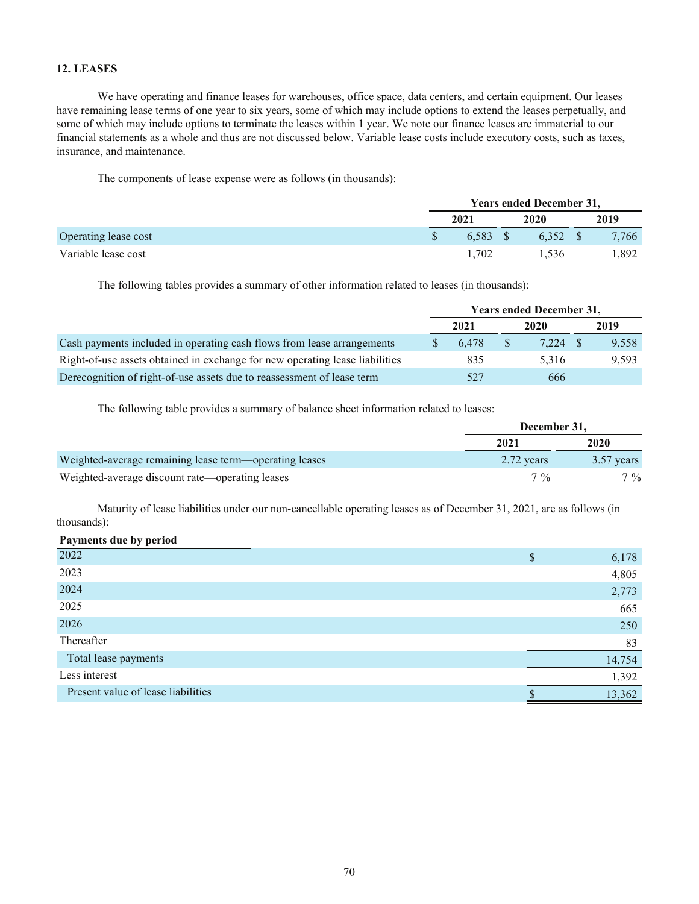## 12. LEASES

We have operating and finance leases for warehouses, office space, data centers, and certain equipment. Our leases have remaining lease terms of one year to six years, some of which may include options to extend the leases perpetually, and some of which may include options to terminate the leases within 1 year. We note our finance leases are immaterial to our financial statements as a whole and thus are not discussed below. Variable lease costs include executory costs, such as taxes, insurance, and maintenance.

The components of lease expense were as follows (in thousands):

| | Years ended December 31, | | |
|---|---|---|---|
| | 2021 | 2020 | 2019 |
| Operating lease cost | $ 6,583 | $ 6,352 | $ 7,766 |
| Variable lease cost | 1,702 | 1,536 | 1,892 |

The following tables provides a summary of other information related to leases (in thousands):

| | Years ended December 31, | | |
|---|---|---|---|
| | 2021 | 2020 | 2019 |
| Cash payments included in operating cash flows from lease arrangements | $ 6,478 | $ 7,224 | $ 9,558 |
| Right-of-use assets obtained in exchange for new operating lease liabilities | 835 | 5,316 | 9,593 |
| Derecognition of right-of-use assets due to reassessment of lease term | 527 | 666 | — |

The following table provides a summary of balance sheet information related to leases:

| | December 31, | |
|---|---|---|
| | 2021 | 2020 |
| Weighted-average remaining lease term—operating leases | 2.72 years | 3.57 years |
| Weighted-average discount rate—operating leases | 7 % | 7 % |

Maturity of lease liabilities under our non-cancellable operating leases as of December 31, 2021, are as follows (in thousands):

| Payments due by period | |
|---|---|
| 2022 | $ 6,178 |
| 2023 | 4,805 |
| 2024 | 2,773 |
| 2025 | 665 |
| 2026 | 250 |
| Thereafter | 83 |
| Total lease payments | 14,754 |
| Less interest | 1,392 |
| Present value of lease liabilities | $ 13,362 |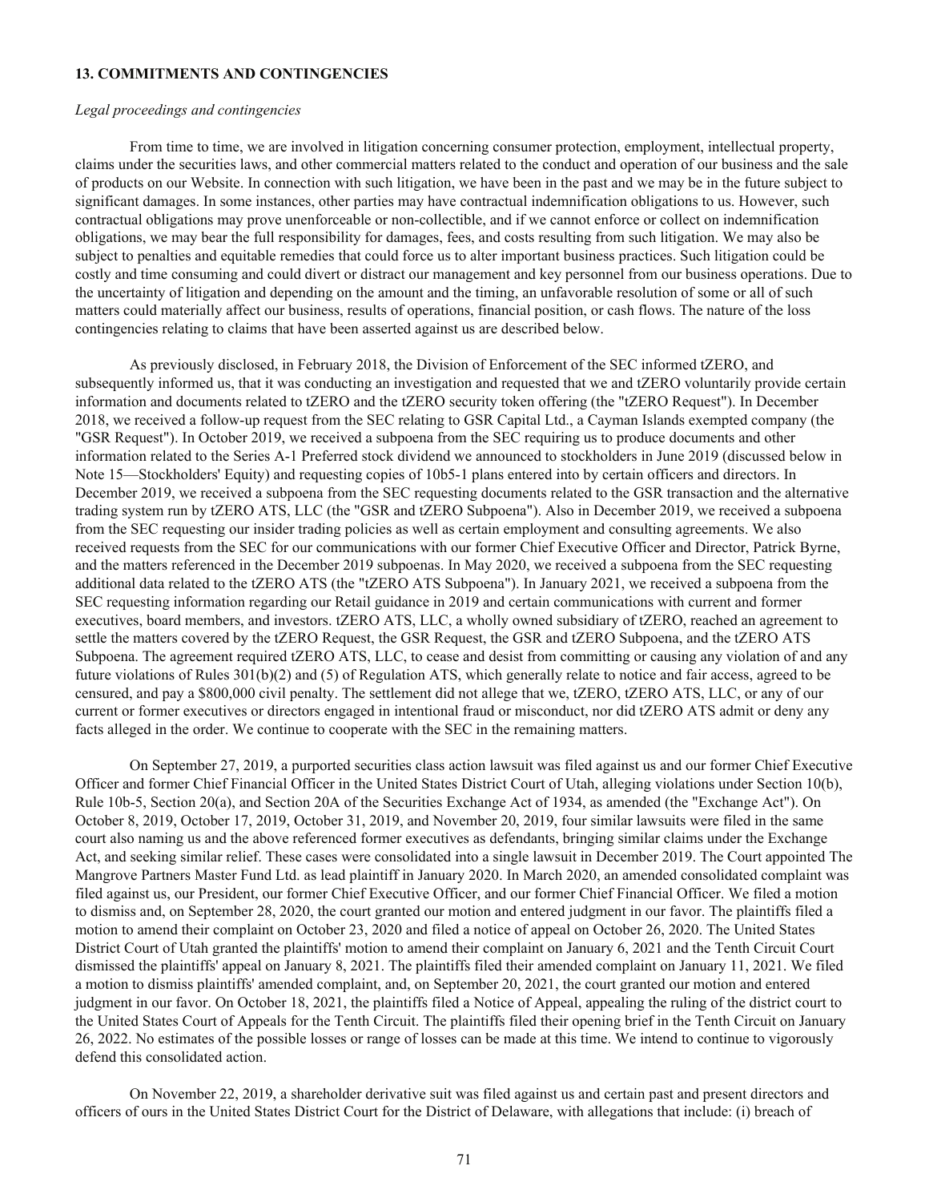### 13. COMMITMENTS AND CONTINGENCIES

*Legal proceedings and contingencies*

From time to time, we are involved in litigation concerning consumer protection, employment, intellectual property, claims under the securities laws, and other commercial matters related to the conduct and operation of our business and the sale of products on our Website. In connection with such litigation, we have been in the past and we may be in the future subject to significant damages. In some instances, other parties may have contractual indemnification obligations to us. However, such contractual obligations may prove unenforceable or non-collectible, and if we cannot enforce or collect on indemnification obligations, we may bear the full responsibility for damages, fees, and costs resulting from such litigation. We may also be subject to penalties and equitable remedies that could force us to alter important business practices. Such litigation could be costly and time consuming and could divert or distract our management and key personnel from our business operations. Due to the uncertainty of litigation and depending on the amount and the timing, an unfavorable resolution of some or all of such matters could materially affect our business, results of operations, financial position, or cash flows. The nature of the loss contingencies relating to claims that have been asserted against us are described below.

As previously disclosed, in February 2018, the Division of Enforcement of the SEC informed tZERO, and subsequently informed us, that it was conducting an investigation and requested that we and tZERO voluntarily provide certain information and documents related to tZERO and the tZERO security token offering (the "tZERO Request"). In December 2018, we received a follow-up request from the SEC relating to GSR Capital Ltd., a Cayman Islands exempted company (the "GSR Request"). In October 2019, we received a subpoena from the SEC requiring us to produce documents and other information related to the Series A-1 Preferred stock dividend we announced to stockholders in June 2019 (discussed below in Note 15—Stockholders' Equity) and requesting copies of 10b5-1 plans entered into by certain officers and directors. In December 2019, we received a subpoena from the SEC requesting documents related to the GSR transaction and the alternative trading system run by tZERO ATS, LLC (the "GSR and tZERO Subpoena"). Also in December 2019, we received a subpoena from the SEC requesting our insider trading policies as well as certain employment and consulting agreements. We also received requests from the SEC for our communications with our former Chief Executive Officer and Director, Patrick Byrne, and the matters referenced in the December 2019 subpoenas. In May 2020, we received a subpoena from the SEC requesting additional data related to the tZERO ATS (the "tZERO ATS Subpoena"). In January 2021, we received a subpoena from the SEC requesting information regarding our Retail guidance in 2019 and certain communications with current and former executives, board members, and investors. tZERO ATS, LLC, a wholly owned subsidiary of tZERO, reached an agreement to settle the matters covered by the tZERO Request, the GSR Request, the GSR and tZERO Subpoena, and the tZERO ATS Subpoena. The agreement required tZERO ATS, LLC, to cease and desist from committing or causing any violation of and any future violations of Rules 301(b)(2) and (5) of Regulation ATS, which generally relate to notice and fair access, agreed to be censured, and pay a $800,000 civil penalty. The settlement did not allege that we, tZERO, tZERO ATS, LLC, or any of our current or former executives or directors engaged in intentional fraud or misconduct, nor did tZERO ATS admit or deny any facts alleged in the order. We continue to cooperate with the SEC in the remaining matters.

On September 27, 2019, a purported securities class action lawsuit was filed against us and our former Chief Executive Officer and former Chief Financial Officer in the United States District Court of Utah, alleging violations under Section 10(b), Rule 10b-5, Section 20(a), and Section 20A of the Securities Exchange Act of 1934, as amended (the "Exchange Act"). On October 8, 2019, October 17, 2019, October 31, 2019, and November 20, 2019, four similar lawsuits were filed in the same court also naming us and the above referenced former executives as defendants, bringing similar claims under the Exchange Act, and seeking similar relief. These cases were consolidated into a single lawsuit in December 2019. The Court appointed The Mangrove Partners Master Fund Ltd. as lead plaintiff in January 2020. In March 2020, an amended consolidated complaint was filed against us, our President, our former Chief Executive Officer, and our former Chief Financial Officer. We filed a motion to dismiss and, on September 28, 2020, the court granted our motion and entered judgment in our favor. The plaintiffs filed a motion to amend their complaint on October 23, 2020 and filed a notice of appeal on October 26, 2020. The United States District Court of Utah granted the plaintiffs' motion to amend their complaint on January 6, 2021 and the Tenth Circuit Court dismissed the plaintiffs' appeal on January 8, 2021. The plaintiffs filed their amended complaint on January 11, 2021. We filed a motion to dismiss plaintiffs' amended complaint, and, on September 20, 2021, the court granted our motion and entered judgment in our favor. On October 18, 2021, the plaintiffs filed a Notice of Appeal, appealing the ruling of the district court to the United States Court of Appeals for the Tenth Circuit. The plaintiffs filed their opening brief in the Tenth Circuit on January 26, 2022. No estimates of the possible losses or range of losses can be made at this time. We intend to continue to vigorously defend this consolidated action.

On November 22, 2019, a shareholder derivative suit was filed against us and certain past and present directors and officers of ours in the United States District Court for the District of Delaware, with allegations that include: (i) breach of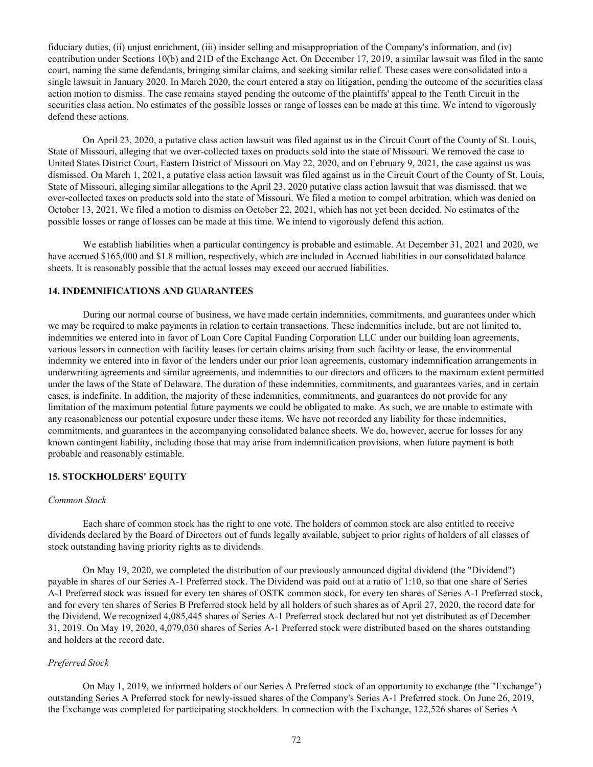fiduciary duties, (ii) unjust enrichment, (iii) insider selling and misappropriation of the Company's information, and (iv) contribution under Sections 10(b) and 21D of the Exchange Act. On December 17, 2019, a similar lawsuit was filed in the same court, naming the same defendants, bringing similar claims, and seeking similar relief. These cases were consolidated into a single lawsuit in January 2020. In March 2020, the court entered a stay on litigation, pending the outcome of the securities class action motion to dismiss. The case remains stayed pending the outcome of the plaintiffs' appeal to the Tenth Circuit in the securities class action. No estimates of the possible losses or range of losses can be made at this time. We intend to vigorously defend these actions.

On April 23, 2020, a putative class action lawsuit was filed against us in the Circuit Court of the County of St. Louis, State of Missouri, alleging that we over-collected taxes on products sold into the state of Missouri. We removed the case to United States District Court, Eastern District of Missouri on May 22, 2020, and on February 9, 2021, the case against us was dismissed. On March 1, 2021, a putative class action lawsuit was filed against us in the Circuit Court of the County of St. Louis, State of Missouri, alleging similar allegations to the April 23, 2020 putative class action lawsuit that was dismissed, that we over-collected taxes on products sold into the state of Missouri. We filed a motion to compel arbitration, which was denied on October 13, 2021. We filed a motion to dismiss on October 22, 2021, which has not yet been decided. No estimates of the possible losses or range of losses can be made at this time. We intend to vigorously defend this action.

We establish liabilities when a particular contingency is probable and estimable. At December 31, 2021 and 2020, we have accrued $165,000 and $1.8 million, respectively, which are included in Accrued liabilities in our consolidated balance sheets. It is reasonably possible that the actual losses may exceed our accrued liabilities.

### 14. INDEMNIFICATIONS AND GUARANTEES

During our normal course of business, we have made certain indemnities, commitments, and guarantees under which we may be required to make payments in relation to certain transactions. These indemnities include, but are not limited to, indemnities we entered into in favor of Loan Core Capital Funding Corporation LLC under our building loan agreements, various lessors in connection with facility leases for certain claims arising from such facility or lease, the environmental indemnity we entered into in favor of the lenders under our prior loan agreements, customary indemnification arrangements in underwriting agreements and similar agreements, and indemnities to our directors and officers to the maximum extent permitted under the laws of the State of Delaware. The duration of these indemnities, commitments, and guarantees varies, and in certain cases, is indefinite. In addition, the majority of these indemnities, commitments, and guarantees do not provide for any limitation of the maximum potential future payments we could be obligated to make. As such, we are unable to estimate with any reasonableness our potential exposure under these items. We have not recorded any liability for these indemnities, commitments, and guarantees in the accompanying consolidated balance sheets. We do, however, accrue for losses for any known contingent liability, including those that may arise from indemnification provisions, when future payment is both probable and reasonably estimable.

### 15. STOCKHOLDERS' EQUITY

*Common Stock*

Each share of common stock has the right to one vote. The holders of common stock are also entitled to receive dividends declared by the Board of Directors out of funds legally available, subject to prior rights of holders of all classes of stock outstanding having priority rights as to dividends.

On May 19, 2020, we completed the distribution of our previously announced digital dividend (the "Dividend") payable in shares of our Series A-1 Preferred stock. The Dividend was paid out at a ratio of 1:10, so that one share of Series A-1 Preferred stock was issued for every ten shares of OSTK common stock, for every ten shares of Series A-1 Preferred stock, and for every ten shares of Series B Preferred stock held by all holders of such shares as of April 27, 2020, the record date for the Dividend. We recognized 4,085,445 shares of Series A-1 Preferred stock declared but not yet distributed as of December 31, 2019. On May 19, 2020, 4,079,030 shares of Series A-1 Preferred stock were distributed based on the shares outstanding and holders at the record date.

*Preferred Stock*

On May 1, 2019, we informed holders of our Series A Preferred stock of an opportunity to exchange (the "Exchange") outstanding Series A Preferred stock for newly-issued shares of the Company's Series A-1 Preferred stock. On June 26, 2019, the Exchange was completed for participating stockholders. In connection with the Exchange, 122,526 shares of Series A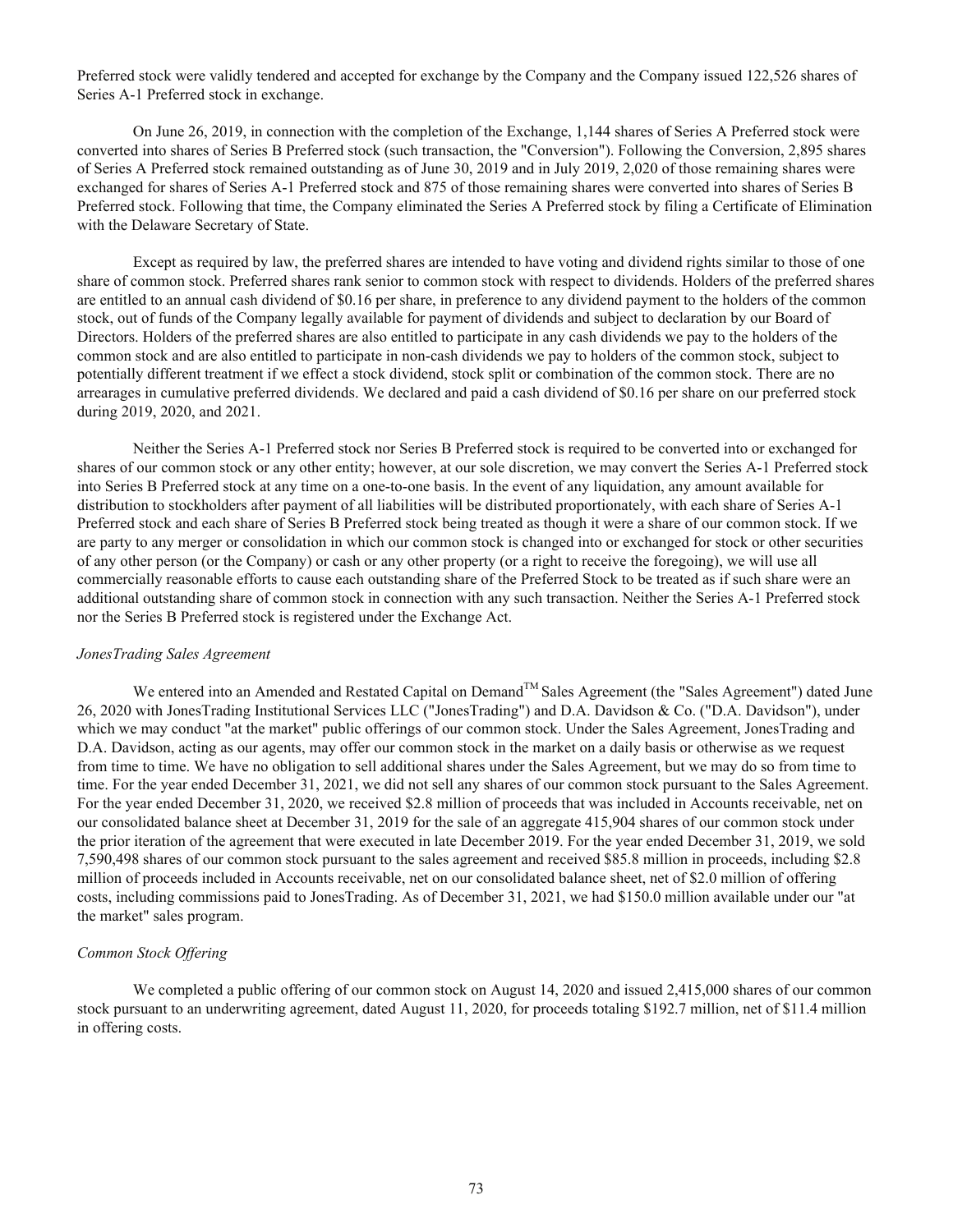Preferred stock were validly tendered and accepted for exchange by the Company and the Company issued 122,526 shares of Series A-1 Preferred stock in exchange.

On June 26, 2019, in connection with the completion of the Exchange, 1,144 shares of Series A Preferred stock were converted into shares of Series B Preferred stock (such transaction, the "Conversion"). Following the Conversion, 2,895 shares of Series A Preferred stock remained outstanding as of June 30, 2019 and in July 2019, 2,020 of those remaining shares were exchanged for shares of Series A-1 Preferred stock and 875 of those remaining shares were converted into shares of Series B Preferred stock. Following that time, the Company eliminated the Series A Preferred stock by filing a Certificate of Elimination with the Delaware Secretary of State.

Except as required by law, the preferred shares are intended to have voting and dividend rights similar to those of one share of common stock. Preferred shares rank senior to common stock with respect to dividends. Holders of the preferred shares are entitled to an annual cash dividend of $0.16 per share, in preference to any dividend payment to the holders of the common stock, out of funds of the Company legally available for payment of dividends and subject to declaration by our Board of Directors. Holders of the preferred shares are also entitled to participate in any cash dividends we pay to the holders of the common stock and are also entitled to participate in non-cash dividends we pay to holders of the common stock, subject to potentially different treatment if we effect a stock dividend, stock split or combination of the common stock. There are no arrearages in cumulative preferred dividends. We declared and paid a cash dividend of $0.16 per share on our preferred stock during 2019, 2020, and 2021.

Neither the Series A-1 Preferred stock nor Series B Preferred stock is required to be converted into or exchanged for shares of our common stock or any other entity; however, at our sole discretion, we may convert the Series A-1 Preferred stock into Series B Preferred stock at any time on a one-to-one basis. In the event of any liquidation, any amount available for distribution to stockholders after payment of all liabilities will be distributed proportionately, with each share of Series A-1 Preferred stock and each share of Series B Preferred stock being treated as though it were a share of our common stock. If we are party to any merger or consolidation in which our common stock is changed into or exchanged for stock or other securities of any other person (or the Company) or cash or any other property (or a right to receive the foregoing), we will use all commercially reasonable efforts to cause each outstanding share of the Preferred Stock to be treated as if such share were an additional outstanding share of common stock in connection with any such transaction. Neither the Series A-1 Preferred stock nor the Series B Preferred stock is registered under the Exchange Act.

*JonesTrading Sales Agreement*

We entered into an Amended and Restated Capital on Demand™ Sales Agreement (the "Sales Agreement") dated June 26, 2020 with JonesTrading Institutional Services LLC ("JonesTrading") and D.A. Davidson & Co. ("D.A. Davidson"), under which we may conduct "at the market" public offerings of our common stock. Under the Sales Agreement, JonesTrading and D.A. Davidson, acting as our agents, may offer our common stock in the market on a daily basis or otherwise as we request from time to time. We have no obligation to sell additional shares under the Sales Agreement, but we may do so from time to time. For the year ended December 31, 2021, we did not sell any shares of our common stock pursuant to the Sales Agreement. For the year ended December 31, 2020, we received $2.8 million of proceeds that was included in Accounts receivable, net on our consolidated balance sheet at December 31, 2019 for the sale of an aggregate 415,904 shares of our common stock under the prior iteration of the agreement that were executed in late December 2019. For the year ended December 31, 2019, we sold 7,590,498 shares of our common stock pursuant to the sales agreement and received $85.8 million in proceeds, including $2.8 million of proceeds included in Accounts receivable, net on our consolidated balance sheet, net of $2.0 million of offering costs, including commissions paid to JonesTrading. As of December 31, 2021, we had $150.0 million available under our "at the market" sales program.

*Common Stock Offering*

We completed a public offering of our common stock on August 14, 2020 and issued 2,415,000 shares of our common stock pursuant to an underwriting agreement, dated August 11, 2020, for proceeds totaling $192.7 million, net of $11.4 million in offering costs.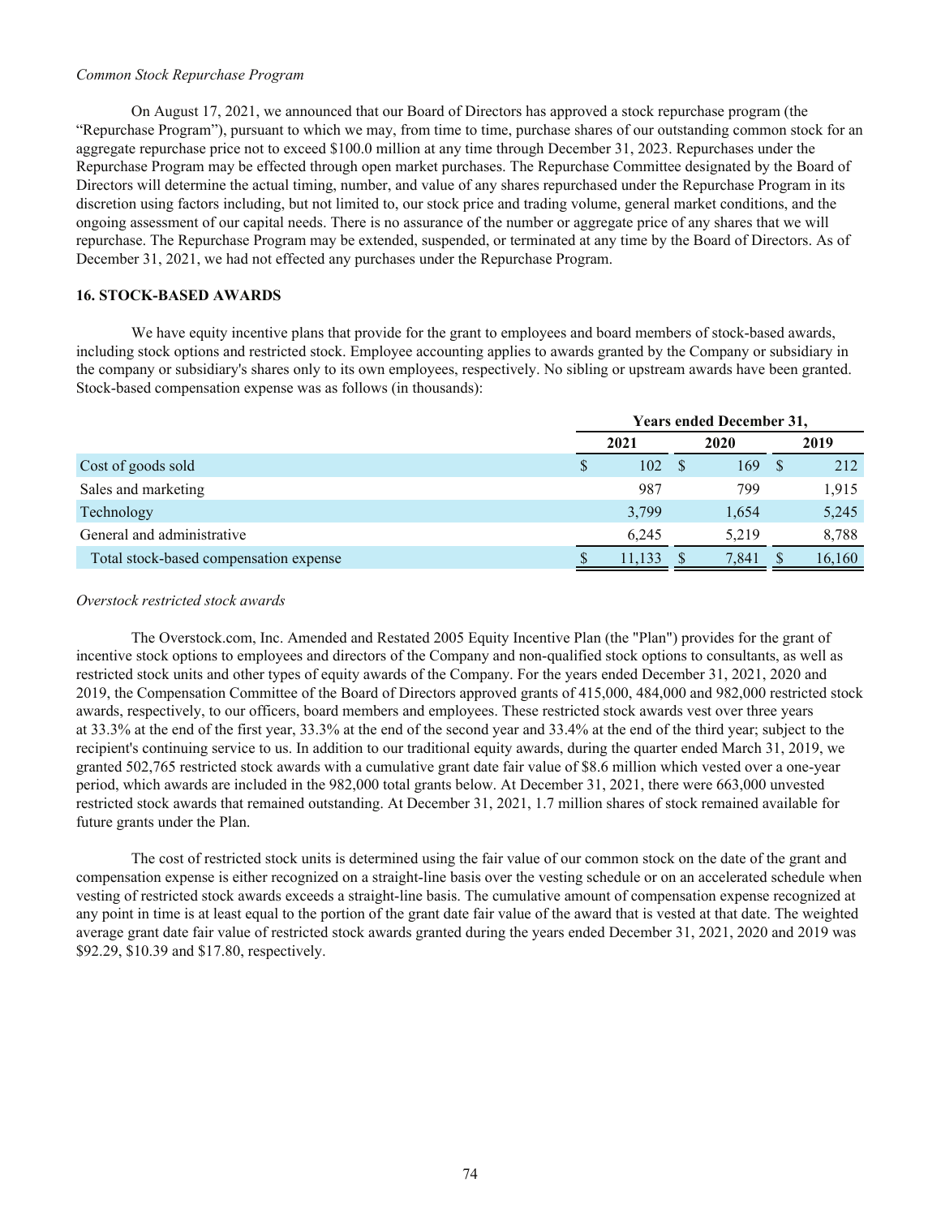*Common Stock Repurchase Program*

On August 17, 2021, we announced that our Board of Directors has approved a stock repurchase program (the "Repurchase Program"), pursuant to which we may, from time to time, purchase shares of our outstanding common stock for an aggregate repurchase price not to exceed $100.0 million at any time through December 31, 2023. Repurchases under the Repurchase Program may be effected through open market purchases. The Repurchase Committee designated by the Board of Directors will determine the actual timing, number, and value of any shares repurchased under the Repurchase Program in its discretion using factors including, but not limited to, our stock price and trading volume, general market conditions, and the ongoing assessment of our capital needs. There is no assurance of the number or aggregate price of any shares that we will repurchase. The Repurchase Program may be extended, suspended, or terminated at any time by the Board of Directors. As of December 31, 2021, we had not effected any purchases under the Repurchase Program.

**16. STOCK-BASED AWARDS**

We have equity incentive plans that provide for the grant to employees and board members of stock-based awards, including stock options and restricted stock. Employee accounting applies to awards granted by the Company or subsidiary in the company or subsidiary's shares only to its own employees, respectively. No sibling or upstream awards have been granted. Stock-based compensation expense was as follows (in thousands):

| | Years ended December 31, | | |
|---|---|---|---|
| | 2021 | 2020 | 2019 |
| Cost of goods sold | $ 102 | $ 169 | $ 212 |
| Sales and marketing | 987 | 799 | 1,915 |
| Technology | 3,799 | 1,654 | 5,245 |
| General and administrative | 6,245 | 5,219 | 8,788 |
| Total stock-based compensation expense | $ 11,133 | $ 7,841 | $ 16,160 |

*Overstock restricted stock awards*

The Overstock.com, Inc. Amended and Restated 2005 Equity Incentive Plan (the "Plan") provides for the grant of incentive stock options to employees and directors of the Company and non-qualified stock options to consultants, as well as restricted stock units and other types of equity awards of the Company. For the years ended December 31, 2021, 2020 and 2019, the Compensation Committee of the Board of Directors approved grants of 415,000, 484,000 and 982,000 restricted stock awards, respectively, to our officers, board members and employees. These restricted stock awards vest over three years at 33.3% at the end of the first year, 33.3% at the end of the second year and 33.4% at the end of the third year; subject to the recipient's continuing service to us. In addition to our traditional equity awards, during the quarter ended March 31, 2019, we granted 502,765 restricted stock awards with a cumulative grant date fair value of $8.6 million which vested over a one-year period, which awards are included in the 982,000 total grants below. At December 31, 2021, there were 663,000 unvested restricted stock awards that remained outstanding. At December 31, 2021, 1.7 million shares of stock remained available for future grants under the Plan.

The cost of restricted stock units is determined using the fair value of our common stock on the date of the grant and compensation expense is either recognized on a straight-line basis over the vesting schedule or on an accelerated schedule when vesting of restricted stock awards exceeds a straight-line basis. The cumulative amount of compensation expense recognized at any point in time is at least equal to the portion of the grant date fair value of the award that is vested at that date. The weighted average grant date fair value of restricted stock awards granted during the years ended December 31, 2021, 2020 and 2019 was $92.29, $10.39 and $17.80, respectively.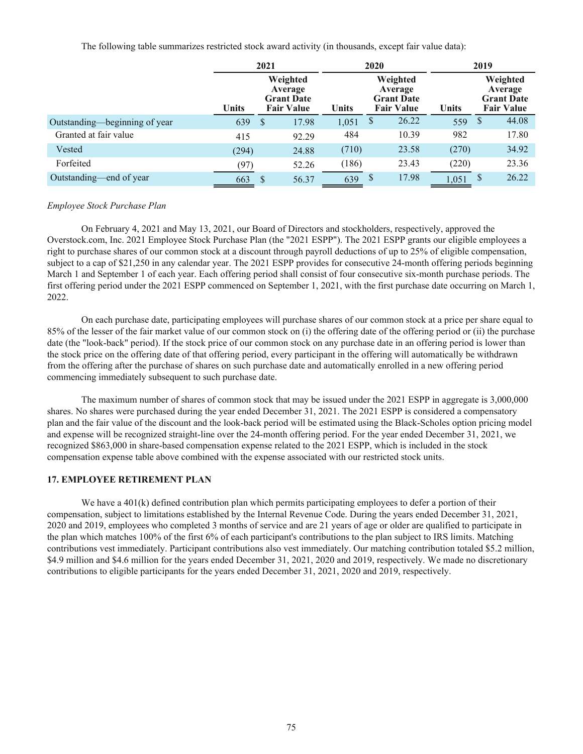The following table summarizes restricted stock award activity (in thousands, except fair value data):

| | 2021 | | 2020 | | 2019 | |
|---|---|---|---|---|---|---|
| | Units | Weighted Average Grant Date Fair Value | Units | Weighted Average Grant Date Fair Value | Units | Weighted Average Grant Date Fair Value |
| Outstanding—beginning of year | 639 | $ 17.98 | 1,051 | $ 26.22 | 559 | $ 44.08 |
| Granted at fair value | 415 | 92.29 | 484 | 10.39 | 982 | 17.80 |
| Vested | (294) | 24.88 | (710) | 23.58 | (270) | 34.92 |
| Forfeited | (97) | 52.26 | (186) | 23.43 | (220) | 23.36 |
| Outstanding—end of year | 663 | $ 56.37 | 639 | $ 17.98 | 1,051 | $ 26.22 |

*Employee Stock Purchase Plan*

On February 4, 2021 and May 13, 2021, our Board of Directors and stockholders, respectively, approved the Overstock.com, Inc. 2021 Employee Stock Purchase Plan (the "2021 ESPP"). The 2021 ESPP grants our eligible employees a right to purchase shares of our common stock at a discount through payroll deductions of up to 25% of eligible compensation, subject to a cap of $21,250 in any calendar year. The 2021 ESPP provides for consecutive 24-month offering periods beginning March 1 and September 1 of each year. Each offering period shall consist of four consecutive six-month purchase periods. The first offering period under the 2021 ESPP commenced on September 1, 2021, with the first purchase date occurring on March 1, 2022.

On each purchase date, participating employees will purchase shares of our common stock at a price per share equal to 85% of the lesser of the fair market value of our common stock on (i) the offering date of the offering period or (ii) the purchase date (the "look-back" period). If the stock price of our common stock on any purchase date in an offering period is lower than the stock price on the offering date of that offering period, every participant in the offering will automatically be withdrawn from the offering after the purchase of shares on such purchase date and automatically enrolled in a new offering period commencing immediately subsequent to such purchase date.

The maximum number of shares of common stock that may be issued under the 2021 ESPP in aggregate is 3,000,000 shares. No shares were purchased during the year ended December 31, 2021. The 2021 ESPP is considered a compensatory plan and the fair value of the discount and the look-back period will be estimated using the Black-Scholes option pricing model and expense will be recognized straight-line over the 24-month offering period. For the year ended December 31, 2021, we recognized $863,000 in share-based compensation expense related to the 2021 ESPP, which is included in the stock compensation expense table above combined with the expense associated with our restricted stock units.

### 17. EMPLOYEE RETIREMENT PLAN

We have a 401(k) defined contribution plan which permits participating employees to defer a portion of their compensation, subject to limitations established by the Internal Revenue Code. During the years ended December 31, 2021, 2020 and 2019, employees who completed 3 months of service and are 21 years of age or older are qualified to participate in the plan which matches 100% of the first 6% of each participant's contributions to the plan subject to IRS limits. Matching contributions vest immediately. Participant contributions also vest immediately. Our matching contribution totaled $5.2 million, $4.9 million and $4.6 million for the years ended December 31, 2021, 2020 and 2019, respectively. We made no discretionary contributions to eligible participants for the years ended December 31, 2021, 2020 and 2019, respectively.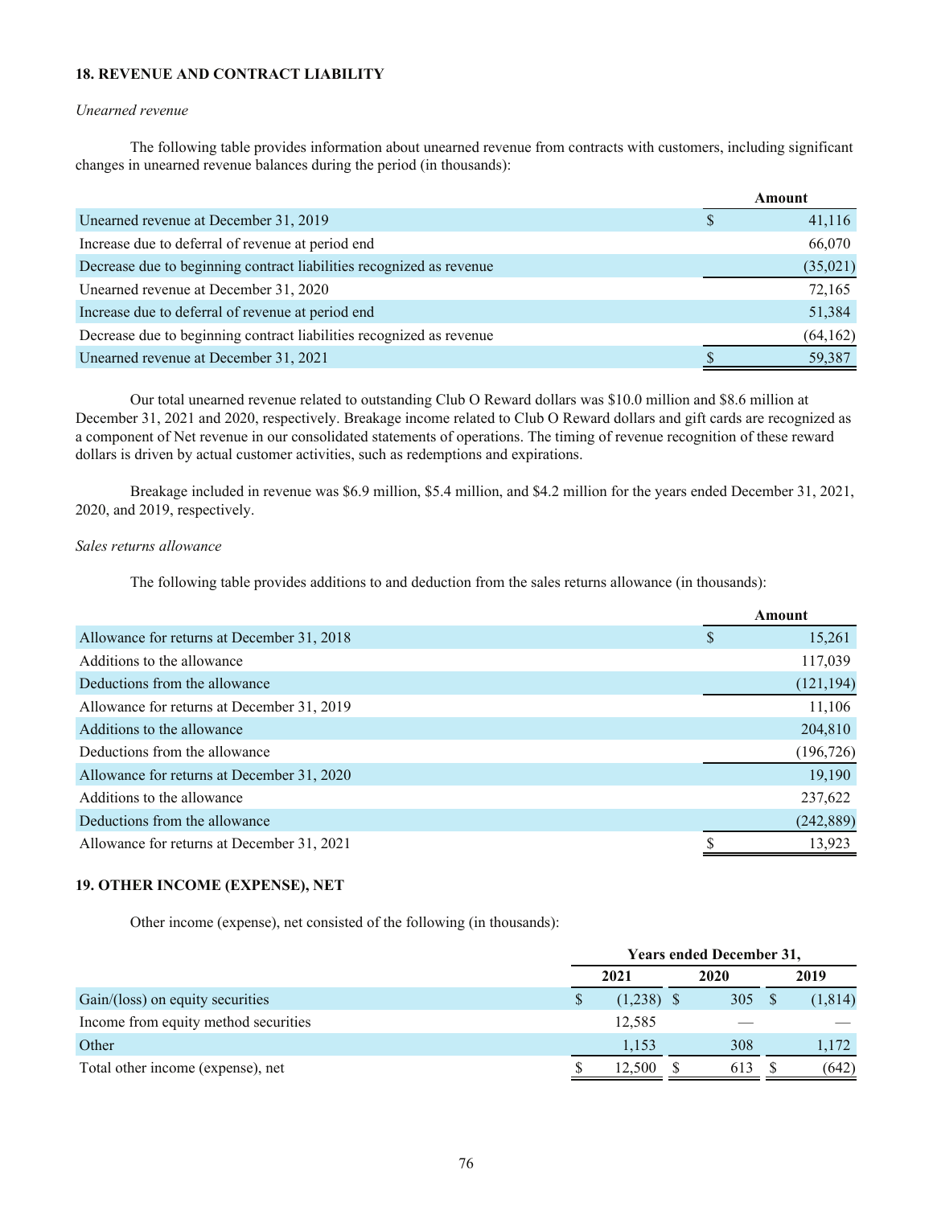### 18. REVENUE AND CONTRACT LIABILITY

*Unearned revenue*

The following table provides information about unearned revenue from contracts with customers, including significant changes in unearned revenue balances during the period (in thousands):

| | Amount |
|---|---|
| Unearned revenue at December 31, 2019 | $ 41,116 |
| Increase due to deferral of revenue at period end | 66,070 |
| Decrease due to beginning contract liabilities recognized as revenue | (35,021) |
| Unearned revenue at December 31, 2020 | 72,165 |
| Increase due to deferral of revenue at period end | 51,384 |
| Decrease due to beginning contract liabilities recognized as revenue | (64,162) |
| Unearned revenue at December 31, 2021 | $ 59,387 |

Our total unearned revenue related to outstanding Club O Reward dollars was $10.0 million and $8.6 million at December 31, 2021 and 2020, respectively. Breakage income related to Club O Reward dollars and gift cards are recognized as a component of Net revenue in our consolidated statements of operations. The timing of revenue recognition of these reward dollars is driven by actual customer activities, such as redemptions and expirations.

Breakage included in revenue was $6.9 million, $5.4 million, and $4.2 million for the years ended December 31, 2021, 2020, and 2019, respectively.

*Sales returns allowance*

The following table provides additions to and deduction from the sales returns allowance (in thousands):

| | Amount |
|---|---|
| Allowance for returns at December 31, 2018 | $ 15,261 |
| Additions to the allowance | 117,039 |
| Deductions from the allowance | (121,194) |
| Allowance for returns at December 31, 2019 | 11,106 |
| Additions to the allowance | 204,810 |
| Deductions from the allowance | (196,726) |
| Allowance for returns at December 31, 2020 | 19,190 |
| Additions to the allowance | 237,622 |
| Deductions from the allowance | (242,889) |
| Allowance for returns at December 31, 2021 | $ 13,923 |

### 19. OTHER INCOME (EXPENSE), NET

Other income (expense), net consisted of the following (in thousands):

| | Years ended December 31, | | |
|---|---|---|---|
| | 2021 | 2020 | 2019 |
| Gain/(loss) on equity securities | $ (1,238) | $ 305 | $ (1,814) |
| Income from equity method securities | 12,585 | — | — |
| Other | 1,153 | 308 | 1,172 |
| Total other income (expense), net | $ 12,500 | $ 613 | $ (642) |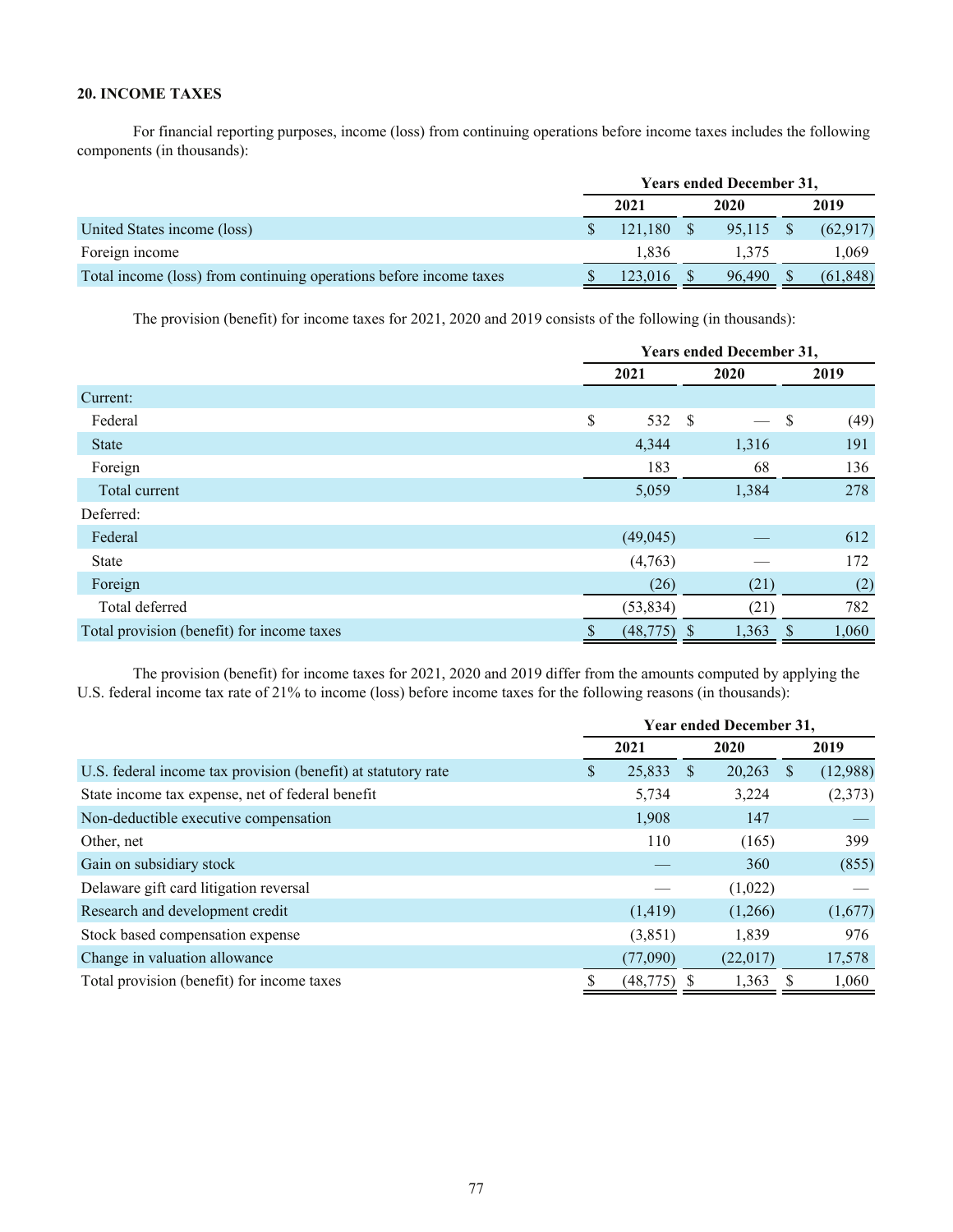**20. INCOME TAXES**

For financial reporting purposes, income (loss) from continuing operations before income taxes includes the following components (in thousands):

| | Years ended December 31, | | |
|---|---|---|---|
| | 2021 | 2020 | 2019 |
| United States income (loss) | $ 121,180 | $ 95,115 | $ (62,917) |
| Foreign income | 1,836 | 1,375 | 1,069 |
| Total income (loss) from continuing operations before income taxes | $ 123,016 | $ 96,490 | $ (61,848) |

The provision (benefit) for income taxes for 2021, 2020 and 2019 consists of the following (in thousands):

| | Years ended December 31, | | |
|---|---|---|---|
| | 2021 | 2020 | 2019 |
| Current: | | | |
| Federal | $ 532 | $ — | $ (49) |
| State | 4,344 | 1,316 | 191 |
| Foreign | 183 | 68 | 136 |
| Total current | 5,059 | 1,384 | 278 |
| Deferred: | | | |
| Federal | (49,045) | — | 612 |
| State | (4,763) | — | 172 |
| Foreign | (26) | (21) | (2) |
| Total deferred | (53,834) | (21) | 782 |
| Total provision (benefit) for income taxes | $ (48,775) | $ 1,363 | $ 1,060 |

The provision (benefit) for income taxes for 2021, 2020 and 2019 differ from the amounts computed by applying the U.S. federal income tax rate of 21% to income (loss) before income taxes for the following reasons (in thousands):

| | Year ended December 31, | | |
|---|---|---|---|
| | 2021 | 2020 | 2019 |
| U.S. federal income tax provision (benefit) at statutory rate | $ 25,833 | $ 20,263 | $ (12,988) |
| State income tax expense, net of federal benefit | 5,734 | 3,224 | (2,373) |
| Non-deductible executive compensation | 1,908 | 147 | — |
| Other, net | 110 | (165) | 399 |
| Gain on subsidiary stock | — | 360 | (855) |
| Delaware gift card litigation reversal | — | (1,022) | — |
| Research and development credit | (1,419) | (1,266) | (1,677) |
| Stock based compensation expense | (3,851) | 1,839 | 976 |
| Change in valuation allowance | (77,090) | (22,017) | 17,578 |
| Total provision (benefit) for income taxes | $ (48,775) | $ 1,363 | $ 1,060 |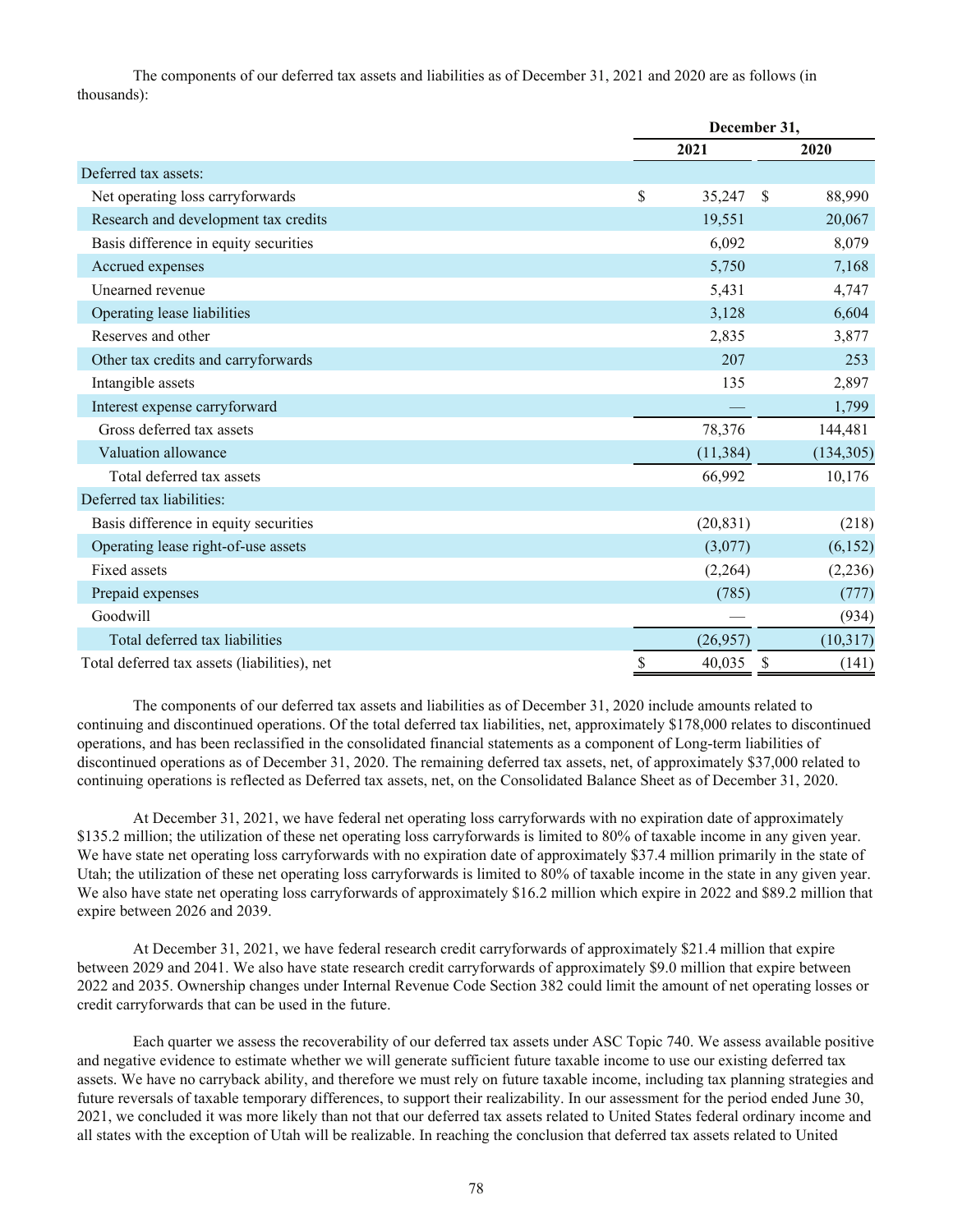The components of our deferred tax assets and liabilities as of December 31, 2021 and 2020 are as follows (in thousands):

| | December 31, | |
|---|---|---|
| | 2021 | 2020 |
| Deferred tax assets: | | |
| Net operating loss carryforwards | $ 35,247 | $ 88,990 |
| Research and development tax credits | 19,551 | 20,067 |
| Basis difference in equity securities | 6,092 | 8,079 |
| Accrued expenses | 5,750 | 7,168 |
| Unearned revenue | 5,431 | 4,747 |
| Operating lease liabilities | 3,128 | 6,604 |
| Reserves and other | 2,835 | 3,877 |
| Other tax credits and carryforwards | 207 | 253 |
| Intangible assets | 135 | 2,897 |
| Interest expense carryforward | — | 1,799 |
| Gross deferred tax assets | 78,376 | 144,481 |
| Valuation allowance | (11,384) | (134,305) |
| Total deferred tax assets | 66,992 | 10,176 |
| Deferred tax liabilities: | | |
| Basis difference in equity securities | (20,831) | (218) |
| Operating lease right-of-use assets | (3,077) | (6,152) |
| Fixed assets | (2,264) | (2,236) |
| Prepaid expenses | (785) | (777) |
| Goodwill | — | (934) |
| Total deferred tax liabilities | (26,957) | (10,317) |
| Total deferred tax assets (liabilities), net | $ 40,035 | $ (141) |

The components of our deferred tax assets and liabilities as of December 31, 2020 include amounts related to continuing and discontinued operations. Of the total deferred tax liabilities, net, approximately $178,000 relates to discontinued operations, and has been reclassified in the consolidated financial statements as a component of Long-term liabilities of discontinued operations as of December 31, 2020. The remaining deferred tax assets, net, of approximately $37,000 related to continuing operations is reflected as Deferred tax assets, net, on the Consolidated Balance Sheet as of December 31, 2020.

At December 31, 2021, we have federal net operating loss carryforwards with no expiration date of approximately $135.2 million; the utilization of these net operating loss carryforwards is limited to 80% of taxable income in any given year. We have state net operating loss carryforwards with no expiration date of approximately $37.4 million primarily in the state of Utah; the utilization of these net operating loss carryforwards is limited to 80% of taxable income in the state in any given year. We also have state net operating loss carryforwards of approximately $16.2 million which expire in 2022 and $89.2 million that expire between 2026 and 2039.

At December 31, 2021, we have federal research credit carryforwards of approximately $21.4 million that expire between 2029 and 2041. We also have state research credit carryforwards of approximately $9.0 million that expire between 2022 and 2035. Ownership changes under Internal Revenue Code Section 382 could limit the amount of net operating losses or credit carryforwards that can be used in the future.

Each quarter we assess the recoverability of our deferred tax assets under ASC Topic 740. We assess available positive and negative evidence to estimate whether we will generate sufficient future taxable income to use our existing deferred tax assets. We have no carryback ability, and therefore we must rely on future taxable income, including tax planning strategies and future reversals of taxable temporary differences, to support their realizability. In our assessment for the period ended June 30, 2021, we concluded it was more likely than not that our deferred tax assets related to United States federal ordinary income and all states with the exception of Utah will be realizable. In reaching the conclusion that deferred tax assets related to United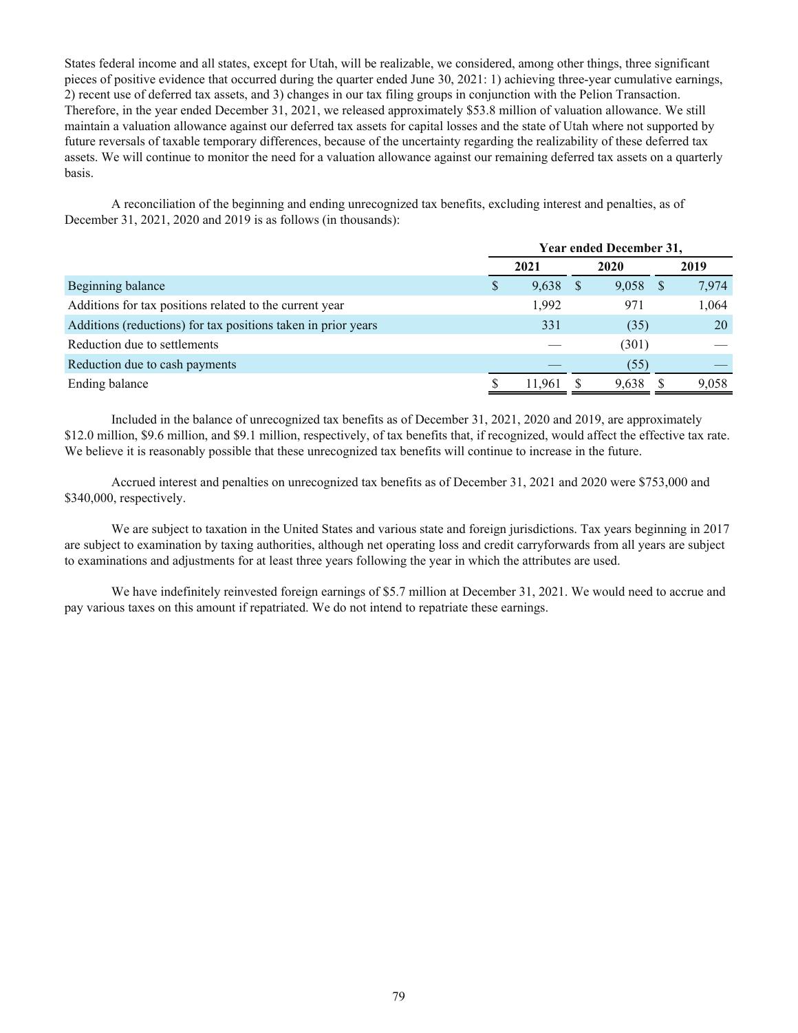States federal income and all states, except for Utah, will be realizable, we considered, among other things, three significant pieces of positive evidence that occurred during the quarter ended June 30, 2021: 1) achieving three-year cumulative earnings, 2) recent use of deferred tax assets, and 3) changes in our tax filing groups in conjunction with the Pelion Transaction. Therefore, in the year ended December 31, 2021, we released approximately $53.8 million of valuation allowance. We still maintain a valuation allowance against our deferred tax assets for capital losses and the state of Utah where not supported by future reversals of taxable temporary differences, because of the uncertainty regarding the realizability of these deferred tax assets. We will continue to monitor the need for a valuation allowance against our remaining deferred tax assets on a quarterly basis.

A reconciliation of the beginning and ending unrecognized tax benefits, excluding interest and penalties, as of December 31, 2021, 2020 and 2019 is as follows (in thousands):

| | Year ended December 31, | | |
|---|---|---|---|
| | 2021 | 2020 | 2019 |
| Beginning balance | $ 9,638 | $ 9,058 | $ 7,974 |
| Additions for tax positions related to the current year | 1,992 | 971 | 1,064 |
| Additions (reductions) for tax positions taken in prior years | 331 | (35) | 20 |
| Reduction due to settlements | — | (301) | — |
| Reduction due to cash payments | — | (55) | — |
| Ending balance | $ 11,961 | $ 9,638 | $ 9,058 |

Included in the balance of unrecognized tax benefits as of December 31, 2021, 2020 and 2019, are approximately $12.0 million, $9.6 million, and $9.1 million, respectively, of tax benefits that, if recognized, would affect the effective tax rate. We believe it is reasonably possible that these unrecognized tax benefits will continue to increase in the future.

Accrued interest and penalties on unrecognized tax benefits as of December 31, 2021 and 2020 were $753,000 and $340,000, respectively.

We are subject to taxation in the United States and various state and foreign jurisdictions. Tax years beginning in 2017 are subject to examination by taxing authorities, although net operating loss and credit carryforwards from all years are subject to examinations and adjustments for at least three years following the year in which the attributes are used.

We have indefinitely reinvested foreign earnings of $5.7 million at December 31, 2021. We would need to accrue and pay various taxes on this amount if repatriated. We do not intend to repatriate these earnings.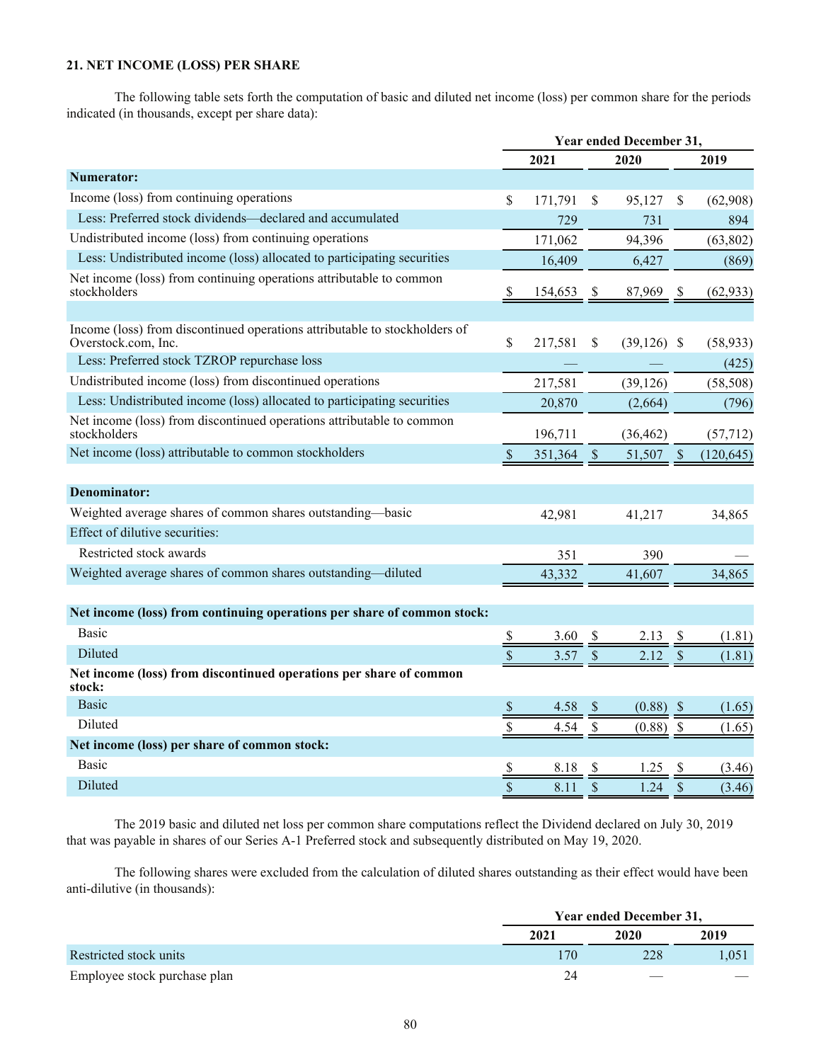### 21. NET INCOME (LOSS) PER SHARE

The following table sets forth the computation of basic and diluted net income (loss) per common share for the periods indicated (in thousands, except per share data):

| | Year ended December 31, | | |
|---|---|---|---|
| | 2021 | 2020 | 2019 |
| **Numerator:** | | | |
| Income (loss) from continuing operations | $ 171,791 | $ 95,127 | $ (62,908) |
| Less: Preferred stock dividends—declared and accumulated | 729 | 731 | 894 |
| Undistributed income (loss) from continuing operations | 171,062 | 94,396 | (63,802) |
| Less: Undistributed income (loss) allocated to participating securities | 16,409 | 6,427 | (869) |
| Net income (loss) from continuing operations attributable to common stockholders | $ 154,653 | $ 87,969 | $ (62,933) |
| | | | |
| Income (loss) from discontinued operations attributable to stockholders of Overstock.com, Inc. | $ 217,581 | $ (39,126) | $ (58,933) |
| Less: Preferred stock TZROP repurchase loss | — | — | (425) |
| Undistributed income (loss) from discontinued operations | 217,581 | (39,126) | (58,508) |
| Less: Undistributed income (loss) allocated to participating securities | 20,870 | (2,664) | (796) |
| Net income (loss) from discontinued operations attributable to common stockholders | 196,711 | (36,462) | (57,712) |
| Net income (loss) attributable to common stockholders | $ 351,364 | $ 51,507 | $ (120,645) |
| | | | |
| **Denominator:** | | | |
| Weighted average shares of common shares outstanding—basic | 42,981 | 41,217 | 34,865 |
| Effect of dilutive securities: | | | |
| Restricted stock awards | 351 | 390 | — |
| Weighted average shares of common shares outstanding—diluted | 43,332 | 41,607 | 34,865 |
| | | | |
| **Net income (loss) from continuing operations per share of common stock:** | | | |
| Basic | $ 3.60 | $ 2.13 | $ (1.81) |
| Diluted | $ 3.57 | $ 2.12 | $ (1.81) |
| **Net income (loss) from discontinued operations per share of common stock:** | | | |
| Basic | $ 4.58 | $ (0.88) | $ (1.65) |
| Diluted | $ 4.54 | $ (0.88) | $ (1.65) |
| **Net income (loss) per share of common stock:** | | | |
| Basic | $ 8.18 | $ 1.25 | $ (3.46) |
| Diluted | $ 8.11 | $ 1.24 | $ (3.46) |

The 2019 basic and diluted net loss per common share computations reflect the Dividend declared on July 30, 2019 that was payable in shares of our Series A-1 Preferred stock and subsequently distributed on May 19, 2020.

The following shares were excluded from the calculation of diluted shares outstanding as their effect would have been anti-dilutive (in thousands):

| | Year ended December 31, | | |
|---|---|---|---|
| | 2021 | 2020 | 2019 |
| Restricted stock units | 170 | 228 | 1,051 |
| Employee stock purchase plan | 24 | — | — |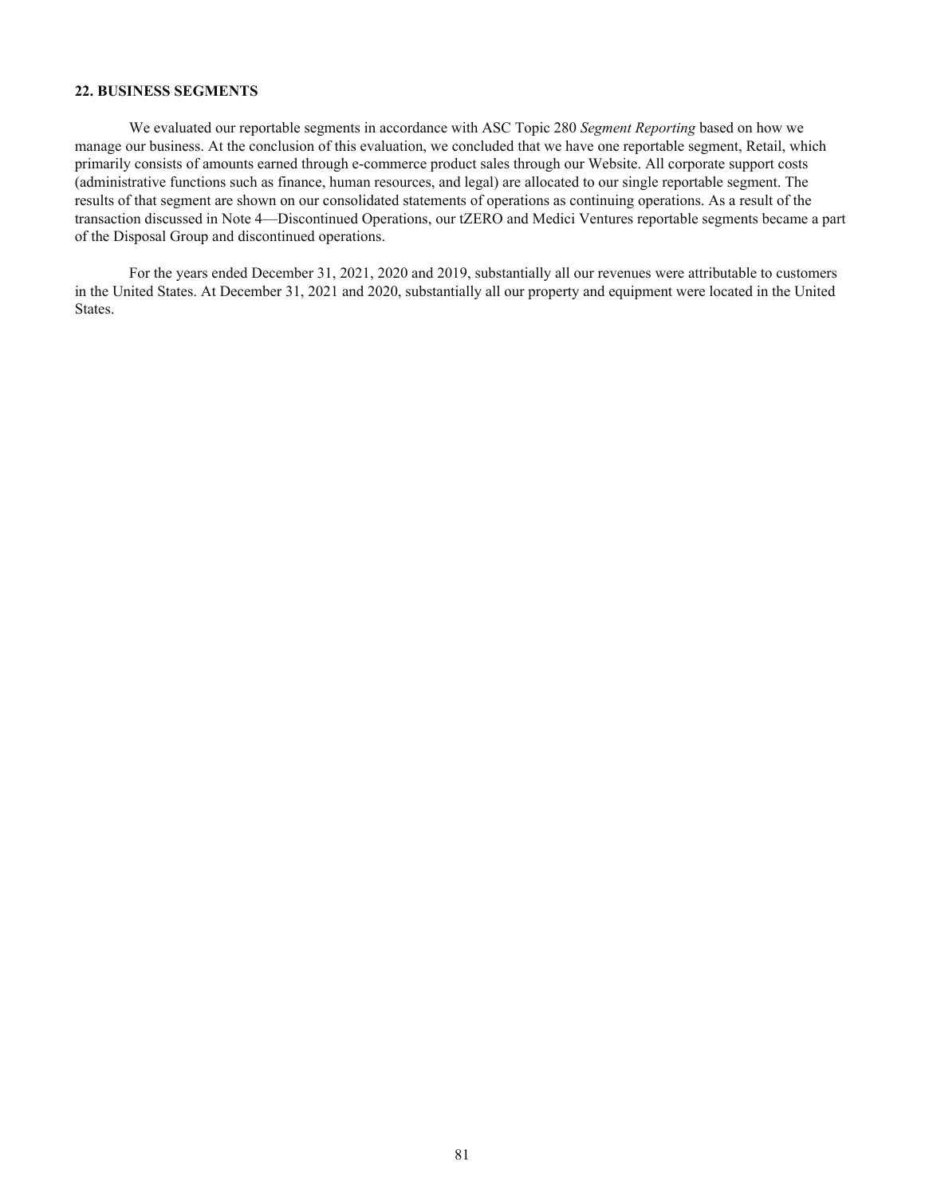## 22. BUSINESS SEGMENTS

We evaluated our reportable segments in accordance with ASC Topic 280 *Segment Reporting* based on how we manage our business. At the conclusion of this evaluation, we concluded that we have one reportable segment, Retail, which primarily consists of amounts earned through e-commerce product sales through our Website. All corporate support costs (administrative functions such as finance, human resources, and legal) are allocated to our single reportable segment. The results of that segment are shown on our consolidated statements of operations as continuing operations. As a result of the transaction discussed in Note 4—Discontinued Operations, our tZERO and Medici Ventures reportable segments became a part of the Disposal Group and discontinued operations.

For the years ended December 31, 2021, 2020 and 2019, substantially all our revenues were attributable to customers in the United States. At December 31, 2021 and 2020, substantially all our property and equipment were located in the United States.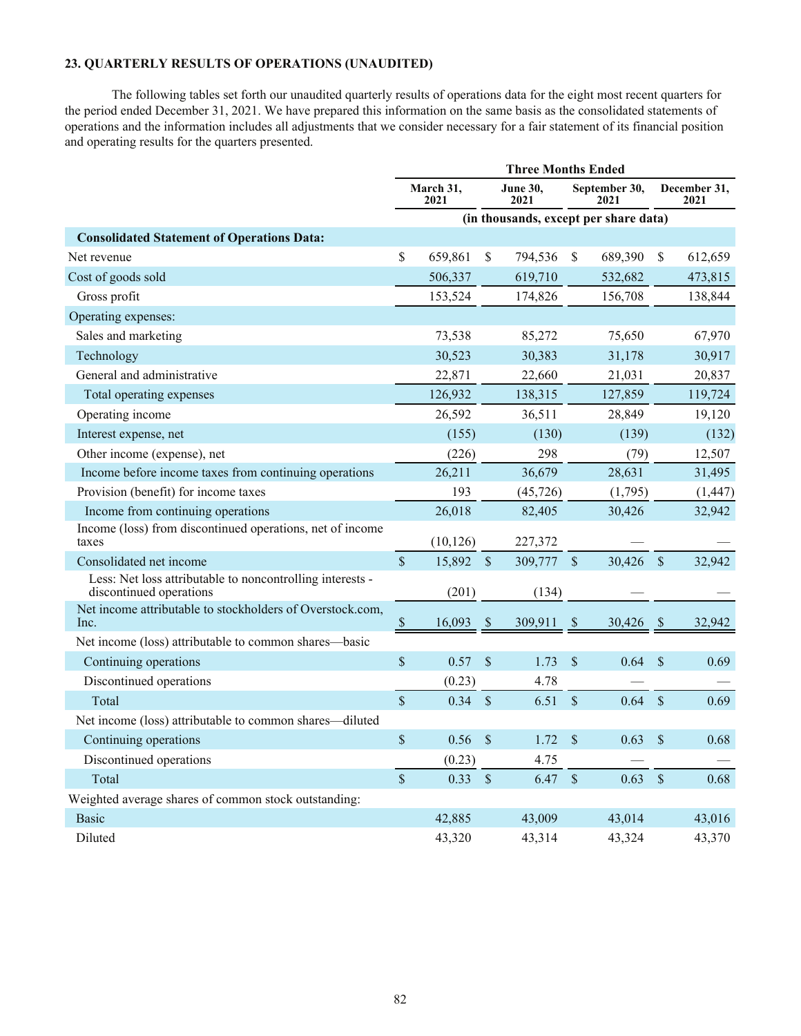### 23. QUARTERLY RESULTS OF OPERATIONS (UNAUDITED)

The following tables set forth our unaudited quarterly results of operations data for the eight most recent quarters for the period ended December 31, 2021. We have prepared this information on the same basis as the consolidated statements of operations and the information includes all adjustments that we consider necessary for a fair statement of its financial position and operating results for the quarters presented.

| | Three Months Ended | | | |
|---|---|---|---|---|
| | March 31, 2021 | June 30, 2021 | September 30, 2021 | December 31, 2021 |
| | (in thousands, except per share data) | | | |
| **Consolidated Statement of Operations Data:** | | | | |
| Net revenue | $ 659,861 | $ 794,536 | $ 689,390 | $ 612,659 |
| Cost of goods sold | 506,337 | 619,710 | 532,682 | 473,815 |
| Gross profit | 153,524 | 174,826 | 156,708 | 138,844 |
| Operating expenses: | | | | |
| Sales and marketing | 73,538 | 85,272 | 75,650 | 67,970 |
| Technology | 30,523 | 30,383 | 31,178 | 30,917 |
| General and administrative | 22,871 | 22,660 | 21,031 | 20,837 |
| Total operating expenses | 126,932 | 138,315 | 127,859 | 119,724 |
| Operating income | 26,592 | 36,511 | 28,849 | 19,120 |
| Interest expense, net | (155) | (130) | (139) | (132) |
| Other income (expense), net | (226) | 298 | (79) | 12,507 |
| Income before income taxes from continuing operations | 26,211 | 36,679 | 28,631 | 31,495 |
| Provision (benefit) for income taxes | 193 | (45,726) | (1,795) | (1,447) |
| Income from continuing operations | 26,018 | 82,405 | 30,426 | 32,942 |
| Income (loss) from discontinued operations, net of income taxes | (10,126) | 227,372 | — | — |
| Consolidated net income | $ 15,892 | $ 309,777 | $ 30,426 | $ 32,942 |
| Less: Net loss attributable to noncontrolling interests - discontinued operations | (201) | (134) | — | — |
| Net income attributable to stockholders of Overstock.com, Inc. | $ 16,093 | $ 309,911 | $ 30,426 | $ 32,942 |
| Net income (loss) attributable to common shares—basic | | | | |
| Continuing operations | $ 0.57 | $ 1.73 | $ 0.64 | $ 0.69 |
| Discontinued operations | (0.23) | 4.78 | — | — |
| Total | $ 0.34 | $ 6.51 | $ 0.64 | $ 0.69 |
| Net income (loss) attributable to common shares—diluted | | | | |
| Continuing operations | $ 0.56 | $ 1.72 | $ 0.63 | $ 0.68 |
| Discontinued operations | (0.23) | 4.75 | — | — |
| Total | $ 0.33 | $ 6.47 | $ 0.63 | $ 0.68 |
| Weighted average shares of common stock outstanding: | | | | |
| Basic | 42,885 | 43,009 | 43,014 | 43,016 |
| Diluted | 43,320 | 43,314 | 43,324 | 43,370 |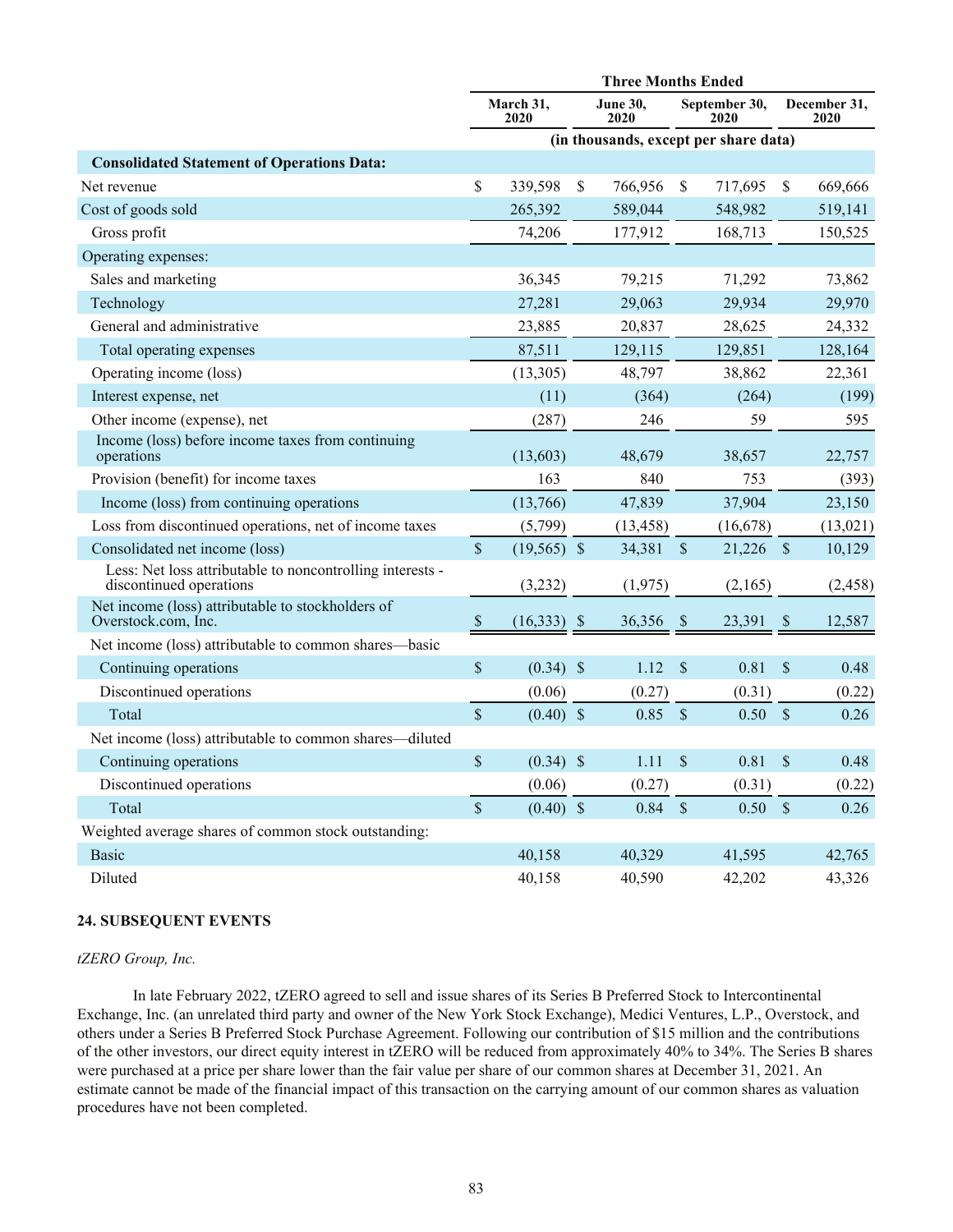| | Three Months Ended | | | |
|---|---|---|---|---|
| | March 31, 2020 | June 30, 2020 | September 30, 2020 | December 31, 2020 |
| | (in thousands, except per share data) | | | |
| **Consolidated Statement of Operations Data:** | | | | |
| Net revenue | $ 339,598 | $ 766,956 | $ 717,695 | $ 669,666 |
| Cost of goods sold | 265,392 | 589,044 | 548,982 | 519,141 |
| Gross profit | 74,206 | 177,912 | 168,713 | 150,525 |
| Operating expenses: | | | | |
| Sales and marketing | 36,345 | 79,215 | 71,292 | 73,862 |
| Technology | 27,281 | 29,063 | 29,934 | 29,970 |
| General and administrative | 23,885 | 20,837 | 28,625 | 24,332 |
| Total operating expenses | 87,511 | 129,115 | 129,851 | 128,164 |
| Operating income (loss) | (13,305) | 48,797 | 38,862 | 22,361 |
| Interest expense, net | (11) | (364) | (264) | (199) |
| Other income (expense), net | (287) | 246 | 59 | 595 |
| Income (loss) before income taxes from continuing operations | (13,603) | 48,679 | 38,657 | 22,757 |
| Provision (benefit) for income taxes | 163 | 840 | 753 | (393) |
| Income (loss) from continuing operations | (13,766) | 47,839 | 37,904 | 23,150 |
| Loss from discontinued operations, net of income taxes | (5,799) | (13,458) | (16,678) | (13,021) |
| Consolidated net income (loss) | $ (19,565) | $ 34,381 | $ 21,226 | $ 10,129 |
| Less: Net loss attributable to noncontrolling interests - discontinued operations | (3,232) | (1,975) | (2,165) | (2,458) |
| Net income (loss) attributable to stockholders of Overstock.com, Inc. | $ (16,333) | $ 36,356 | $ 23,391 | $ 12,587 |
| Net income (loss) attributable to common shares—basic | | | | |
| Continuing operations | $ (0.34) | $ 1.12 | $ 0.81 | $ 0.48 |
| Discontinued operations | (0.06) | (0.27) | (0.31) | (0.22) |
| Total | $ (0.40) | $ 0.85 | $ 0.50 | $ 0.26 |
| Net income (loss) attributable to common shares—diluted | | | | |
| Continuing operations | $ (0.34) | $ 1.11 | $ 0.81 | $ 0.48 |
| Discontinued operations | (0.06) | (0.27) | (0.31) | (0.22) |
| Total | $ (0.40) | $ 0.84 | $ 0.50 | $ 0.26 |
| Weighted average shares of common stock outstanding: | | | | |
| Basic | 40,158 | 40,329 | 41,595 | 42,765 |
| Diluted | 40,158 | 40,590 | 42,202 | 43,326 |

### 24. SUBSEQUENT EVENTS

*tZERO Group, Inc.*

In late February 2022, tZERO agreed to sell and issue shares of its Series B Preferred Stock to Intercontinental Exchange, Inc. (an unrelated third party and owner of the New York Stock Exchange), Medici Ventures, L.P., Overstock, and others under a Series B Preferred Stock Purchase Agreement. Following our contribution of $15 million and the contributions of the other investors, our direct equity interest in tZERO will be reduced from approximately 40% to 34%. The Series B shares were purchased at a price per share lower than the fair value per share of our common shares at December 31, 2021. An estimate cannot be made of the financial impact of this transaction on the carrying amount of our common shares as valuation procedures have not been completed.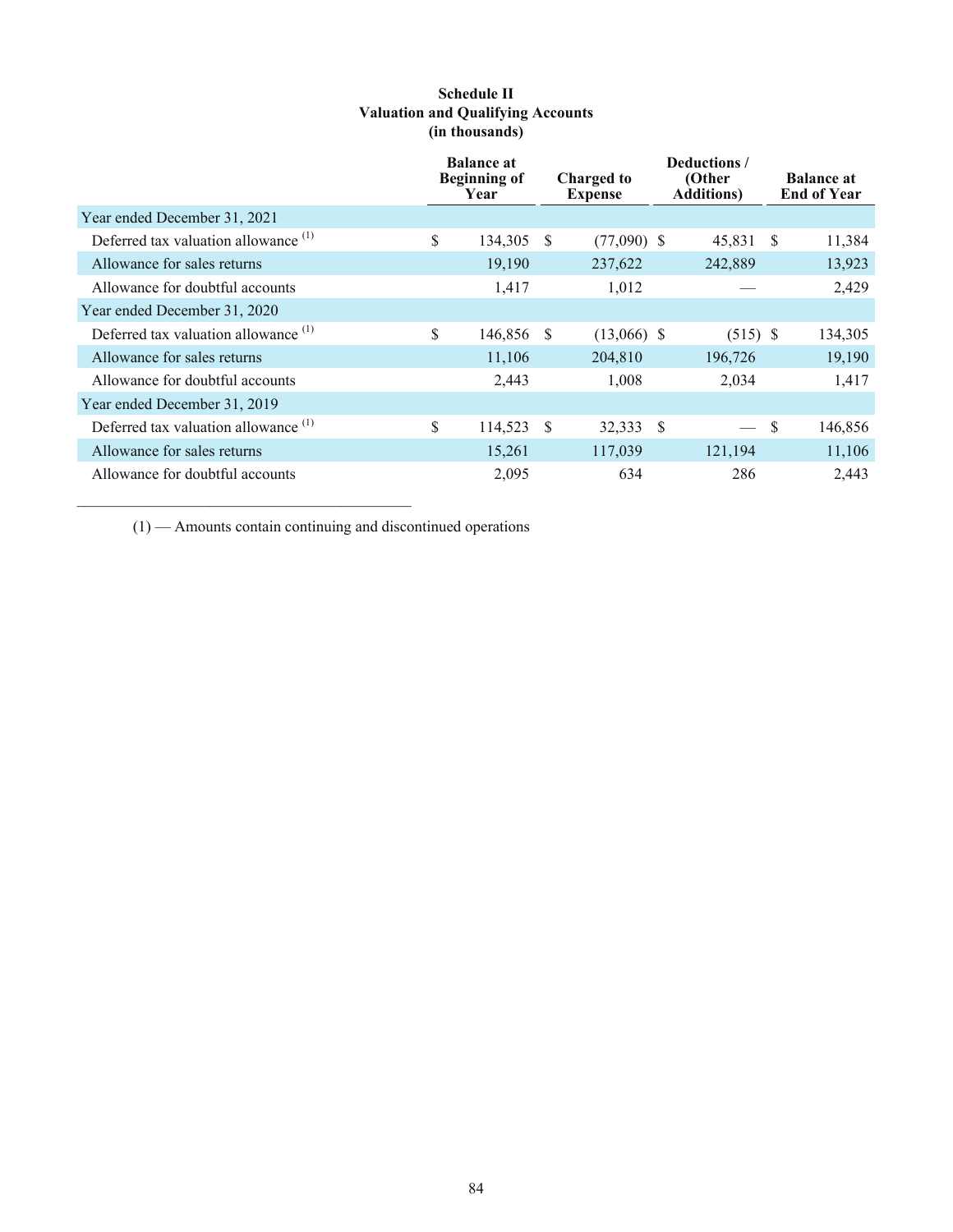**Schedule II**
**Valuation and Qualifying Accounts**
**(in thousands)**

| | Balance at Beginning of Year | Charged to Expense | Deductions / (Other Additions) | Balance at End of Year |
|---|---|---|---|---|
| Year ended December 31, 2021 | | | | |
| Deferred tax valuation allowance [(1)] | $ 134,305 | $ (77,090) | $ 45,831 | $ 11,384 |
| Allowance for sales returns | 19,190 | 237,622 | 242,889 | 13,923 |
| Allowance for doubtful accounts | 1,417 | 1,012 | — | 2,429 |
| Year ended December 31, 2020 | | | | |
| Deferred tax valuation allowance [(1)] | $ 146,856 | $ (13,066) | $ (515) | $ 134,305 |
| Allowance for sales returns | 11,106 | 204,810 | 196,726 | 19,190 |
| Allowance for doubtful accounts | 2,443 | 1,008 | 2,034 | 1,417 |
| Year ended December 31, 2019 | | | | |
| Deferred tax valuation allowance [(1)] | $ 114,523 | $ 32,333 | $ — | $ 146,856 |
| Allowance for sales returns | 15,261 | 117,039 | 121,194 | 11,106 |
| Allowance for doubtful accounts | 2,095 | 634 | 286 | 2,443 |

(1) — Amounts contain continuing and discontinued operations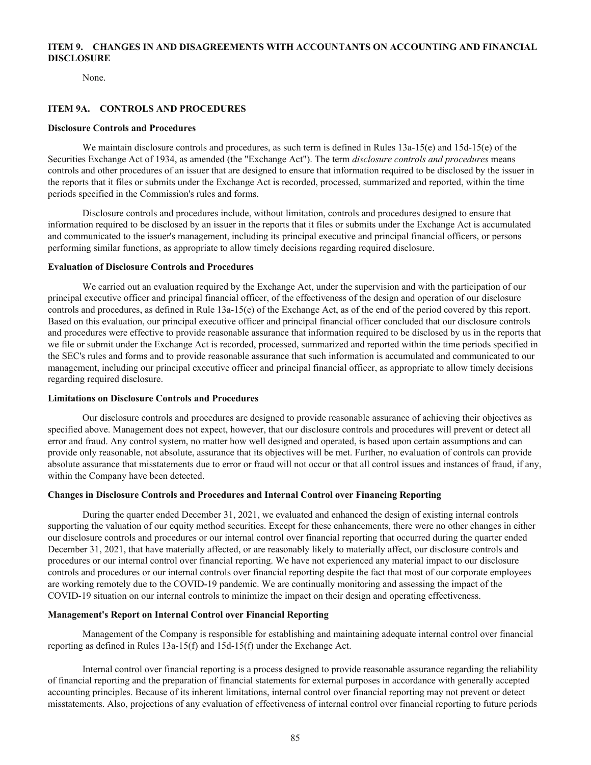## ITEM 9. CHANGES IN AND DISAGREEMENTS WITH ACCOUNTANTS ON ACCOUNTING AND FINANCIAL DISCLOSURE

None.

## ITEM 9A. CONTROLS AND PROCEDURES

### Disclosure Controls and Procedures

We maintain disclosure controls and procedures, as such term is defined in Rules 13a-15(e) and 15d-15(e) of the Securities Exchange Act of 1934, as amended (the "Exchange Act"). The term *disclosure controls and procedures* means controls and other procedures of an issuer that are designed to ensure that information required to be disclosed by the issuer in the reports that it files or submits under the Exchange Act is recorded, processed, summarized and reported, within the time periods specified in the Commission's rules and forms.

Disclosure controls and procedures include, without limitation, controls and procedures designed to ensure that information required to be disclosed by an issuer in the reports that it files or submits under the Exchange Act is accumulated and communicated to the issuer's management, including its principal executive and principal financial officers, or persons performing similar functions, as appropriate to allow timely decisions regarding required disclosure.

### Evaluation of Disclosure Controls and Procedures

We carried out an evaluation required by the Exchange Act, under the supervision and with the participation of our principal executive officer and principal financial officer, of the effectiveness of the design and operation of our disclosure controls and procedures, as defined in Rule 13a-15(e) of the Exchange Act, as of the end of the period covered by this report. Based on this evaluation, our principal executive officer and principal financial officer concluded that our disclosure controls and procedures were effective to provide reasonable assurance that information required to be disclosed by us in the reports that we file or submit under the Exchange Act is recorded, processed, summarized and reported within the time periods specified in the SEC's rules and forms and to provide reasonable assurance that such information is accumulated and communicated to our management, including our principal executive officer and principal financial officer, as appropriate to allow timely decisions regarding required disclosure.

### Limitations on Disclosure Controls and Procedures

Our disclosure controls and procedures are designed to provide reasonable assurance of achieving their objectives as specified above. Management does not expect, however, that our disclosure controls and procedures will prevent or detect all error and fraud. Any control system, no matter how well designed and operated, is based upon certain assumptions and can provide only reasonable, not absolute, assurance that its objectives will be met. Further, no evaluation of controls can provide absolute assurance that misstatements due to error or fraud will not occur or that all control issues and instances of fraud, if any, within the Company have been detected.

### Changes in Disclosure Controls and Procedures and Internal Control over Financing Reporting

During the quarter ended December 31, 2021, we evaluated and enhanced the design of existing internal controls supporting the valuation of our equity method securities. Except for these enhancements, there were no other changes in either our disclosure controls and procedures or our internal control over financial reporting that occurred during the quarter ended December 31, 2021, that have materially affected, or are reasonably likely to materially affect, our disclosure controls and procedures or our internal control over financial reporting. We have not experienced any material impact to our disclosure controls and procedures or our internal controls over financial reporting despite the fact that most of our corporate employees are working remotely due to the COVID-19 pandemic. We are continually monitoring and assessing the impact of the COVID-19 situation on our internal controls to minimize the impact on their design and operating effectiveness.

### Management's Report on Internal Control over Financial Reporting

Management of the Company is responsible for establishing and maintaining adequate internal control over financial reporting as defined in Rules 13a-15(f) and 15d-15(f) under the Exchange Act.

Internal control over financial reporting is a process designed to provide reasonable assurance regarding the reliability of financial reporting and the preparation of financial statements for external purposes in accordance with generally accepted accounting principles. Because of its inherent limitations, internal control over financial reporting may not prevent or detect misstatements. Also, projections of any evaluation of effectiveness of internal control over financial reporting to future periods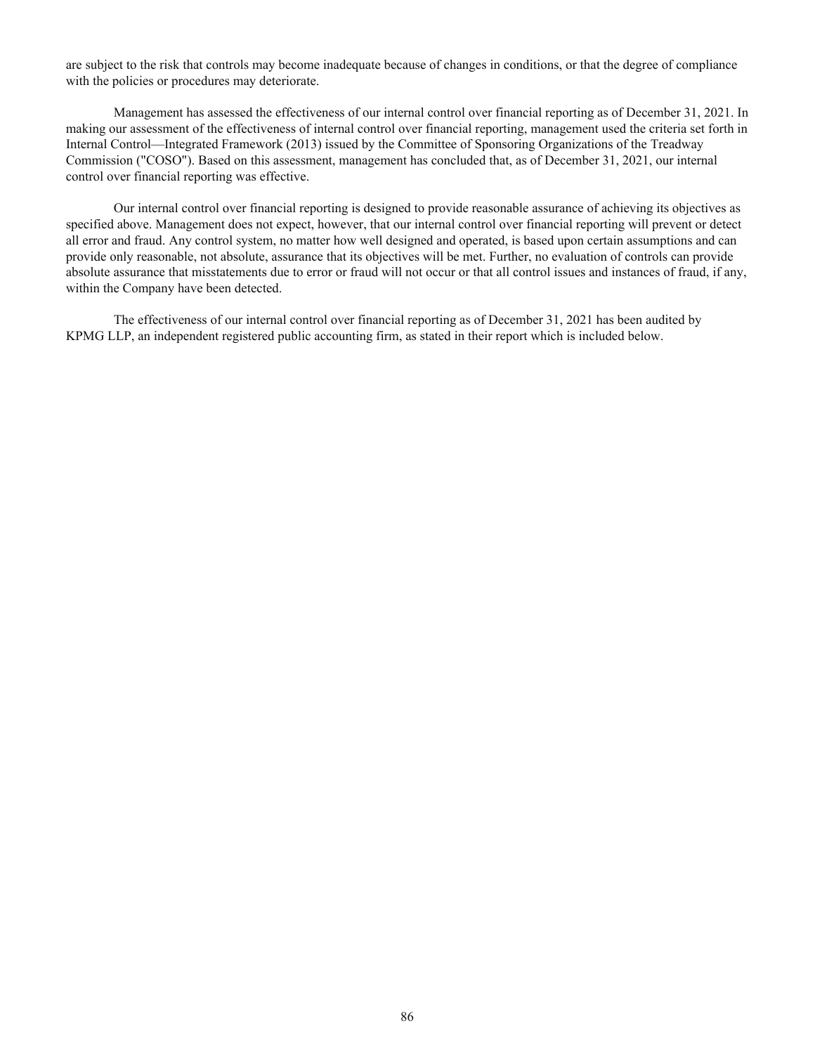are subject to the risk that controls may become inadequate because of changes in conditions, or that the degree of compliance with the policies or procedures may deteriorate.

Management has assessed the effectiveness of our internal control over financial reporting as of December 31, 2021. In making our assessment of the effectiveness of internal control over financial reporting, management used the criteria set forth in Internal Control—Integrated Framework (2013) issued by the Committee of Sponsoring Organizations of the Treadway Commission ("COSO"). Based on this assessment, management has concluded that, as of December 31, 2021, our internal control over financial reporting was effective.

Our internal control over financial reporting is designed to provide reasonable assurance of achieving its objectives as specified above. Management does not expect, however, that our internal control over financial reporting will prevent or detect all error and fraud. Any control system, no matter how well designed and operated, is based upon certain assumptions and can provide only reasonable, not absolute, assurance that its objectives will be met. Further, no evaluation of controls can provide absolute assurance that misstatements due to error or fraud will not occur or that all control issues and instances of fraud, if any, within the Company have been detected.

The effectiveness of our internal control over financial reporting as of December 31, 2021 has been audited by KPMG LLP, an independent registered public accounting firm, as stated in their report which is included below.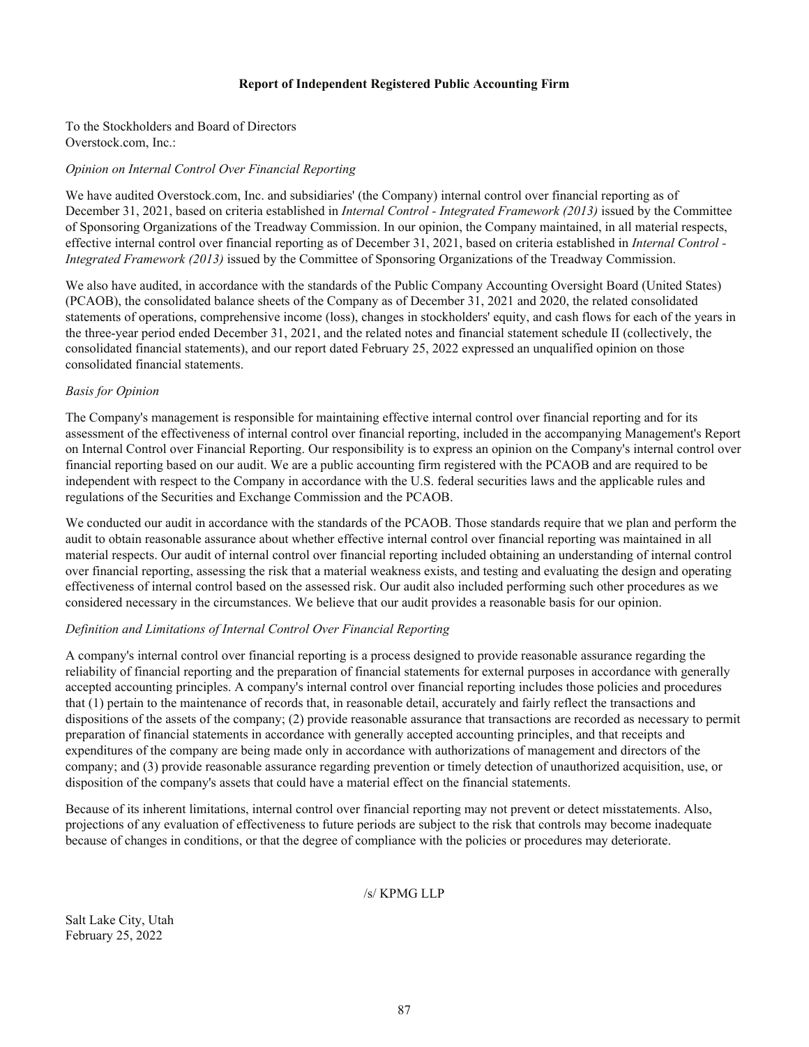**Report of Independent Registered Public Accounting Firm**

To the Stockholders and Board of Directors
Overstock.com, Inc.:

*Opinion on Internal Control Over Financial Reporting*

We have audited Overstock.com, Inc. and subsidiaries' (the Company) internal control over financial reporting as of December 31, 2021, based on criteria established in *Internal Control - Integrated Framework (2013)* issued by the Committee of Sponsoring Organizations of the Treadway Commission. In our opinion, the Company maintained, in all material respects, effective internal control over financial reporting as of December 31, 2021, based on criteria established in *Internal Control - Integrated Framework (2013)* issued by the Committee of Sponsoring Organizations of the Treadway Commission.

We also have audited, in accordance with the standards of the Public Company Accounting Oversight Board (United States) (PCAOB), the consolidated balance sheets of the Company as of December 31, 2021 and 2020, the related consolidated statements of operations, comprehensive income (loss), changes in stockholders' equity, and cash flows for each of the years in the three-year period ended December 31, 2021, and the related notes and financial statement schedule II (collectively, the consolidated financial statements), and our report dated February 25, 2022 expressed an unqualified opinion on those consolidated financial statements.

*Basis for Opinion*

The Company's management is responsible for maintaining effective internal control over financial reporting and for its assessment of the effectiveness of internal control over financial reporting, included in the accompanying Management's Report on Internal Control over Financial Reporting. Our responsibility is to express an opinion on the Company's internal control over financial reporting based on our audit. We are a public accounting firm registered with the PCAOB and are required to be independent with respect to the Company in accordance with the U.S. federal securities laws and the applicable rules and regulations of the Securities and Exchange Commission and the PCAOB.

We conducted our audit in accordance with the standards of the PCAOB. Those standards require that we plan and perform the audit to obtain reasonable assurance about whether effective internal control over financial reporting was maintained in all material respects. Our audit of internal control over financial reporting included obtaining an understanding of internal control over financial reporting, assessing the risk that a material weakness exists, and testing and evaluating the design and operating effectiveness of internal control based on the assessed risk. Our audit also included performing such other procedures as we considered necessary in the circumstances. We believe that our audit provides a reasonable basis for our opinion.

*Definition and Limitations of Internal Control Over Financial Reporting*

A company's internal control over financial reporting is a process designed to provide reasonable assurance regarding the reliability of financial reporting and the preparation of financial statements for external purposes in accordance with generally accepted accounting principles. A company's internal control over financial reporting includes those policies and procedures that (1) pertain to the maintenance of records that, in reasonable detail, accurately and fairly reflect the transactions and dispositions of the assets of the company; (2) provide reasonable assurance that transactions are recorded as necessary to permit preparation of financial statements in accordance with generally accepted accounting principles, and that receipts and expenditures of the company are being made only in accordance with authorizations of management and directors of the company; and (3) provide reasonable assurance regarding prevention or timely detection of unauthorized acquisition, use, or disposition of the company's assets that could have a material effect on the financial statements.

Because of its inherent limitations, internal control over financial reporting may not prevent or detect misstatements. Also, projections of any evaluation of effectiveness to future periods are subject to the risk that controls may become inadequate because of changes in conditions, or that the degree of compliance with the policies or procedures may deteriorate.

/s/ KPMG LLP

Salt Lake City, Utah
February 25, 2022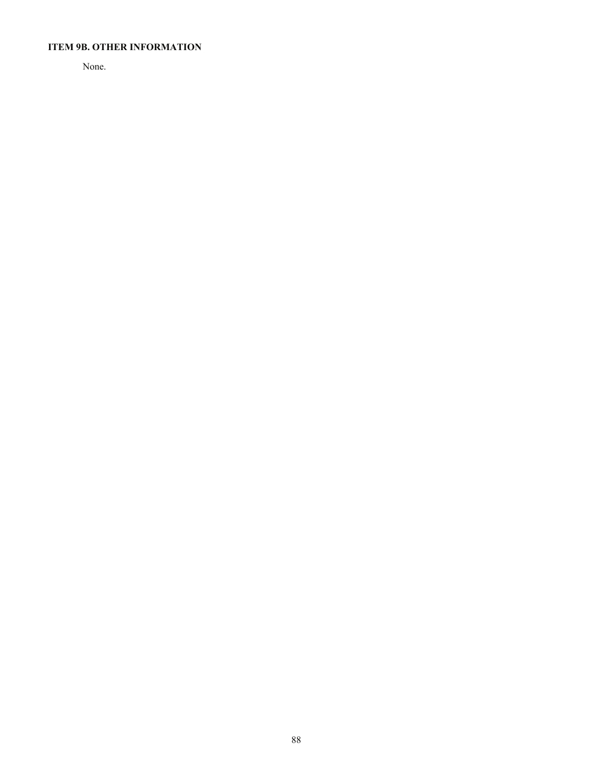## ITEM 9B. OTHER INFORMATION

None.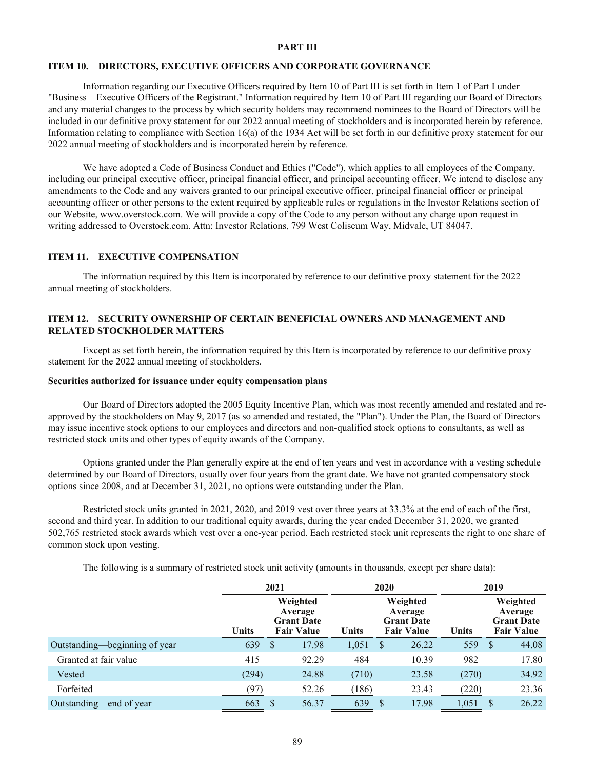# PART III

## ITEM 10. DIRECTORS, EXECUTIVE OFFICERS AND CORPORATE GOVERNANCE

Information regarding our Executive Officers required by Item 10 of Part III is set forth in Item 1 of Part I under "Business—Executive Officers of the Registrant." Information required by Item 10 of Part III regarding our Board of Directors and any material changes to the process by which security holders may recommend nominees to the Board of Directors will be included in our definitive proxy statement for our 2022 annual meeting of stockholders and is incorporated herein by reference. Information relating to compliance with Section 16(a) of the 1934 Act will be set forth in our definitive proxy statement for our 2022 annual meeting of stockholders and is incorporated herein by reference.

We have adopted a Code of Business Conduct and Ethics ("Code"), which applies to all employees of the Company, including our principal executive officer, principal financial officer, and principal accounting officer. We intend to disclose any amendments to the Code and any waivers granted to our principal executive officer, principal financial officer or principal accounting officer or other persons to the extent required by applicable rules or regulations in the Investor Relations section of our Website, www.overstock.com. We will provide a copy of the Code to any person without any charge upon request in writing addressed to Overstock.com. Attn: Investor Relations, 799 West Coliseum Way, Midvale, UT 84047.

## ITEM 11. EXECUTIVE COMPENSATION

The information required by this Item is incorporated by reference to our definitive proxy statement for the 2022 annual meeting of stockholders.

## ITEM 12. SECURITY OWNERSHIP OF CERTAIN BENEFICIAL OWNERS AND MANAGEMENT AND RELATED STOCKHOLDER MATTERS

Except as set forth herein, the information required by this Item is incorporated by reference to our definitive proxy statement for the 2022 annual meeting of stockholders.

**Securities authorized for issuance under equity compensation plans**

Our Board of Directors adopted the 2005 Equity Incentive Plan, which was most recently amended and restated and re-approved by the stockholders on May 9, 2017 (as so amended and restated, the "Plan"). Under the Plan, the Board of Directors may issue incentive stock options to our employees and directors and non-qualified stock options to consultants, as well as restricted stock units and other types of equity awards of the Company.

Options granted under the Plan generally expire at the end of ten years and vest in accordance with a vesting schedule determined by our Board of Directors, usually over four years from the grant date. We have not granted compensatory stock options since 2008, and at December 31, 2021, no options were outstanding under the Plan.

Restricted stock units granted in 2021, 2020, and 2019 vest over three years at 33.3% at the end of each of the first, second and third year. In addition to our traditional equity awards, during the year ended December 31, 2020, we granted 502,765 restricted stock awards which vest over a one-year period. Each restricted stock unit represents the right to one share of common stock upon vesting.

The following is a summary of restricted stock unit activity (amounts in thousands, except per share data):

| | 2021 | | 2020 | | 2019 | |
|---|---|---|---|---|---|---|
| | Units | Weighted Average Grant Date Fair Value | Units | Weighted Average Grant Date Fair Value | Units | Weighted Average Grant Date Fair Value |
| Outstanding—beginning of year | 639 | $ 17.98 | 1,051 | $ 26.22 | 559 | $ 44.08 |
| Granted at fair value | 415 | 92.29 | 484 | 10.39 | 982 | 17.80 |
| Vested | (294) | 24.88 | (710) | 23.58 | (270) | 34.92 |
| Forfeited | (97) | 52.26 | (186) | 23.43 | (220) | 23.36 |
| Outstanding—end of year | 663 | $ 56.37 | 639 | $ 17.98 | 1,051 | $ 26.22 |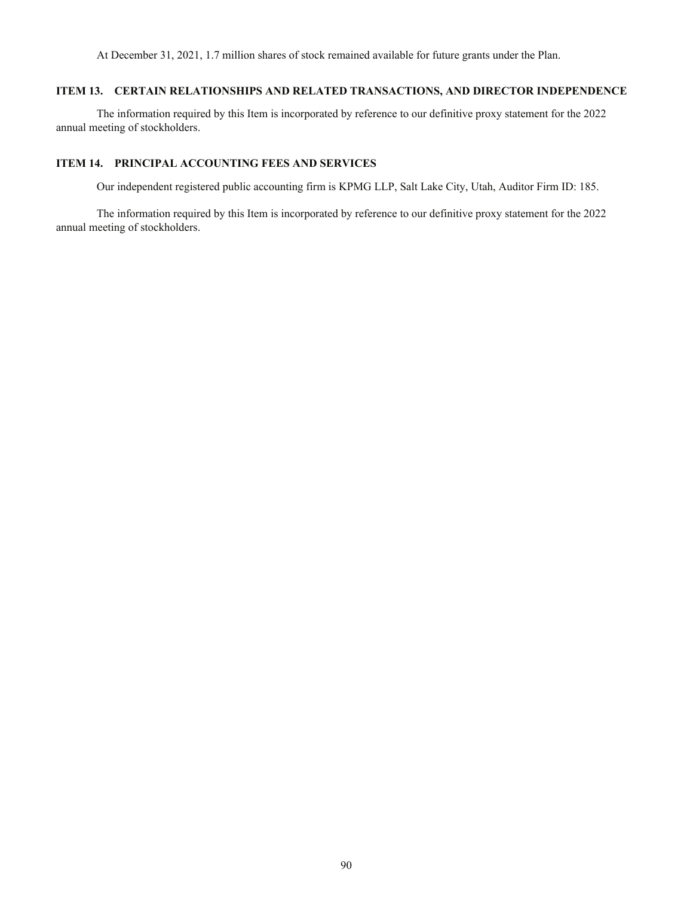At December 31, 2021, 1.7 million shares of stock remained available for future grants under the Plan.

### ITEM 13. CERTAIN RELATIONSHIPS AND RELATED TRANSACTIONS, AND DIRECTOR INDEPENDENCE

The information required by this Item is incorporated by reference to our definitive proxy statement for the 2022 annual meeting of stockholders.

### ITEM 14. PRINCIPAL ACCOUNTING FEES AND SERVICES

Our independent registered public accounting firm is KPMG LLP, Salt Lake City, Utah, Auditor Firm ID: 185.

The information required by this Item is incorporated by reference to our definitive proxy statement for the 2022 annual meeting of stockholders.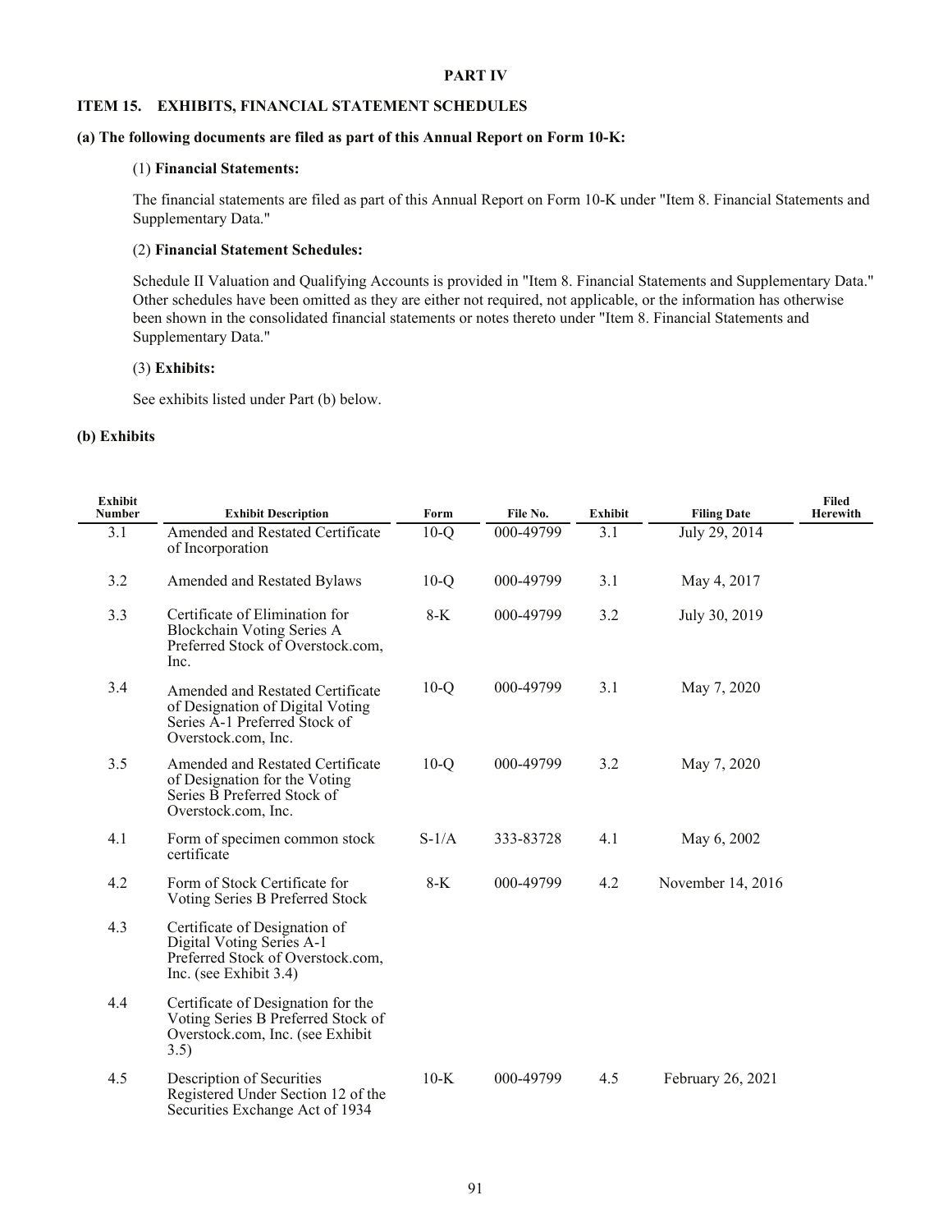**PART IV**

## ITEM 15. EXHIBITS, FINANCIAL STATEMENT SCHEDULES

**(a) The following documents are filed as part of this Annual Report on Form 10-K:**

(1) **Financial Statements:**

The financial statements are filed as part of this Annual Report on Form 10-K under "Item 8. Financial Statements and Supplementary Data."

(2) **Financial Statement Schedules:**

Schedule II Valuation and Qualifying Accounts is provided in "Item 8. Financial Statements and Supplementary Data." Other schedules have been omitted as they are either not required, not applicable, or the information has otherwise been shown in the consolidated financial statements or notes thereto under "Item 8. Financial Statements and Supplementary Data."

(3) **Exhibits:**

See exhibits listed under Part (b) below.

**(b) Exhibits**

| Exhibit Number | Exhibit Description | Form | File No. | Exhibit | Filing Date | Filed Herewith |
|---|---|---|---|---|---|---|
| 3.1 | Amended and Restated Certificate of Incorporation | 10-Q | 000-49799 | 3.1 | July 29, 2014 | |
| 3.2 | Amended and Restated Bylaws | 10-Q | 000-49799 | 3.1 | May 4, 2017 | |
| 3.3 | Certificate of Elimination for Blockchain Voting Series A Preferred Stock of Overstock.com, Inc. | 8-K | 000-49799 | 3.2 | July 30, 2019 | |
| 3.4 | Amended and Restated Certificate of Designation of Digital Voting Series A-1 Preferred Stock of Overstock.com, Inc. | 10-Q | 000-49799 | 3.1 | May 7, 2020 | |
| 3.5 | Amended and Restated Certificate of Designation for the Voting Series B Preferred Stock of Overstock.com, Inc. | 10-Q | 000-49799 | 3.2 | May 7, 2020 | |
| 4.1 | Form of specimen common stock certificate | S-1/A | 333-83728 | 4.1 | May 6, 2002 | |
| 4.2 | Form of Stock Certificate for Voting Series B Preferred Stock | 8-K | 000-49799 | 4.2 | November 14, 2016 | |
| 4.3 | Certificate of Designation of Digital Voting Series A-1 Preferred Stock of Overstock.com, Inc. (see Exhibit 3.4) | | | | | |
| 4.4 | Certificate of Designation for the Voting Series B Preferred Stock of Overstock.com, Inc. (see Exhibit 3.5) | | | | | |
| 4.5 | Description of Securities Registered Under Section 12 of the Securities Exchange Act of 1934 | 10-K | 000-49799 | 4.5 | February 26, 2021 | |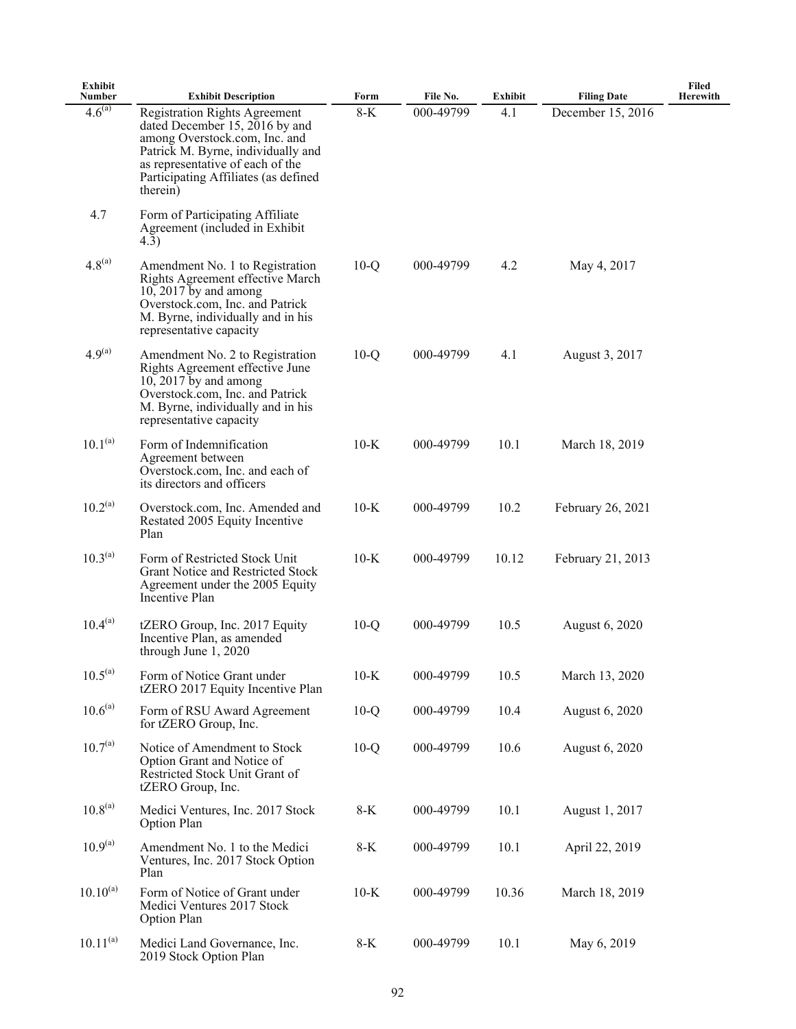| Exhibit Number | Exhibit Description | Form | File No. | Exhibit | Filing Date | Filed Herewith |
|---|---|---|---|---|---|---|
| 4.6[(a)] | Registration Rights Agreement dated December 15, 2016 by and among Overstock.com, Inc. and Patrick M. Byrne, individually and as representative of each of the Participating Affiliates (as defined therein) | 8-K | 000-49799 | 4.1 | December 15, 2016 | |
| 4.7 | Form of Participating Affiliate Agreement (included in Exhibit 4.3) | | | | | |
| 4.8[(a)] | Amendment No. 1 to Registration Rights Agreement effective March 10, 2017 by and among Overstock.com, Inc. and Patrick M. Byrne, individually and in his representative capacity | 10-Q | 000-49799 | 4.2 | May 4, 2017 | |
| 4.9[(a)] | Amendment No. 2 to Registration Rights Agreement effective June 10, 2017 by and among Overstock.com, Inc. and Patrick M. Byrne, individually and in his representative capacity | 10-Q | 000-49799 | 4.1 | August 3, 2017 | |
| 10.1[(a)] | Form of Indemnification Agreement between Overstock.com, Inc. and each of its directors and officers | 10-K | 000-49799 | 10.1 | March 18, 2019 | |
| 10.2[(a)] | Overstock.com, Inc. Amended and Restated 2005 Equity Incentive Plan | 10-K | 000-49799 | 10.2 | February 26, 2021 | |
| 10.3[(a)] | Form of Restricted Stock Unit Grant Notice and Restricted Stock Agreement under the 2005 Equity Incentive Plan | 10-K | 000-49799 | 10.12 | February 21, 2013 | |
| 10.4[(a)] | tZERO Group, Inc. 2017 Equity Incentive Plan, as amended through June 1, 2020 | 10-Q | 000-49799 | 10.5 | August 6, 2020 | |
| 10.5[(a)] | Form of Notice Grant under tZERO 2017 Equity Incentive Plan | 10-K | 000-49799 | 10.5 | March 13, 2020 | |
| 10.6[(a)] | Form of RSU Award Agreement for tZERO Group, Inc. | 10-Q | 000-49799 | 10.4 | August 6, 2020 | |
| 10.7[(a)] | Notice of Amendment to Stock Option Grant and Notice of Restricted Stock Unit Grant of tZERO Group, Inc. | 10-Q | 000-49799 | 10.6 | August 6, 2020 | |
| 10.8[(a)] | Medici Ventures, Inc. 2017 Stock Option Plan | 8-K | 000-49799 | 10.1 | August 1, 2017 | |
| 10.9[(a)] | Amendment No. 1 to the Medici Ventures, Inc. 2017 Stock Option Plan | 8-K | 000-49799 | 10.1 | April 22, 2019 | |
| 10.10[(a)] | Form of Notice of Grant under Medici Ventures 2017 Stock Option Plan | 10-K | 000-49799 | 10.36 | March 18, 2019 | |
| 10.11[(a)] | Medici Land Governance, Inc. 2019 Stock Option Plan | 8-K | 000-49799 | 10.1 | May 6, 2019 | |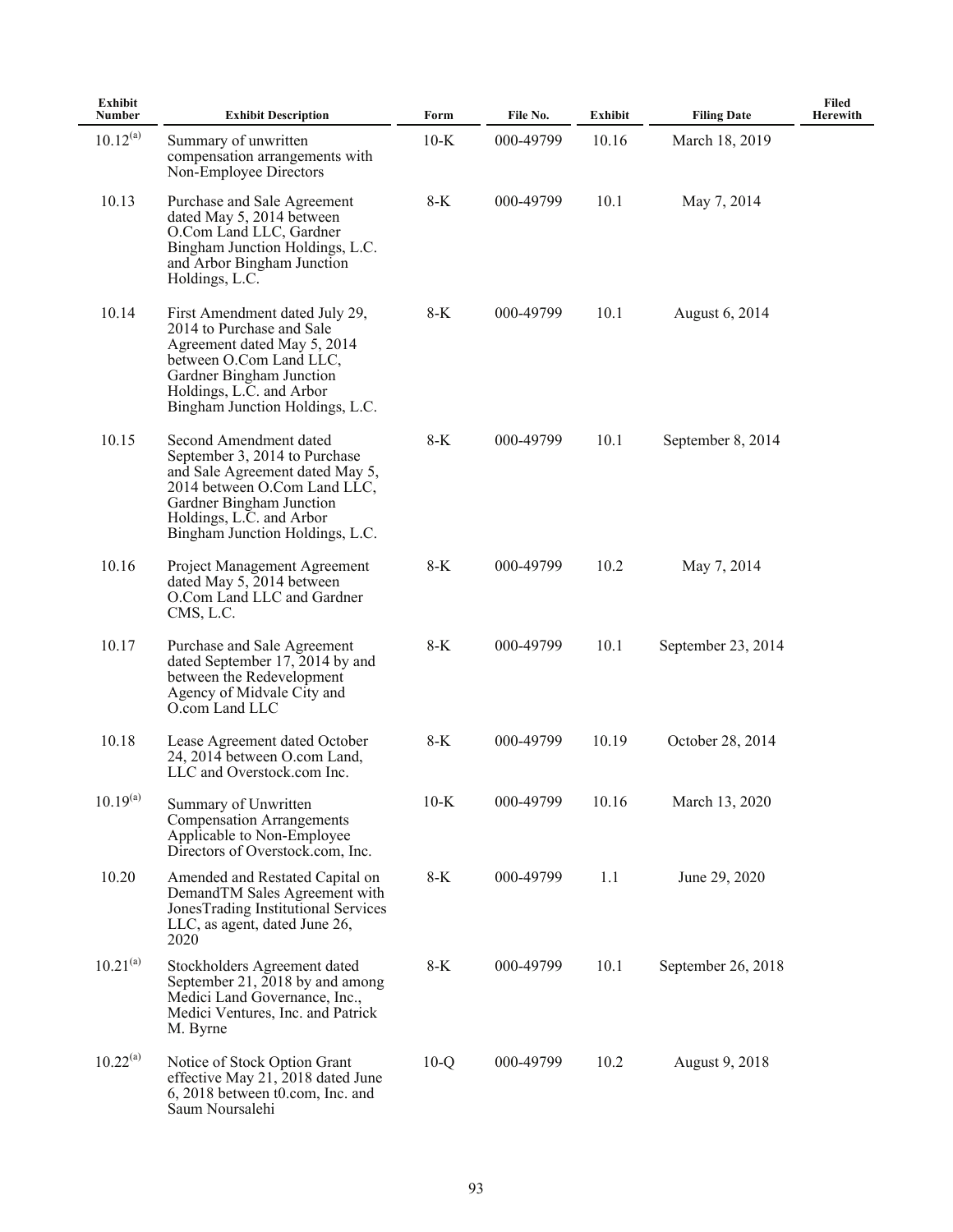| Exhibit Number | Exhibit Description | Form | File No. | Exhibit | Filing Date | Filed Herewith |
|---|---|---|---|---|---|---|
| 10.12[(a)] | Summary of unwritten compensation arrangements with Non-Employee Directors | 10-K | 000-49799 | 10.16 | March 18, 2019 | |
| 10.13 | Purchase and Sale Agreement dated May 5, 2014 between O.Com Land LLC, Gardner Bingham Junction Holdings, L.C. and Arbor Bingham Junction Holdings, L.C. | 8-K | 000-49799 | 10.1 | May 7, 2014 | |
| 10.14 | First Amendment dated July 29, 2014 to Purchase and Sale Agreement dated May 5, 2014 between O.Com Land LLC, Gardner Bingham Junction Holdings, L.C. and Arbor Bingham Junction Holdings, L.C. | 8-K | 000-49799 | 10.1 | August 6, 2014 | |
| 10.15 | Second Amendment dated September 3, 2014 to Purchase and Sale Agreement dated May 5, 2014 between O.Com Land LLC, Gardner Bingham Junction Holdings, L.C. and Arbor Bingham Junction Holdings, L.C. | 8-K | 000-49799 | 10.1 | September 8, 2014 | |
| 10.16 | Project Management Agreement dated May 5, 2014 between O.Com Land LLC and Gardner CMS, L.C. | 8-K | 000-49799 | 10.2 | May 7, 2014 | |
| 10.17 | Purchase and Sale Agreement dated September 17, 2014 by and between the Redevelopment Agency of Midvale City and O.com Land LLC | 8-K | 000-49799 | 10.1 | September 23, 2014 | |
| 10.18 | Lease Agreement dated October 24, 2014 between O.com Land, LLC and Overstock.com Inc. | 8-K | 000-49799 | 10.19 | October 28, 2014 | |
| 10.19[(a)] | Summary of Unwritten Compensation Arrangements Applicable to Non-Employee Directors of Overstock.com, Inc. | 10-K | 000-49799 | 10.16 | March 13, 2020 | |
| 10.20 | Amended and Restated Capital on DemandTM Sales Agreement with JonesTrading Institutional Services LLC, as agent, dated June 26, 2020 | 8-K | 000-49799 | 1.1 | June 29, 2020 | |
| 10.21[(a)] | Stockholders Agreement dated September 21, 2018 by and among Medici Land Governance, Inc., Medici Ventures, Inc. and Patrick M. Byrne | 8-K | 000-49799 | 10.1 | September 26, 2018 | |
| 10.22[(a)] | Notice of Stock Option Grant effective May 21, 2018 dated June 6, 2018 between t0.com, Inc. and Saum Noursalehi | 10-Q | 000-49799 | 10.2 | August 9, 2018 | |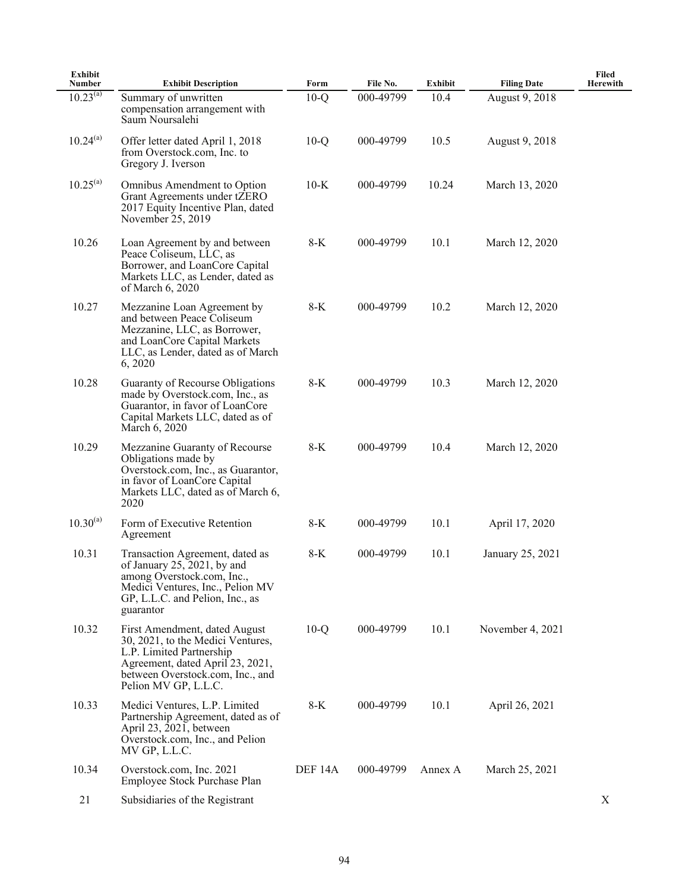| Exhibit Number | Exhibit Description | Form | File No. | Exhibit | Filing Date | Filed Herewith |
|---|---|---|---|---|---|---|
| 10.23[(a)] | Summary of unwritten compensation arrangement with Saum Noursalehi | 10-Q | 000-49799 | 10.4 | August 9, 2018 | |
| 10.24[(a)] | Offer letter dated April 1, 2018 from Overstock.com, Inc. to Gregory J. Iverson | 10-Q | 000-49799 | 10.5 | August 9, 2018 | |
| 10.25[(a)] | Omnibus Amendment to Option Grant Agreements under tZERO 2017 Equity Incentive Plan, dated November 25, 2019 | 10-K | 000-49799 | 10.24 | March 13, 2020 | |
| 10.26 | Loan Agreement by and between Peace Coliseum, LLC, as Borrower, and LoanCore Capital Markets LLC, as Lender, dated as of March 6, 2020 | 8-K | 000-49799 | 10.1 | March 12, 2020 | |
| 10.27 | Mezzanine Loan Agreement by and between Peace Coliseum Mezzanine, LLC, as Borrower, and LoanCore Capital Markets LLC, as Lender, dated as of March 6, 2020 | 8-K | 000-49799 | 10.2 | March 12, 2020 | |
| 10.28 | Guaranty of Recourse Obligations made by Overstock.com, Inc., as Guarantor, in favor of LoanCore Capital Markets LLC, dated as of March 6, 2020 | 8-K | 000-49799 | 10.3 | March 12, 2020 | |
| 10.29 | Mezzanine Guaranty of Recourse Obligations made by Overstock.com, Inc., as Guarantor, in favor of LoanCore Capital Markets LLC, dated as of March 6, 2020 | 8-K | 000-49799 | 10.4 | March 12, 2020 | |
| 10.30[(a)] | Form of Executive Retention Agreement | 8-K | 000-49799 | 10.1 | April 17, 2020 | |
| 10.31 | Transaction Agreement, dated as of January 25, 2021, by and among Overstock.com, Inc., Medici Ventures, Inc., Pelion MV GP, L.L.C. and Pelion, Inc., as guarantor | 8-K | 000-49799 | 10.1 | January 25, 2021 | |
| 10.32 | First Amendment, dated August 30, 2021, to the Medici Ventures, L.P. Limited Partnership Agreement, dated April 23, 2021, between Overstock.com, Inc., and Pelion MV GP, L.L.C. | 10-Q | 000-49799 | 10.1 | November 4, 2021 | |
| 10.33 | Medici Ventures, L.P. Limited Partnership Agreement, dated as of April 23, 2021, between Overstock.com, Inc., and Pelion MV GP, L.L.C. | 8-K | 000-49799 | 10.1 | April 26, 2021 | |
| 10.34 | Overstock.com, Inc. 2021 Employee Stock Purchase Plan | DEF 14A | 000-49799 | Annex A | March 25, 2021 | |
| 21 | Subsidiaries of the Registrant | | | | | X |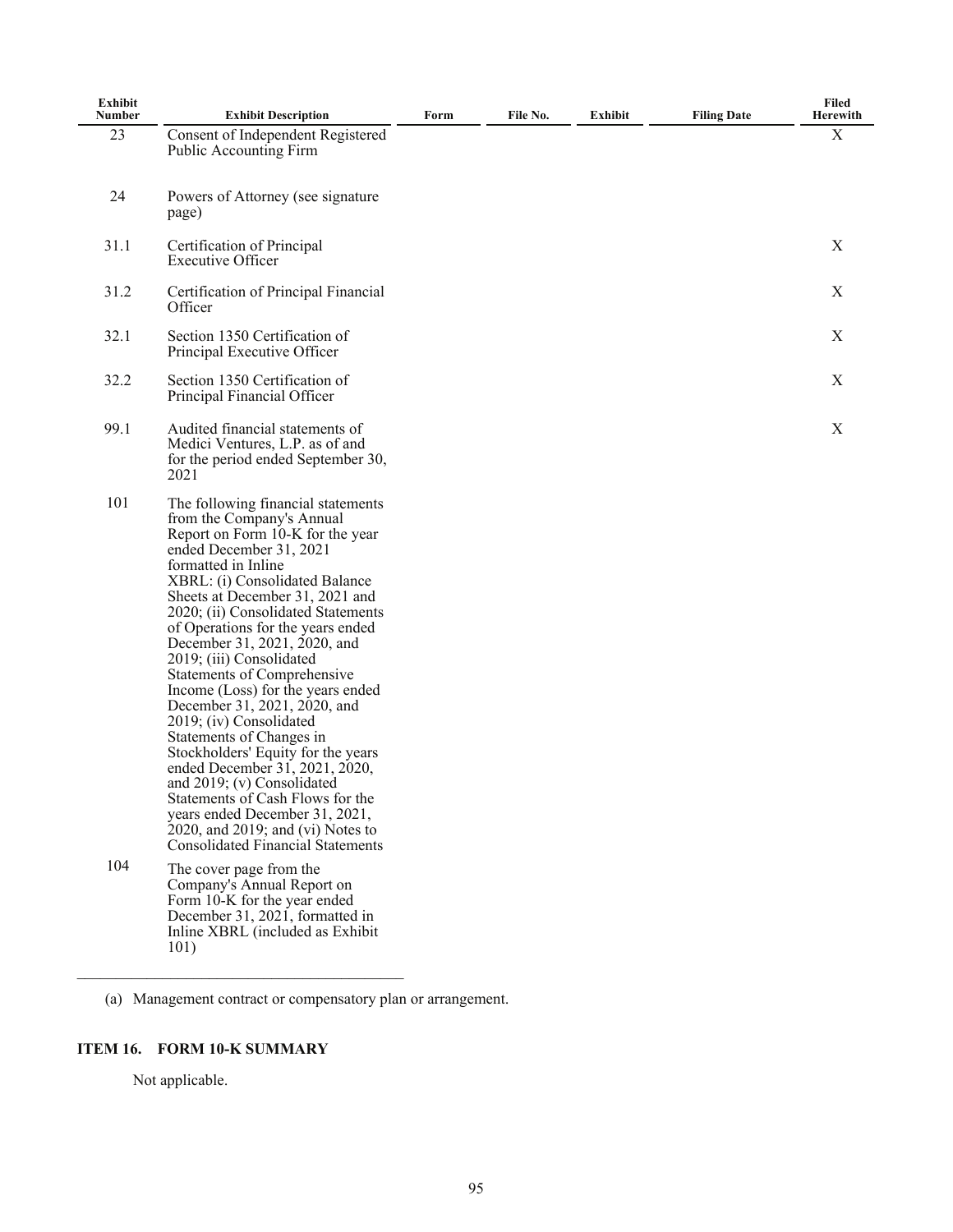| Exhibit Number | Exhibit Description | Form | File No. | Exhibit | Filing Date | Filed Herewith |
|---|---|---|---|---|---|---|
| 23 | Consent of Independent Registered Public Accounting Firm | | | | | X |
| 24 | Powers of Attorney (see signature page) | | | | | |
| 31.1 | Certification of Principal Executive Officer | | | | | X |
| 31.2 | Certification of Principal Financial Officer | | | | | X |
| 32.1 | Section 1350 Certification of Principal Executive Officer | | | | | X |
| 32.2 | Section 1350 Certification of Principal Financial Officer | | | | | X |
| 99.1 | Audited financial statements of Medici Ventures, L.P. as of and for the period ended September 30, 2021 | | | | | X |
| 101 | The following financial statements from the Company's Annual Report on Form 10-K for the year ended December 31, 2021 formatted in Inline XBRL: (i) Consolidated Balance Sheets at December 31, 2021 and 2020; (ii) Consolidated Statements of Operations for the years ended December 31, 2021, 2020, and 2019; (iii) Consolidated Statements of Comprehensive Income (Loss) for the years ended December 31, 2021, 2020, and 2019; (iv) Consolidated Statements of Changes in Stockholders' Equity for the years ended December 31, 2021, 2020, and 2019; (v) Consolidated Statements of Cash Flows for the years ended December 31, 2021, 2020, and 2019; and (vi) Notes to Consolidated Financial Statements | | | | | |
| 104 | The cover page from the Company's Annual Report on Form 10-K for the year ended December 31, 2021, formatted in Inline XBRL (included as Exhibit 101) | | | | | |

(a) Management contract or compensatory plan or arrangement.

## ITEM 16. FORM 10-K SUMMARY

Not applicable.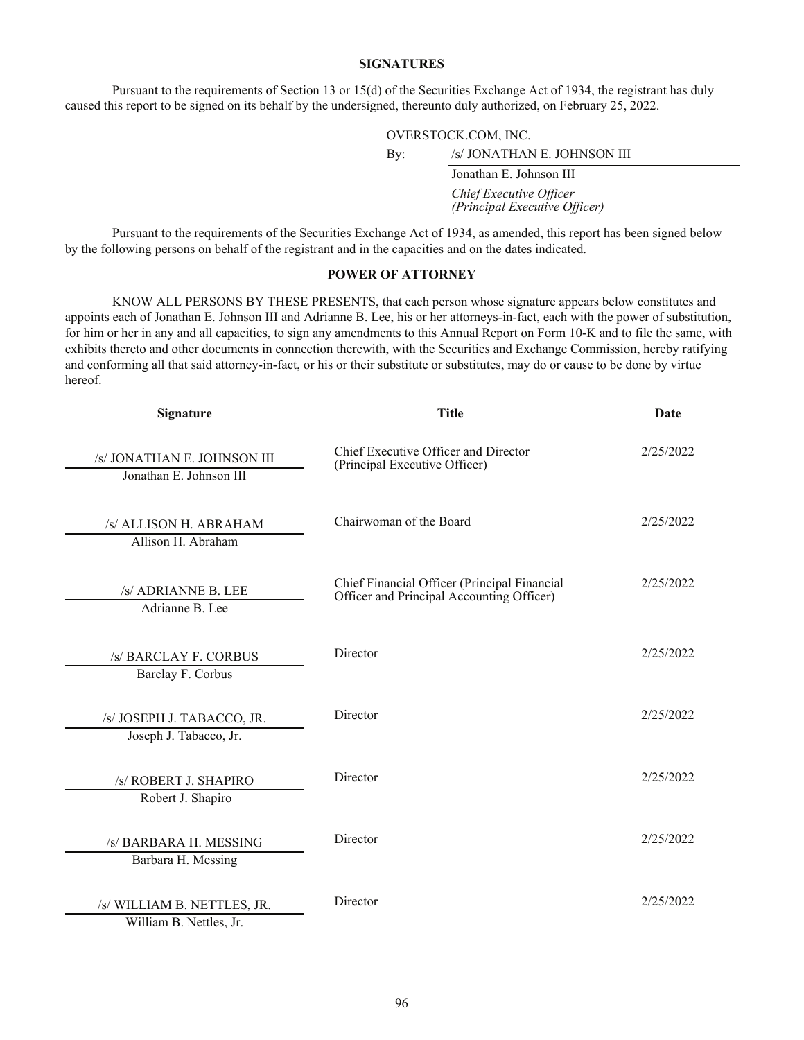## SIGNATURES

Pursuant to the requirements of Section 13 or 15(d) of the Securities Exchange Act of 1934, the registrant has duly caused this report to be signed on its behalf by the undersigned, thereunto duly authorized, on February 25, 2022.

OVERSTOCK.COM, INC.

By: /s/ JONATHAN E. JOHNSON III

Jonathan E. Johnson III

*Chief Executive Officer*
*(Principal Executive Officer)*

Pursuant to the requirements of the Securities Exchange Act of 1934, as amended, this report has been signed below by the following persons on behalf of the registrant and in the capacities and on the dates indicated.

## POWER OF ATTORNEY

KNOW ALL PERSONS BY THESE PRESENTS, that each person whose signature appears below constitutes and appoints each of Jonathan E. Johnson III and Adrianne B. Lee, his or her attorneys-in-fact, each with the power of substitution, for him or her in any and all capacities, to sign any amendments to this Annual Report on Form 10-K and to file the same, with exhibits thereto and other documents in connection therewith, with the Securities and Exchange Commission, hereby ratifying and conforming all that said attorney-in-fact, or his or their substitute or substitutes, may do or cause to be done by virtue hereof.

| Signature | Title | Date |
|---|---|---|
| /s/ JONATHAN E. JOHNSON III<br>Jonathan E. Johnson III | Chief Executive Officer and Director (Principal Executive Officer) | 2/25/2022 |
| /s/ ALLISON H. ABRAHAM<br>Allison H. Abraham | Chairwoman of the Board | 2/25/2022 |
| /s/ ADRIANNE B. LEE<br>Adrianne B. Lee | Chief Financial Officer (Principal Financial Officer and Principal Accounting Officer) | 2/25/2022 |
| /s/ BARCLAY F. CORBUS<br>Barclay F. Corbus | Director | 2/25/2022 |
| /s/ JOSEPH J. TABACCO, JR.<br>Joseph J. Tabacco, Jr. | Director | 2/25/2022 |
| /s/ ROBERT J. SHAPIRO<br>Robert J. Shapiro | Director | 2/25/2022 |
| /s/ BARBARA H. MESSING<br>Barbara H. Messing | Director | 2/25/2022 |
| /s/ WILLIAM B. NETTLES, JR.<br>William B. Nettles, Jr. | Director | 2/25/2022 |